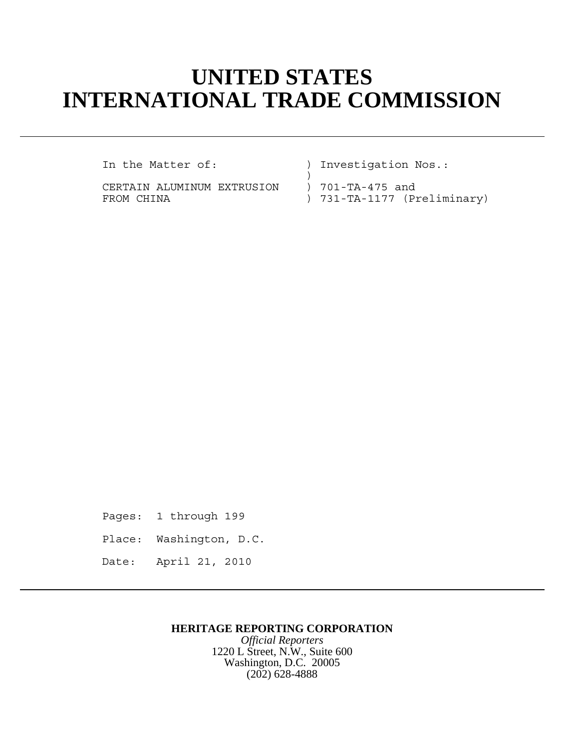# UNITED STATES
# INTERNATIONAL TRADE COMMISSION

---

```
In the Matter of:              ) Investigation Nos.:
                               )
CERTAIN ALUMINUM EXTRUSION     ) 701-TA-475 and
FROM CHINA                     ) 731-TA-1177 (Preliminary)
```

Pages: 1 through 199

Place: Washington, D.C.

Date: April 21, 2010

---

**HERITAGE REPORTING CORPORATION**
*Official Reporters*
1220 L Street, N.W., Suite 600
Washington, D.C. 20005
(202) 628-4888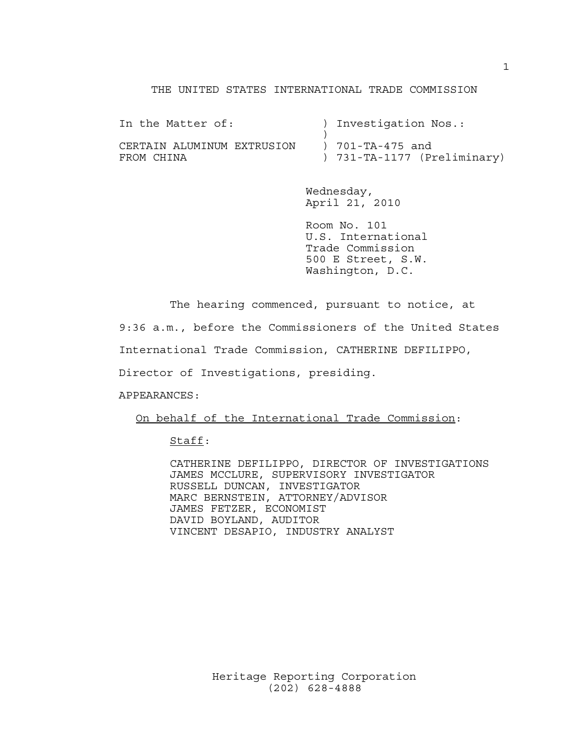THE UNITED STATES INTERNATIONAL TRADE COMMISSION

| In the Matter of: | ) Investigation Nos.: |
|---|---|
| | ) |
| CERTAIN ALUMINUM EXTRUSION | ) 701-TA-475 and |
| FROM CHINA | ) 731-TA-1177 (Preliminary) |

Wednesday,
April 21, 2010

Room No. 101
U.S. International
Trade Commission
500 E Street, S.W.
Washington, D.C.

The hearing commenced, pursuant to notice, at 9:36 a.m., before the Commissioners of the United States International Trade Commission, CATHERINE DEFILIPPO, Director of Investigations, presiding.

APPEARANCES:

On behalf of the International Trade Commission:

Staff:

CATHERINE DEFILIPPO, DIRECTOR OF INVESTIGATIONS
JAMES MCCLURE, SUPERVISORY INVESTIGATOR
RUSSELL DUNCAN, INVESTIGATOR
MARC BERNSTEIN, ATTORNEY/ADVISOR
JAMES FETZER, ECONOMIST
DAVID BOYLAND, AUDITOR
VINCENT DESAPIO, INDUSTRY ANALYST

Heritage Reporting Corporation
(202) 628-4888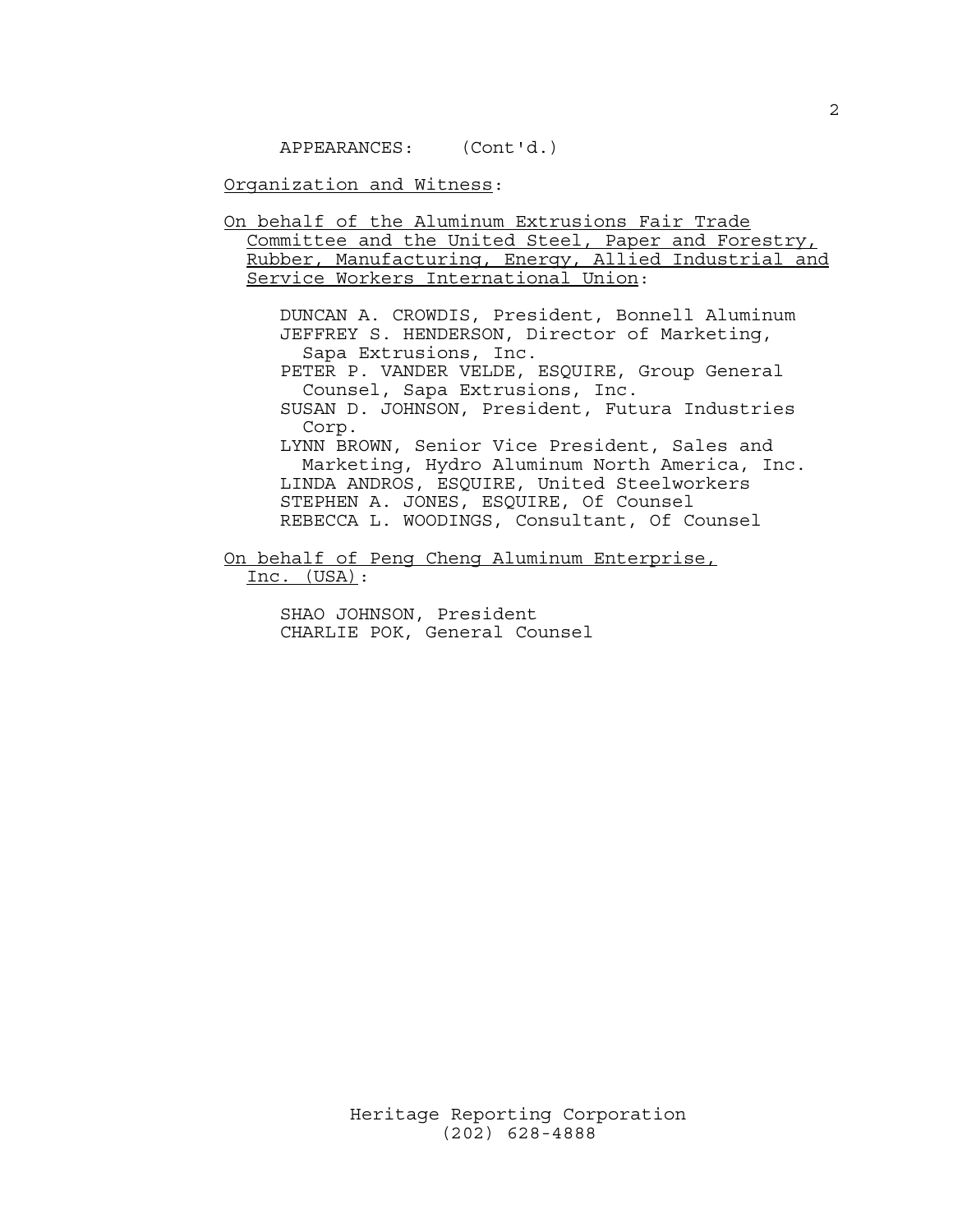APPEARANCES: (Cont'd.)

Organization and Witness:

On behalf of the Aluminum Extrusions Fair Trade Committee and the United Steel, Paper and Forestry, Rubber, Manufacturing, Energy, Allied Industrial and Service Workers International Union:

DUNCAN A. CROWDIS, President, Bonnell Aluminum
JEFFREY S. HENDERSON, Director of Marketing, Sapa Extrusions, Inc.
PETER P. VANDER VELDE, ESQUIRE, Group General Counsel, Sapa Extrusions, Inc.
SUSAN D. JOHNSON, President, Futura Industries Corp.
LYNN BROWN, Senior Vice President, Sales and Marketing, Hydro Aluminum North America, Inc.
LINDA ANDROS, ESQUIRE, United Steelworkers
STEPHEN A. JONES, ESQUIRE, Of Counsel
REBECCA L. WOODINGS, Consultant, Of Counsel

On behalf of Peng Cheng Aluminum Enterprise, Inc. (USA):

SHAO JOHNSON, President
CHARLIE POK, General Counsel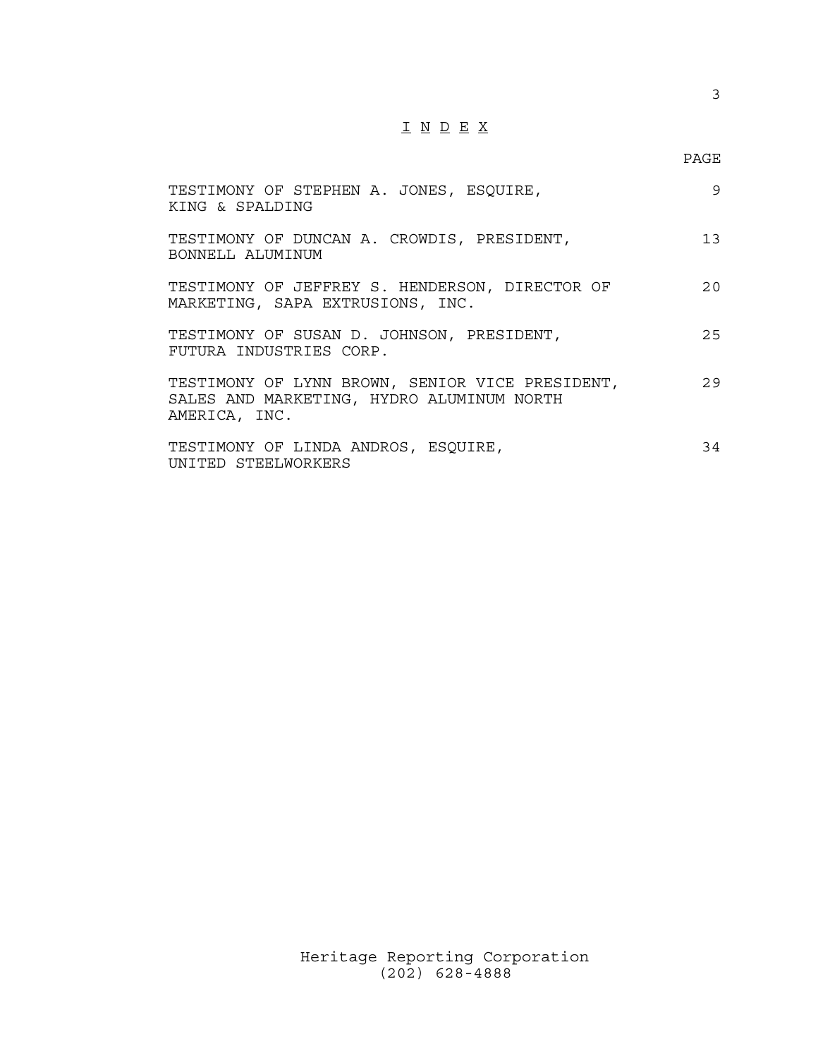# I N D E X

| | PAGE |
|---|---|
| TESTIMONY OF STEPHEN A. JONES, ESQUIRE, KING & SPALDING | 9 |
| TESTIMONY OF DUNCAN A. CROWDIS, PRESIDENT, BONNELL ALUMINUM | 13 |
| TESTIMONY OF JEFFREY S. HENDERSON, DIRECTOR OF MARKETING, SAPA EXTRUSIONS, INC. | 20 |
| TESTIMONY OF SUSAN D. JOHNSON, PRESIDENT, FUTURA INDUSTRIES CORP. | 25 |
| TESTIMONY OF LYNN BROWN, SENIOR VICE PRESIDENT, SALES AND MARKETING, HYDRO ALUMINUM NORTH AMERICA, INC. | 29 |
| TESTIMONY OF LINDA ANDROS, ESQUIRE, UNITED STEELWORKERS | 34 |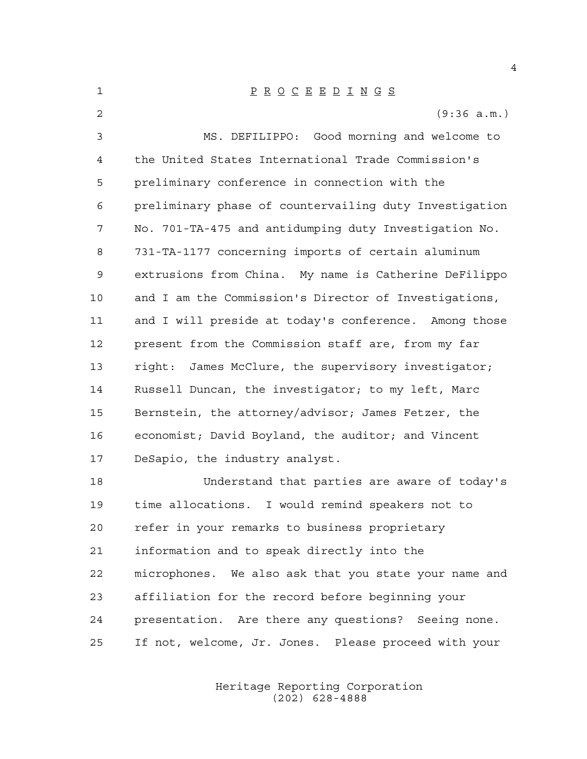# P R O C E E D I N G S

(9:36 a.m.)

MS. DEFILIPPO: Good morning and welcome to the United States International Trade Commission's preliminary conference in connection with the preliminary phase of countervailing duty Investigation No. 701-TA-475 and antidumping duty Investigation No. 731-TA-1177 concerning imports of certain aluminum extrusions from China. My name is Catherine DeFilippo and I am the Commission's Director of Investigations, and I will preside at today's conference. Among those present from the Commission staff are, from my far right: James McClure, the supervisory investigator; Russell Duncan, the investigator; to my left, Marc Bernstein, the attorney/advisor; James Fetzer, the economist; David Boyland, the auditor; and Vincent DeSapio, the industry analyst.

Understand that parties are aware of today's time allocations. I would remind speakers not to refer in your remarks to business proprietary information and to speak directly into the microphones. We also ask that you state your name and affiliation for the record before beginning your presentation. Are there any questions? Seeing none. If not, welcome, Jr. Jones. Please proceed with your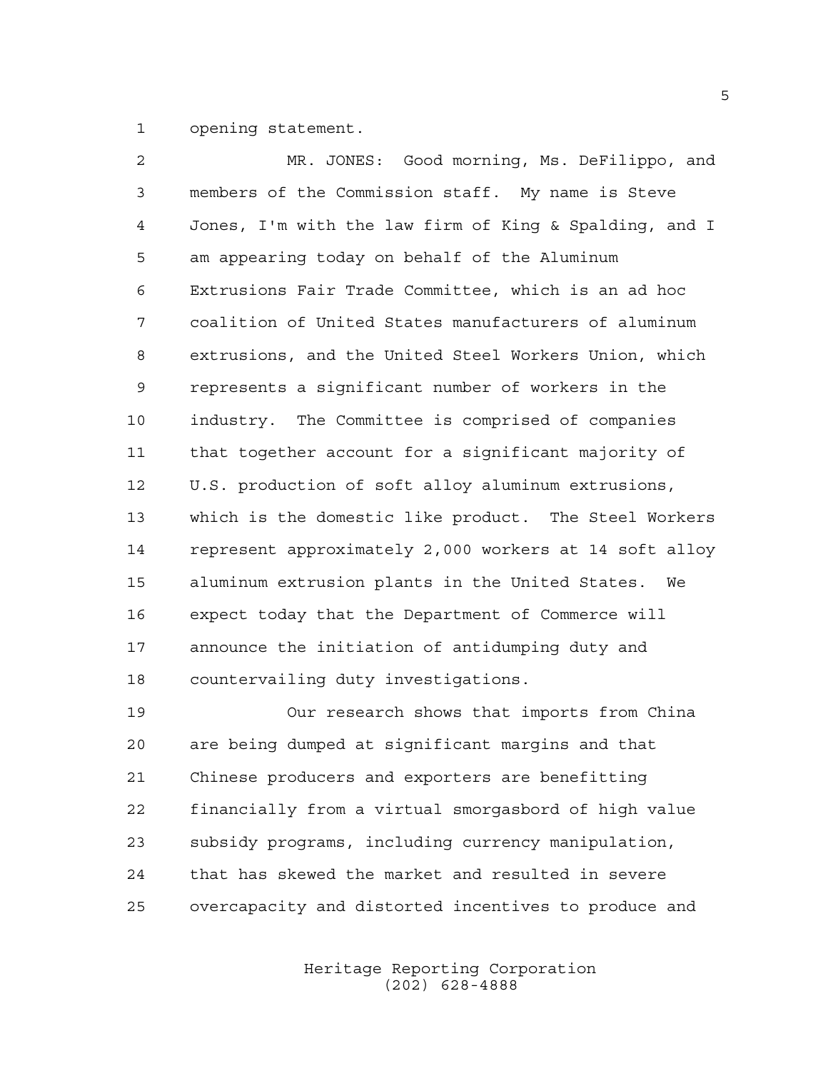opening statement.

MR. JONES: Good morning, Ms. DeFilippo, and members of the Commission staff. My name is Steve Jones, I'm with the law firm of King & Spalding, and I am appearing today on behalf of the Aluminum Extrusions Fair Trade Committee, which is an ad hoc coalition of United States manufacturers of aluminum extrusions, and the United Steel Workers Union, which represents a significant number of workers in the industry. The Committee is comprised of companies that together account for a significant majority of U.S. production of soft alloy aluminum extrusions, which is the domestic like product. The Steel Workers represent approximately 2,000 workers at 14 soft alloy aluminum extrusion plants in the United States. We expect today that the Department of Commerce will announce the initiation of antidumping duty and countervailing duty investigations.

Our research shows that imports from China are being dumped at significant margins and that Chinese producers and exporters are benefitting financially from a virtual smorgasbord of high value subsidy programs, including currency manipulation, that has skewed the market and resulted in severe overcapacity and distorted incentives to produce and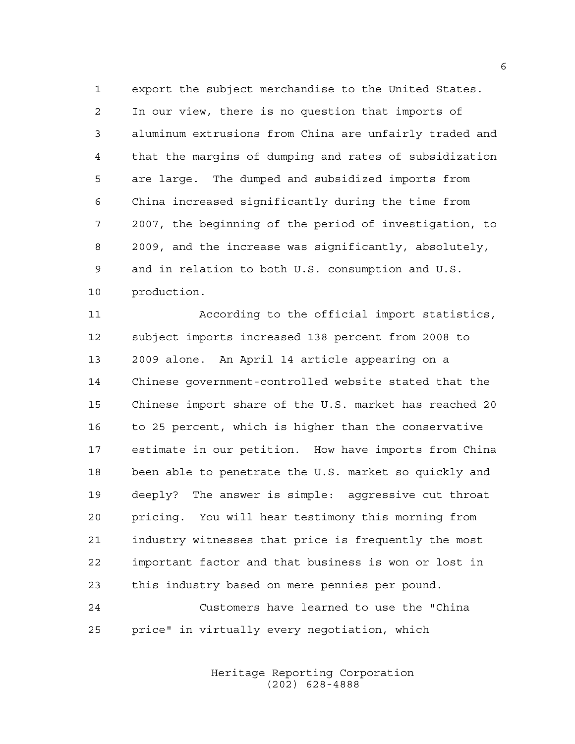export the subject merchandise to the United States. In our view, there is no question that imports of aluminum extrusions from China are unfairly traded and that the margins of dumping and rates of subsidization are large. The dumped and subsidized imports from China increased significantly during the time from 2007, the beginning of the period of investigation, to 2009, and the increase was significantly, absolutely, and in relation to both U.S. consumption and U.S. production.

According to the official import statistics, subject imports increased 138 percent from 2008 to 2009 alone. An April 14 article appearing on a Chinese government-controlled website stated that the Chinese import share of the U.S. market has reached 20 to 25 percent, which is higher than the conservative estimate in our petition. How have imports from China been able to penetrate the U.S. market so quickly and deeply? The answer is simple: aggressive cut throat pricing. You will hear testimony this morning from industry witnesses that price is frequently the most important factor and that business is won or lost in this industry based on mere pennies per pound.

Customers have learned to use the "China price" in virtually every negotiation, which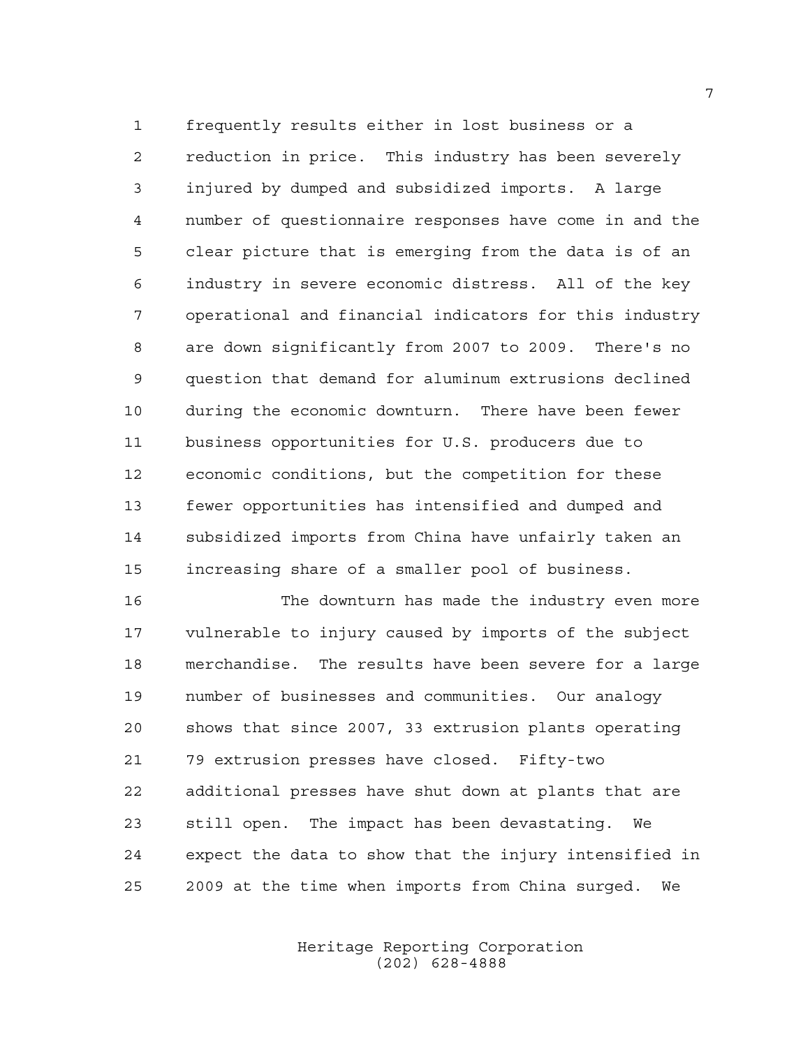frequently results either in lost business or a reduction in price. This industry has been severely injured by dumped and subsidized imports. A large number of questionnaire responses have come in and the clear picture that is emerging from the data is of an industry in severe economic distress. All of the key operational and financial indicators for this industry are down significantly from 2007 to 2009. There's no question that demand for aluminum extrusions declined during the economic downturn. There have been fewer business opportunities for U.S. producers due to economic conditions, but the competition for these fewer opportunities has intensified and dumped and subsidized imports from China have unfairly taken an increasing share of a smaller pool of business.

The downturn has made the industry even more vulnerable to injury caused by imports of the subject merchandise. The results have been severe for a large number of businesses and communities. Our analogy shows that since 2007, 33 extrusion plants operating 79 extrusion presses have closed. Fifty-two additional presses have shut down at plants that are still open. The impact has been devastating. We expect the data to show that the injury intensified in 2009 at the time when imports from China surged. We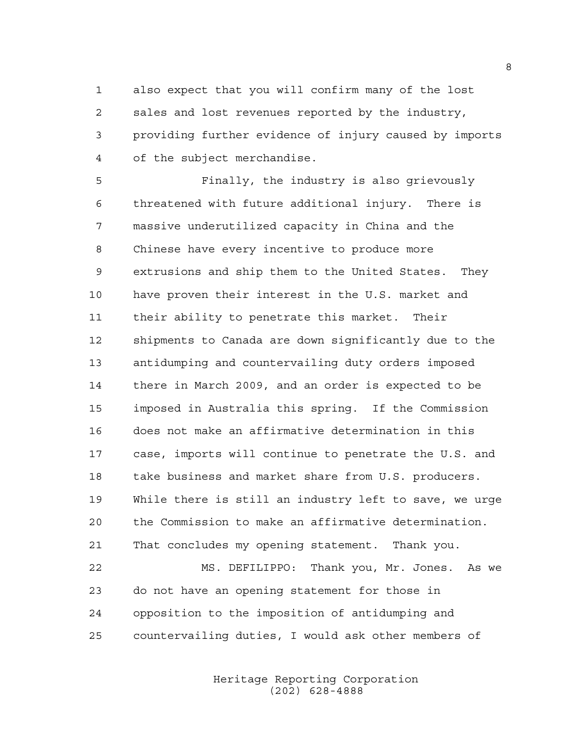also expect that you will confirm many of the lost sales and lost revenues reported by the industry, providing further evidence of injury caused by imports of the subject merchandise.

Finally, the industry is also grievously threatened with future additional injury. There is massive underutilized capacity in China and the Chinese have every incentive to produce more extrusions and ship them to the United States. They have proven their interest in the U.S. market and their ability to penetrate this market. Their shipments to Canada are down significantly due to the antidumping and countervailing duty orders imposed there in March 2009, and an order is expected to be imposed in Australia this spring. If the Commission does not make an affirmative determination in this case, imports will continue to penetrate the U.S. and take business and market share from U.S. producers. While there is still an industry left to save, we urge the Commission to make an affirmative determination. That concludes my opening statement. Thank you.

MS. DEFILIPPO: Thank you, Mr. Jones. As we do not have an opening statement for those in opposition to the imposition of antidumping and countervailing duties, I would ask other members of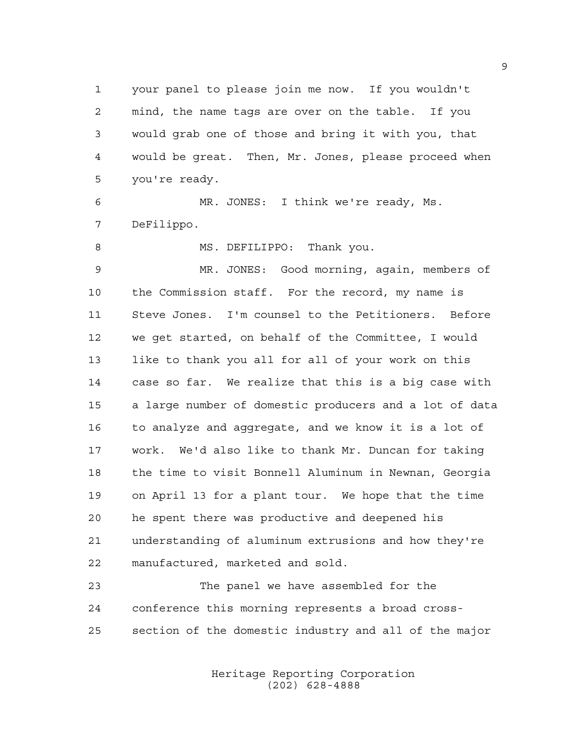your panel to please join me now. If you wouldn't mind, the name tags are over on the table. If you would grab one of those and bring it with you, that would be great. Then, Mr. Jones, please proceed when you're ready.

MR. JONES: I think we're ready, Ms. DeFilippo.

MS. DEFILIPPO: Thank you.

MR. JONES: Good morning, again, members of the Commission staff. For the record, my name is Steve Jones. I'm counsel to the Petitioners. Before we get started, on behalf of the Committee, I would like to thank you all for all of your work on this case so far. We realize that this is a big case with a large number of domestic producers and a lot of data to analyze and aggregate, and we know it is a lot of work. We'd also like to thank Mr. Duncan for taking the time to visit Bonnell Aluminum in Newnan, Georgia on April 13 for a plant tour. We hope that the time he spent there was productive and deepened his understanding of aluminum extrusions and how they're manufactured, marketed and sold.

The panel we have assembled for the conference this morning represents a broad cross-section of the domestic industry and all of the major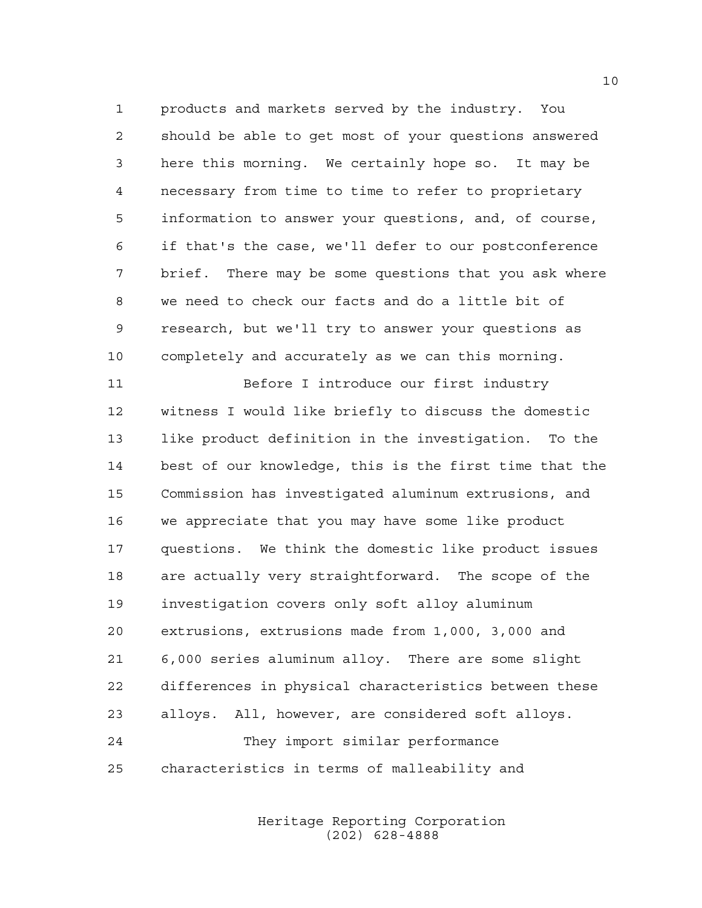products and markets served by the industry. You should be able to get most of your questions answered here this morning. We certainly hope so. It may be necessary from time to time to refer to proprietary information to answer your questions, and, of course, if that's the case, we'll defer to our postconference brief. There may be some questions that you ask where we need to check our facts and do a little bit of research, but we'll try to answer your questions as completely and accurately as we can this morning.

Before I introduce our first industry witness I would like briefly to discuss the domestic like product definition in the investigation. To the best of our knowledge, this is the first time that the Commission has investigated aluminum extrusions, and we appreciate that you may have some like product questions. We think the domestic like product issues are actually very straightforward. The scope of the investigation covers only soft alloy aluminum extrusions, extrusions made from 1,000, 3,000 and 6,000 series aluminum alloy. There are some slight differences in physical characteristics between these alloys. All, however, are considered soft alloys.

They import similar performance characteristics in terms of malleability and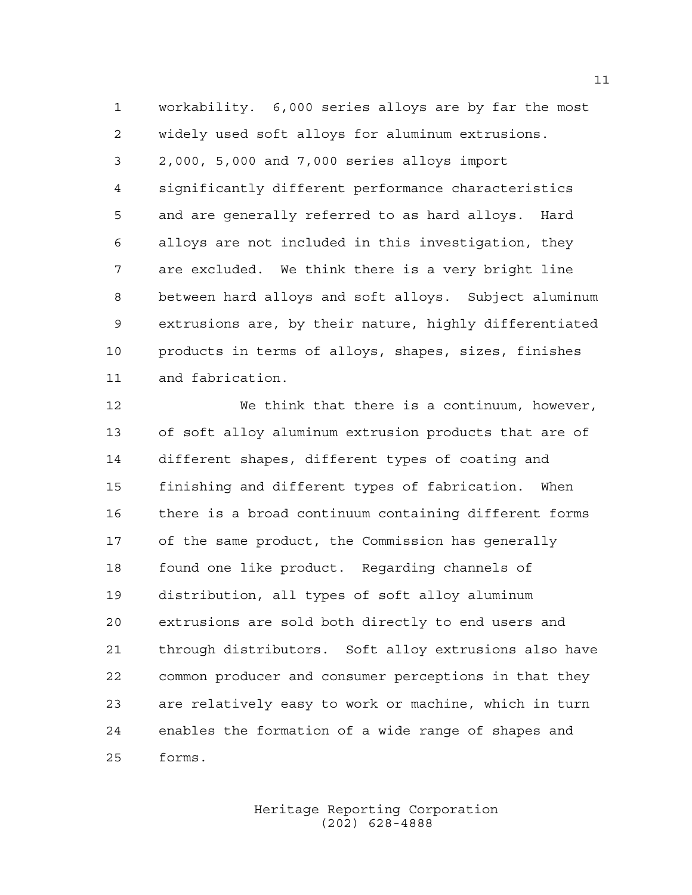workability. 6,000 series alloys are by far the most widely used soft alloys for aluminum extrusions. 2,000, 5,000 and 7,000 series alloys import significantly different performance characteristics and are generally referred to as hard alloys. Hard alloys are not included in this investigation, they are excluded. We think there is a very bright line between hard alloys and soft alloys. Subject aluminum extrusions are, by their nature, highly differentiated products in terms of alloys, shapes, sizes, finishes and fabrication.

We think that there is a continuum, however, of soft alloy aluminum extrusion products that are of different shapes, different types of coating and finishing and different types of fabrication. When there is a broad continuum containing different forms of the same product, the Commission has generally found one like product. Regarding channels of distribution, all types of soft alloy aluminum extrusions are sold both directly to end users and through distributors. Soft alloy extrusions also have common producer and consumer perceptions in that they are relatively easy to work or machine, which in turn enables the formation of a wide range of shapes and forms.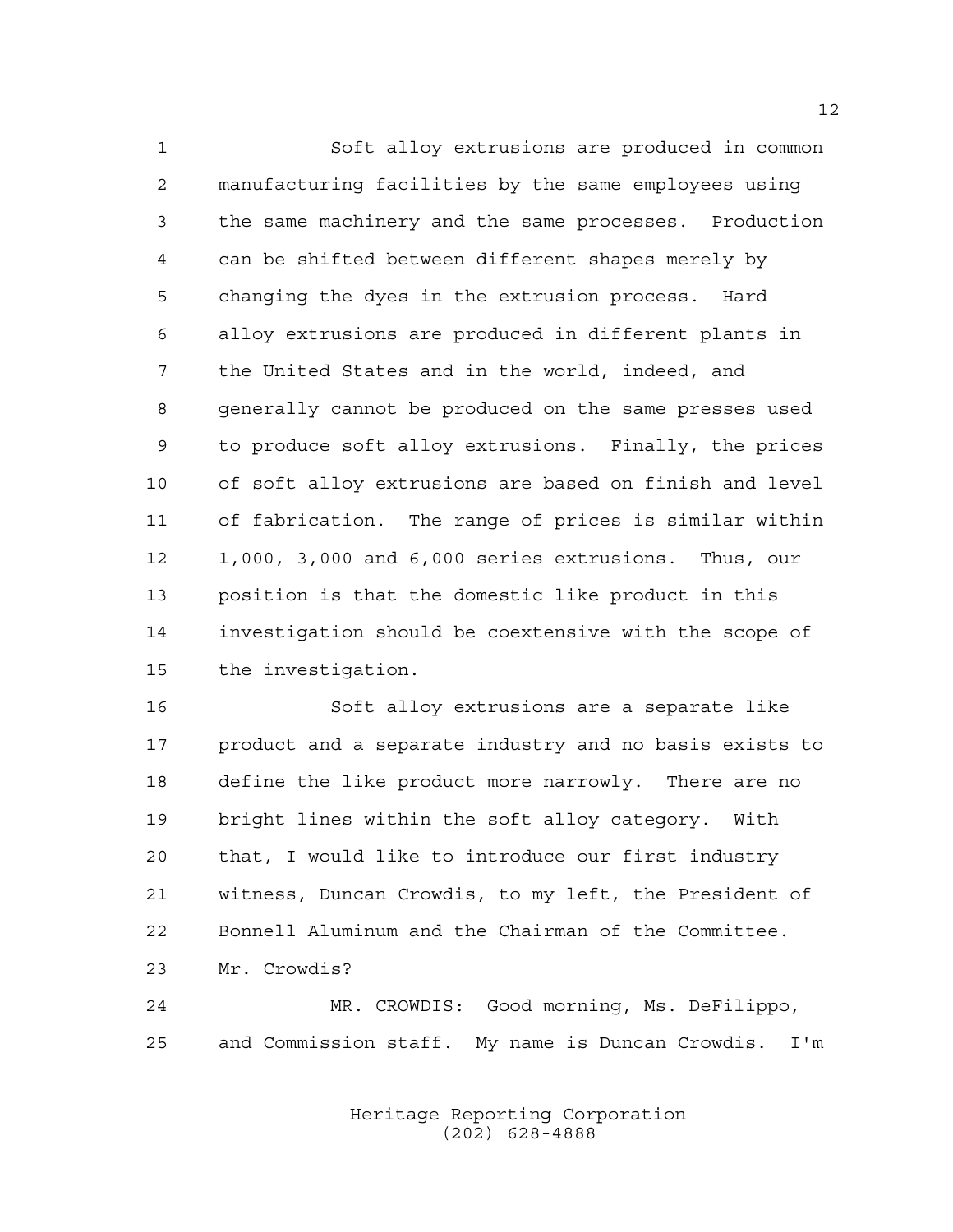Soft alloy extrusions are produced in common manufacturing facilities by the same employees using the same machinery and the same processes. Production can be shifted between different shapes merely by changing the dyes in the extrusion process. Hard alloy extrusions are produced in different plants in the United States and in the world, indeed, and generally cannot be produced on the same presses used to produce soft alloy extrusions. Finally, the prices of soft alloy extrusions are based on finish and level of fabrication. The range of prices is similar within 1,000, 3,000 and 6,000 series extrusions. Thus, our position is that the domestic like product in this investigation should be coextensive with the scope of the investigation.

Soft alloy extrusions are a separate like product and a separate industry and no basis exists to define the like product more narrowly. There are no bright lines within the soft alloy category. With that, I would like to introduce our first industry witness, Duncan Crowdis, to my left, the President of Bonnell Aluminum and the Chairman of the Committee. Mr. Crowdis?

MR. CROWDIS: Good morning, Ms. DeFilippo, and Commission staff. My name is Duncan Crowdis. I'm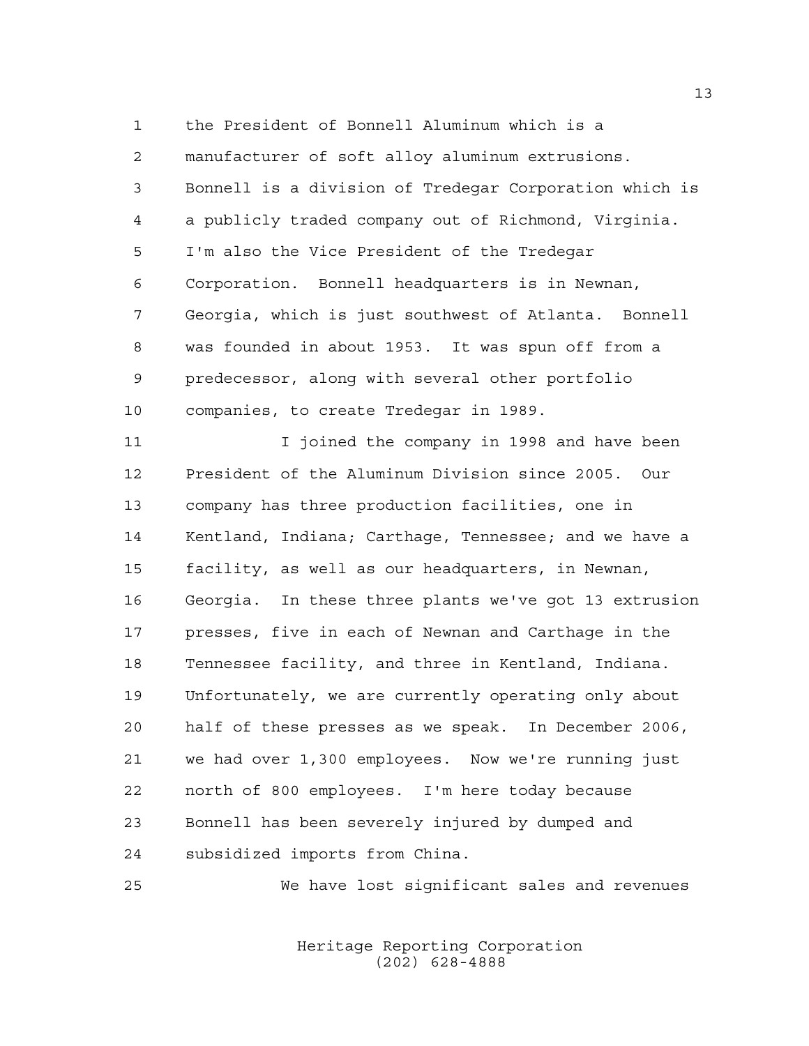the President of Bonnell Aluminum which is a manufacturer of soft alloy aluminum extrusions. Bonnell is a division of Tredegar Corporation which is a publicly traded company out of Richmond, Virginia. I'm also the Vice President of the Tredegar Corporation. Bonnell headquarters is in Newnan, Georgia, which is just southwest of Atlanta. Bonnell was founded in about 1953. It was spun off from a predecessor, along with several other portfolio companies, to create Tredegar in 1989.

I joined the company in 1998 and have been President of the Aluminum Division since 2005. Our company has three production facilities, one in Kentland, Indiana; Carthage, Tennessee; and we have a facility, as well as our headquarters, in Newnan, Georgia. In these three plants we've got 13 extrusion presses, five in each of Newnan and Carthage in the Tennessee facility, and three in Kentland, Indiana. Unfortunately, we are currently operating only about half of these presses as we speak. In December 2006, we had over 1,300 employees. Now we're running just north of 800 employees. I'm here today because Bonnell has been severely injured by dumped and subsidized imports from China.

We have lost significant sales and revenues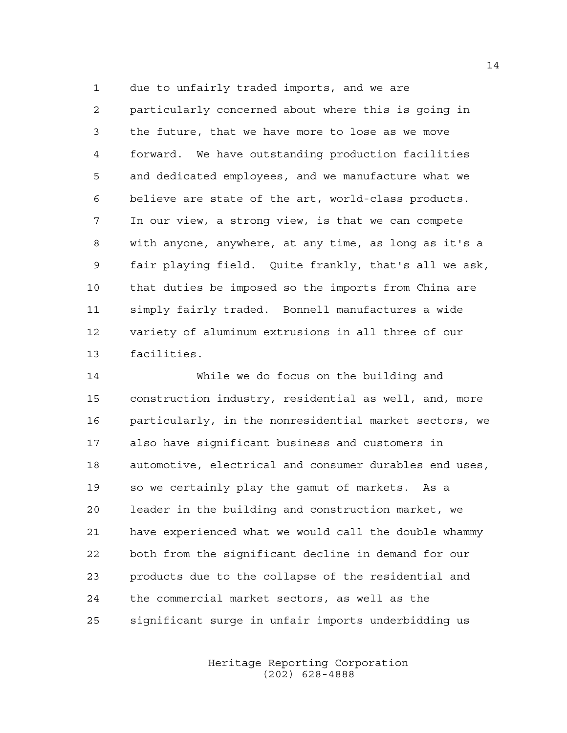due to unfairly traded imports, and we are particularly concerned about where this is going in the future, that we have more to lose as we move forward. We have outstanding production facilities and dedicated employees, and we manufacture what we believe are state of the art, world-class products. In our view, a strong view, is that we can compete with anyone, anywhere, at any time, as long as it's a fair playing field. Quite frankly, that's all we ask, that duties be imposed so the imports from China are simply fairly traded. Bonnell manufactures a wide variety of aluminum extrusions in all three of our facilities.

While we do focus on the building and construction industry, residential as well, and, more particularly, in the nonresidential market sectors, we also have significant business and customers in automotive, electrical and consumer durables end uses, so we certainly play the gamut of markets. As a leader in the building and construction market, we have experienced what we would call the double whammy both from the significant decline in demand for our products due to the collapse of the residential and the commercial market sectors, as well as the significant surge in unfair imports underbidding us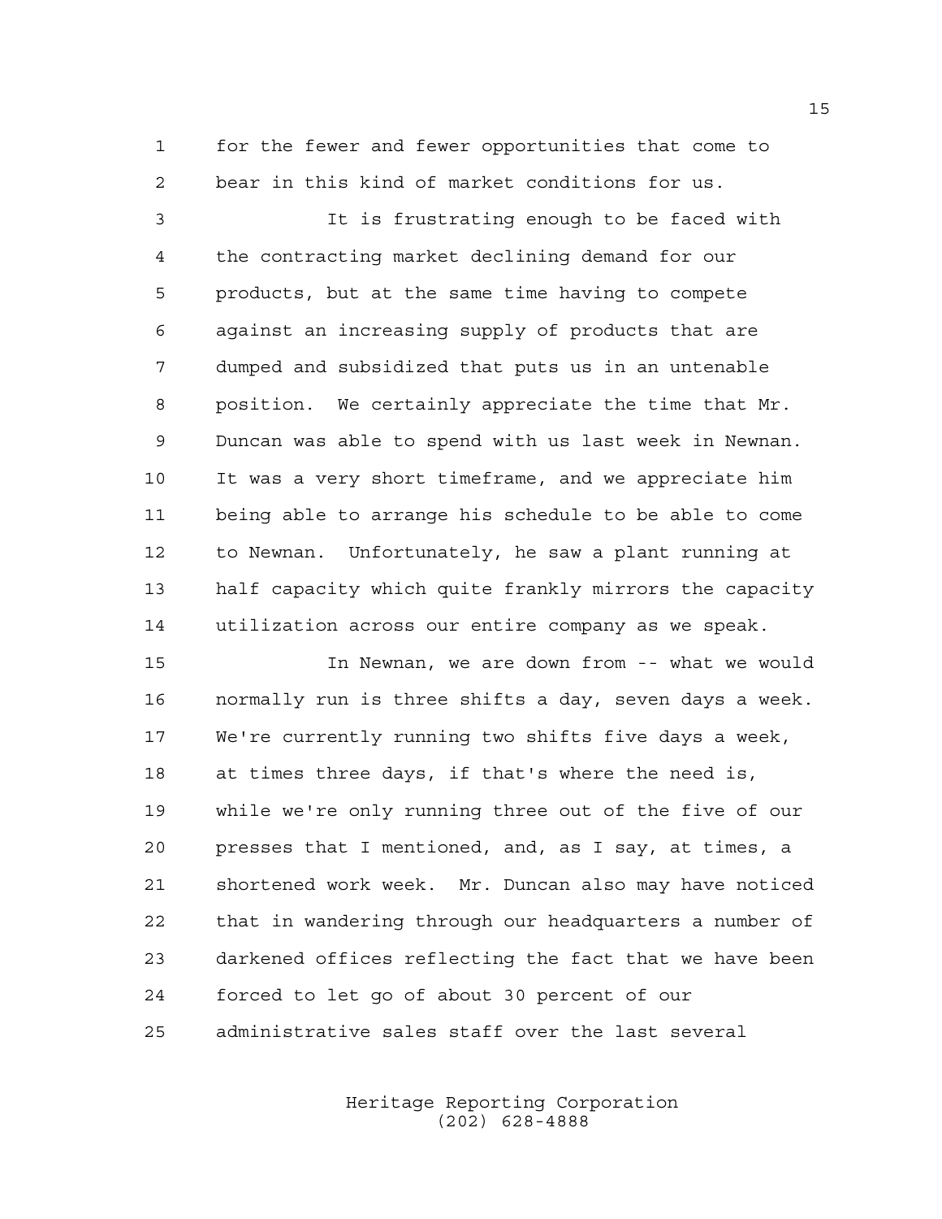for the fewer and fewer opportunities that come to bear in this kind of market conditions for us.

It is frustrating enough to be faced with the contracting market declining demand for our products, but at the same time having to compete against an increasing supply of products that are dumped and subsidized that puts us in an untenable position. We certainly appreciate the time that Mr. Duncan was able to spend with us last week in Newnan. It was a very short timeframe, and we appreciate him being able to arrange his schedule to be able to come to Newnan. Unfortunately, he saw a plant running at half capacity which quite frankly mirrors the capacity utilization across our entire company as we speak.

In Newnan, we are down from -- what we would normally run is three shifts a day, seven days a week. We're currently running two shifts five days a week, at times three days, if that's where the need is, while we're only running three out of the five of our presses that I mentioned, and, as I say, at times, a shortened work week. Mr. Duncan also may have noticed that in wandering through our headquarters a number of darkened offices reflecting the fact that we have been forced to let go of about 30 percent of our administrative sales staff over the last several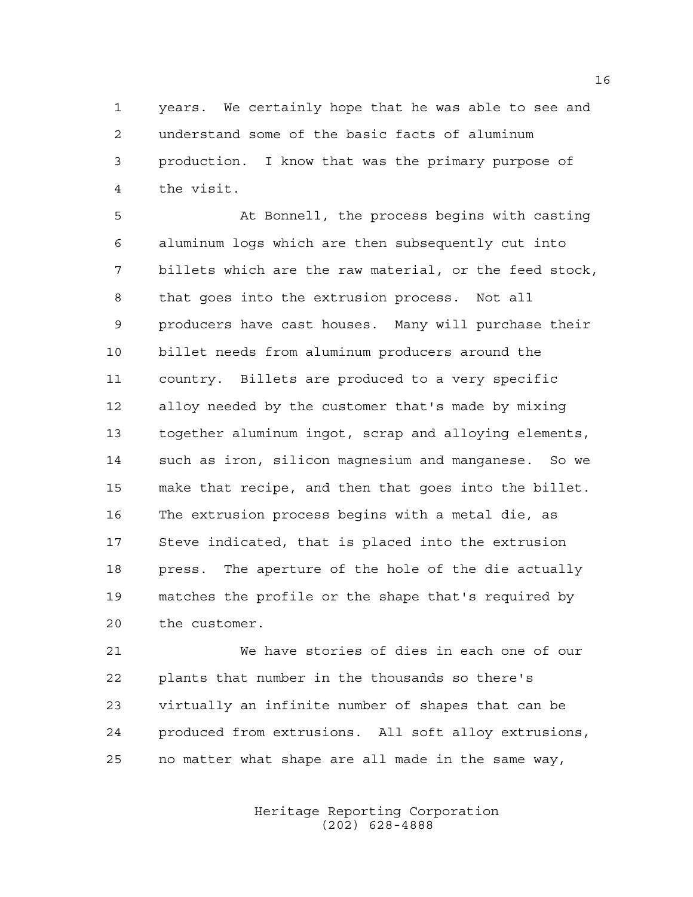years. We certainly hope that he was able to see and understand some of the basic facts of aluminum production. I know that was the primary purpose of the visit.

At Bonnell, the process begins with casting aluminum logs which are then subsequently cut into billets which are the raw material, or the feed stock, that goes into the extrusion process. Not all producers have cast houses. Many will purchase their billet needs from aluminum producers around the country. Billets are produced to a very specific alloy needed by the customer that's made by mixing together aluminum ingot, scrap and alloying elements, such as iron, silicon magnesium and manganese. So we make that recipe, and then that goes into the billet. The extrusion process begins with a metal die, as Steve indicated, that is placed into the extrusion press. The aperture of the hole of the die actually matches the profile or the shape that's required by the customer.

We have stories of dies in each one of our plants that number in the thousands so there's virtually an infinite number of shapes that can be produced from extrusions. All soft alloy extrusions, no matter what shape are all made in the same way,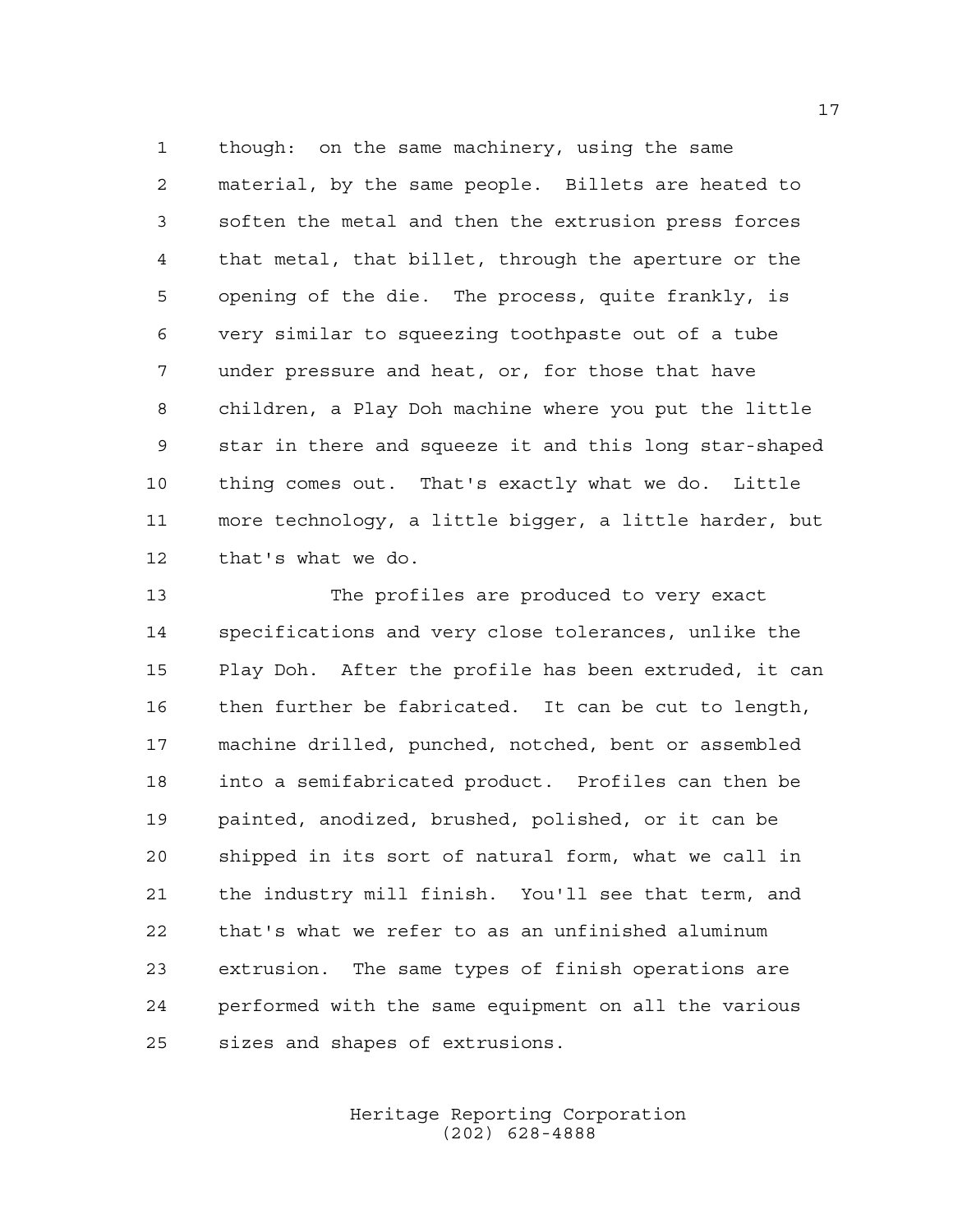though: on the same machinery, using the same material, by the same people. Billets are heated to soften the metal and then the extrusion press forces that metal, that billet, through the aperture or the opening of the die. The process, quite frankly, is very similar to squeezing toothpaste out of a tube under pressure and heat, or, for those that have children, a Play Doh machine where you put the little star in there and squeeze it and this long star-shaped thing comes out. That's exactly what we do. Little more technology, a little bigger, a little harder, but that's what we do.

The profiles are produced to very exact specifications and very close tolerances, unlike the Play Doh. After the profile has been extruded, it can then further be fabricated. It can be cut to length, machine drilled, punched, notched, bent or assembled into a semifabricated product. Profiles can then be painted, anodized, brushed, polished, or it can be shipped in its sort of natural form, what we call in the industry mill finish. You'll see that term, and that's what we refer to as an unfinished aluminum extrusion. The same types of finish operations are performed with the same equipment on all the various sizes and shapes of extrusions.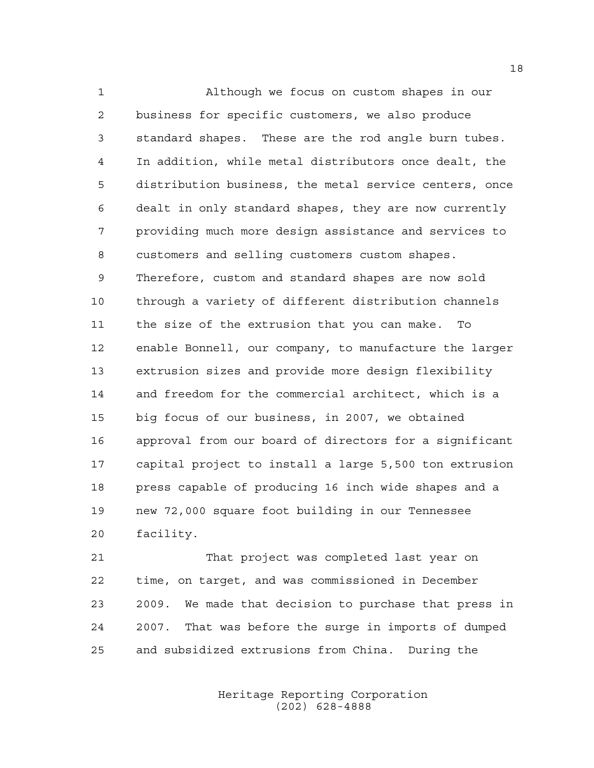Although we focus on custom shapes in our business for specific customers, we also produce standard shapes. These are the rod angle burn tubes. In addition, while metal distributors once dealt, the distribution business, the metal service centers, once dealt in only standard shapes, they are now currently providing much more design assistance and services to customers and selling customers custom shapes. Therefore, custom and standard shapes are now sold through a variety of different distribution channels the size of the extrusion that you can make. To enable Bonnell, our company, to manufacture the larger extrusion sizes and provide more design flexibility and freedom for the commercial architect, which is a big focus of our business, in 2007, we obtained approval from our board of directors for a significant capital project to install a large 5,500 ton extrusion press capable of producing 16 inch wide shapes and a new 72,000 square foot building in our Tennessee facility.

That project was completed last year on time, on target, and was commissioned in December 2009. We made that decision to purchase that press in 2007. That was before the surge in imports of dumped and subsidized extrusions from China. During the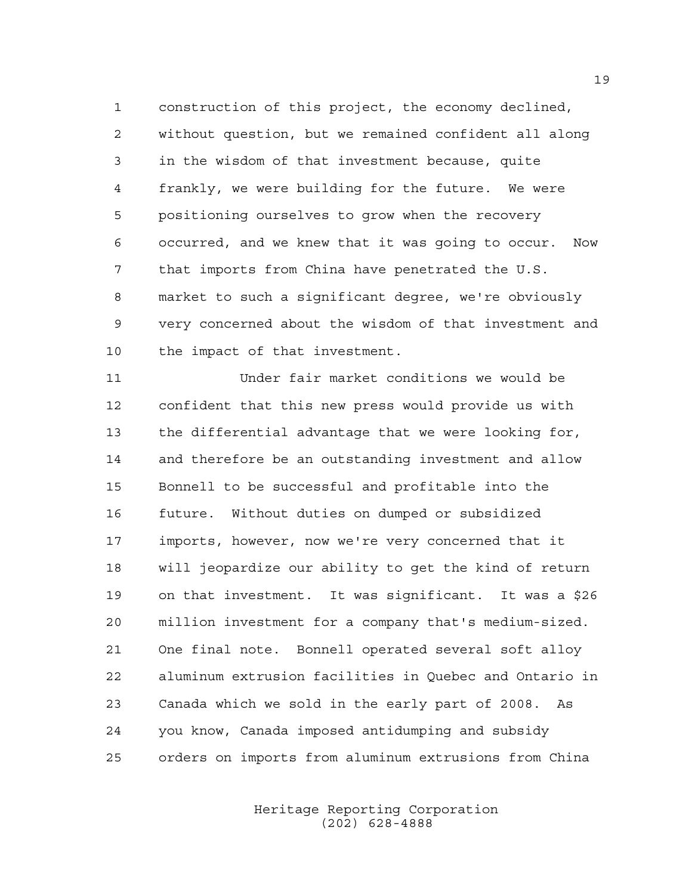construction of this project, the economy declined, without question, but we remained confident all along in the wisdom of that investment because, quite frankly, we were building for the future. We were positioning ourselves to grow when the recovery occurred, and we knew that it was going to occur. Now that imports from China have penetrated the U.S. market to such a significant degree, we're obviously very concerned about the wisdom of that investment and the impact of that investment.

Under fair market conditions we would be confident that this new press would provide us with the differential advantage that we were looking for, and therefore be an outstanding investment and allow Bonnell to be successful and profitable into the future. Without duties on dumped or subsidized imports, however, now we're very concerned that it will jeopardize our ability to get the kind of return on that investment. It was significant. It was a $26 million investment for a company that's medium-sized. One final note. Bonnell operated several soft alloy aluminum extrusion facilities in Quebec and Ontario in Canada which we sold in the early part of 2008. As you know, Canada imposed antidumping and subsidy orders on imports from aluminum extrusions from China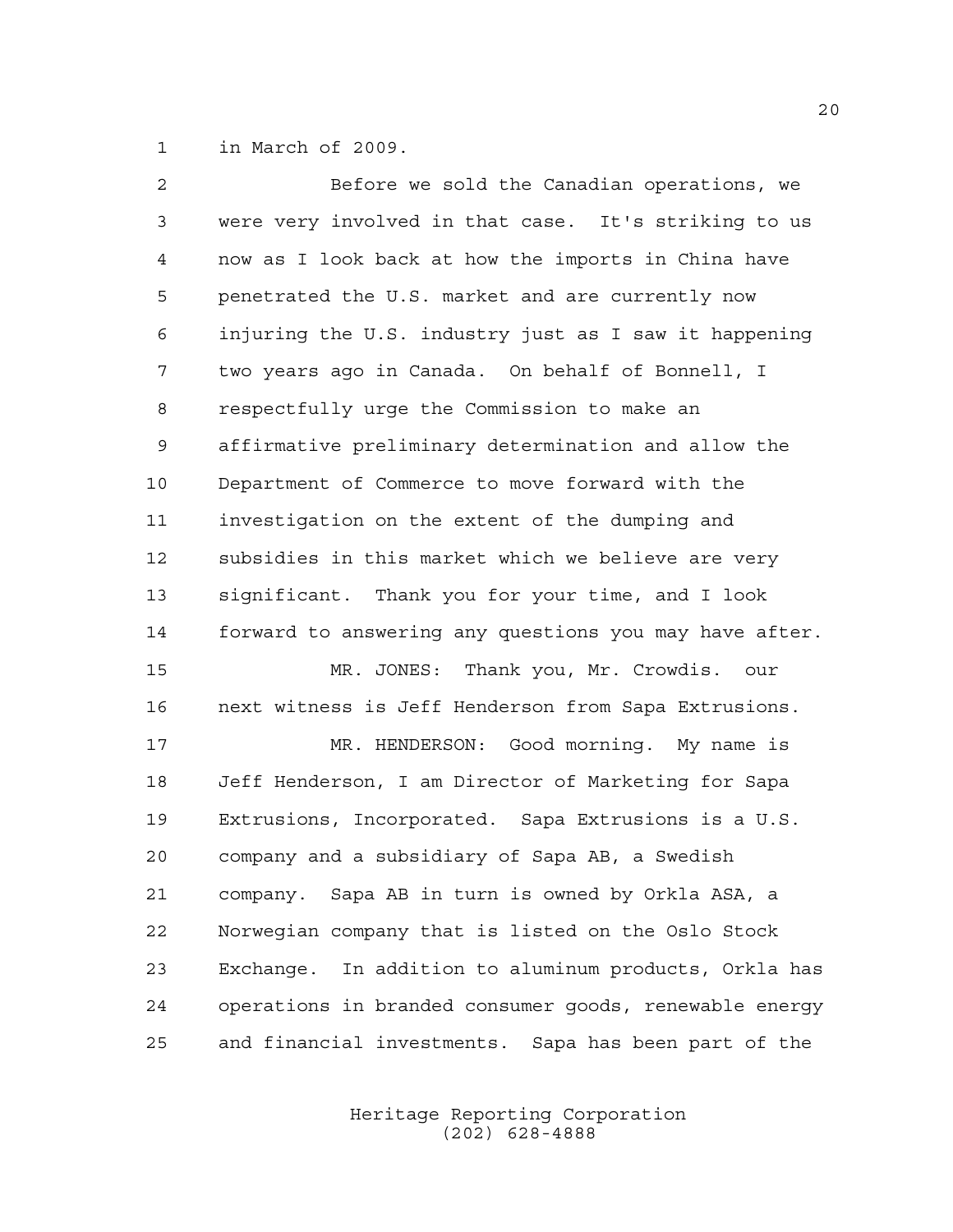in March of 2009.

Before we sold the Canadian operations, we were very involved in that case. It's striking to us now as I look back at how the imports in China have penetrated the U.S. market and are currently now injuring the U.S. industry just as I saw it happening two years ago in Canada. On behalf of Bonnell, I respectfully urge the Commission to make an affirmative preliminary determination and allow the Department of Commerce to move forward with the investigation on the extent of the dumping and subsidies in this market which we believe are very significant. Thank you for your time, and I look forward to answering any questions you may have after.

MR. JONES: Thank you, Mr. Crowdis. our next witness is Jeff Henderson from Sapa Extrusions.

MR. HENDERSON: Good morning. My name is Jeff Henderson, I am Director of Marketing for Sapa Extrusions, Incorporated. Sapa Extrusions is a U.S. company and a subsidiary of Sapa AB, a Swedish company. Sapa AB in turn is owned by Orkla ASA, a Norwegian company that is listed on the Oslo Stock Exchange. In addition to aluminum products, Orkla has operations in branded consumer goods, renewable energy and financial investments. Sapa has been part of the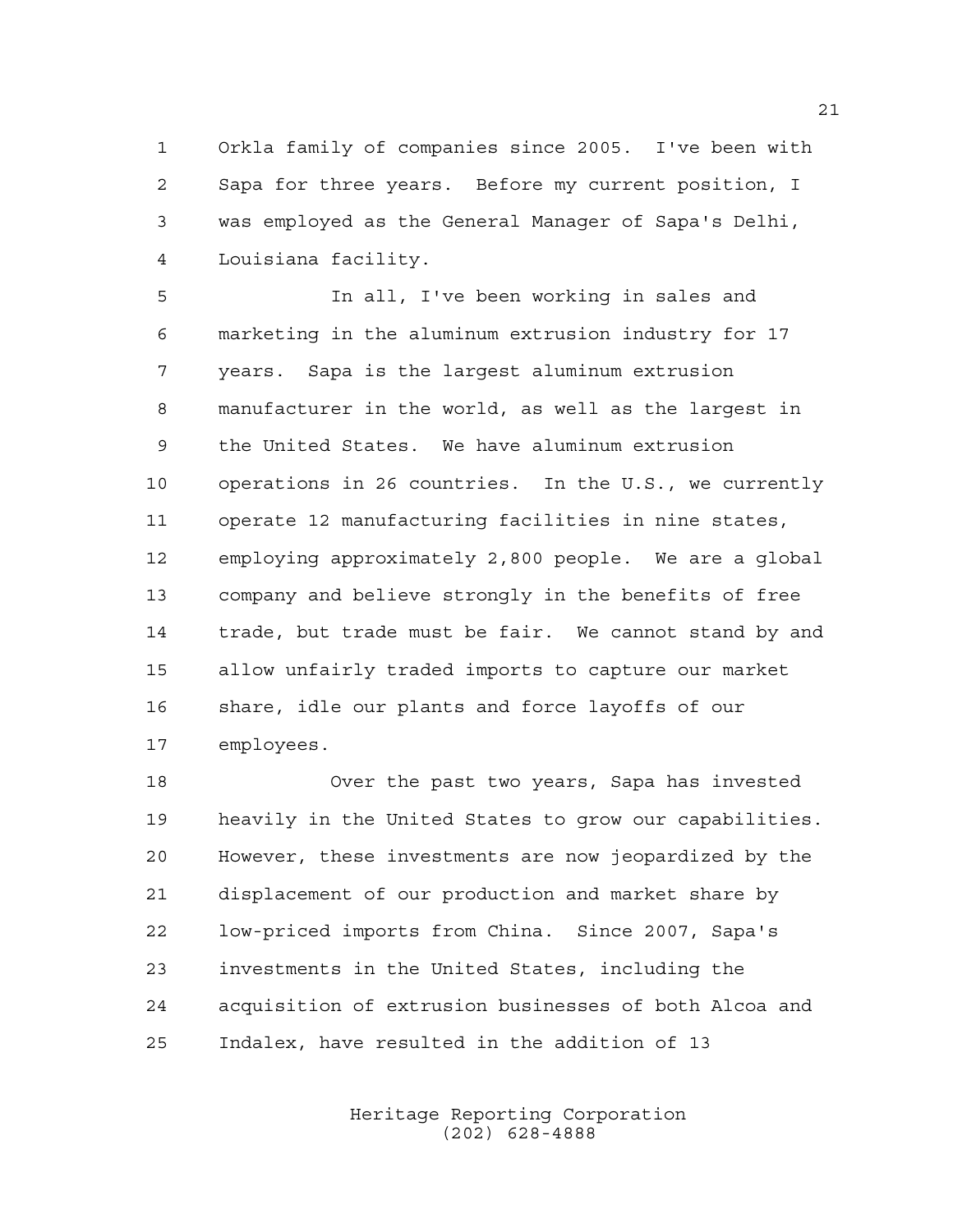Orkla family of companies since 2005. I've been with Sapa for three years. Before my current position, I was employed as the General Manager of Sapa's Delhi, Louisiana facility.

In all, I've been working in sales and marketing in the aluminum extrusion industry for 17 years. Sapa is the largest aluminum extrusion manufacturer in the world, as well as the largest in the United States. We have aluminum extrusion operations in 26 countries. In the U.S., we currently operate 12 manufacturing facilities in nine states, employing approximately 2,800 people. We are a global company and believe strongly in the benefits of free trade, but trade must be fair. We cannot stand by and allow unfairly traded imports to capture our market share, idle our plants and force layoffs of our employees.

Over the past two years, Sapa has invested heavily in the United States to grow our capabilities. However, these investments are now jeopardized by the displacement of our production and market share by low-priced imports from China. Since 2007, Sapa's investments in the United States, including the acquisition of extrusion businesses of both Alcoa and Indalex, have resulted in the addition of 13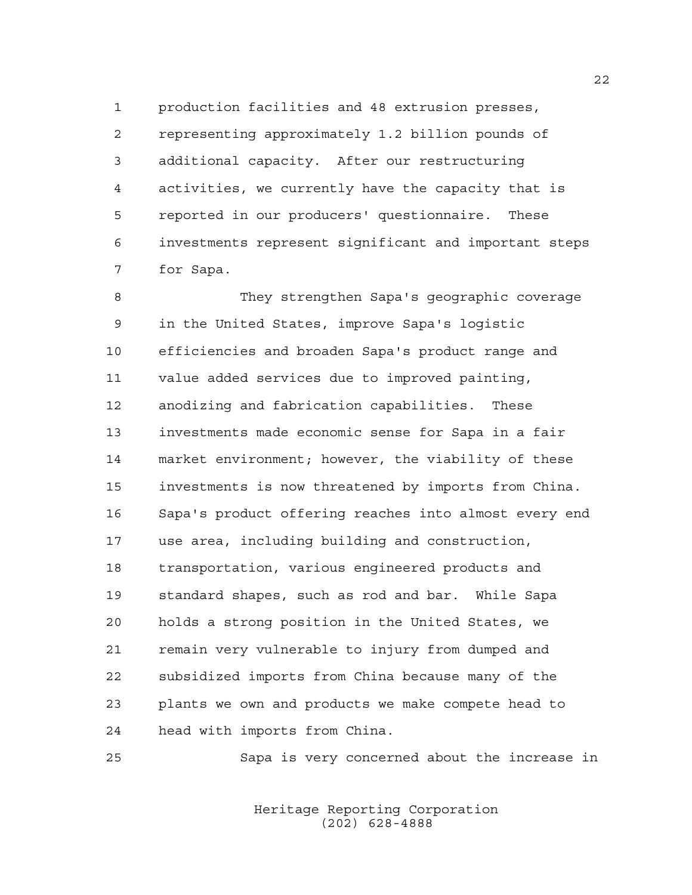production facilities and 48 extrusion presses, representing approximately 1.2 billion pounds of additional capacity. After our restructuring activities, we currently have the capacity that is reported in our producers' questionnaire. These investments represent significant and important steps for Sapa.

They strengthen Sapa's geographic coverage in the United States, improve Sapa's logistic efficiencies and broaden Sapa's product range and value added services due to improved painting, anodizing and fabrication capabilities. These investments made economic sense for Sapa in a fair market environment; however, the viability of these investments is now threatened by imports from China. Sapa's product offering reaches into almost every end use area, including building and construction, transportation, various engineered products and standard shapes, such as rod and bar. While Sapa holds a strong position in the United States, we remain very vulnerable to injury from dumped and subsidized imports from China because many of the plants we own and products we make compete head to head with imports from China.

Sapa is very concerned about the increase in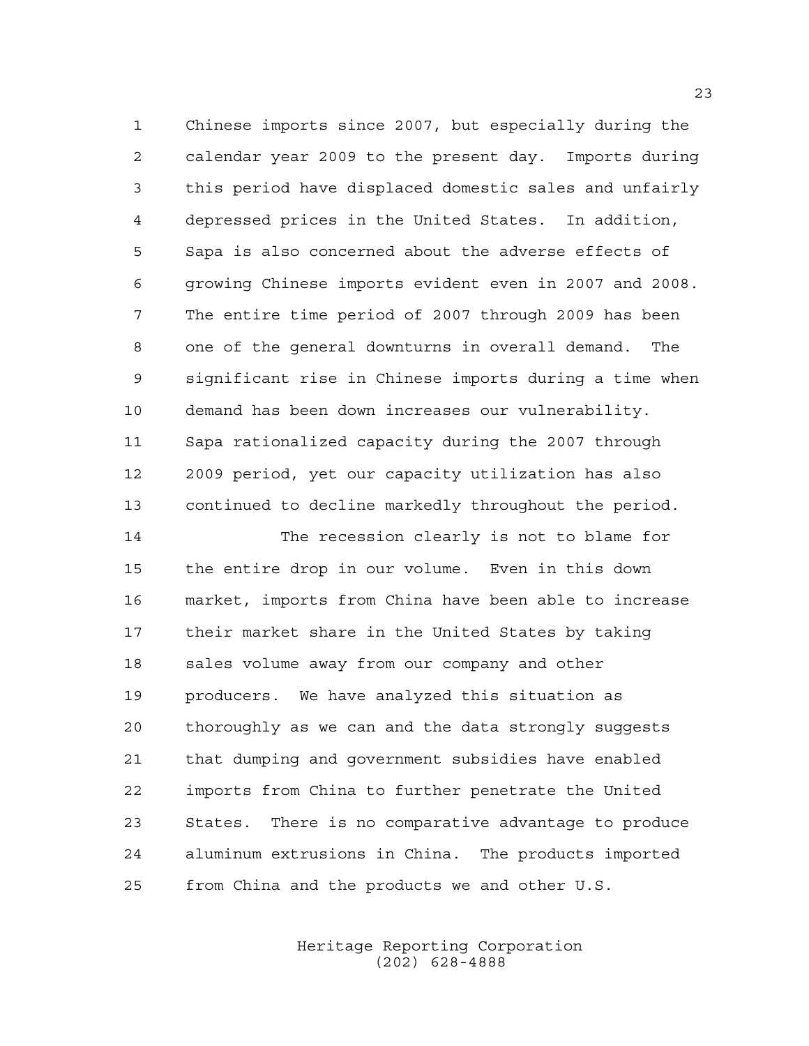Chinese imports since 2007, but especially during the calendar year 2009 to the present day. Imports during this period have displaced domestic sales and unfairly depressed prices in the United States. In addition, Sapa is also concerned about the adverse effects of growing Chinese imports evident even in 2007 and 2008. The entire time period of 2007 through 2009 has been one of the general downturns in overall demand. The significant rise in Chinese imports during a time when demand has been down increases our vulnerability. Sapa rationalized capacity during the 2007 through 2009 period, yet our capacity utilization has also continued to decline markedly throughout the period.

The recession clearly is not to blame for the entire drop in our volume. Even in this down market, imports from China have been able to increase their market share in the United States by taking sales volume away from our company and other producers. We have analyzed this situation as thoroughly as we can and the data strongly suggests that dumping and government subsidies have enabled imports from China to further penetrate the United States. There is no comparative advantage to produce aluminum extrusions in China. The products imported from China and the products we and other U.S.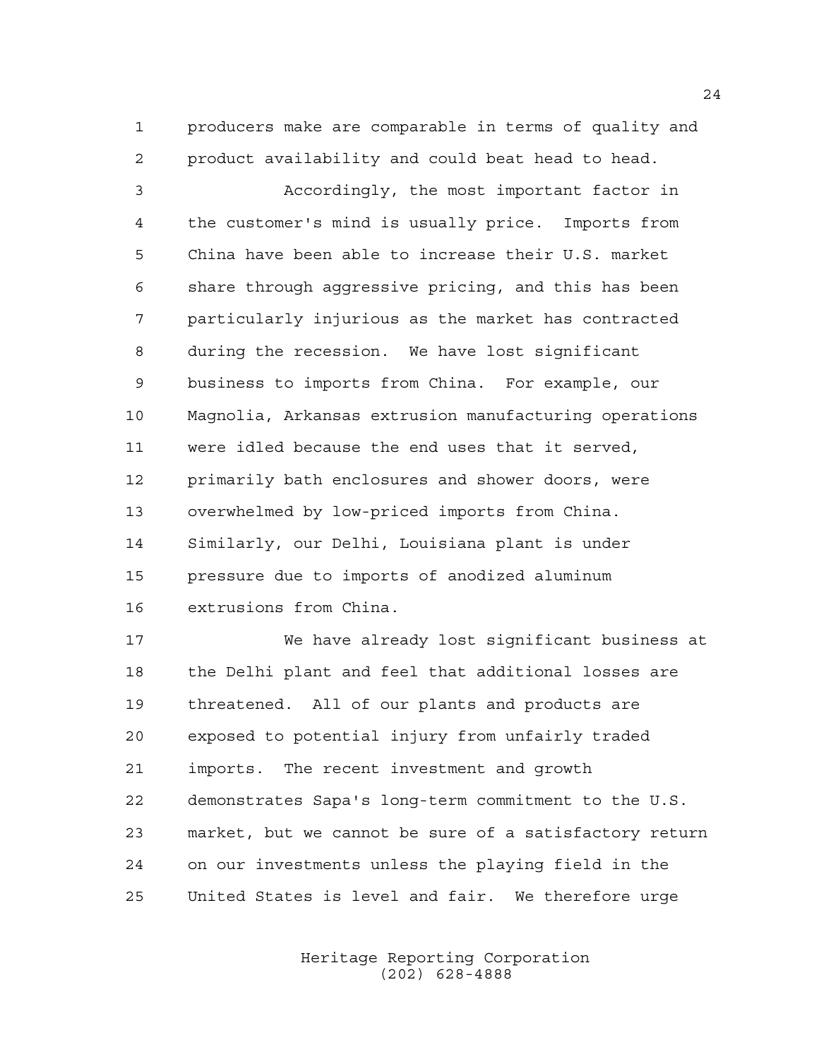producers make are comparable in terms of quality and product availability and could beat head to head.

Accordingly, the most important factor in the customer's mind is usually price. Imports from China have been able to increase their U.S. market share through aggressive pricing, and this has been particularly injurious as the market has contracted during the recession. We have lost significant business to imports from China. For example, our Magnolia, Arkansas extrusion manufacturing operations were idled because the end uses that it served, primarily bath enclosures and shower doors, were overwhelmed by low-priced imports from China. Similarly, our Delhi, Louisiana plant is under pressure due to imports of anodized aluminum extrusions from China.

We have already lost significant business at the Delhi plant and feel that additional losses are threatened. All of our plants and products are exposed to potential injury from unfairly traded imports. The recent investment and growth demonstrates Sapa's long-term commitment to the U.S. market, but we cannot be sure of a satisfactory return on our investments unless the playing field in the United States is level and fair. We therefore urge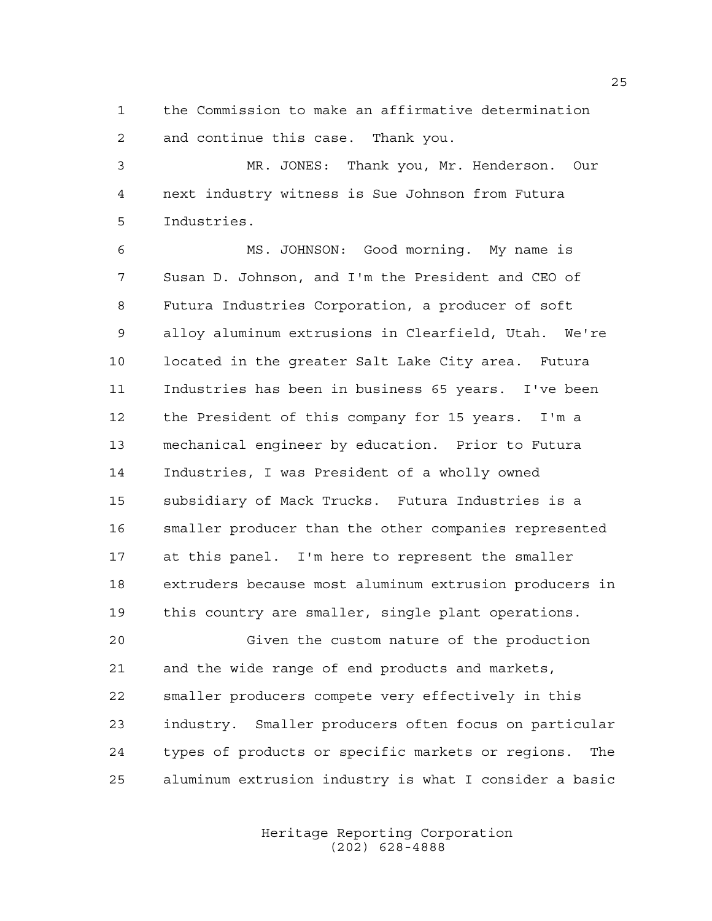the Commission to make an affirmative determination and continue this case. Thank you.

MR. JONES: Thank you, Mr. Henderson. Our next industry witness is Sue Johnson from Futura Industries.

MS. JOHNSON: Good morning. My name is Susan D. Johnson, and I'm the President and CEO of Futura Industries Corporation, a producer of soft alloy aluminum extrusions in Clearfield, Utah. We're located in the greater Salt Lake City area. Futura Industries has been in business 65 years. I've been the President of this company for 15 years. I'm a mechanical engineer by education. Prior to Futura Industries, I was President of a wholly owned subsidiary of Mack Trucks. Futura Industries is a smaller producer than the other companies represented at this panel. I'm here to represent the smaller extruders because most aluminum extrusion producers in this country are smaller, single plant operations.

Given the custom nature of the production and the wide range of end products and markets, smaller producers compete very effectively in this industry. Smaller producers often focus on particular types of products or specific markets or regions. The aluminum extrusion industry is what I consider a basic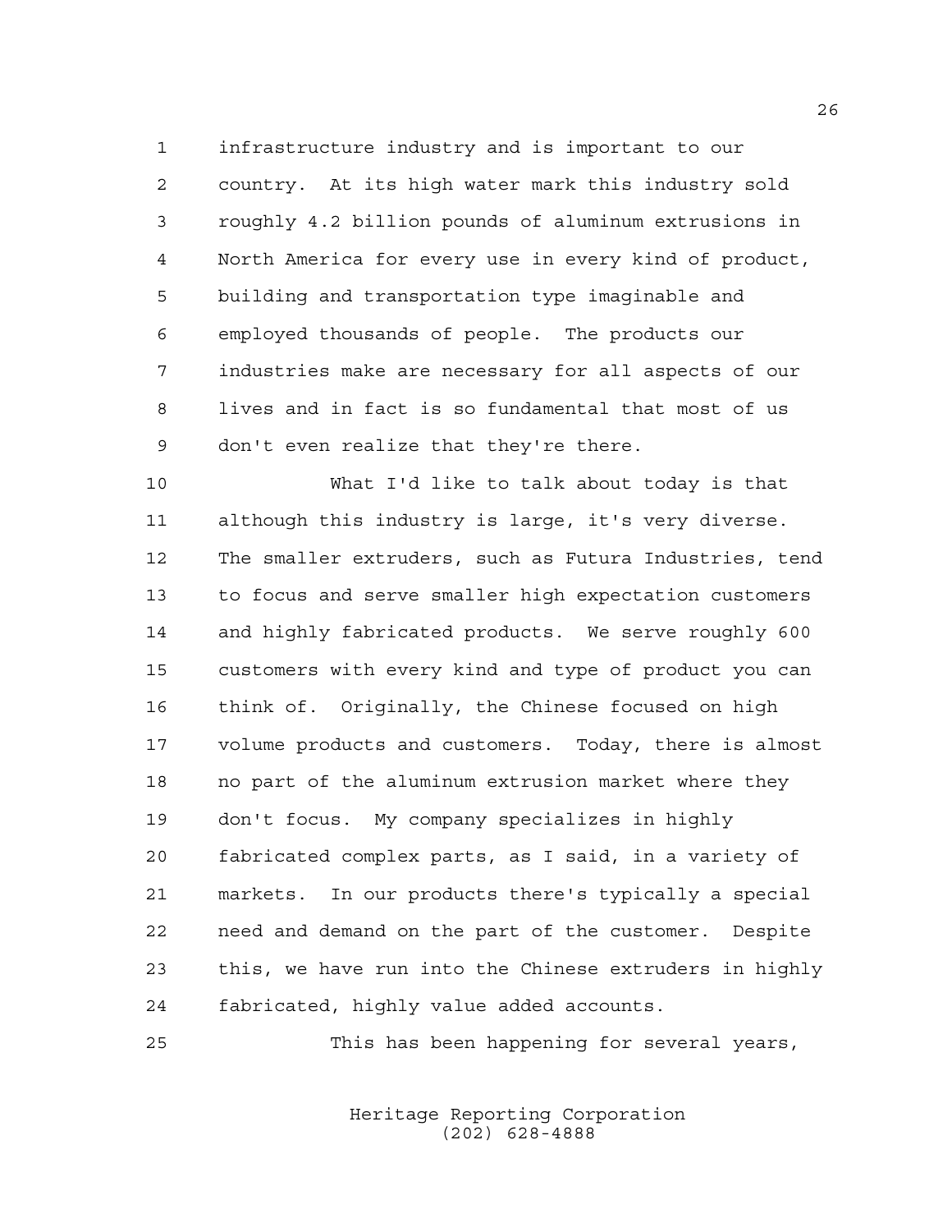infrastructure industry and is important to our country. At its high water mark this industry sold roughly 4.2 billion pounds of aluminum extrusions in North America for every use in every kind of product, building and transportation type imaginable and employed thousands of people. The products our industries make are necessary for all aspects of our lives and in fact is so fundamental that most of us don't even realize that they're there.

What I'd like to talk about today is that although this industry is large, it's very diverse. The smaller extruders, such as Futura Industries, tend to focus and serve smaller high expectation customers and highly fabricated products. We serve roughly 600 customers with every kind and type of product you can think of. Originally, the Chinese focused on high volume products and customers. Today, there is almost no part of the aluminum extrusion market where they don't focus. My company specializes in highly fabricated complex parts, as I said, in a variety of markets. In our products there's typically a special need and demand on the part of the customer. Despite this, we have run into the Chinese extruders in highly fabricated, highly value added accounts.

This has been happening for several years,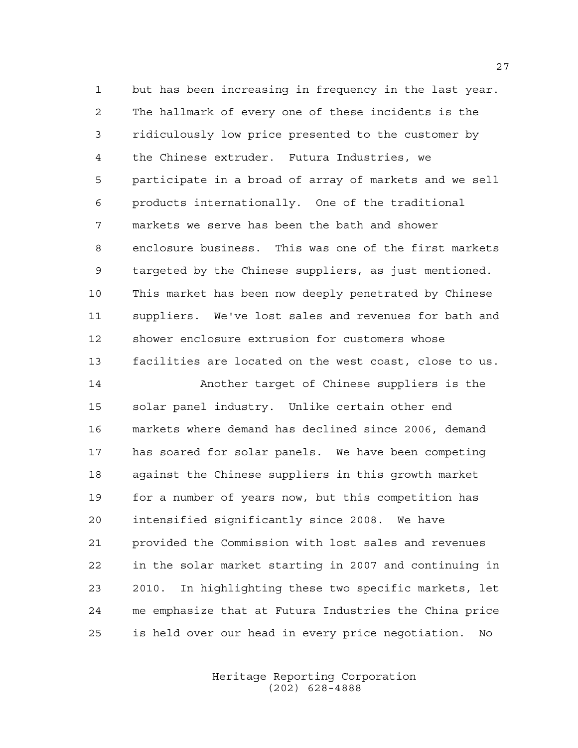but has been increasing in frequency in the last year. The hallmark of every one of these incidents is the ridiculously low price presented to the customer by the Chinese extruder. Futura Industries, we participate in a broad of array of markets and we sell products internationally. One of the traditional markets we serve has been the bath and shower enclosure business. This was one of the first markets targeted by the Chinese suppliers, as just mentioned. This market has been now deeply penetrated by Chinese suppliers. We've lost sales and revenues for bath and shower enclosure extrusion for customers whose facilities are located on the west coast, close to us.

Another target of Chinese suppliers is the solar panel industry. Unlike certain other end markets where demand has declined since 2006, demand has soared for solar panels. We have been competing against the Chinese suppliers in this growth market for a number of years now, but this competition has intensified significantly since 2008. We have provided the Commission with lost sales and revenues in the solar market starting in 2007 and continuing in 2010. In highlighting these two specific markets, let me emphasize that at Futura Industries the China price is held over our head in every price negotiation. No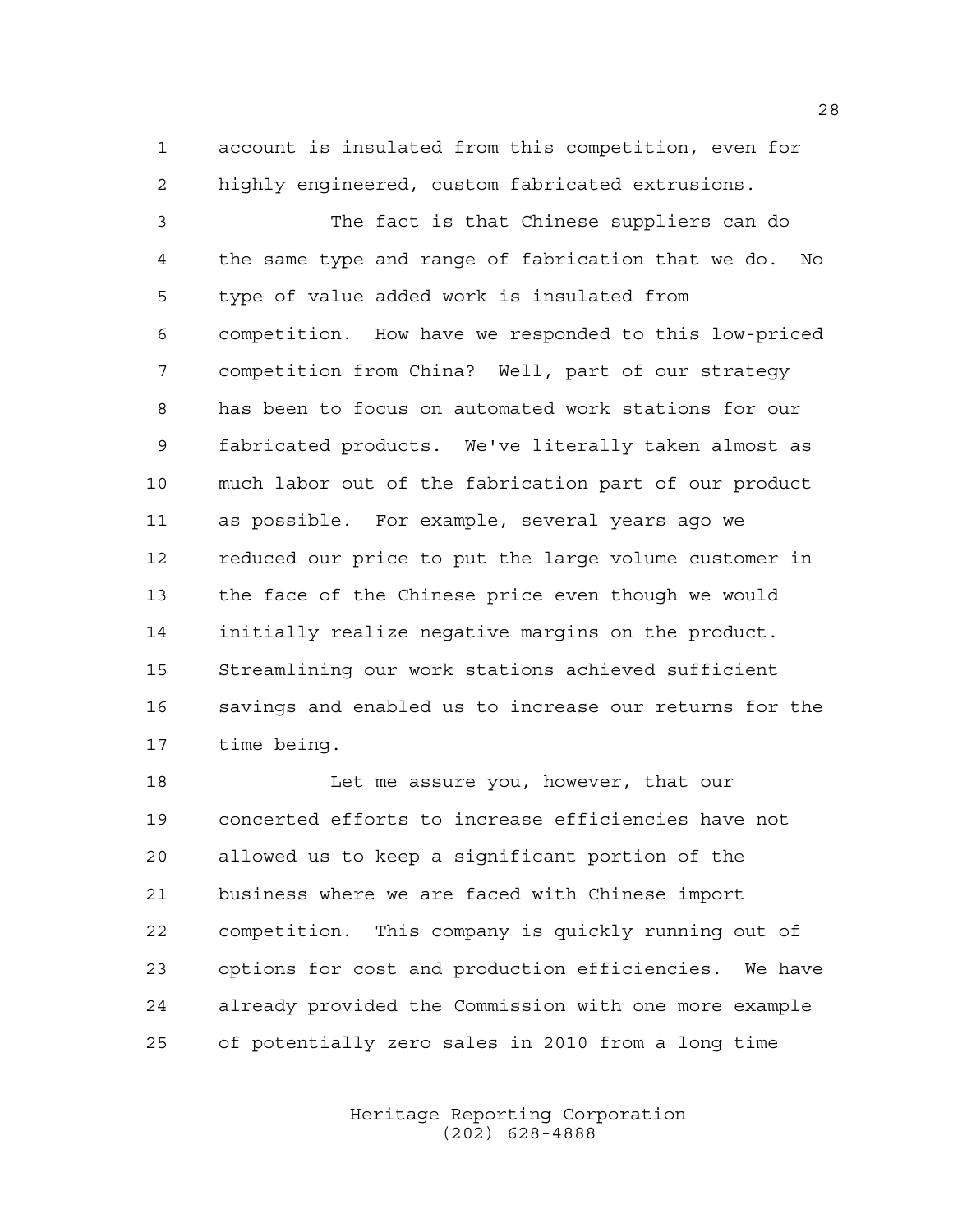account is insulated from this competition, even for highly engineered, custom fabricated extrusions.

The fact is that Chinese suppliers can do the same type and range of fabrication that we do. No type of value added work is insulated from competition. How have we responded to this low-priced competition from China? Well, part of our strategy has been to focus on automated work stations for our fabricated products. We've literally taken almost as much labor out of the fabrication part of our product as possible. For example, several years ago we reduced our price to put the large volume customer in the face of the Chinese price even though we would initially realize negative margins on the product. Streamlining our work stations achieved sufficient savings and enabled us to increase our returns for the time being.

Let me assure you, however, that our concerted efforts to increase efficiencies have not allowed us to keep a significant portion of the business where we are faced with Chinese import competition. This company is quickly running out of options for cost and production efficiencies. We have already provided the Commission with one more example of potentially zero sales in 2010 from a long time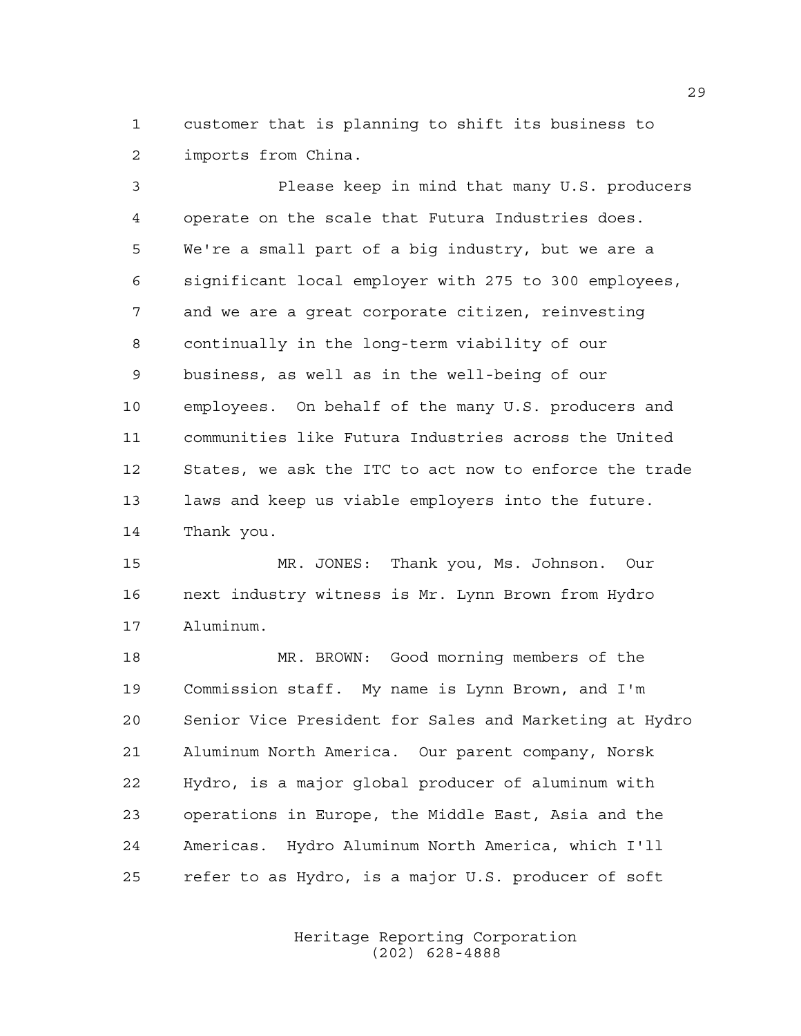customer that is planning to shift its business to imports from China.

Please keep in mind that many U.S. producers operate on the scale that Futura Industries does. We're a small part of a big industry, but we are a significant local employer with 275 to 300 employees, and we are a great corporate citizen, reinvesting continually in the long-term viability of our business, as well as in the well-being of our employees. On behalf of the many U.S. producers and communities like Futura Industries across the United States, we ask the ITC to act now to enforce the trade laws and keep us viable employers into the future. Thank you.

MR. JONES: Thank you, Ms. Johnson. Our next industry witness is Mr. Lynn Brown from Hydro Aluminum.

MR. BROWN: Good morning members of the Commission staff. My name is Lynn Brown, and I'm Senior Vice President for Sales and Marketing at Hydro Aluminum North America. Our parent company, Norsk Hydro, is a major global producer of aluminum with operations in Europe, the Middle East, Asia and the Americas. Hydro Aluminum North America, which I'll refer to as Hydro, is a major U.S. producer of soft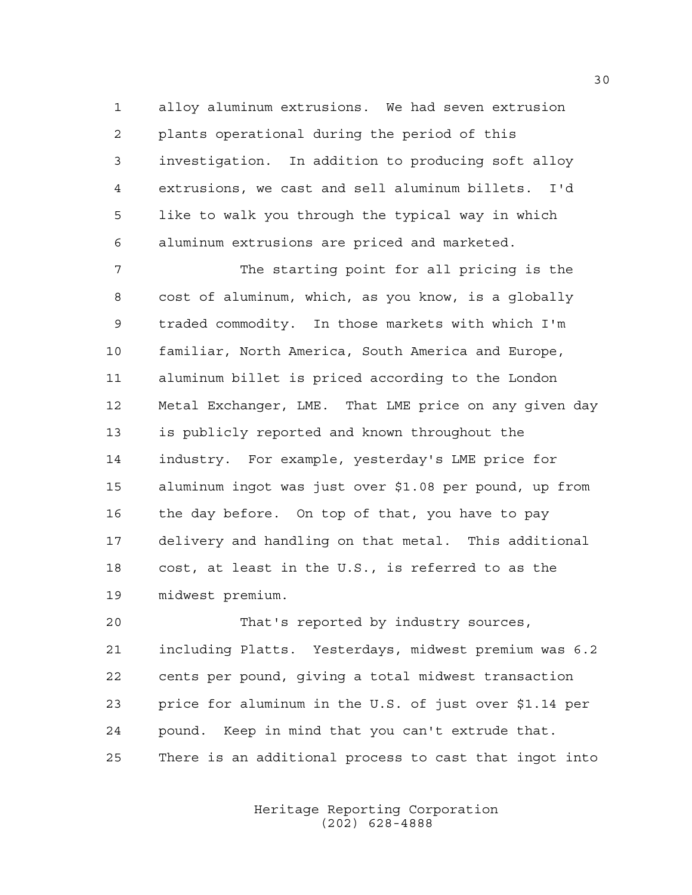alloy aluminum extrusions. We had seven extrusion plants operational during the period of this investigation. In addition to producing soft alloy extrusions, we cast and sell aluminum billets. I'd like to walk you through the typical way in which aluminum extrusions are priced and marketed.

The starting point for all pricing is the cost of aluminum, which, as you know, is a globally traded commodity. In those markets with which I'm familiar, North America, South America and Europe, aluminum billet is priced according to the London Metal Exchanger, LME. That LME price on any given day is publicly reported and known throughout the industry. For example, yesterday's LME price for aluminum ingot was just over $1.08 per pound, up from the day before. On top of that, you have to pay delivery and handling on that metal. This additional cost, at least in the U.S., is referred to as the midwest premium.

That's reported by industry sources, including Platts. Yesterdays, midwest premium was 6.2 cents per pound, giving a total midwest transaction price for aluminum in the U.S. of just over $1.14 per pound. Keep in mind that you can't extrude that. There is an additional process to cast that ingot into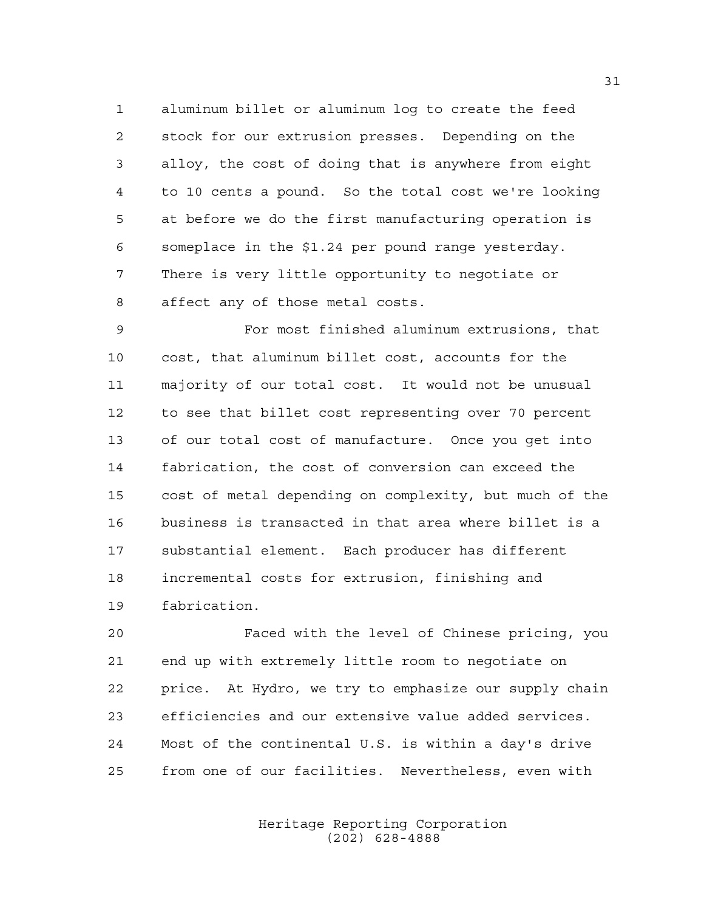aluminum billet or aluminum log to create the feed stock for our extrusion presses. Depending on the alloy, the cost of doing that is anywhere from eight to 10 cents a pound. So the total cost we're looking at before we do the first manufacturing operation is someplace in the $1.24 per pound range yesterday. There is very little opportunity to negotiate or affect any of those metal costs.

For most finished aluminum extrusions, that cost, that aluminum billet cost, accounts for the majority of our total cost. It would not be unusual to see that billet cost representing over 70 percent of our total cost of manufacture. Once you get into fabrication, the cost of conversion can exceed the cost of metal depending on complexity, but much of the business is transacted in that area where billet is a substantial element. Each producer has different incremental costs for extrusion, finishing and fabrication.

Faced with the level of Chinese pricing, you end up with extremely little room to negotiate on price. At Hydro, we try to emphasize our supply chain efficiencies and our extensive value added services. Most of the continental U.S. is within a day's drive from one of our facilities. Nevertheless, even with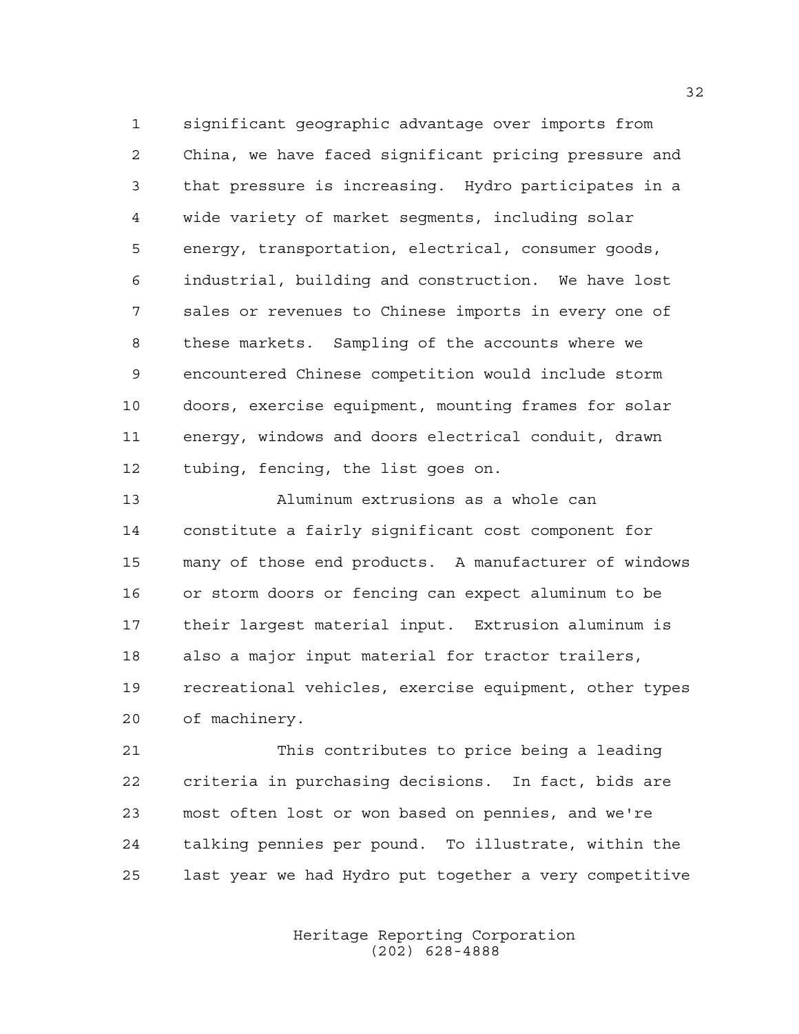significant geographic advantage over imports from China, we have faced significant pricing pressure and that pressure is increasing. Hydro participates in a wide variety of market segments, including solar energy, transportation, electrical, consumer goods, industrial, building and construction. We have lost sales or revenues to Chinese imports in every one of these markets. Sampling of the accounts where we encountered Chinese competition would include storm doors, exercise equipment, mounting frames for solar energy, windows and doors electrical conduit, drawn tubing, fencing, the list goes on.

Aluminum extrusions as a whole can constitute a fairly significant cost component for many of those end products. A manufacturer of windows or storm doors or fencing can expect aluminum to be their largest material input. Extrusion aluminum is also a major input material for tractor trailers, recreational vehicles, exercise equipment, other types of machinery.

This contributes to price being a leading criteria in purchasing decisions. In fact, bids are most often lost or won based on pennies, and we're talking pennies per pound. To illustrate, within the last year we had Hydro put together a very competitive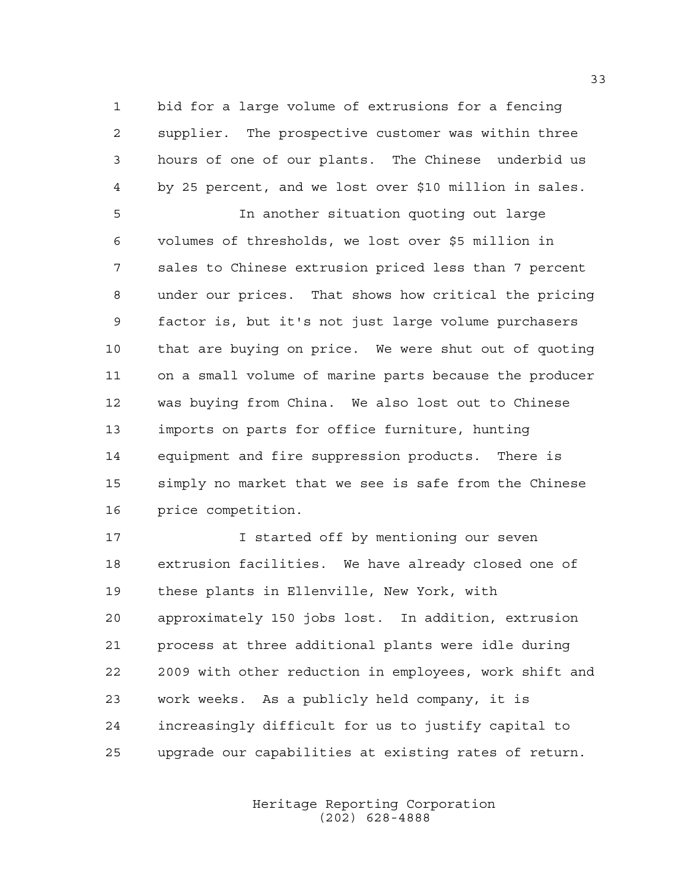bid for a large volume of extrusions for a fencing supplier. The prospective customer was within three hours of one of our plants. The Chinese underbid us by 25 percent, and we lost over $10 million in sales.

In another situation quoting out large volumes of thresholds, we lost over $5 million in sales to Chinese extrusion priced less than 7 percent under our prices. That shows how critical the pricing factor is, but it's not just large volume purchasers that are buying on price. We were shut out of quoting on a small volume of marine parts because the producer was buying from China. We also lost out to Chinese imports on parts for office furniture, hunting equipment and fire suppression products. There is simply no market that we see is safe from the Chinese price competition.

I started off by mentioning our seven extrusion facilities. We have already closed one of these plants in Ellenville, New York, with approximately 150 jobs lost. In addition, extrusion process at three additional plants were idle during 2009 with other reduction in employees, work shift and work weeks. As a publicly held company, it is increasingly difficult for us to justify capital to upgrade our capabilities at existing rates of return.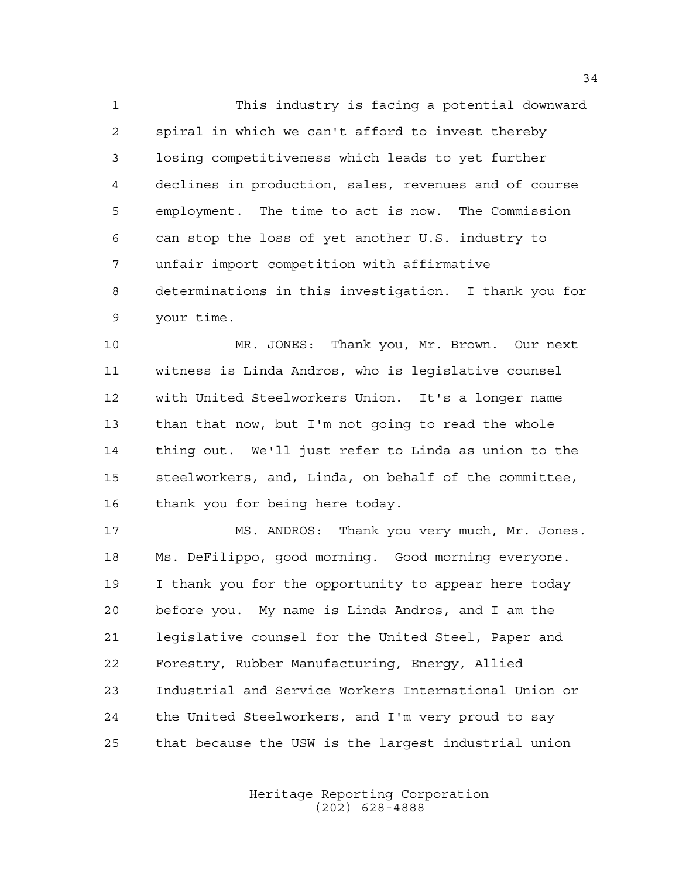This industry is facing a potential downward spiral in which we can't afford to invest thereby losing competitiveness which leads to yet further declines in production, sales, revenues and of course employment. The time to act is now. The Commission can stop the loss of yet another U.S. industry to unfair import competition with affirmative determinations in this investigation. I thank you for your time.

MR. JONES: Thank you, Mr. Brown. Our next witness is Linda Andros, who is legislative counsel with United Steelworkers Union. It's a longer name than that now, but I'm not going to read the whole thing out. We'll just refer to Linda as union to the steelworkers, and, Linda, on behalf of the committee, thank you for being here today.

MS. ANDROS: Thank you very much, Mr. Jones. Ms. DeFilippo, good morning. Good morning everyone. I thank you for the opportunity to appear here today before you. My name is Linda Andros, and I am the legislative counsel for the United Steel, Paper and Forestry, Rubber Manufacturing, Energy, Allied Industrial and Service Workers International Union or the United Steelworkers, and I'm very proud to say that because the USW is the largest industrial union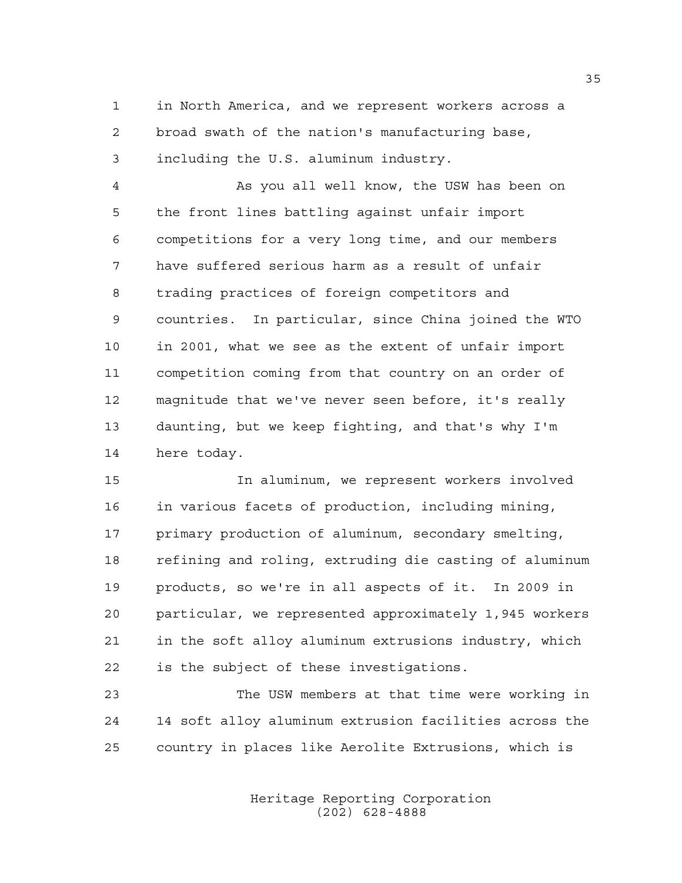in North America, and we represent workers across a broad swath of the nation's manufacturing base, including the U.S. aluminum industry.

As you all well know, the USW has been on the front lines battling against unfair import competitions for a very long time, and our members have suffered serious harm as a result of unfair trading practices of foreign competitors and countries. In particular, since China joined the WTO in 2001, what we see as the extent of unfair import competition coming from that country on an order of magnitude that we've never seen before, it's really daunting, but we keep fighting, and that's why I'm here today.

In aluminum, we represent workers involved in various facets of production, including mining, primary production of aluminum, secondary smelting, refining and roling, extruding die casting of aluminum products, so we're in all aspects of it. In 2009 in particular, we represented approximately 1,945 workers in the soft alloy aluminum extrusions industry, which is the subject of these investigations.

The USW members at that time were working in 14 soft alloy aluminum extrusion facilities across the country in places like Aerolite Extrusions, which is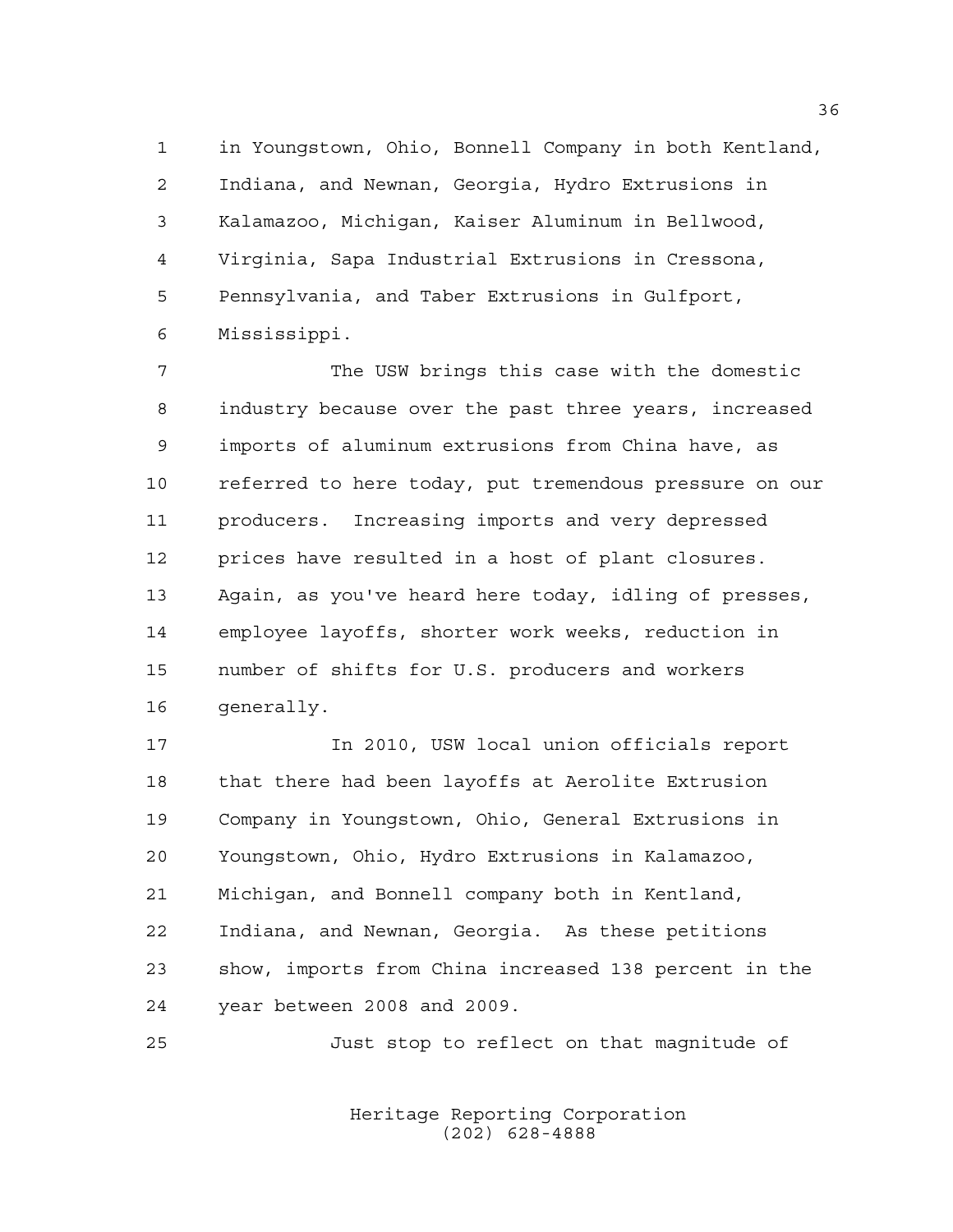in Youngstown, Ohio, Bonnell Company in both Kentland, Indiana, and Newnan, Georgia, Hydro Extrusions in Kalamazoo, Michigan, Kaiser Aluminum in Bellwood, Virginia, Sapa Industrial Extrusions in Cressona, Pennsylvania, and Taber Extrusions in Gulfport, Mississippi.

The USW brings this case with the domestic industry because over the past three years, increased imports of aluminum extrusions from China have, as referred to here today, put tremendous pressure on our producers. Increasing imports and very depressed prices have resulted in a host of plant closures. Again, as you've heard here today, idling of presses, employee layoffs, shorter work weeks, reduction in number of shifts for U.S. producers and workers generally.

In 2010, USW local union officials report that there had been layoffs at Aerolite Extrusion Company in Youngstown, Ohio, General Extrusions in Youngstown, Ohio, Hydro Extrusions in Kalamazoo, Michigan, and Bonnell company both in Kentland, Indiana, and Newnan, Georgia. As these petitions show, imports from China increased 138 percent in the year between 2008 and 2009.

Just stop to reflect on that magnitude of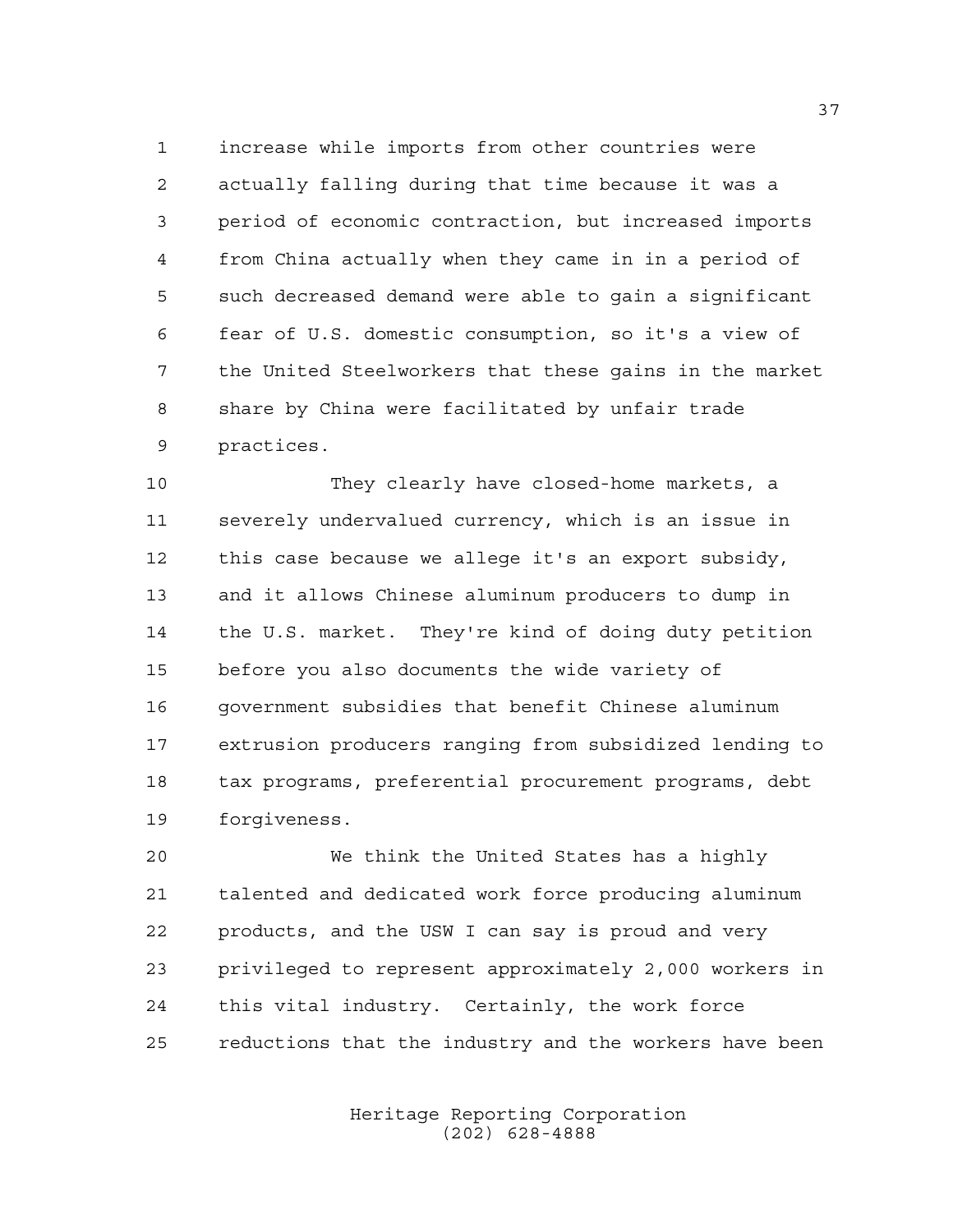increase while imports from other countries were actually falling during that time because it was a period of economic contraction, but increased imports from China actually when they came in in a period of such decreased demand were able to gain a significant fear of U.S. domestic consumption, so it's a view of the United Steelworkers that these gains in the market share by China were facilitated by unfair trade practices.

They clearly have closed-home markets, a severely undervalued currency, which is an issue in this case because we allege it's an export subsidy, and it allows Chinese aluminum producers to dump in the U.S. market. They're kind of doing duty petition before you also documents the wide variety of government subsidies that benefit Chinese aluminum extrusion producers ranging from subsidized lending to tax programs, preferential procurement programs, debt forgiveness.

We think the United States has a highly talented and dedicated work force producing aluminum products, and the USW I can say is proud and very privileged to represent approximately 2,000 workers in this vital industry. Certainly, the work force reductions that the industry and the workers have been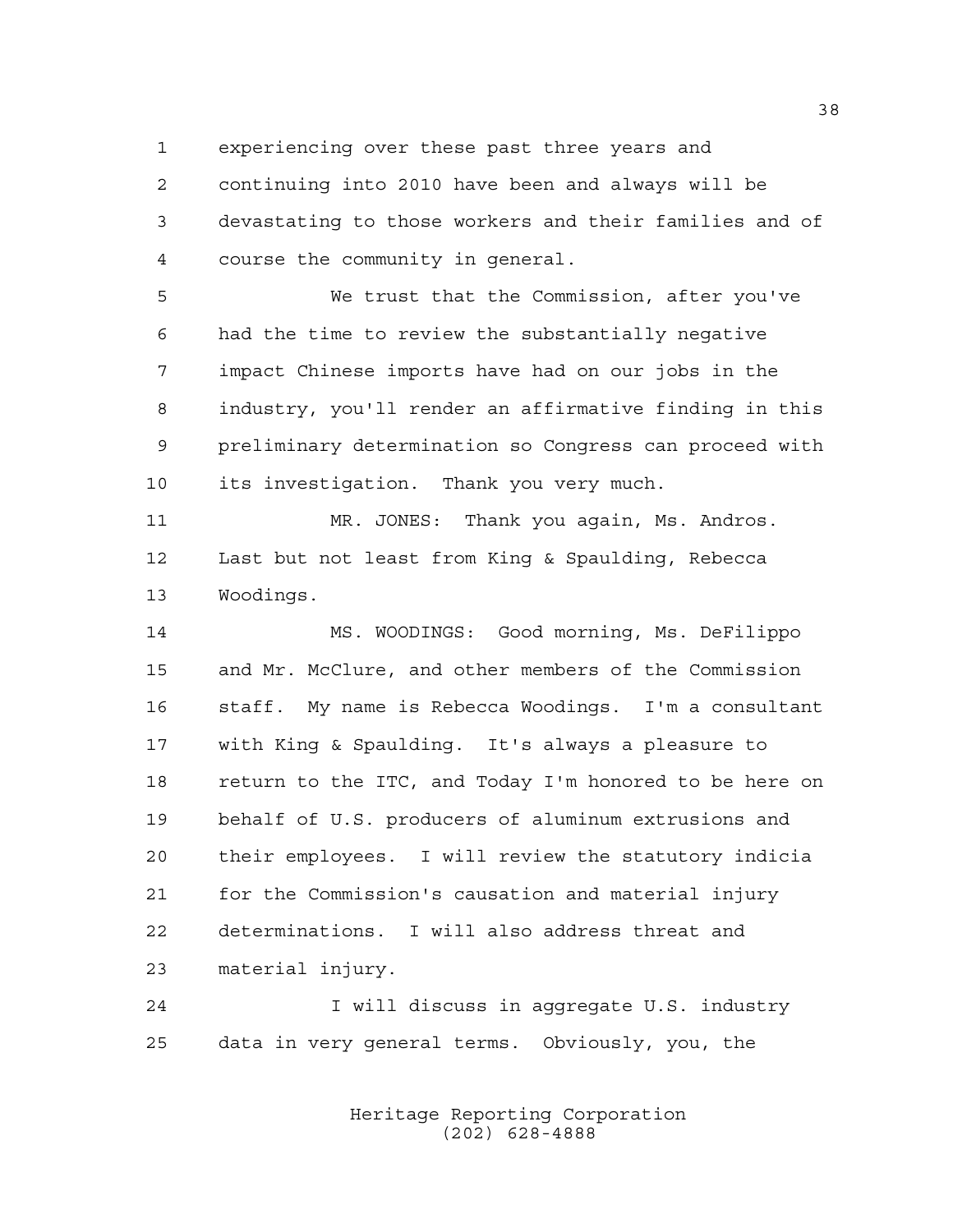experiencing over these past three years and continuing into 2010 have been and always will be devastating to those workers and their families and of course the community in general.

We trust that the Commission, after you've had the time to review the substantially negative impact Chinese imports have had on our jobs in the industry, you'll render an affirmative finding in this preliminary determination so Congress can proceed with its investigation. Thank you very much.

MR. JONES: Thank you again, Ms. Andros. Last but not least from King & Spaulding, Rebecca Woodings.

MS. WOODINGS: Good morning, Ms. DeFilippo and Mr. McClure, and other members of the Commission staff. My name is Rebecca Woodings. I'm a consultant with King & Spaulding. It's always a pleasure to return to the ITC, and Today I'm honored to be here on behalf of U.S. producers of aluminum extrusions and their employees. I will review the statutory indicia for the Commission's causation and material injury determinations. I will also address threat and material injury.

I will discuss in aggregate U.S. industry data in very general terms. Obviously, you, the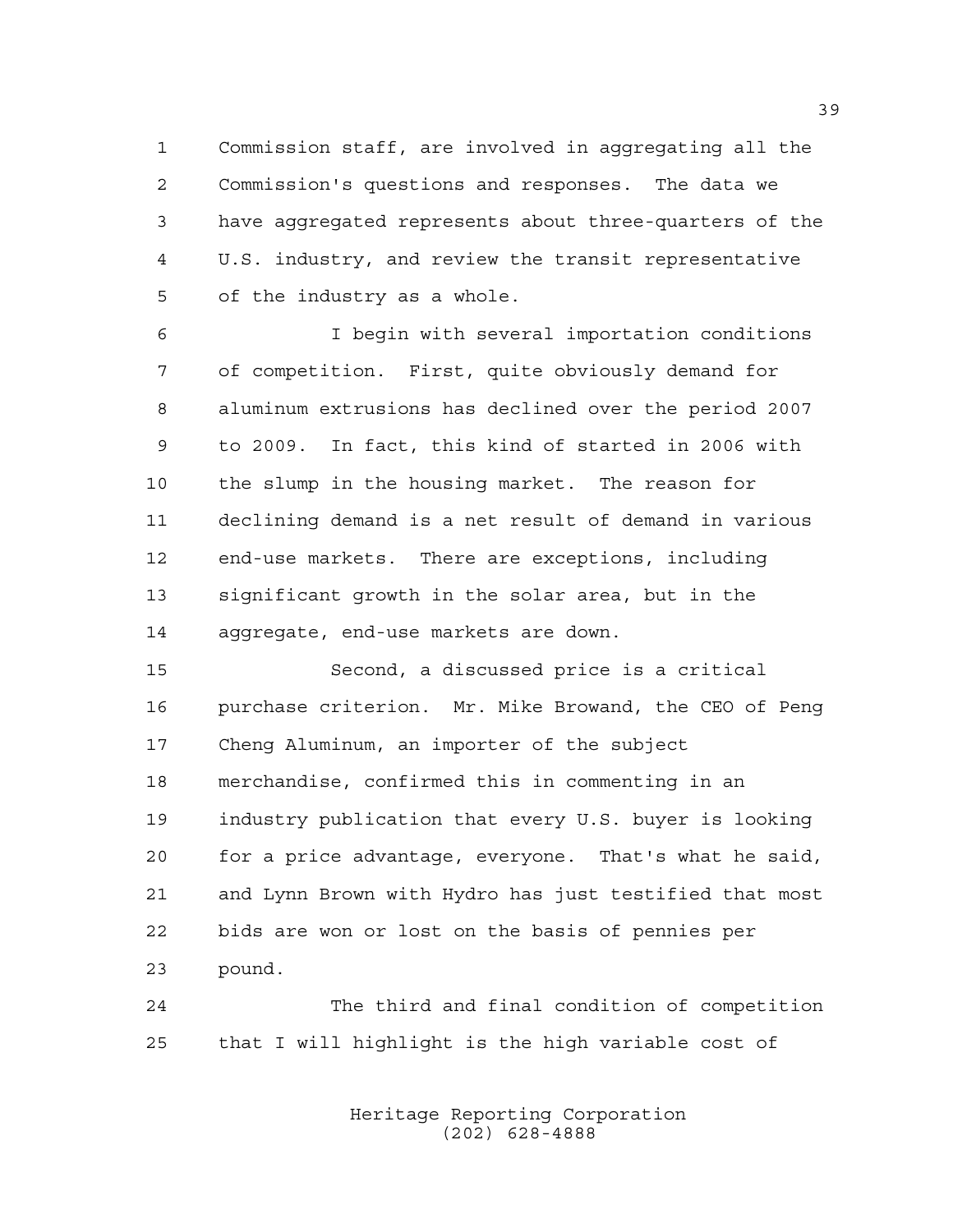Commission staff, are involved in aggregating all the Commission's questions and responses. The data we have aggregated represents about three-quarters of the U.S. industry, and review the transit representative of the industry as a whole.

I begin with several importation conditions of competition. First, quite obviously demand for aluminum extrusions has declined over the period 2007 to 2009. In fact, this kind of started in 2006 with the slump in the housing market. The reason for declining demand is a net result of demand in various end-use markets. There are exceptions, including significant growth in the solar area, but in the aggregate, end-use markets are down.

Second, a discussed price is a critical purchase criterion. Mr. Mike Browand, the CEO of Peng Cheng Aluminum, an importer of the subject merchandise, confirmed this in commenting in an industry publication that every U.S. buyer is looking for a price advantage, everyone. That's what he said, and Lynn Brown with Hydro has just testified that most bids are won or lost on the basis of pennies per pound.

The third and final condition of competition that I will highlight is the high variable cost of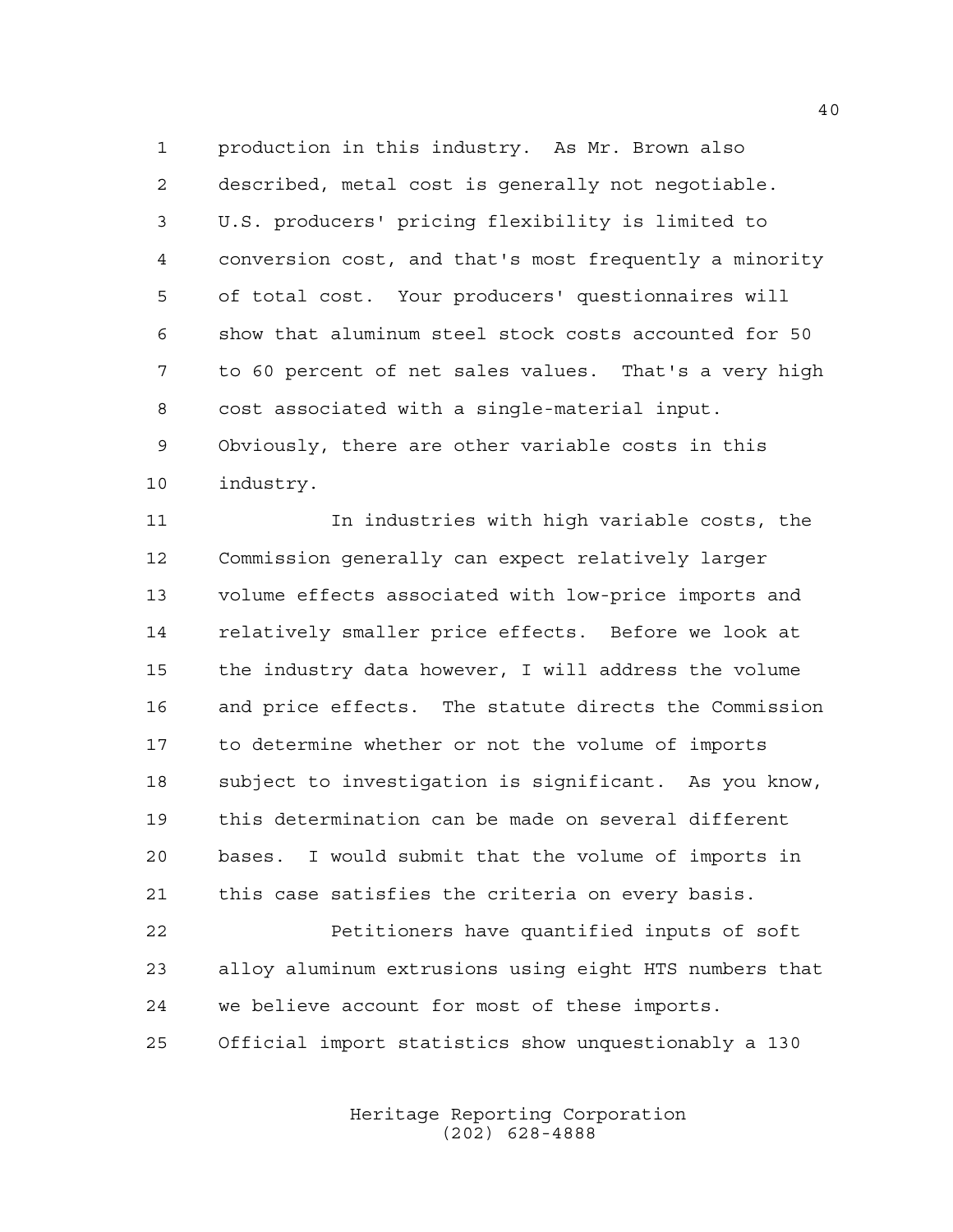production in this industry. As Mr. Brown also described, metal cost is generally not negotiable. U.S. producers' pricing flexibility is limited to conversion cost, and that's most frequently a minority of total cost. Your producers' questionnaires will show that aluminum steel stock costs accounted for 50 to 60 percent of net sales values. That's a very high cost associated with a single-material input. Obviously, there are other variable costs in this industry.

In industries with high variable costs, the Commission generally can expect relatively larger volume effects associated with low-price imports and relatively smaller price effects. Before we look at the industry data however, I will address the volume and price effects. The statute directs the Commission to determine whether or not the volume of imports subject to investigation is significant. As you know, this determination can be made on several different bases. I would submit that the volume of imports in this case satisfies the criteria on every basis.

Petitioners have quantified inputs of soft alloy aluminum extrusions using eight HTS numbers that we believe account for most of these imports. Official import statistics show unquestionably a 130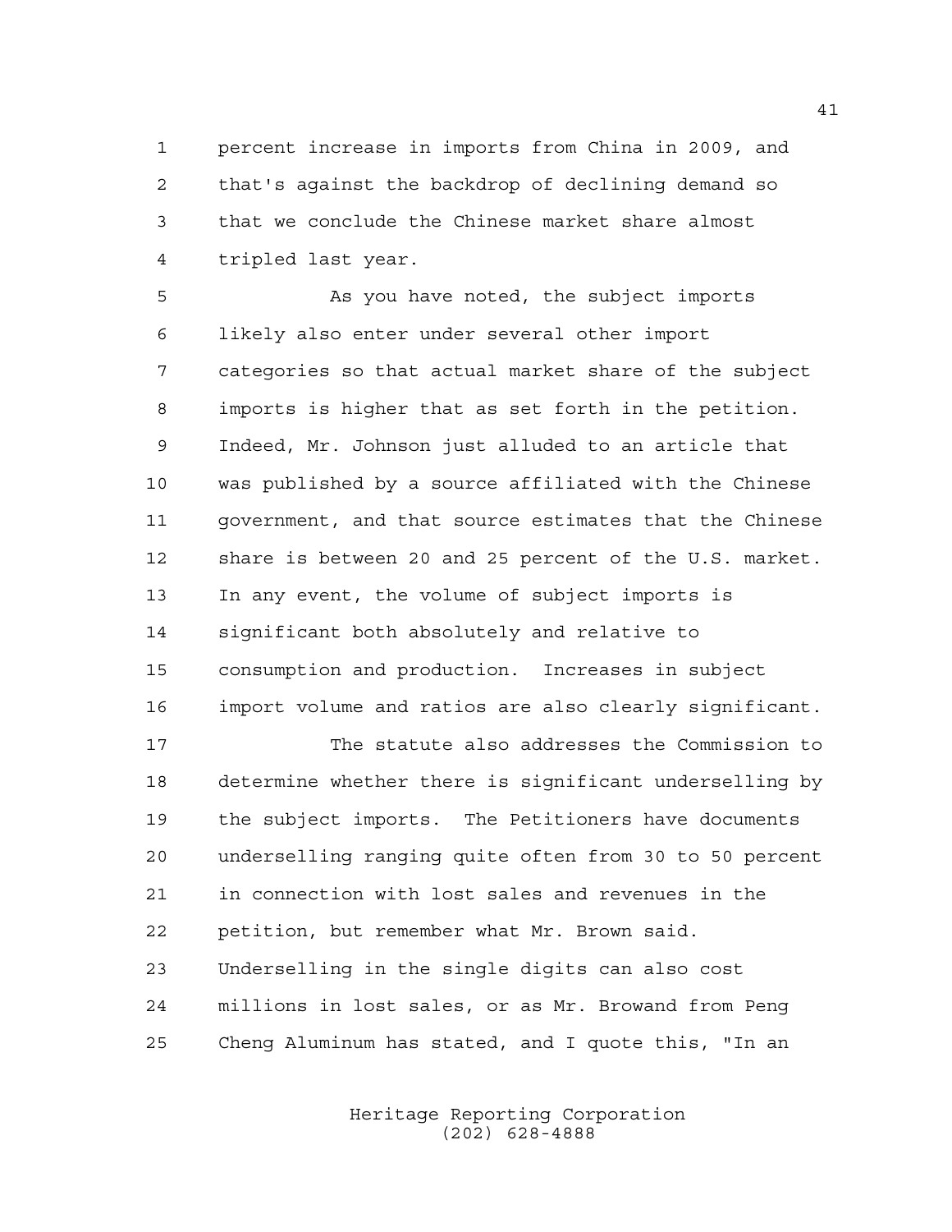percent increase in imports from China in 2009, and that's against the backdrop of declining demand so that we conclude the Chinese market share almost tripled last year.

As you have noted, the subject imports likely also enter under several other import categories so that actual market share of the subject imports is higher that as set forth in the petition. Indeed, Mr. Johnson just alluded to an article that was published by a source affiliated with the Chinese government, and that source estimates that the Chinese share is between 20 and 25 percent of the U.S. market. In any event, the volume of subject imports is significant both absolutely and relative to consumption and production. Increases in subject import volume and ratios are also clearly significant.

The statute also addresses the Commission to determine whether there is significant underselling by the subject imports. The Petitioners have documents underselling ranging quite often from 30 to 50 percent in connection with lost sales and revenues in the petition, but remember what Mr. Brown said. Underselling in the single digits can also cost millions in lost sales, or as Mr. Browand from Peng Cheng Aluminum has stated, and I quote this, "In an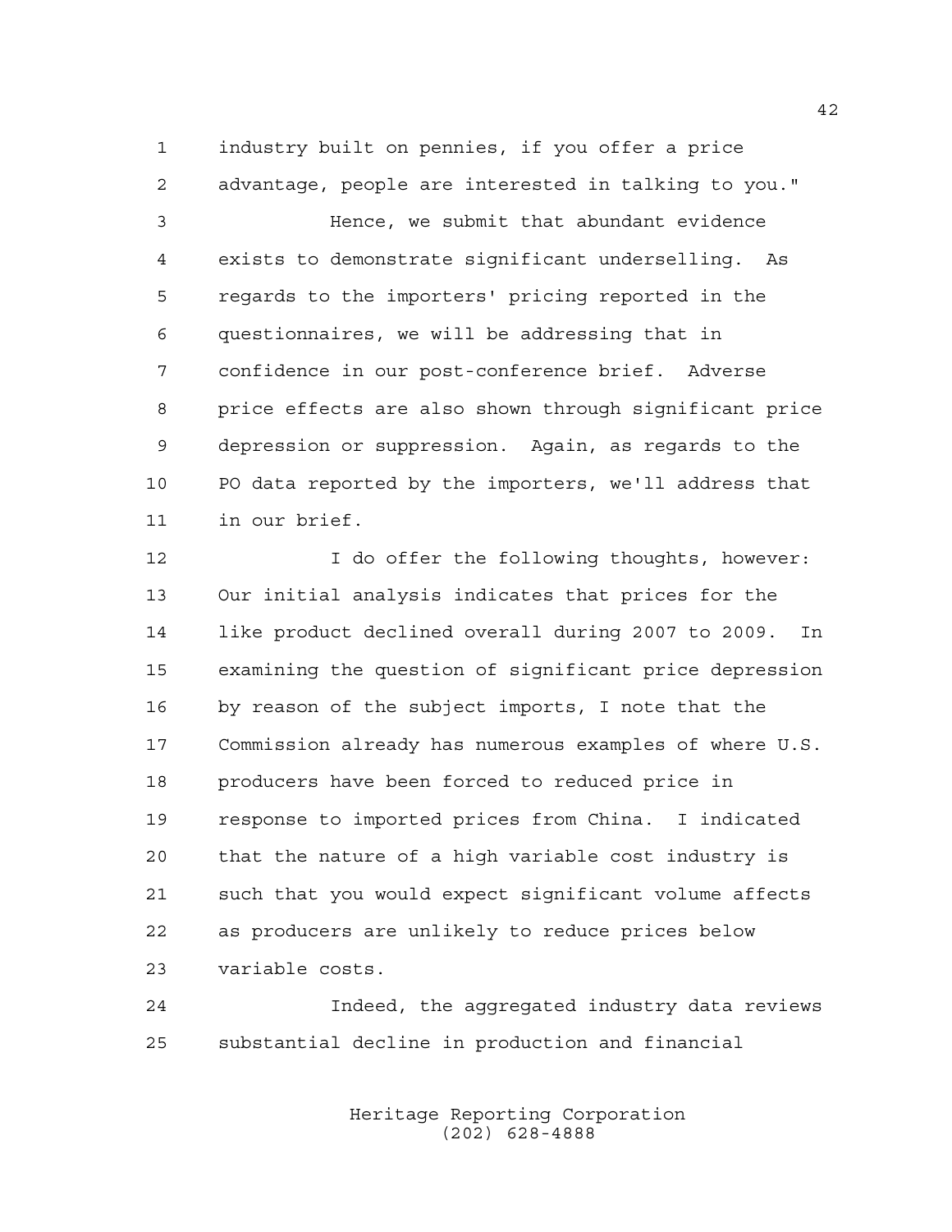industry built on pennies, if you offer a price advantage, people are interested in talking to you."

Hence, we submit that abundant evidence exists to demonstrate significant underselling. As regards to the importers' pricing reported in the questionnaires, we will be addressing that in confidence in our post-conference brief. Adverse price effects are also shown through significant price depression or suppression. Again, as regards to the PO data reported by the importers, we'll address that in our brief.

I do offer the following thoughts, however: Our initial analysis indicates that prices for the like product declined overall during 2007 to 2009. In examining the question of significant price depression by reason of the subject imports, I note that the Commission already has numerous examples of where U.S. producers have been forced to reduced price in response to imported prices from China. I indicated that the nature of a high variable cost industry is such that you would expect significant volume affects as producers are unlikely to reduce prices below variable costs.

Indeed, the aggregated industry data reviews substantial decline in production and financial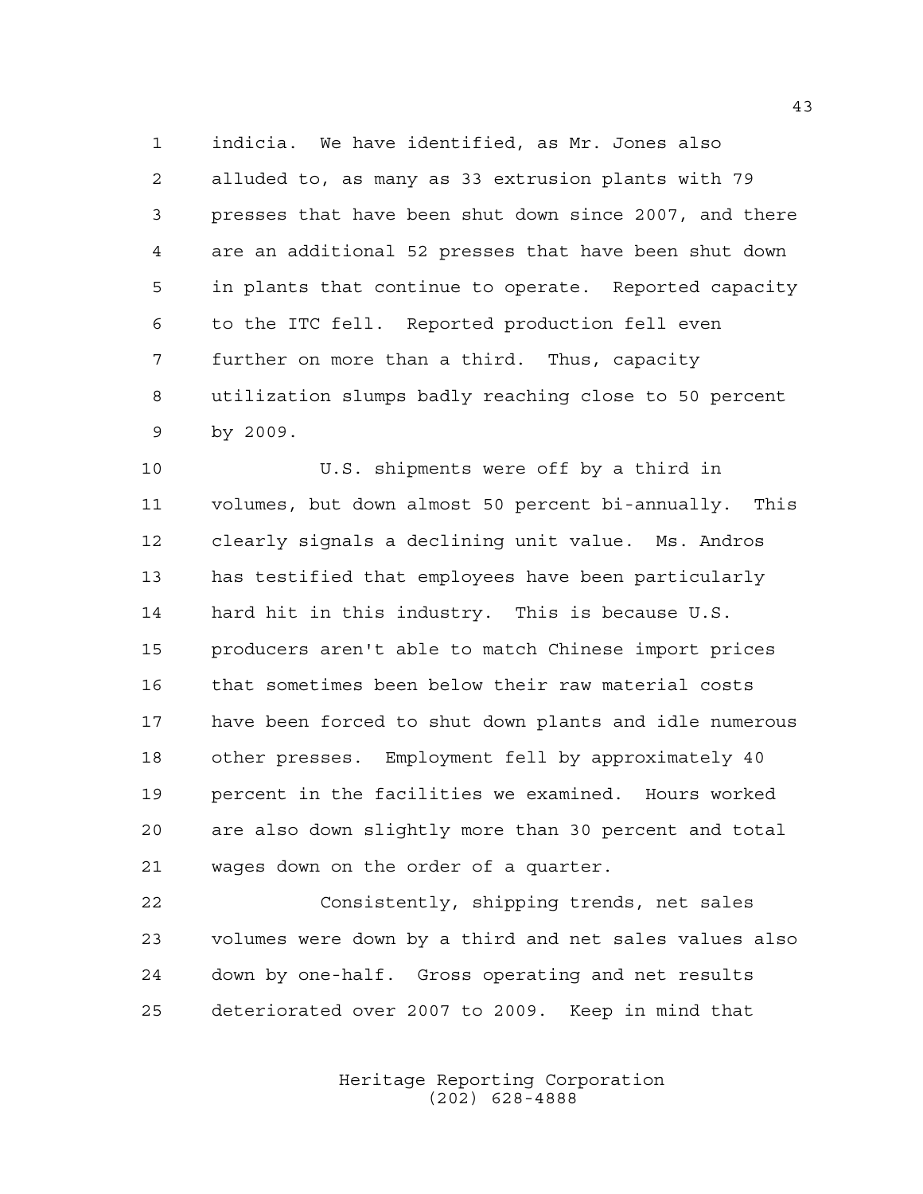indicia. We have identified, as Mr. Jones also alluded to, as many as 33 extrusion plants with 79 presses that have been shut down since 2007, and there are an additional 52 presses that have been shut down in plants that continue to operate. Reported capacity to the ITC fell. Reported production fell even further on more than a third. Thus, capacity utilization slumps badly reaching close to 50 percent by 2009.

U.S. shipments were off by a third in volumes, but down almost 50 percent bi-annually. This clearly signals a declining unit value. Ms. Andros has testified that employees have been particularly hard hit in this industry. This is because U.S. producers aren't able to match Chinese import prices that sometimes been below their raw material costs have been forced to shut down plants and idle numerous other presses. Employment fell by approximately 40 percent in the facilities we examined. Hours worked are also down slightly more than 30 percent and total wages down on the order of a quarter.

Consistently, shipping trends, net sales volumes were down by a third and net sales values also down by one-half. Gross operating and net results deteriorated over 2007 to 2009. Keep in mind that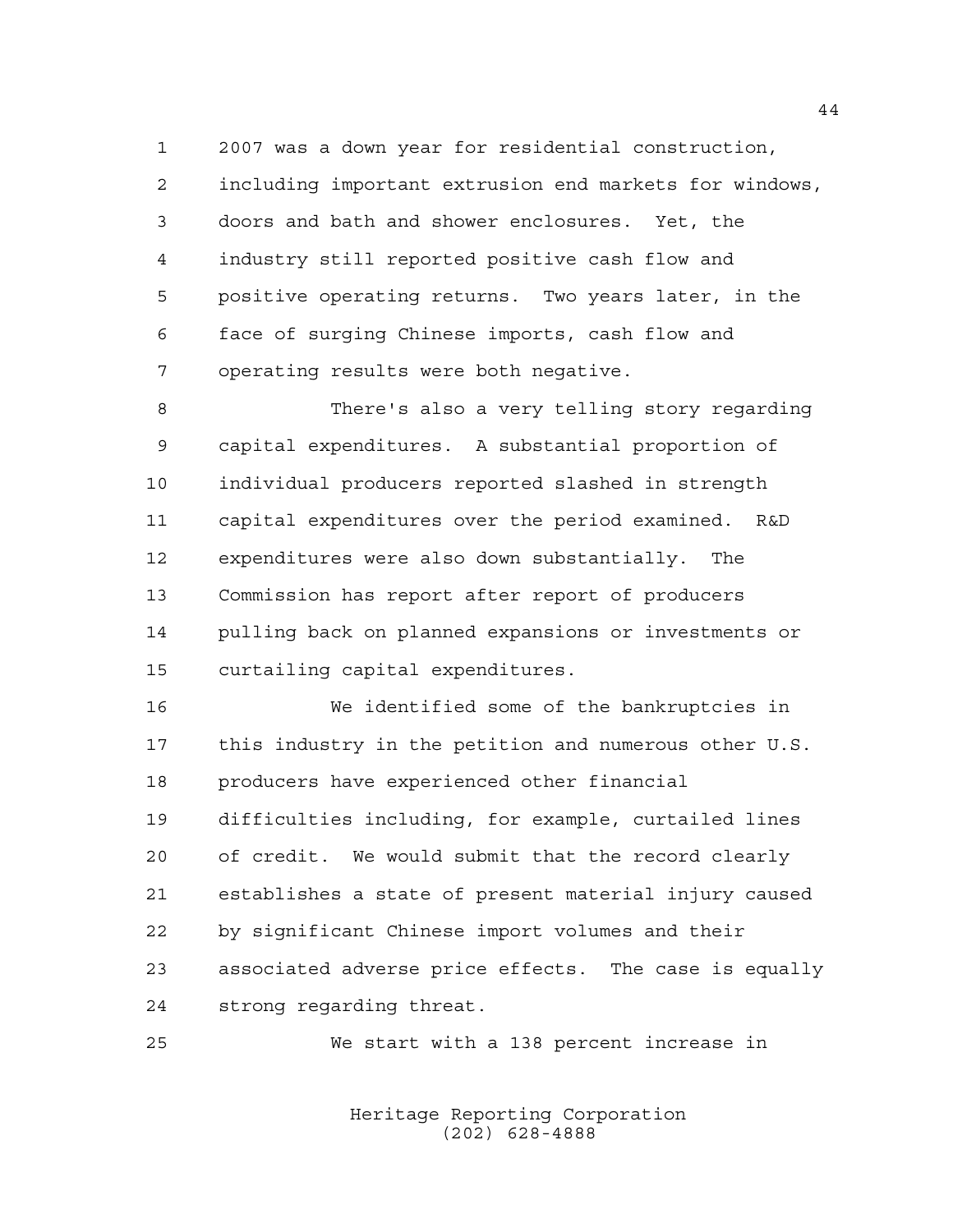2007 was a down year for residential construction, including important extrusion end markets for windows, doors and bath and shower enclosures. Yet, the industry still reported positive cash flow and positive operating returns. Two years later, in the face of surging Chinese imports, cash flow and operating results were both negative.

There's also a very telling story regarding capital expenditures. A substantial proportion of individual producers reported slashed in strength capital expenditures over the period examined. R&D expenditures were also down substantially. The Commission has report after report of producers pulling back on planned expansions or investments or curtailing capital expenditures.

We identified some of the bankruptcies in this industry in the petition and numerous other U.S. producers have experienced other financial difficulties including, for example, curtailed lines of credit. We would submit that the record clearly establishes a state of present material injury caused by significant Chinese import volumes and their associated adverse price effects. The case is equally strong regarding threat.

We start with a 138 percent increase in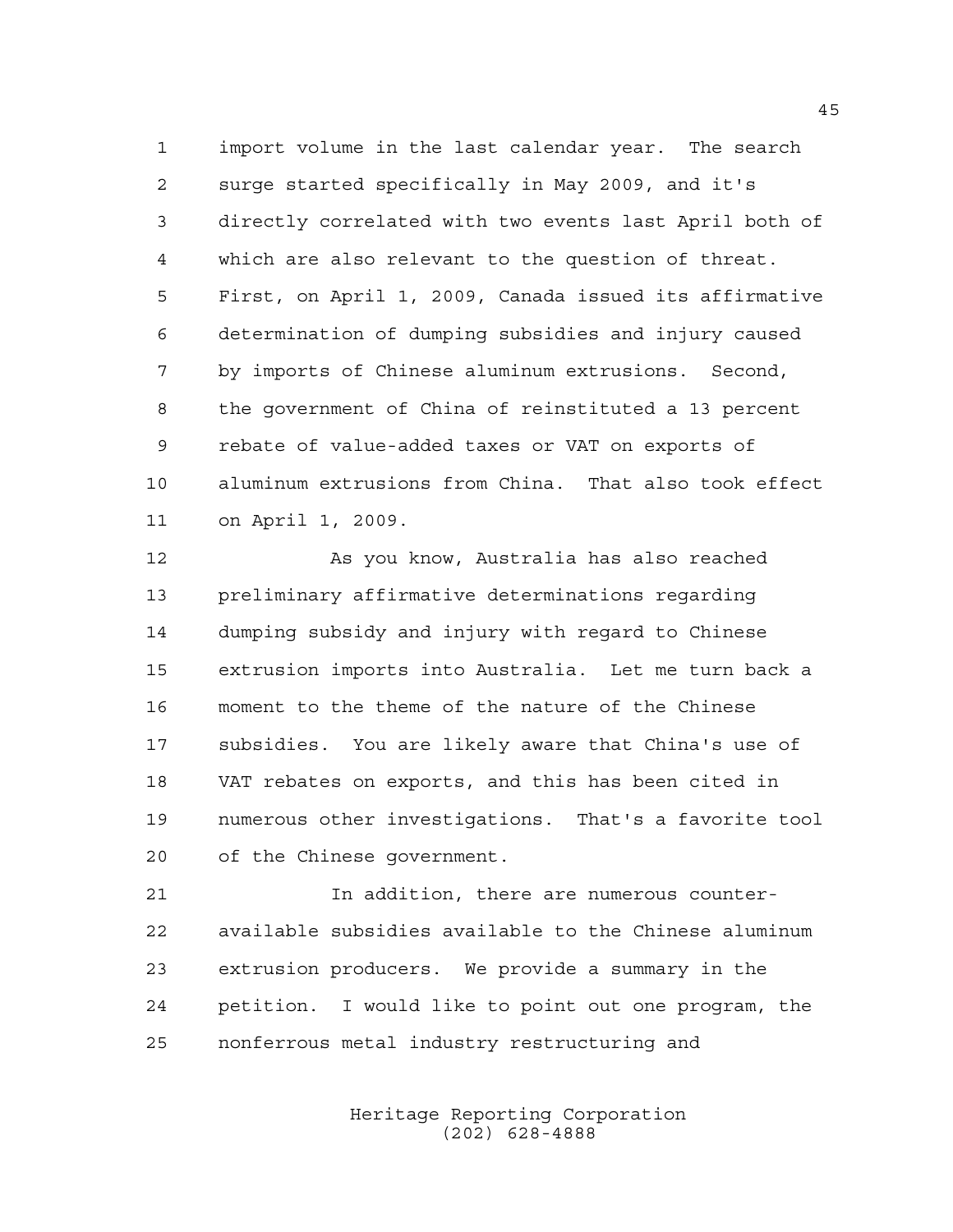import volume in the last calendar year. The search surge started specifically in May 2009, and it's directly correlated with two events last April both of which are also relevant to the question of threat. First, on April 1, 2009, Canada issued its affirmative determination of dumping subsidies and injury caused by imports of Chinese aluminum extrusions. Second, the government of China of reinstituted a 13 percent rebate of value-added taxes or VAT on exports of aluminum extrusions from China. That also took effect on April 1, 2009.

As you know, Australia has also reached preliminary affirmative determinations regarding dumping subsidy and injury with regard to Chinese extrusion imports into Australia. Let me turn back a moment to the theme of the nature of the Chinese subsidies. You are likely aware that China's use of VAT rebates on exports, and this has been cited in numerous other investigations. That's a favorite tool of the Chinese government.

In addition, there are numerous counter-available subsidies available to the Chinese aluminum extrusion producers. We provide a summary in the petition. I would like to point out one program, the nonferrous metal industry restructuring and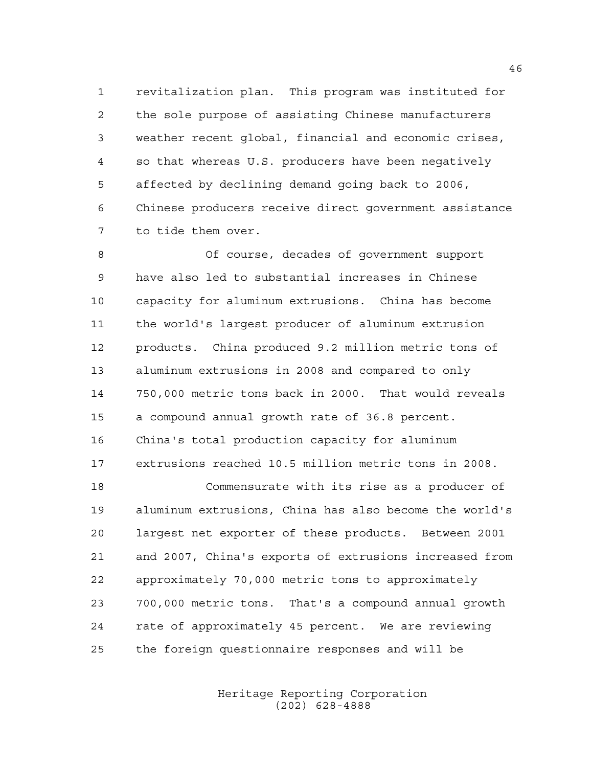revitalization plan. This program was instituted for the sole purpose of assisting Chinese manufacturers weather recent global, financial and economic crises, so that whereas U.S. producers have been negatively affected by declining demand going back to 2006, Chinese producers receive direct government assistance to tide them over.

Of course, decades of government support have also led to substantial increases in Chinese capacity for aluminum extrusions. China has become the world's largest producer of aluminum extrusion products. China produced 9.2 million metric tons of aluminum extrusions in 2008 and compared to only 750,000 metric tons back in 2000. That would reveals a compound annual growth rate of 36.8 percent. China's total production capacity for aluminum extrusions reached 10.5 million metric tons in 2008.

Commensurate with its rise as a producer of aluminum extrusions, China has also become the world's largest net exporter of these products. Between 2001 and 2007, China's exports of extrusions increased from approximately 70,000 metric tons to approximately 700,000 metric tons. That's a compound annual growth rate of approximately 45 percent. We are reviewing the foreign questionnaire responses and will be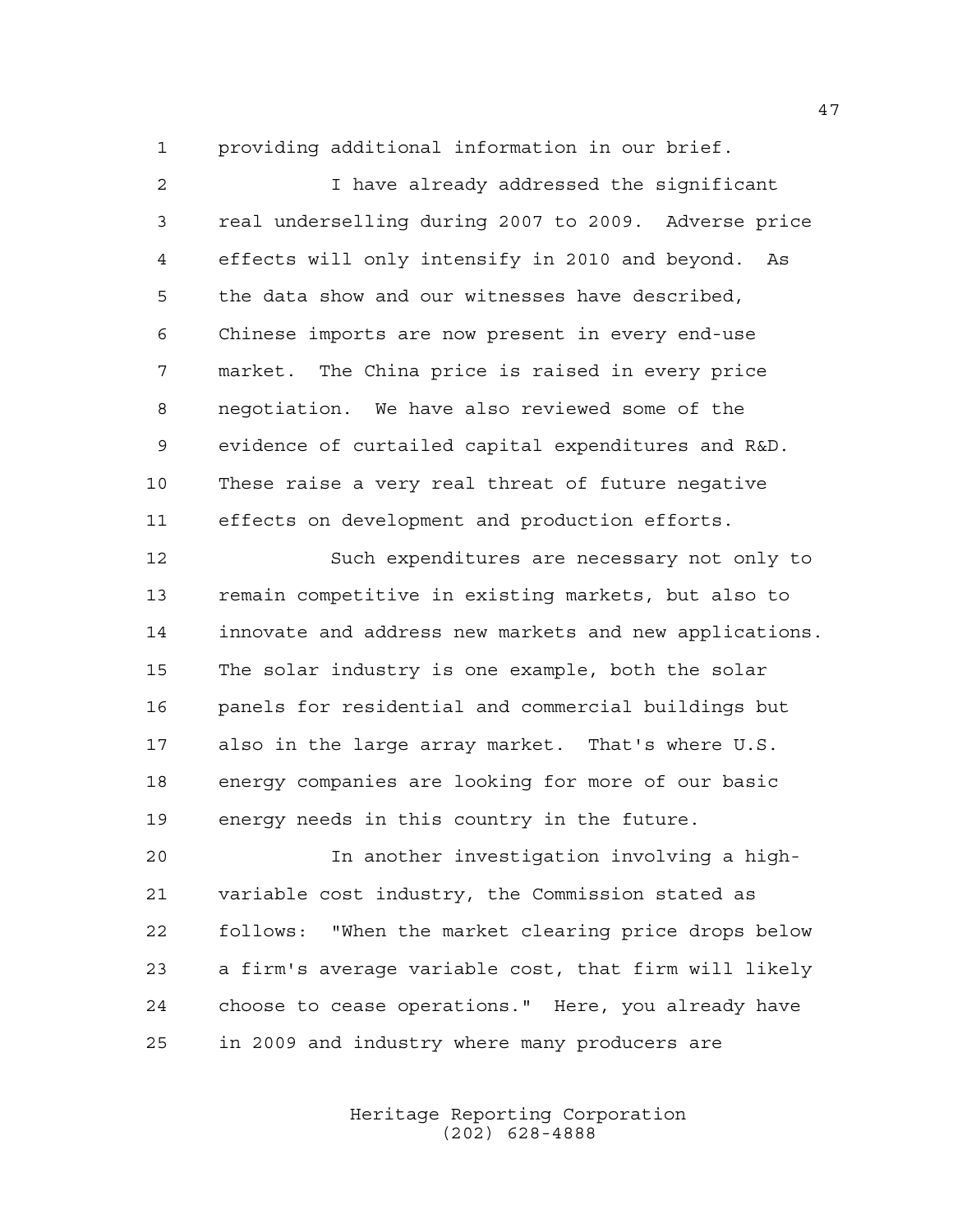providing additional information in our brief.

I have already addressed the significant real underselling during 2007 to 2009. Adverse price effects will only intensify in 2010 and beyond. As the data show and our witnesses have described, Chinese imports are now present in every end-use market. The China price is raised in every price negotiation. We have also reviewed some of the evidence of curtailed capital expenditures and R&D. These raise a very real threat of future negative effects on development and production efforts.

Such expenditures are necessary not only to remain competitive in existing markets, but also to innovate and address new markets and new applications. The solar industry is one example, both the solar panels for residential and commercial buildings but also in the large array market. That's where U.S. energy companies are looking for more of our basic energy needs in this country in the future.

In another investigation involving a high-variable cost industry, the Commission stated as follows: "When the market clearing price drops below a firm's average variable cost, that firm will likely choose to cease operations." Here, you already have in 2009 and industry where many producers are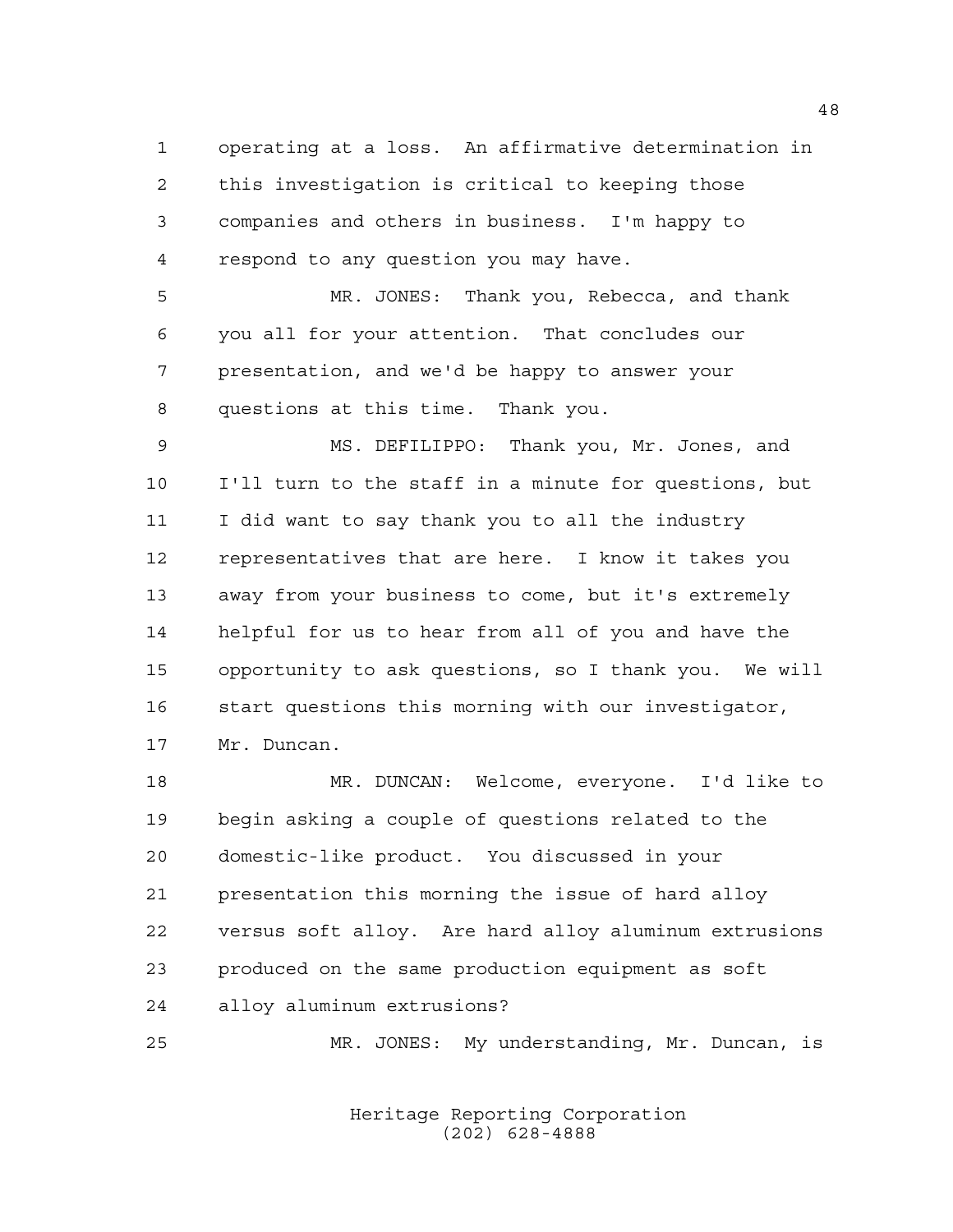operating at a loss. An affirmative determination in this investigation is critical to keeping those companies and others in business. I'm happy to respond to any question you may have.

MR. JONES: Thank you, Rebecca, and thank you all for your attention. That concludes our presentation, and we'd be happy to answer your questions at this time. Thank you.

MS. DEFILIPPO: Thank you, Mr. Jones, and I'll turn to the staff in a minute for questions, but I did want to say thank you to all the industry representatives that are here. I know it takes you away from your business to come, but it's extremely helpful for us to hear from all of you and have the opportunity to ask questions, so I thank you. We will start questions this morning with our investigator, Mr. Duncan.

MR. DUNCAN: Welcome, everyone. I'd like to begin asking a couple of questions related to the domestic-like product. You discussed in your presentation this morning the issue of hard alloy versus soft alloy. Are hard alloy aluminum extrusions produced on the same production equipment as soft alloy aluminum extrusions?

MR. JONES: My understanding, Mr. Duncan, is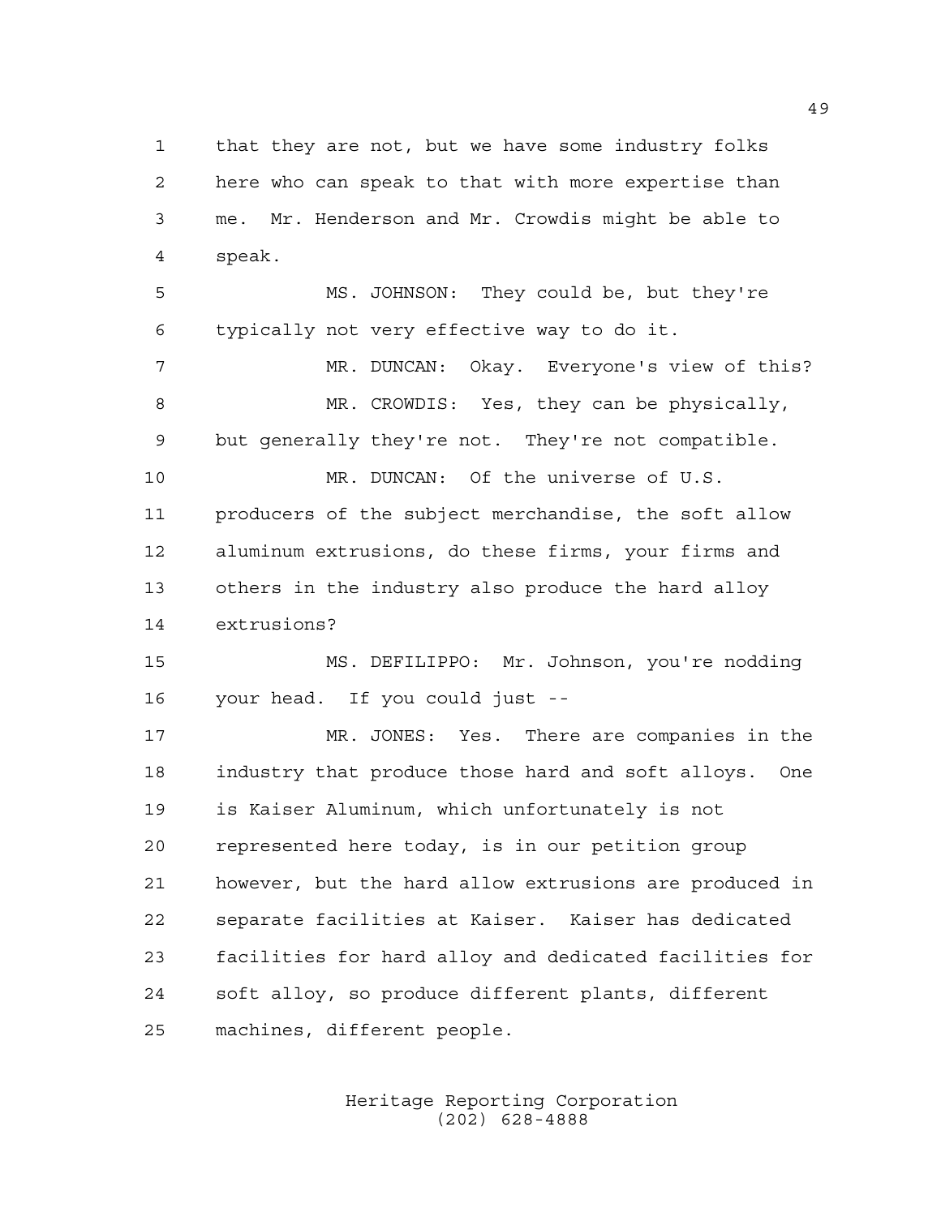that they are not, but we have some industry folks here who can speak to that with more expertise than me. Mr. Henderson and Mr. Crowdis might be able to speak.

MS. JOHNSON: They could be, but they're typically not very effective way to do it.

MR. DUNCAN: Okay. Everyone's view of this?

MR. CROWDIS: Yes, they can be physically, but generally they're not. They're not compatible.

MR. DUNCAN: Of the universe of U.S. producers of the subject merchandise, the soft allow aluminum extrusions, do these firms, your firms and others in the industry also produce the hard alloy extrusions?

MS. DEFILIPPO: Mr. Johnson, you're nodding your head. If you could just --

MR. JONES: Yes. There are companies in the industry that produce those hard and soft alloys. One is Kaiser Aluminum, which unfortunately is not represented here today, is in our petition group however, but the hard allow extrusions are produced in separate facilities at Kaiser. Kaiser has dedicated facilities for hard alloy and dedicated facilities for soft alloy, so produce different plants, different machines, different people.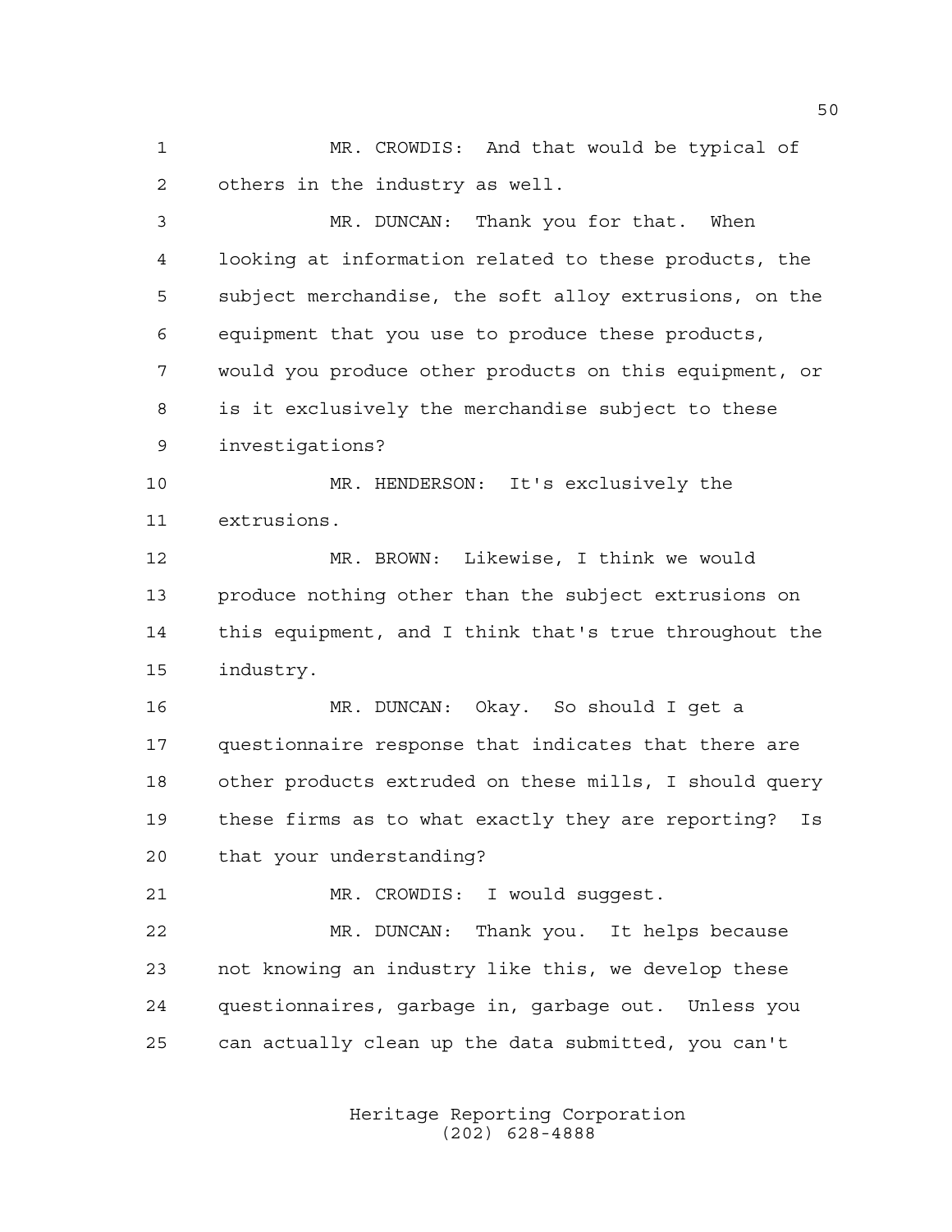MR. CROWDIS: And that would be typical of others in the industry as well.

MR. DUNCAN: Thank you for that. When looking at information related to these products, the subject merchandise, the soft alloy extrusions, on the equipment that you use to produce these products, would you produce other products on this equipment, or is it exclusively the merchandise subject to these investigations?

MR. HENDERSON: It's exclusively the extrusions.

MR. BROWN: Likewise, I think we would produce nothing other than the subject extrusions on this equipment, and I think that's true throughout the industry.

MR. DUNCAN: Okay. So should I get a questionnaire response that indicates that there are other products extruded on these mills, I should query these firms as to what exactly they are reporting? Is that your understanding?

MR. CROWDIS: I would suggest.

MR. DUNCAN: Thank you. It helps because not knowing an industry like this, we develop these questionnaires, garbage in, garbage out. Unless you can actually clean up the data submitted, you can't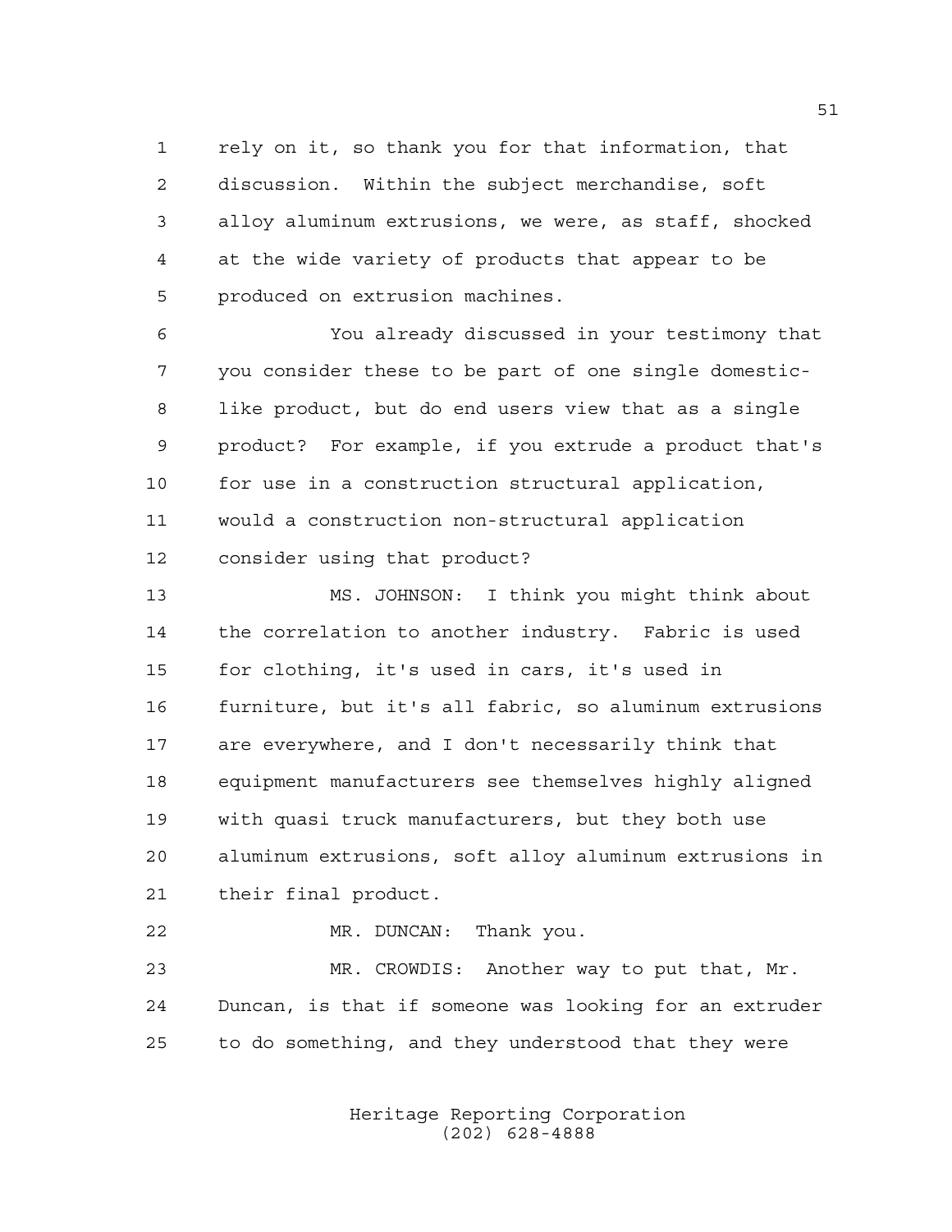rely on it, so thank you for that information, that discussion. Within the subject merchandise, soft alloy aluminum extrusions, we were, as staff, shocked at the wide variety of products that appear to be produced on extrusion machines.

You already discussed in your testimony that you consider these to be part of one single domestic-like product, but do end users view that as a single product? For example, if you extrude a product that's for use in a construction structural application, would a construction non-structural application consider using that product?

MS. JOHNSON: I think you might think about the correlation to another industry. Fabric is used for clothing, it's used in cars, it's used in furniture, but it's all fabric, so aluminum extrusions are everywhere, and I don't necessarily think that equipment manufacturers see themselves highly aligned with quasi truck manufacturers, but they both use aluminum extrusions, soft alloy aluminum extrusions in their final product.

MR. DUNCAN: Thank you.

MR. CROWDIS: Another way to put that, Mr. Duncan, is that if someone was looking for an extruder to do something, and they understood that they were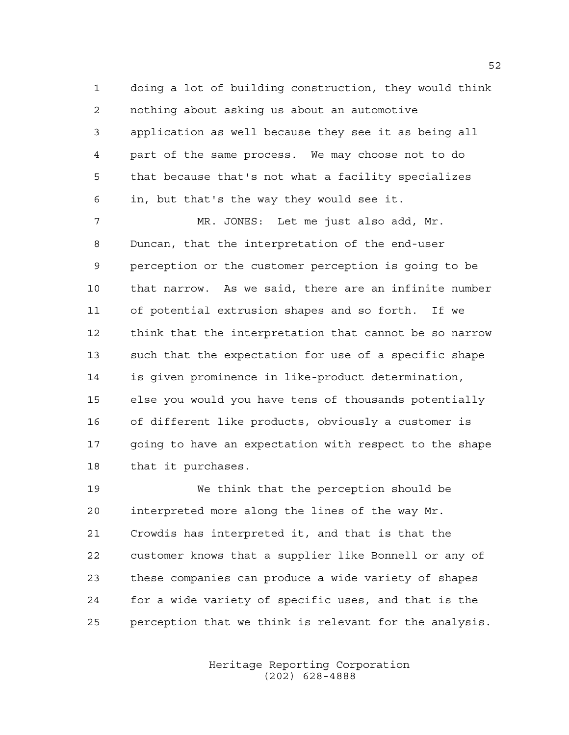doing a lot of building construction, they would think nothing about asking us about an automotive application as well because they see it as being all part of the same process. We may choose not to do that because that's not what a facility specializes in, but that's the way they would see it.

MR. JONES: Let me just also add, Mr. Duncan, that the interpretation of the end-user perception or the customer perception is going to be that narrow. As we said, there are an infinite number of potential extrusion shapes and so forth. If we think that the interpretation that cannot be so narrow such that the expectation for use of a specific shape is given prominence in like-product determination, else you would you have tens of thousands potentially of different like products, obviously a customer is going to have an expectation with respect to the shape that it purchases.

We think that the perception should be interpreted more along the lines of the way Mr. Crowdis has interpreted it, and that is that the customer knows that a supplier like Bonnell or any of these companies can produce a wide variety of shapes for a wide variety of specific uses, and that is the perception that we think is relevant for the analysis.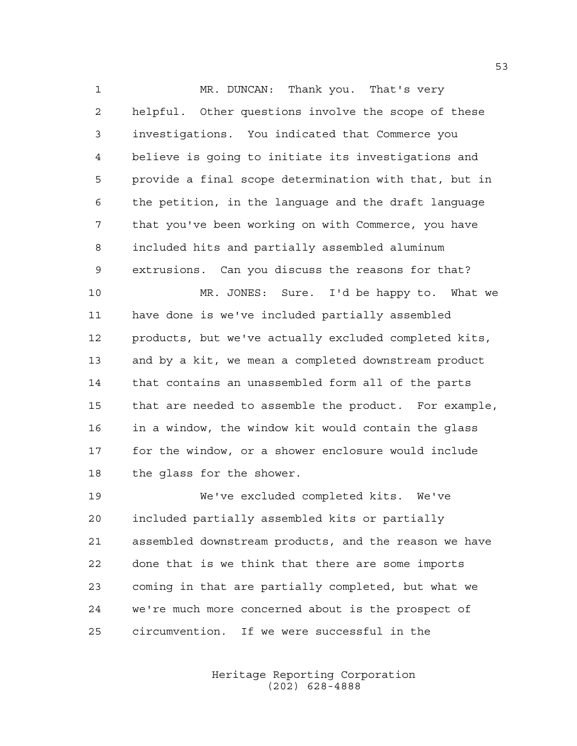MR. DUNCAN: Thank you. That's very helpful. Other questions involve the scope of these investigations. You indicated that Commerce you believe is going to initiate its investigations and provide a final scope determination with that, but in the petition, in the language and the draft language that you've been working on with Commerce, you have included hits and partially assembled aluminum extrusions. Can you discuss the reasons for that?

MR. JONES: Sure. I'd be happy to. What we have done is we've included partially assembled products, but we've actually excluded completed kits, and by a kit, we mean a completed downstream product that contains an unassembled form all of the parts that are needed to assemble the product. For example, in a window, the window kit would contain the glass for the window, or a shower enclosure would include the glass for the shower.

We've excluded completed kits. We've included partially assembled kits or partially assembled downstream products, and the reason we have done that is we think that there are some imports coming in that are partially completed, but what we we're much more concerned about is the prospect of circumvention. If we were successful in the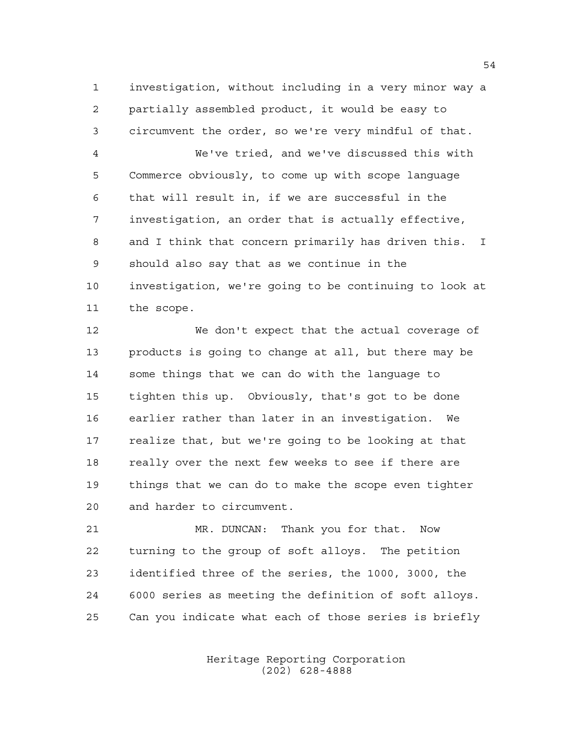investigation, without including in a very minor way a partially assembled product, it would be easy to circumvent the order, so we're very mindful of that.

We've tried, and we've discussed this with Commerce obviously, to come up with scope language that will result in, if we are successful in the investigation, an order that is actually effective, and I think that concern primarily has driven this. I should also say that as we continue in the investigation, we're going to be continuing to look at the scope.

We don't expect that the actual coverage of products is going to change at all, but there may be some things that we can do with the language to tighten this up. Obviously, that's got to be done earlier rather than later in an investigation. We realize that, but we're going to be looking at that really over the next few weeks to see if there are things that we can do to make the scope even tighter and harder to circumvent.

MR. DUNCAN: Thank you for that. Now turning to the group of soft alloys. The petition identified three of the series, the 1000, 3000, the 6000 series as meeting the definition of soft alloys. Can you indicate what each of those series is briefly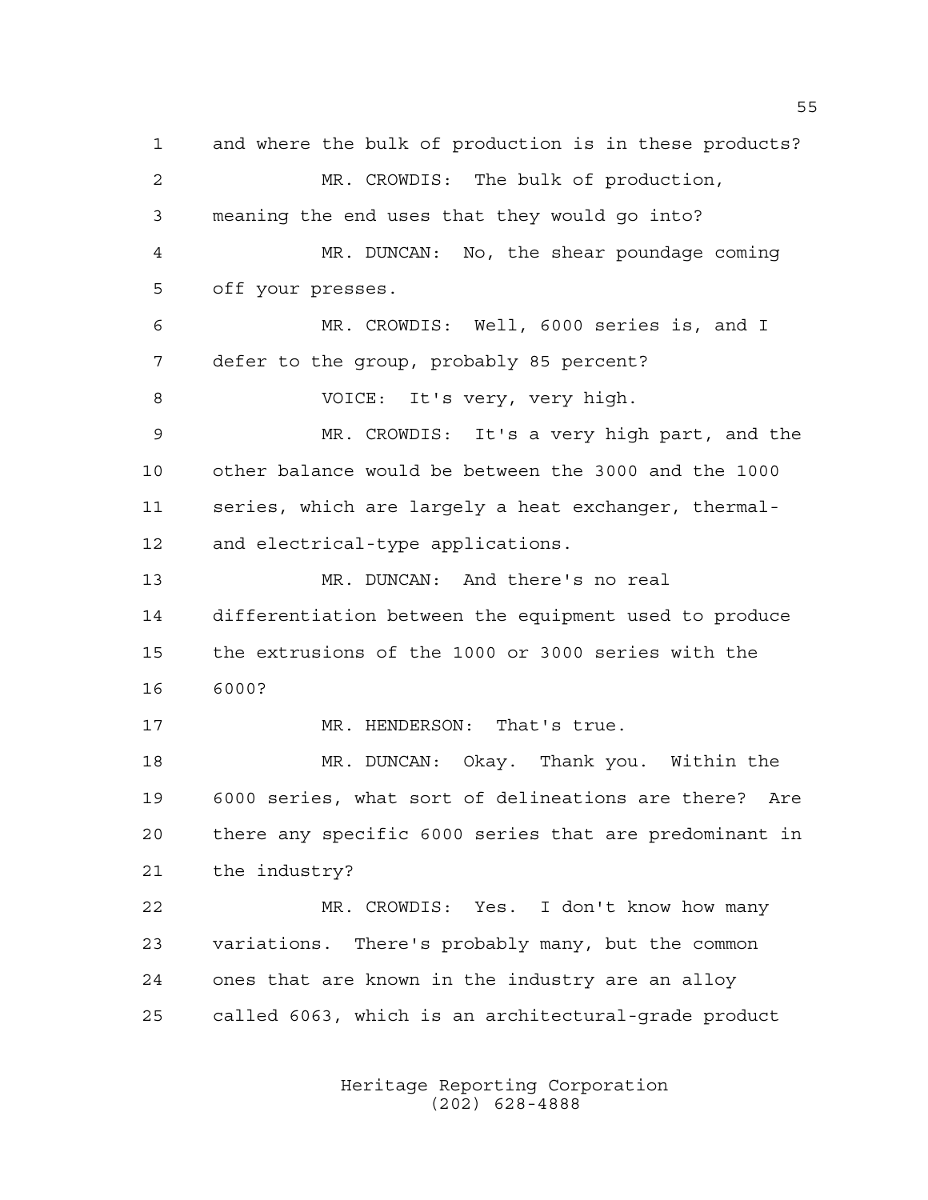1 and where the bulk of production is in these products?

2 MR. CROWDIS: The bulk of production,

3 meaning the end uses that they would go into?

4 MR. DUNCAN: No, the shear poundage coming

5 off your presses.

6 MR. CROWDIS: Well, 6000 series is, and I

7 defer to the group, probably 85 percent?

8 VOICE: It's very, very high.

9 MR. CROWDIS: It's a very high part, and the

10 other balance would be between the 3000 and the 1000

11 series, which are largely a heat exchanger, thermal-

12 and electrical-type applications.

13 MR. DUNCAN: And there's no real

14 differentiation between the equipment used to produce

15 the extrusions of the 1000 or 3000 series with the

16 6000?

17 MR. HENDERSON: That's true.

18 MR. DUNCAN: Okay. Thank you. Within the

19 6000 series, what sort of delineations are there? Are

20 there any specific 6000 series that are predominant in

21 the industry?

22 MR. CROWDIS: Yes. I don't know how many

23 variations. There's probably many, but the common

24 ones that are known in the industry are an alloy

25 called 6063, which is an architectural-grade product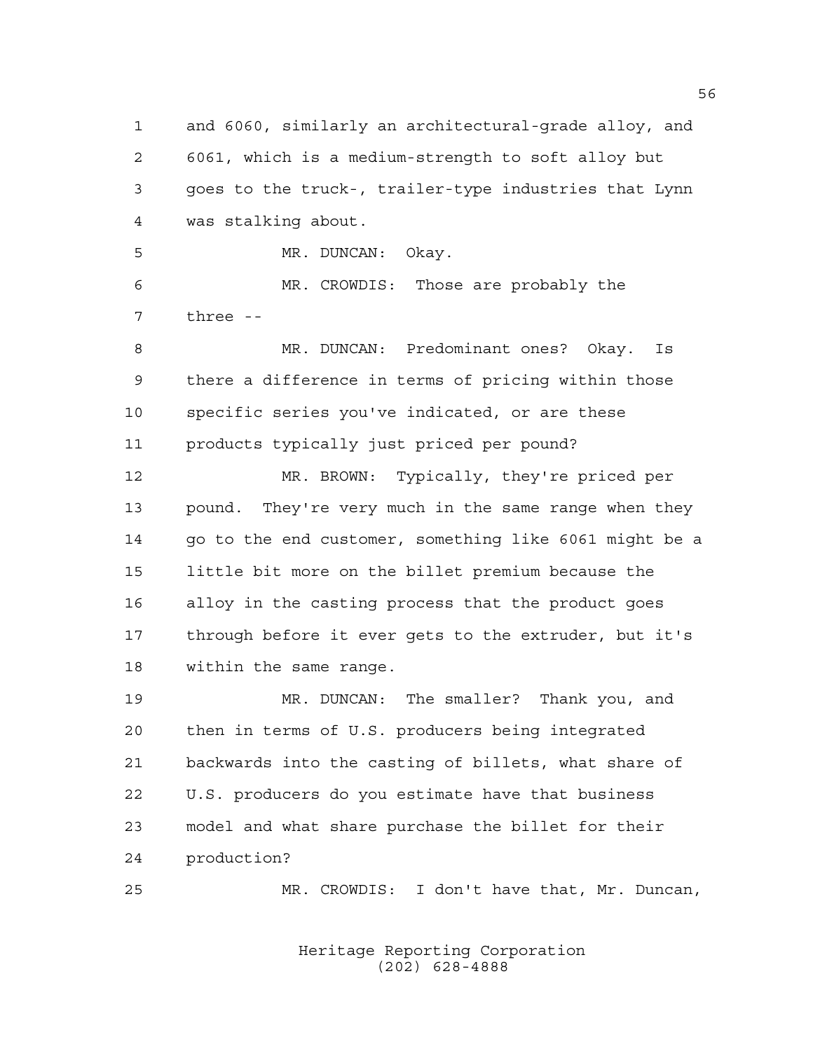and 6060, similarly an architectural-grade alloy, and 6061, which is a medium-strength to soft alloy but goes to the truck-, trailer-type industries that Lynn was stalking about.

MR. DUNCAN: Okay.

MR. CROWDIS: Those are probably the three --

MR. DUNCAN: Predominant ones? Okay. Is there a difference in terms of pricing within those specific series you've indicated, or are these products typically just priced per pound?

MR. BROWN: Typically, they're priced per pound. They're very much in the same range when they go to the end customer, something like 6061 might be a little bit more on the billet premium because the alloy in the casting process that the product goes through before it ever gets to the extruder, but it's within the same range.

MR. DUNCAN: The smaller? Thank you, and then in terms of U.S. producers being integrated backwards into the casting of billets, what share of U.S. producers do you estimate have that business model and what share purchase the billet for their production?

MR. CROWDIS: I don't have that, Mr. Duncan,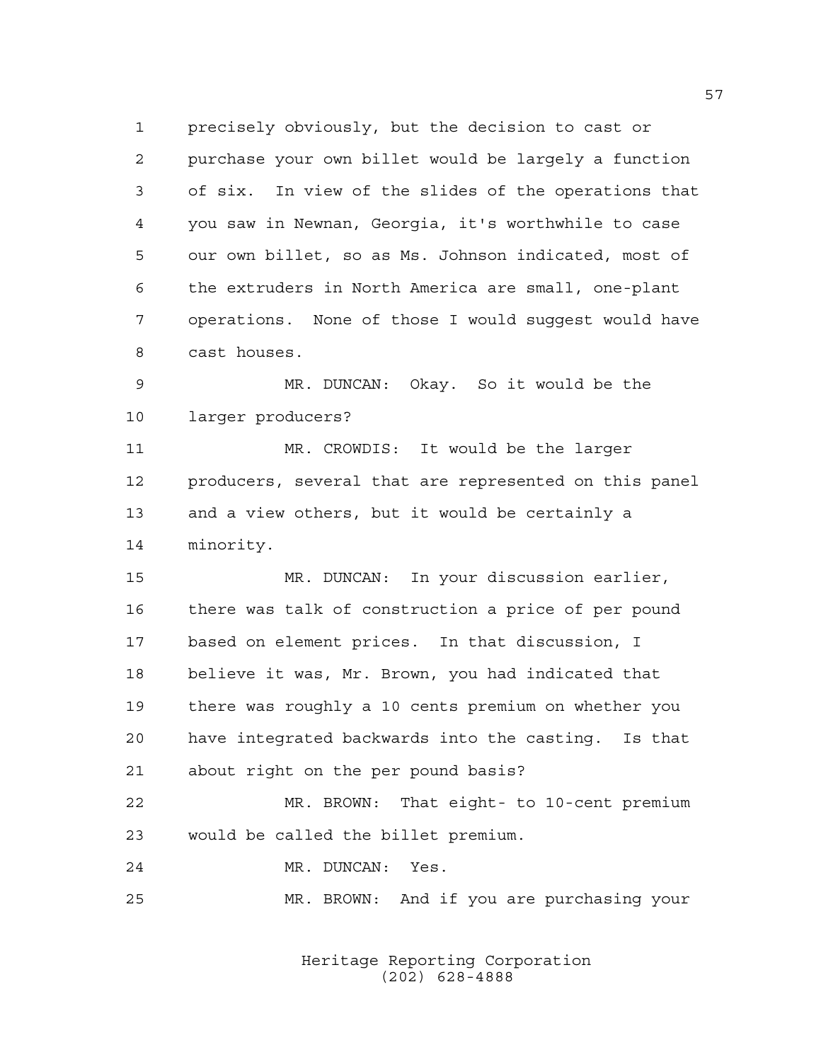precisely obviously, but the decision to cast or purchase your own billet would be largely a function of six. In view of the slides of the operations that you saw in Newnan, Georgia, it's worthwhile to case our own billet, so as Ms. Johnson indicated, most of the extruders in North America are small, one-plant operations. None of those I would suggest would have cast houses.

MR. DUNCAN: Okay. So it would be the larger producers?

MR. CROWDIS: It would be the larger producers, several that are represented on this panel and a view others, but it would be certainly a minority.

MR. DUNCAN: In your discussion earlier, there was talk of construction a price of per pound based on element prices. In that discussion, I believe it was, Mr. Brown, you had indicated that there was roughly a 10 cents premium on whether you have integrated backwards into the casting. Is that about right on the per pound basis?

MR. BROWN: That eight- to 10-cent premium would be called the billet premium.

MR. DUNCAN: Yes.

MR. BROWN: And if you are purchasing your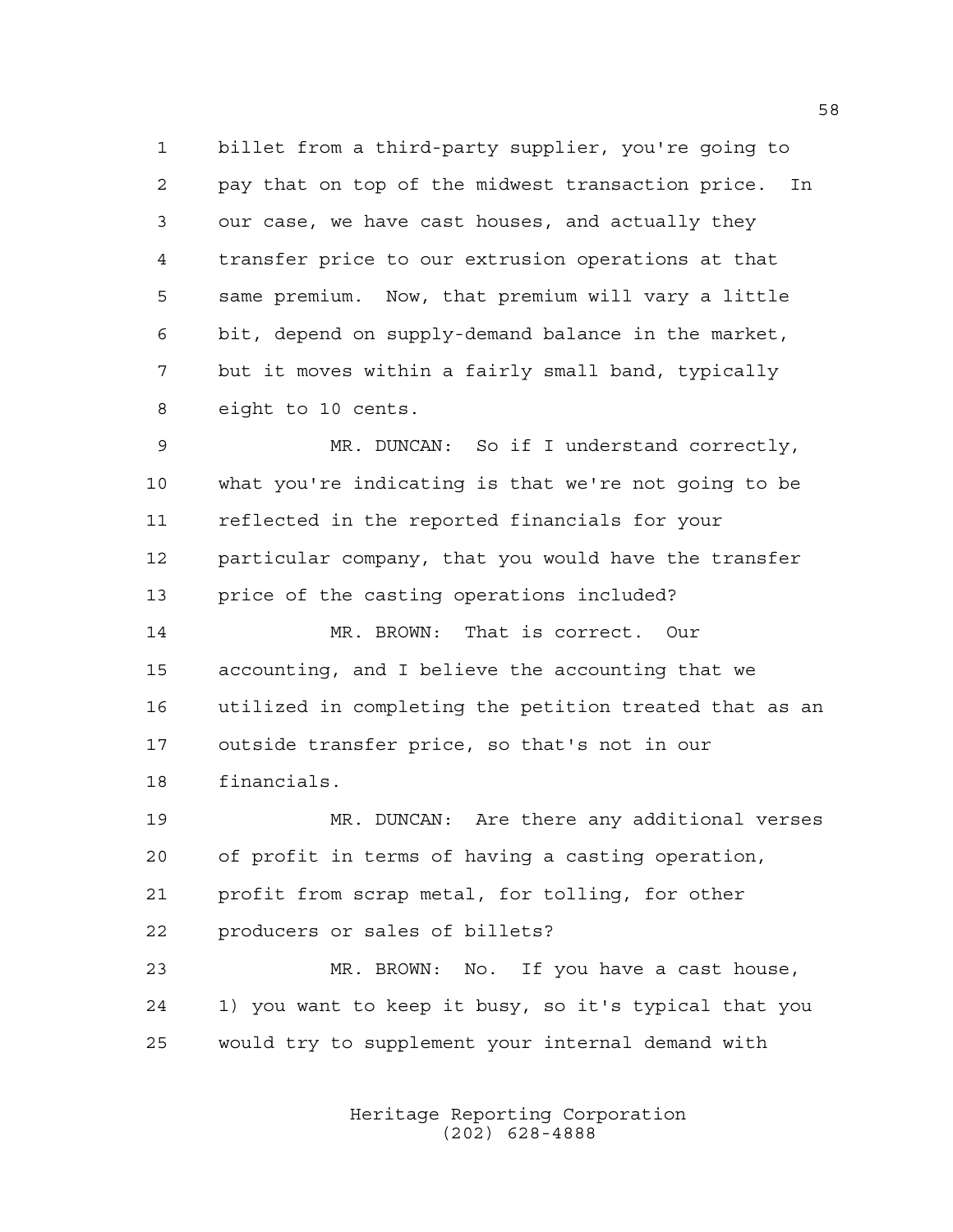billet from a third-party supplier, you're going to pay that on top of the midwest transaction price. In our case, we have cast houses, and actually they transfer price to our extrusion operations at that same premium. Now, that premium will vary a little bit, depend on supply-demand balance in the market, but it moves within a fairly small band, typically eight to 10 cents.

MR. DUNCAN: So if I understand correctly, what you're indicating is that we're not going to be reflected in the reported financials for your particular company, that you would have the transfer price of the casting operations included?

MR. BROWN: That is correct. Our accounting, and I believe the accounting that we utilized in completing the petition treated that as an outside transfer price, so that's not in our financials.

MR. DUNCAN: Are there any additional verses of profit in terms of having a casting operation, profit from scrap metal, for tolling, for other producers or sales of billets?

MR. BROWN: No. If you have a cast house, 1) you want to keep it busy, so it's typical that you would try to supplement your internal demand with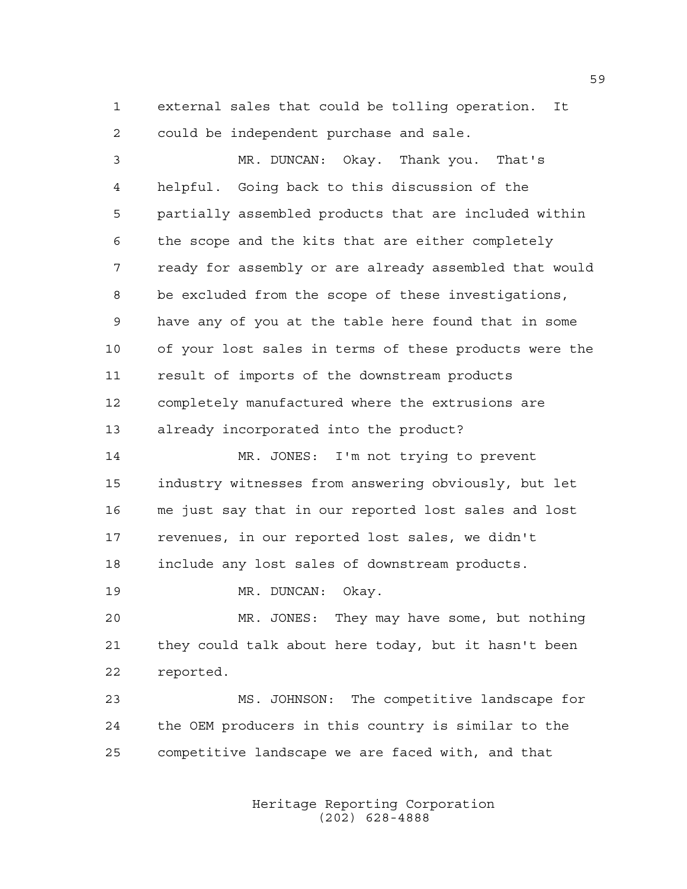external sales that could be tolling operation. It could be independent purchase and sale.

MR. DUNCAN: Okay. Thank you. That's helpful. Going back to this discussion of the partially assembled products that are included within the scope and the kits that are either completely ready for assembly or are already assembled that would be excluded from the scope of these investigations, have any of you at the table here found that in some of your lost sales in terms of these products were the result of imports of the downstream products completely manufactured where the extrusions are already incorporated into the product?

MR. JONES: I'm not trying to prevent industry witnesses from answering obviously, but let me just say that in our reported lost sales and lost revenues, in our reported lost sales, we didn't include any lost sales of downstream products.

MR. DUNCAN: Okay.

MR. JONES: They may have some, but nothing they could talk about here today, but it hasn't been reported.

MS. JOHNSON: The competitive landscape for the OEM producers in this country is similar to the competitive landscape we are faced with, and that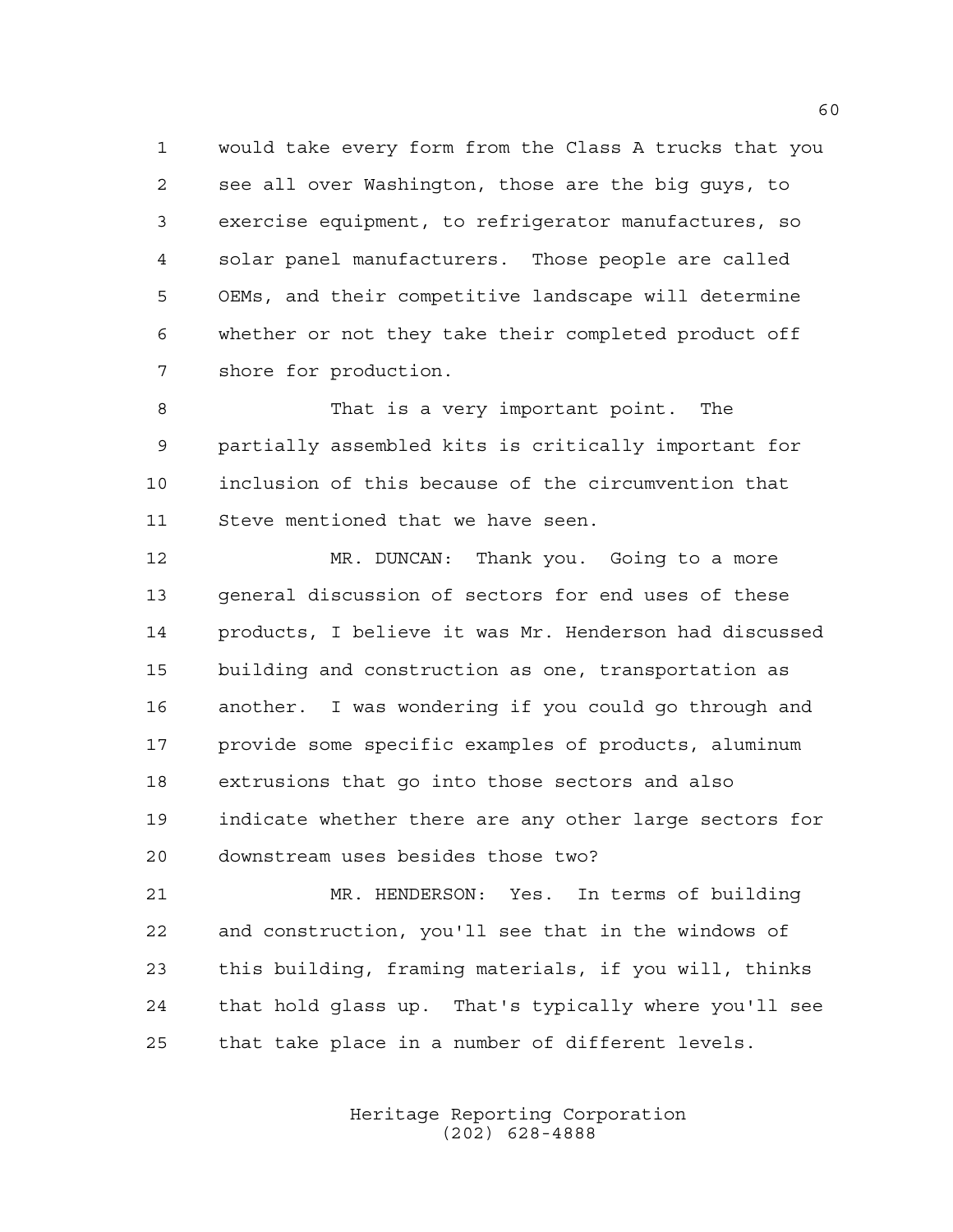would take every form from the Class A trucks that you see all over Washington, those are the big guys, to exercise equipment, to refrigerator manufactures, so solar panel manufacturers. Those people are called OEMs, and their competitive landscape will determine whether or not they take their completed product off shore for production.

That is a very important point. The partially assembled kits is critically important for inclusion of this because of the circumvention that Steve mentioned that we have seen.

MR. DUNCAN: Thank you. Going to a more general discussion of sectors for end uses of these products, I believe it was Mr. Henderson had discussed building and construction as one, transportation as another. I was wondering if you could go through and provide some specific examples of products, aluminum extrusions that go into those sectors and also indicate whether there are any other large sectors for downstream uses besides those two?

MR. HENDERSON: Yes. In terms of building and construction, you'll see that in the windows of this building, framing materials, if you will, thinks that hold glass up. That's typically where you'll see that take place in a number of different levels.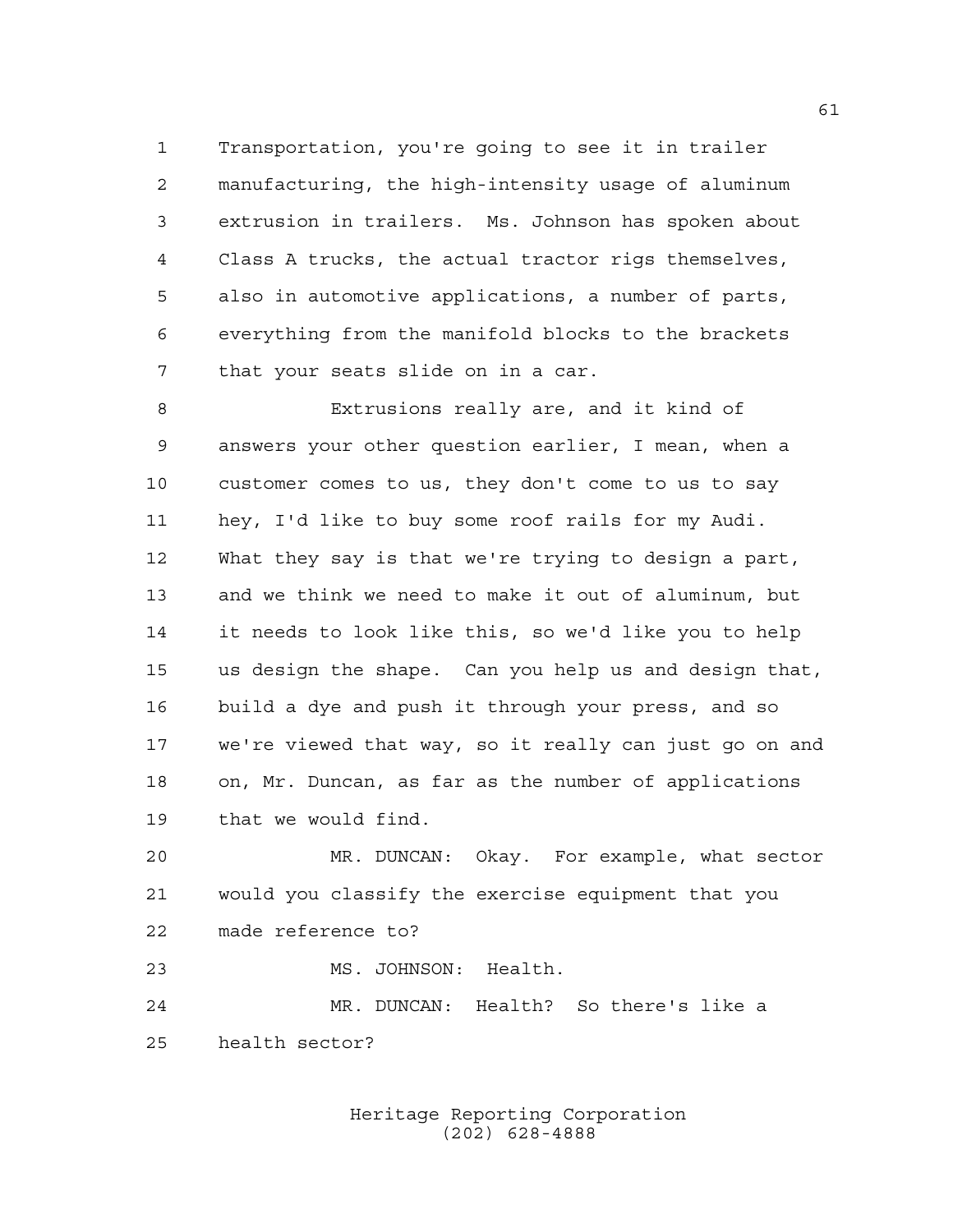Transportation, you're going to see it in trailer manufacturing, the high-intensity usage of aluminum extrusion in trailers. Ms. Johnson has spoken about Class A trucks, the actual tractor rigs themselves, also in automotive applications, a number of parts, everything from the manifold blocks to the brackets that your seats slide on in a car.

Extrusions really are, and it kind of answers your other question earlier, I mean, when a customer comes to us, they don't come to us to say hey, I'd like to buy some roof rails for my Audi. What they say is that we're trying to design a part, and we think we need to make it out of aluminum, but it needs to look like this, so we'd like you to help us design the shape. Can you help us and design that, build a dye and push it through your press, and so we're viewed that way, so it really can just go on and on, Mr. Duncan, as far as the number of applications that we would find.

MR. DUNCAN: Okay. For example, what sector would you classify the exercise equipment that you made reference to?

MS. JOHNSON: Health.

MR. DUNCAN: Health? So there's like a health sector?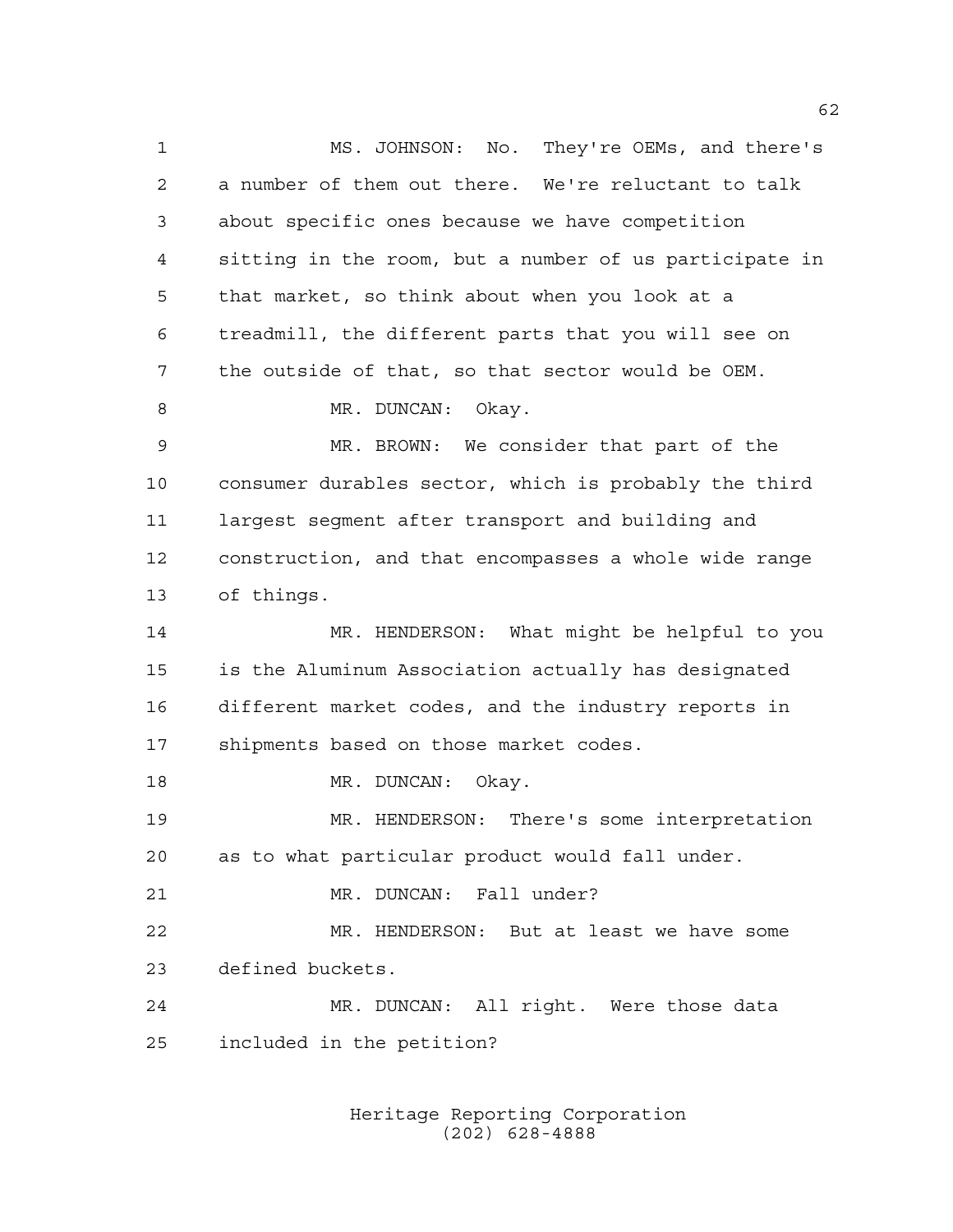MS. JOHNSON: No. They're OEMs, and there's a number of them out there. We're reluctant to talk about specific ones because we have competition sitting in the room, but a number of us participate in that market, so think about when you look at a treadmill, the different parts that you will see on the outside of that, so that sector would be OEM.

MR. DUNCAN: Okay.

MR. BROWN: We consider that part of the consumer durables sector, which is probably the third largest segment after transport and building and construction, and that encompasses a whole wide range of things.

MR. HENDERSON: What might be helpful to you is the Aluminum Association actually has designated different market codes, and the industry reports in shipments based on those market codes.

MR. DUNCAN: Okay.

MR. HENDERSON: There's some interpretation as to what particular product would fall under.

MR. DUNCAN: Fall under?

MR. HENDERSON: But at least we have some defined buckets.

MR. DUNCAN: All right. Were those data included in the petition?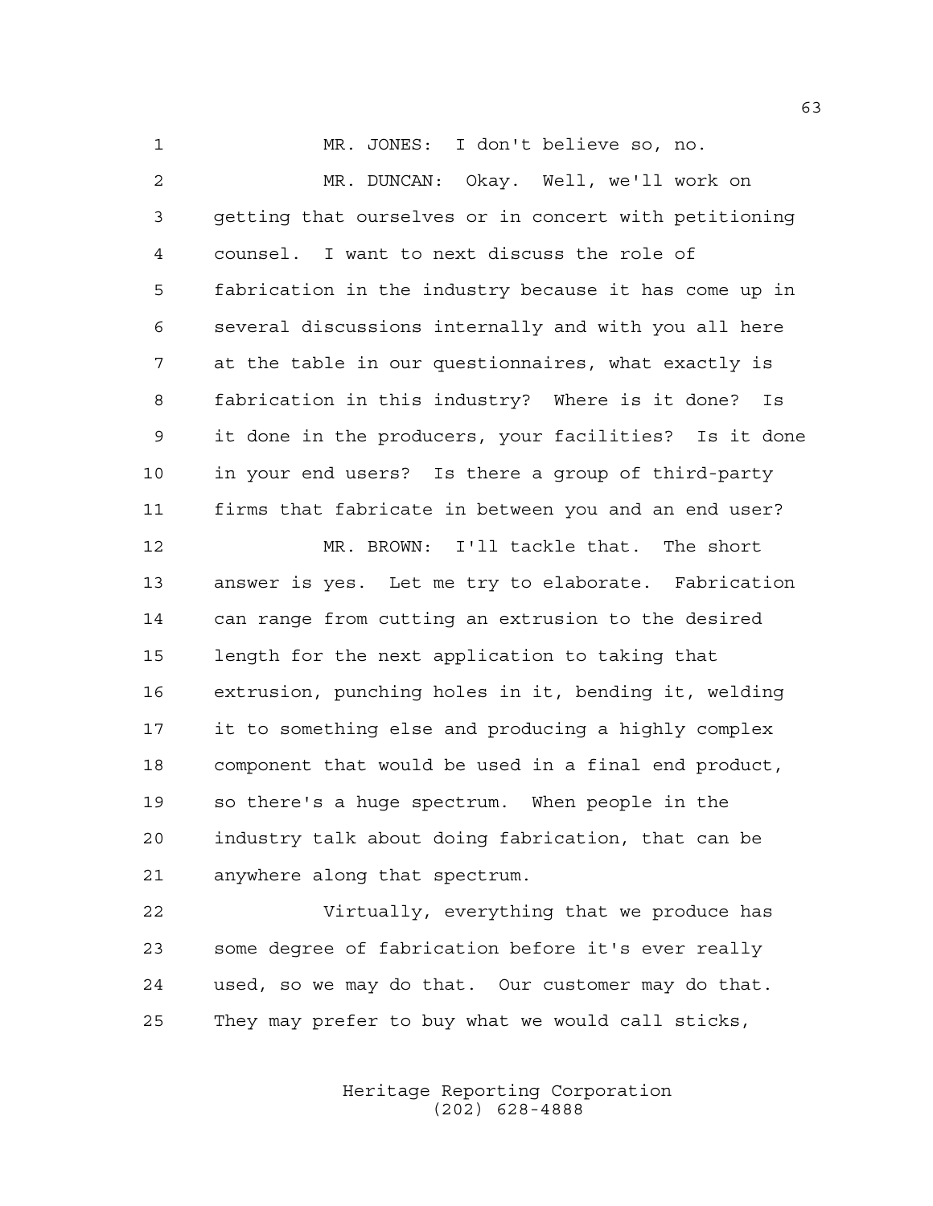MR. JONES: I don't believe so, no.

MR. DUNCAN: Okay. Well, we'll work on getting that ourselves or in concert with petitioning counsel. I want to next discuss the role of fabrication in the industry because it has come up in several discussions internally and with you all here at the table in our questionnaires, what exactly is fabrication in this industry? Where is it done? Is it done in the producers, your facilities? Is it done in your end users? Is there a group of third-party firms that fabricate in between you and an end user?

MR. BROWN: I'll tackle that. The short answer is yes. Let me try to elaborate. Fabrication can range from cutting an extrusion to the desired length for the next application to taking that extrusion, punching holes in it, bending it, welding it to something else and producing a highly complex component that would be used in a final end product, so there's a huge spectrum. When people in the industry talk about doing fabrication, that can be anywhere along that spectrum.

Virtually, everything that we produce has some degree of fabrication before it's ever really used, so we may do that. Our customer may do that. They may prefer to buy what we would call sticks,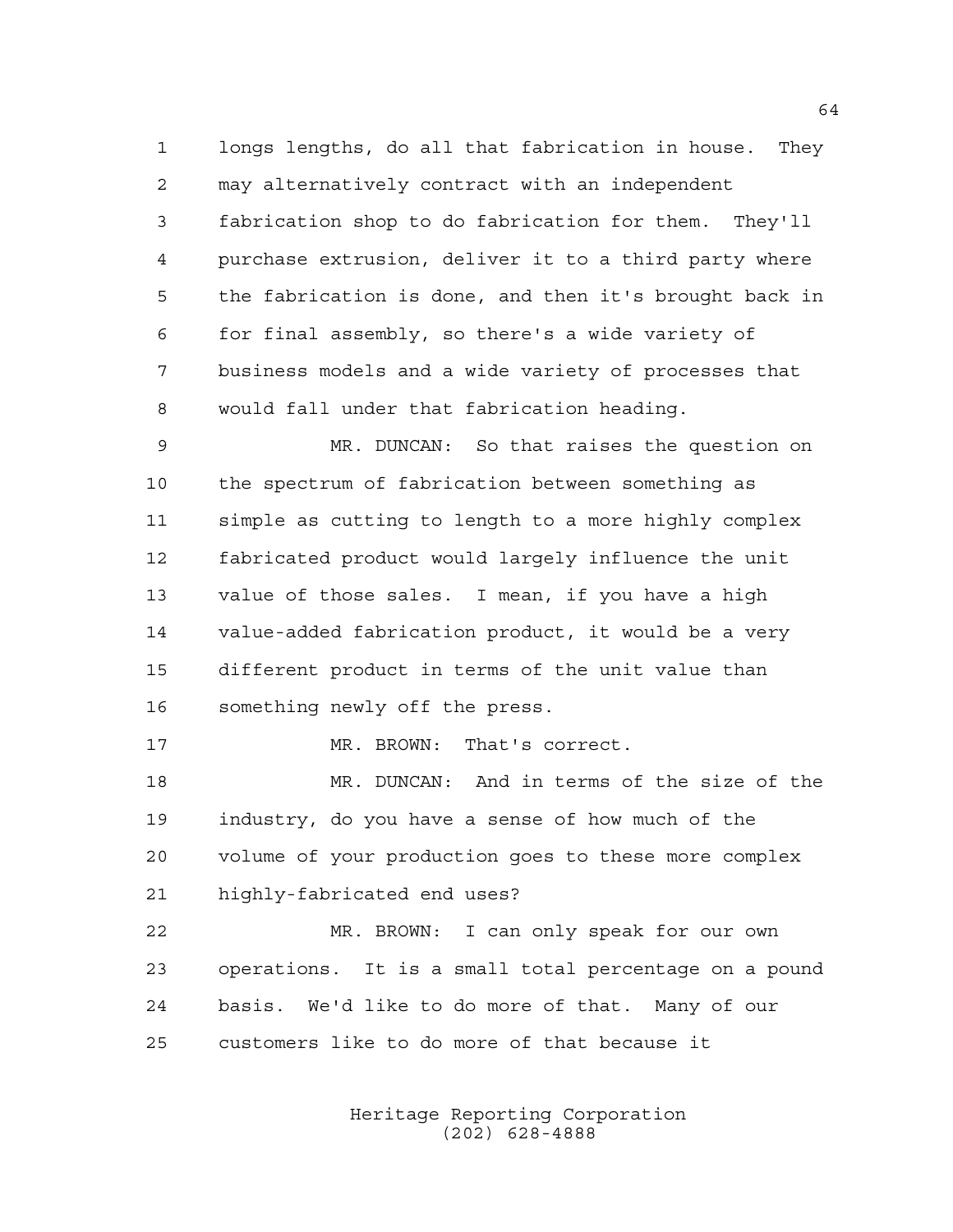longs lengths, do all that fabrication in house. They may alternatively contract with an independent fabrication shop to do fabrication for them. They'll purchase extrusion, deliver it to a third party where the fabrication is done, and then it's brought back in for final assembly, so there's a wide variety of business models and a wide variety of processes that would fall under that fabrication heading.

MR. DUNCAN: So that raises the question on the spectrum of fabrication between something as simple as cutting to length to a more highly complex fabricated product would largely influence the unit value of those sales. I mean, if you have a high value-added fabrication product, it would be a very different product in terms of the unit value than something newly off the press.

MR. BROWN: That's correct.

MR. DUNCAN: And in terms of the size of the industry, do you have a sense of how much of the volume of your production goes to these more complex highly-fabricated end uses?

MR. BROWN: I can only speak for our own operations. It is a small total percentage on a pound basis. We'd like to do more of that. Many of our customers like to do more of that because it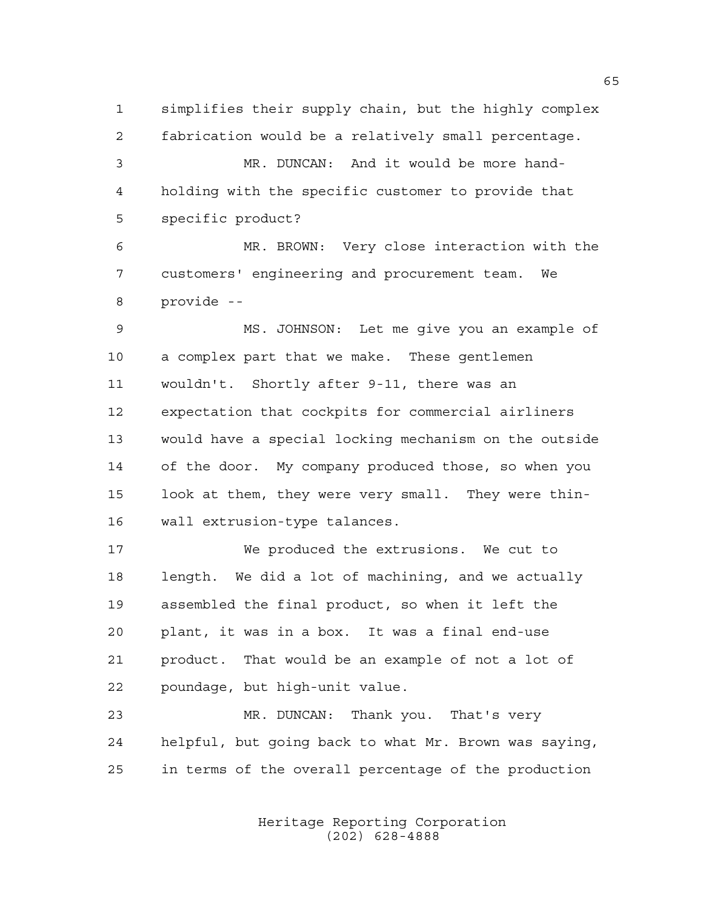simplifies their supply chain, but the highly complex fabrication would be a relatively small percentage.

MR. DUNCAN: And it would be more hand-holding with the specific customer to provide that specific product?

MR. BROWN: Very close interaction with the customers' engineering and procurement team. We provide --

MS. JOHNSON: Let me give you an example of a complex part that we make. These gentlemen wouldn't. Shortly after 9-11, there was an expectation that cockpits for commercial airliners would have a special locking mechanism on the outside of the door. My company produced those, so when you look at them, they were very small. They were thin-wall extrusion-type talances.

We produced the extrusions. We cut to length. We did a lot of machining, and we actually assembled the final product, so when it left the plant, it was in a box. It was a final end-use product. That would be an example of not a lot of poundage, but high-unit value.

MR. DUNCAN: Thank you. That's very helpful, but going back to what Mr. Brown was saying, in terms of the overall percentage of the production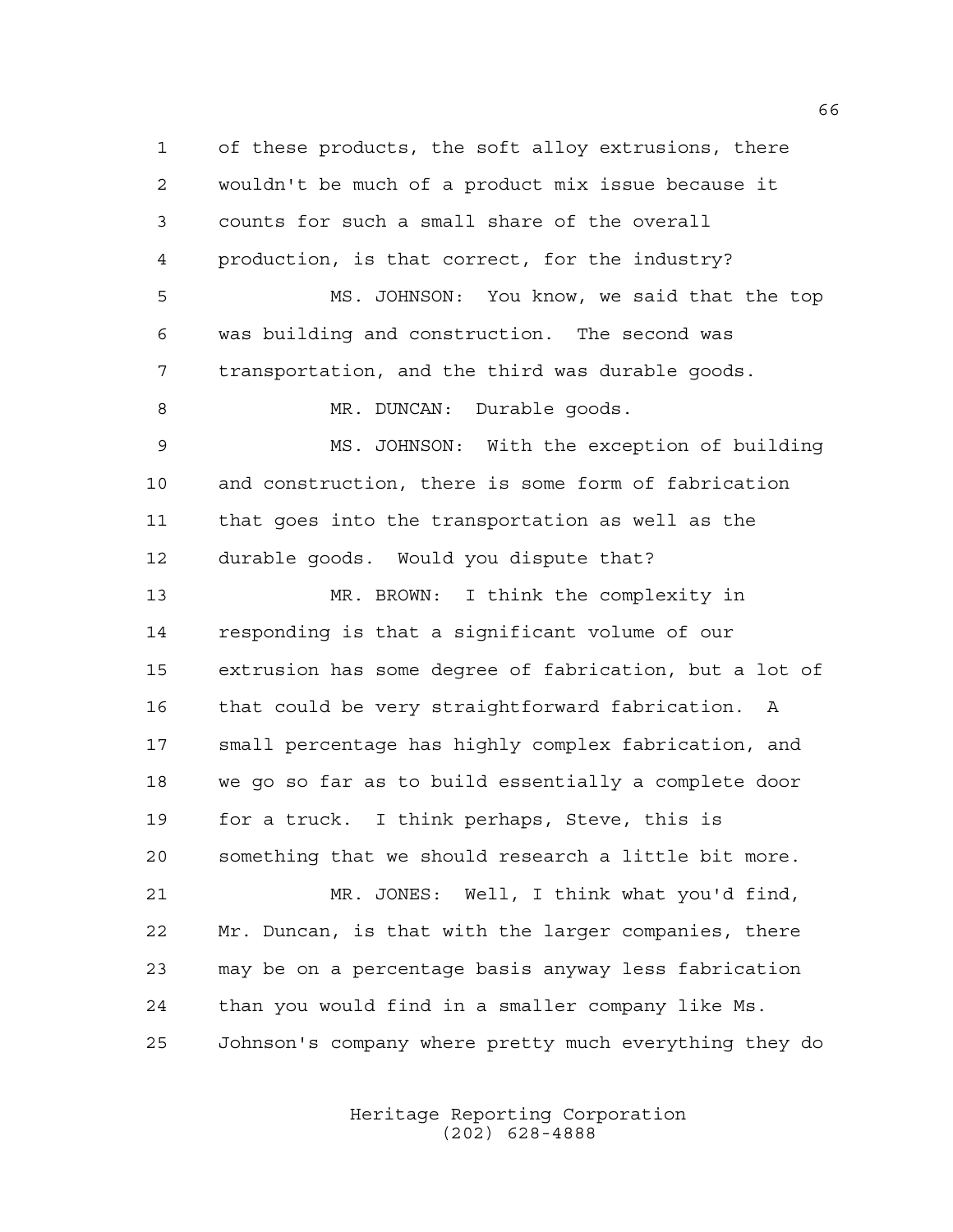of these products, the soft alloy extrusions, there wouldn't be much of a product mix issue because it counts for such a small share of the overall production, is that correct, for the industry?

MS. JOHNSON: You know, we said that the top was building and construction. The second was transportation, and the third was durable goods.

MR. DUNCAN: Durable goods.

MS. JOHNSON: With the exception of building and construction, there is some form of fabrication that goes into the transportation as well as the durable goods. Would you dispute that?

MR. BROWN: I think the complexity in responding is that a significant volume of our extrusion has some degree of fabrication, but a lot of that could be very straightforward fabrication. A small percentage has highly complex fabrication, and we go so far as to build essentially a complete door for a truck. I think perhaps, Steve, this is something that we should research a little bit more.

MR. JONES: Well, I think what you'd find, Mr. Duncan, is that with the larger companies, there may be on a percentage basis anyway less fabrication than you would find in a smaller company like Ms. Johnson's company where pretty much everything they do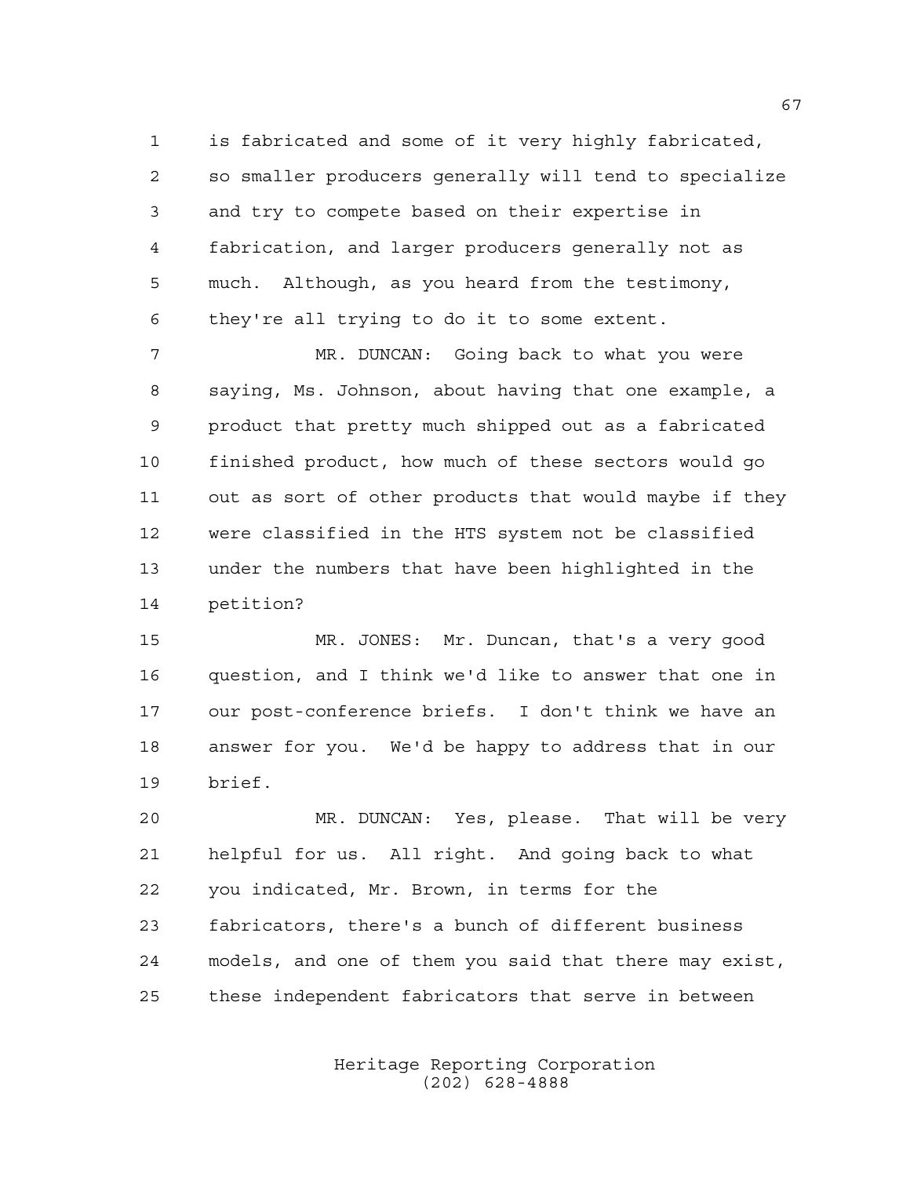is fabricated and some of it very highly fabricated, so smaller producers generally will tend to specialize and try to compete based on their expertise in fabrication, and larger producers generally not as much. Although, as you heard from the testimony, they're all trying to do it to some extent.

MR. DUNCAN: Going back to what you were saying, Ms. Johnson, about having that one example, a product that pretty much shipped out as a fabricated finished product, how much of these sectors would go out as sort of other products that would maybe if they were classified in the HTS system not be classified under the numbers that have been highlighted in the petition?

MR. JONES: Mr. Duncan, that's a very good question, and I think we'd like to answer that one in our post-conference briefs. I don't think we have an answer for you. We'd be happy to address that in our brief.

MR. DUNCAN: Yes, please. That will be very helpful for us. All right. And going back to what you indicated, Mr. Brown, in terms for the fabricators, there's a bunch of different business models, and one of them you said that there may exist, these independent fabricators that serve in between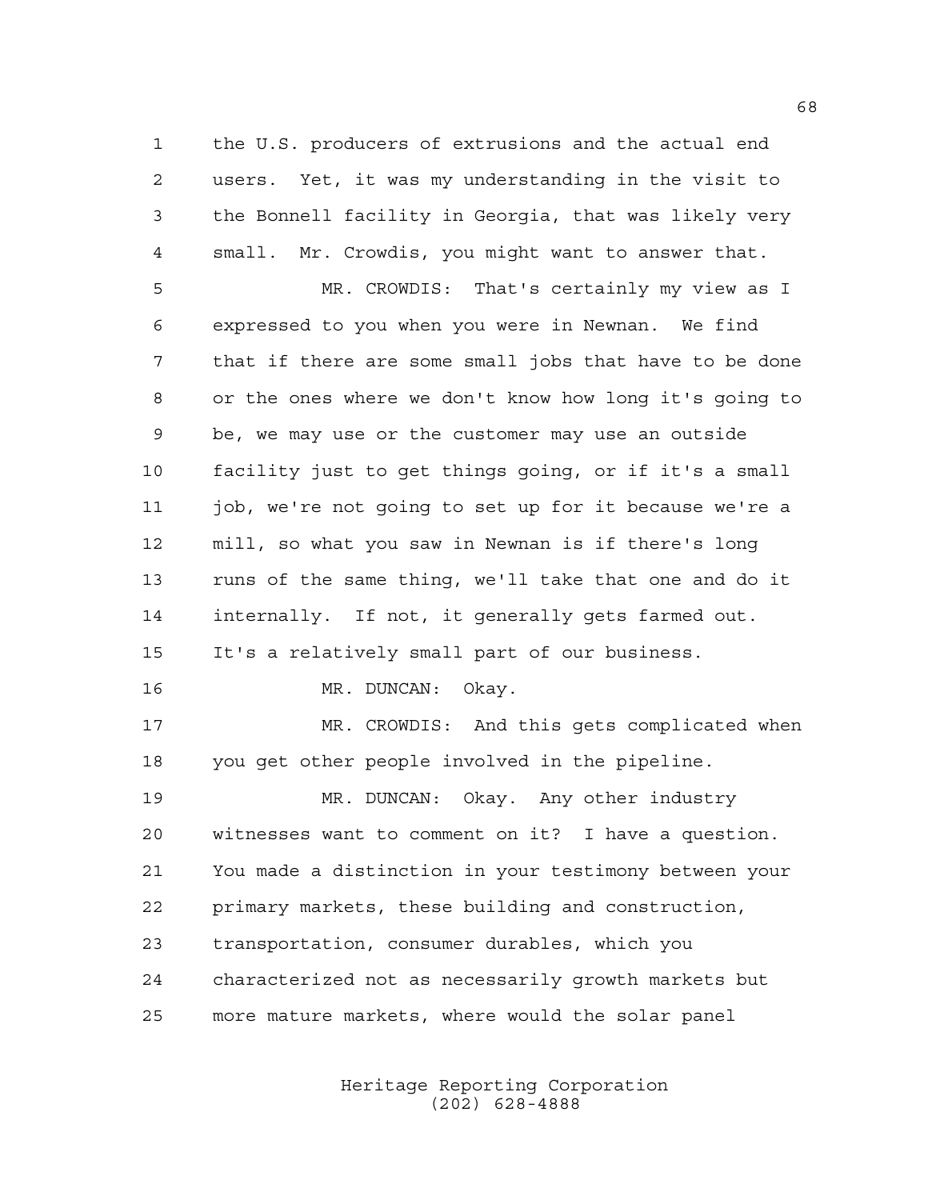the U.S. producers of extrusions and the actual end users. Yet, it was my understanding in the visit to the Bonnell facility in Georgia, that was likely very small. Mr. Crowdis, you might want to answer that.

MR. CROWDIS: That's certainly my view as I expressed to you when you were in Newnan. We find that if there are some small jobs that have to be done or the ones where we don't know how long it's going to be, we may use or the customer may use an outside facility just to get things going, or if it's a small job, we're not going to set up for it because we're a mill, so what you saw in Newnan is if there's long runs of the same thing, we'll take that one and do it internally. If not, it generally gets farmed out. It's a relatively small part of our business.

MR. DUNCAN: Okay.

MR. CROWDIS: And this gets complicated when you get other people involved in the pipeline.

MR. DUNCAN: Okay. Any other industry witnesses want to comment on it? I have a question. You made a distinction in your testimony between your primary markets, these building and construction, transportation, consumer durables, which you characterized not as necessarily growth markets but more mature markets, where would the solar panel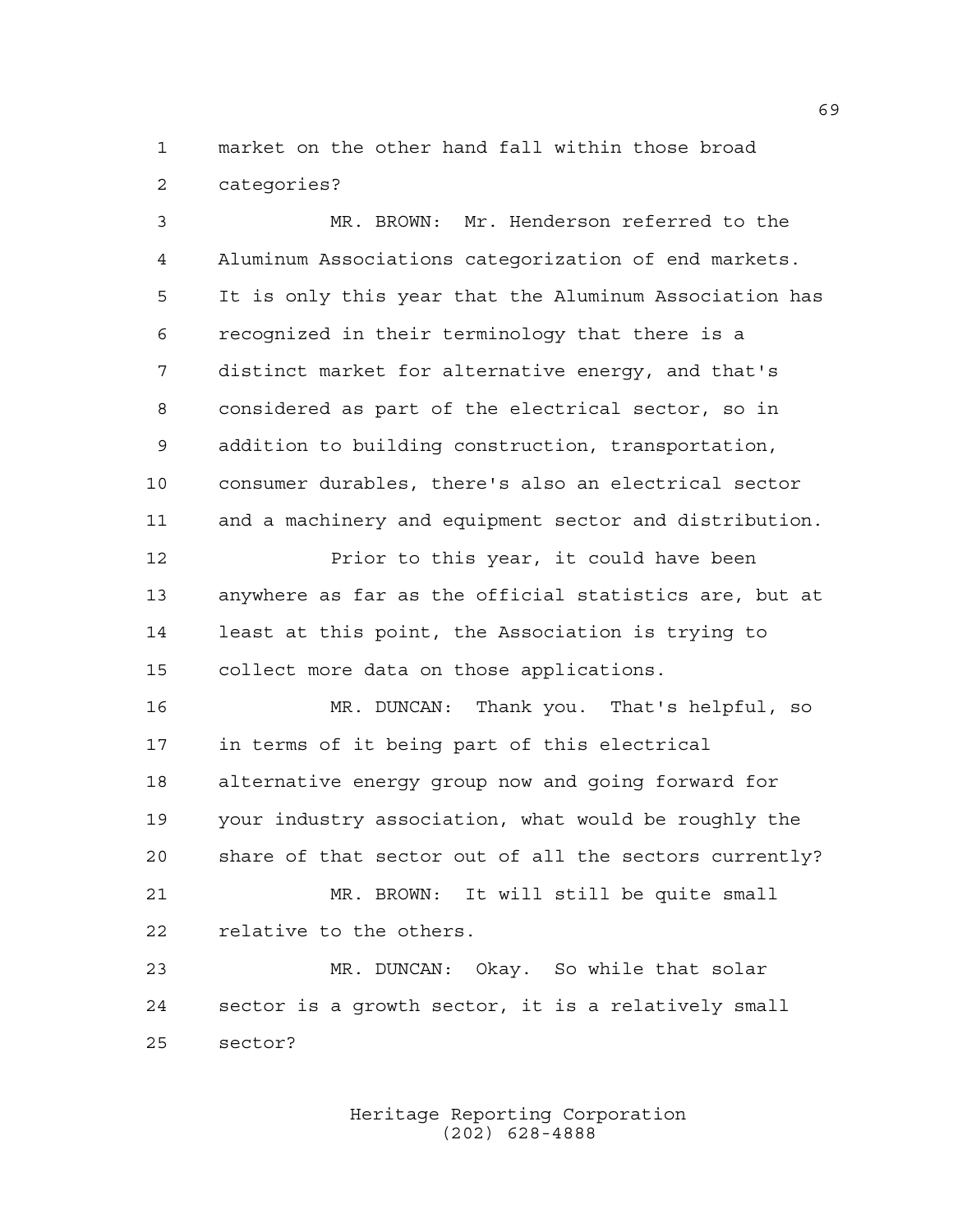market on the other hand fall within those broad categories?

MR. BROWN: Mr. Henderson referred to the Aluminum Associations categorization of end markets. It is only this year that the Aluminum Association has recognized in their terminology that there is a distinct market for alternative energy, and that's considered as part of the electrical sector, so in addition to building construction, transportation, consumer durables, there's also an electrical sector and a machinery and equipment sector and distribution.

Prior to this year, it could have been anywhere as far as the official statistics are, but at least at this point, the Association is trying to collect more data on those applications.

MR. DUNCAN: Thank you. That's helpful, so in terms of it being part of this electrical alternative energy group now and going forward for your industry association, what would be roughly the share of that sector out of all the sectors currently?

MR. BROWN: It will still be quite small relative to the others.

MR. DUNCAN: Okay. So while that solar sector is a growth sector, it is a relatively small sector?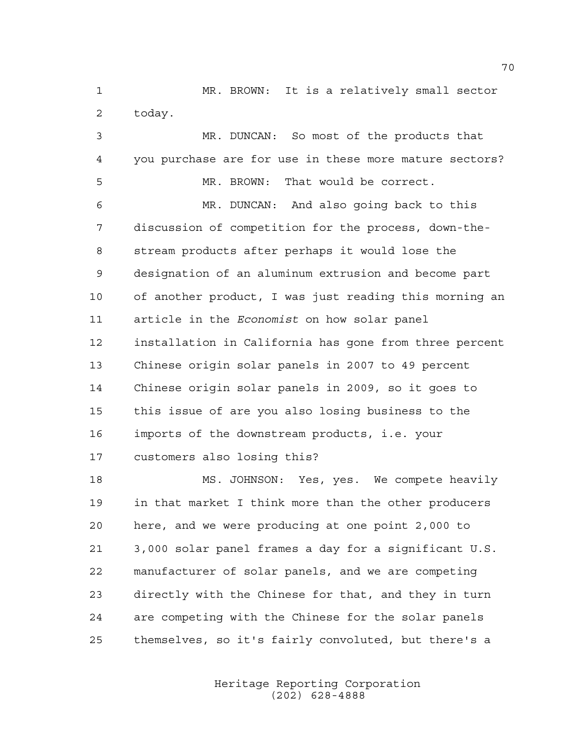MR. BROWN: It is a relatively small sector today.

MR. DUNCAN: So most of the products that you purchase are for use in these more mature sectors?

MR. BROWN: That would be correct.

MR. DUNCAN: And also going back to this discussion of competition for the process, down-the-stream products after perhaps it would lose the designation of an aluminum extrusion and become part of another product, I was just reading this morning an article in the *Economist* on how solar panel installation in California has gone from three percent Chinese origin solar panels in 2007 to 49 percent Chinese origin solar panels in 2009, so it goes to this issue of are you also losing business to the imports of the downstream products, i.e. your customers also losing this?

MS. JOHNSON: Yes, yes. We compete heavily in that market I think more than the other producers here, and we were producing at one point 2,000 to 3,000 solar panel frames a day for a significant U.S. manufacturer of solar panels, and we are competing directly with the Chinese for that, and they in turn are competing with the Chinese for the solar panels themselves, so it's fairly convoluted, but there's a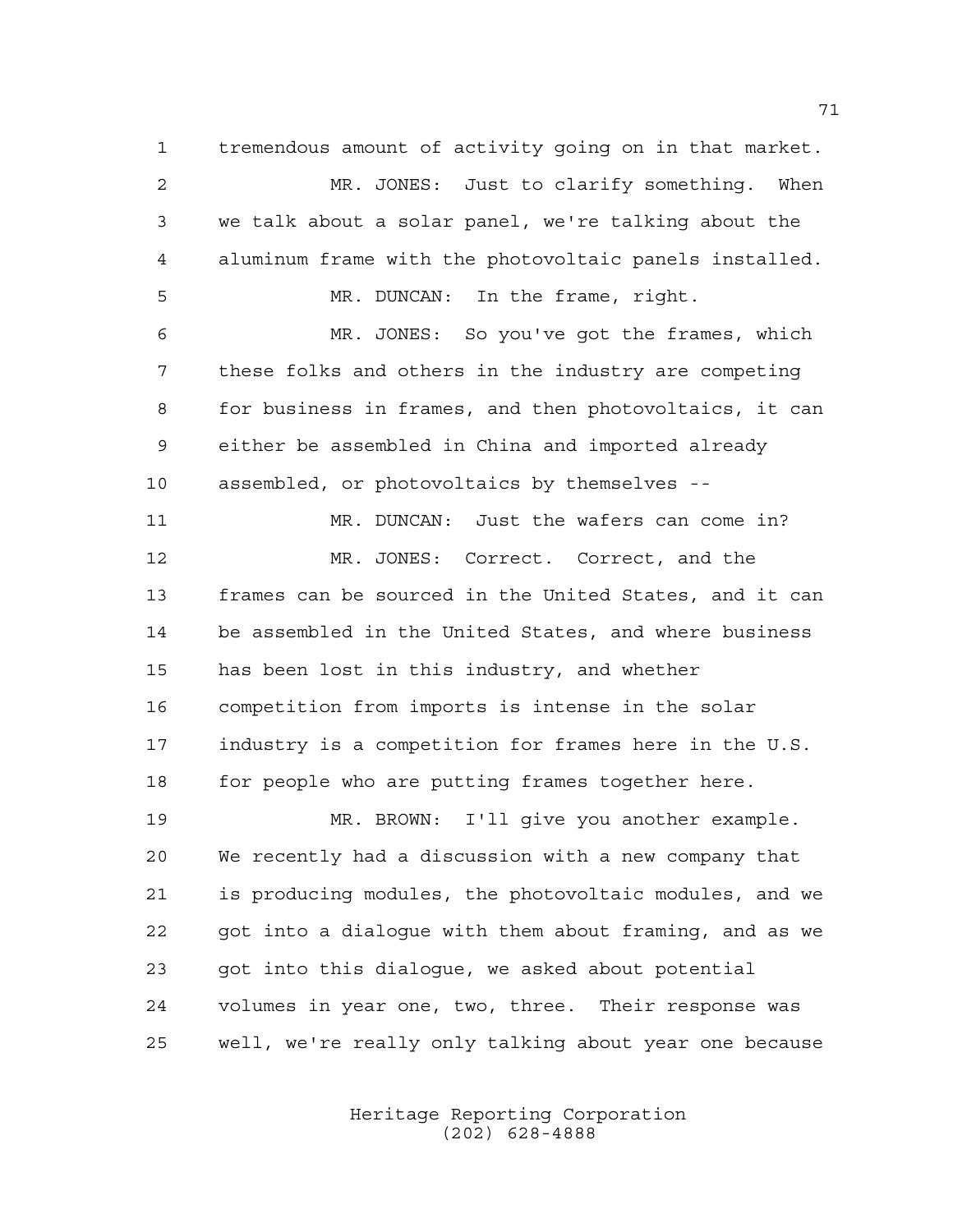tremendous amount of activity going on in that market.

MR. JONES: Just to clarify something. When we talk about a solar panel, we're talking about the aluminum frame with the photovoltaic panels installed.

MR. DUNCAN: In the frame, right.

MR. JONES: So you've got the frames, which these folks and others in the industry are competing for business in frames, and then photovoltaics, it can either be assembled in China and imported already assembled, or photovoltaics by themselves --

MR. DUNCAN: Just the wafers can come in?

MR. JONES: Correct. Correct, and the frames can be sourced in the United States, and it can be assembled in the United States, and where business has been lost in this industry, and whether competition from imports is intense in the solar industry is a competition for frames here in the U.S. for people who are putting frames together here.

MR. BROWN: I'll give you another example. We recently had a discussion with a new company that is producing modules, the photovoltaic modules, and we got into a dialogue with them about framing, and as we got into this dialogue, we asked about potential volumes in year one, two, three. Their response was well, we're really only talking about year one because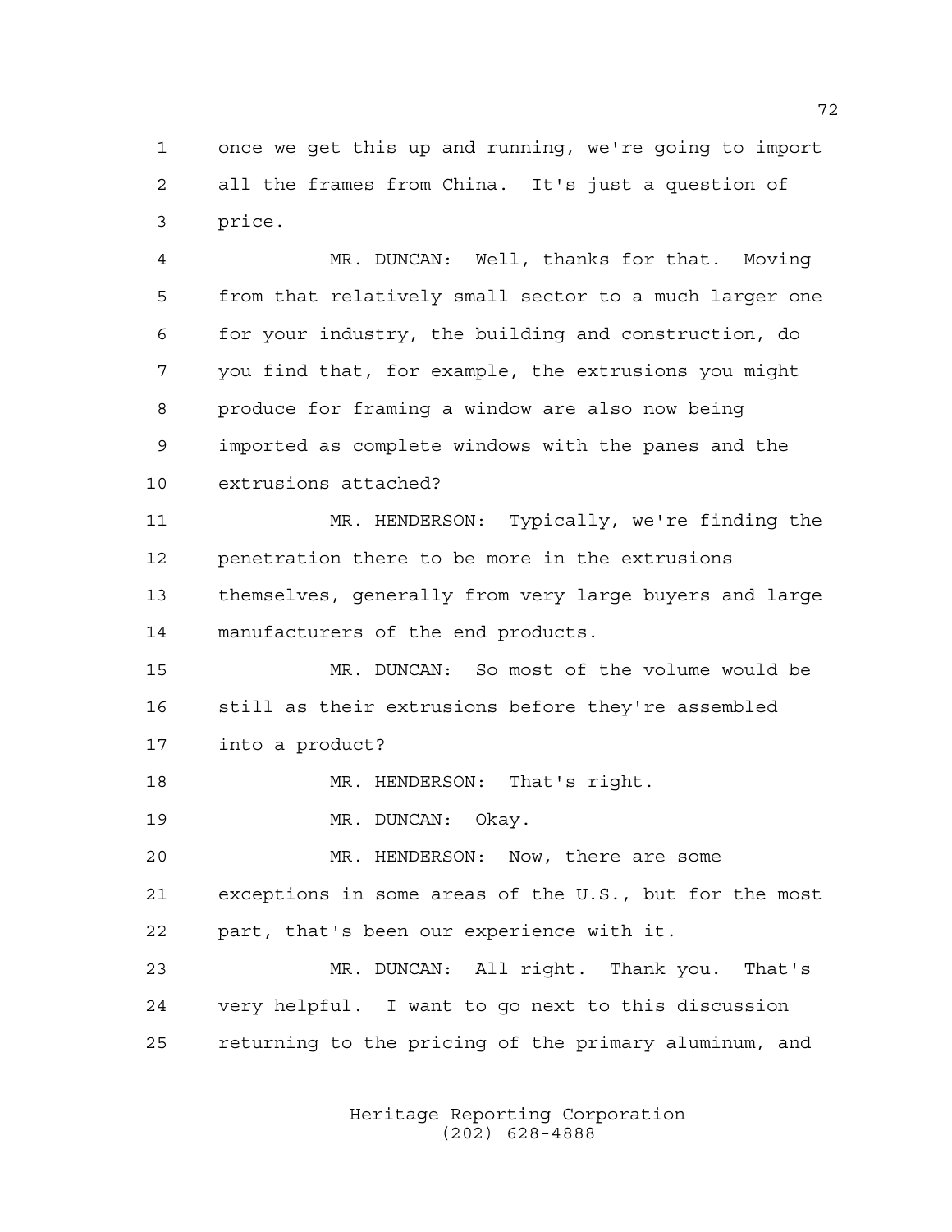once we get this up and running, we're going to import all the frames from China. It's just a question of price.

MR. DUNCAN: Well, thanks for that. Moving from that relatively small sector to a much larger one for your industry, the building and construction, do you find that, for example, the extrusions you might produce for framing a window are also now being imported as complete windows with the panes and the extrusions attached?

MR. HENDERSON: Typically, we're finding the penetration there to be more in the extrusions themselves, generally from very large buyers and large manufacturers of the end products.

MR. DUNCAN: So most of the volume would be still as their extrusions before they're assembled into a product?

MR. HENDERSON: That's right.

MR. DUNCAN: Okay.

MR. HENDERSON: Now, there are some exceptions in some areas of the U.S., but for the most part, that's been our experience with it.

MR. DUNCAN: All right. Thank you. That's very helpful. I want to go next to this discussion returning to the pricing of the primary aluminum, and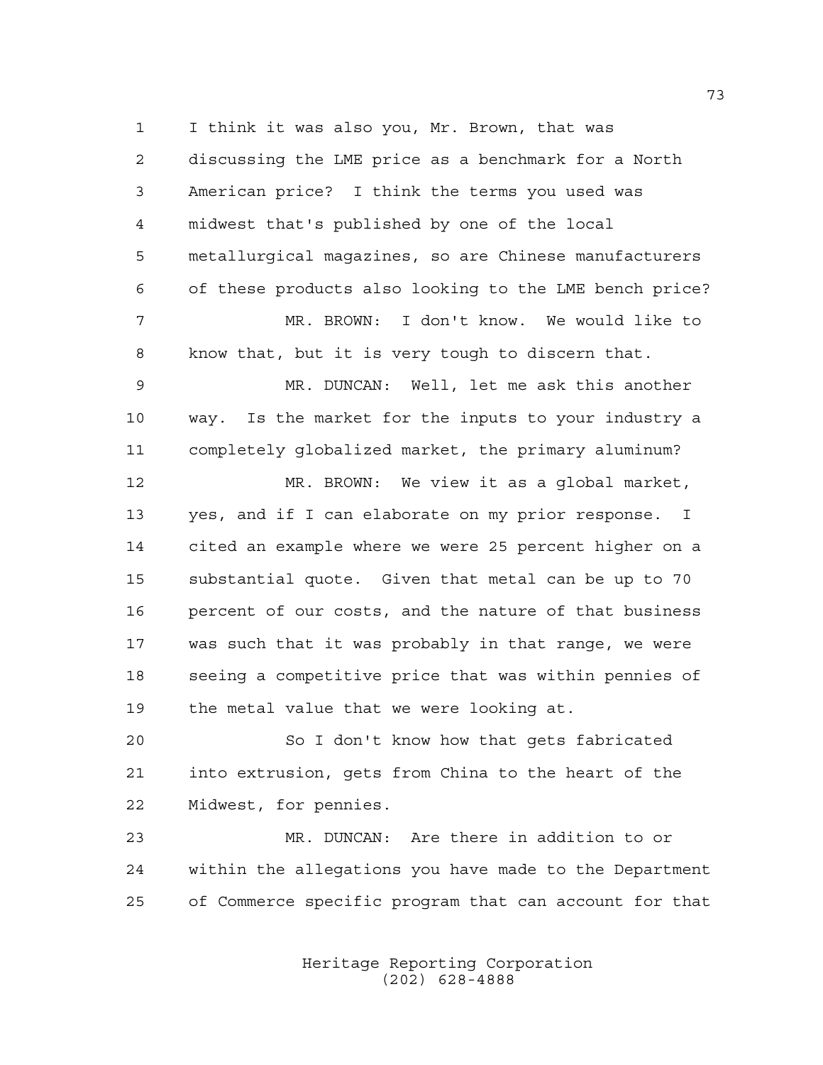I think it was also you, Mr. Brown, that was discussing the LME price as a benchmark for a North American price? I think the terms you used was midwest that's published by one of the local metallurgical magazines, so are Chinese manufacturers of these products also looking to the LME bench price?

MR. BROWN: I don't know. We would like to know that, but it is very tough to discern that.

MR. DUNCAN: Well, let me ask this another way. Is the market for the inputs to your industry a completely globalized market, the primary aluminum?

MR. BROWN: We view it as a global market, yes, and if I can elaborate on my prior response. I cited an example where we were 25 percent higher on a substantial quote. Given that metal can be up to 70 percent of our costs, and the nature of that business was such that it was probably in that range, we were seeing a competitive price that was within pennies of the metal value that we were looking at.

So I don't know how that gets fabricated into extrusion, gets from China to the heart of the Midwest, for pennies.

MR. DUNCAN: Are there in addition to or within the allegations you have made to the Department of Commerce specific program that can account for that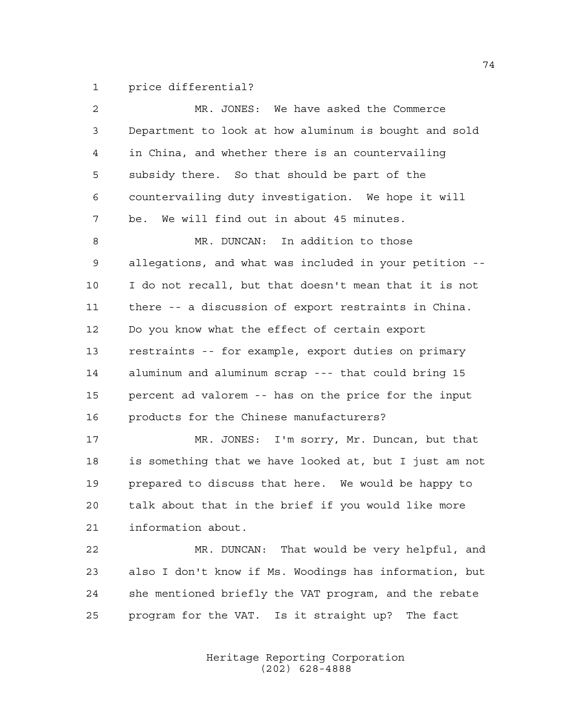price differential?

MR. JONES: We have asked the Commerce Department to look at how aluminum is bought and sold in China, and whether there is an countervailing subsidy there. So that should be part of the countervailing duty investigation. We hope it will be. We will find out in about 45 minutes.

MR. DUNCAN: In addition to those allegations, and what was included in your petition -- I do not recall, but that doesn't mean that it is not there -- a discussion of export restraints in China. Do you know what the effect of certain export restraints -- for example, export duties on primary aluminum and aluminum scrap --- that could bring 15 percent ad valorem -- has on the price for the input products for the Chinese manufacturers?

MR. JONES: I'm sorry, Mr. Duncan, but that is something that we have looked at, but I just am not prepared to discuss that here. We would be happy to talk about that in the brief if you would like more information about.

MR. DUNCAN: That would be very helpful, and also I don't know if Ms. Woodings has information, but she mentioned briefly the VAT program, and the rebate program for the VAT. Is it straight up? The fact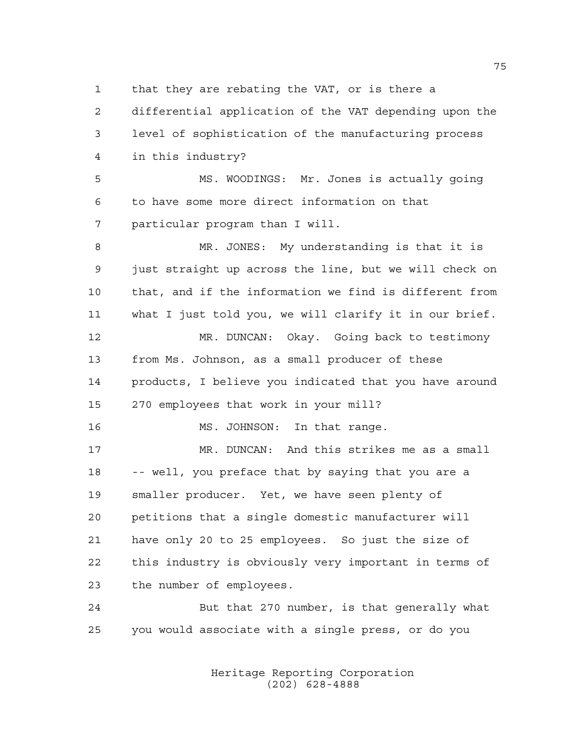that they are rebating the VAT, or is there a differential application of the VAT depending upon the level of sophistication of the manufacturing process in this industry?

MS. WOODINGS: Mr. Jones is actually going to have some more direct information on that particular program than I will.

MR. JONES: My understanding is that it is just straight up across the line, but we will check on that, and if the information we find is different from what I just told you, we will clarify it in our brief.

MR. DUNCAN: Okay. Going back to testimony from Ms. Johnson, as a small producer of these products, I believe you indicated that you have around 270 employees that work in your mill?

MS. JOHNSON: In that range.

MR. DUNCAN: And this strikes me as a small -- well, you preface that by saying that you are a smaller producer. Yet, we have seen plenty of petitions that a single domestic manufacturer will have only 20 to 25 employees. So just the size of this industry is obviously very important in terms of the number of employees.

But that 270 number, is that generally what you would associate with a single press, or do you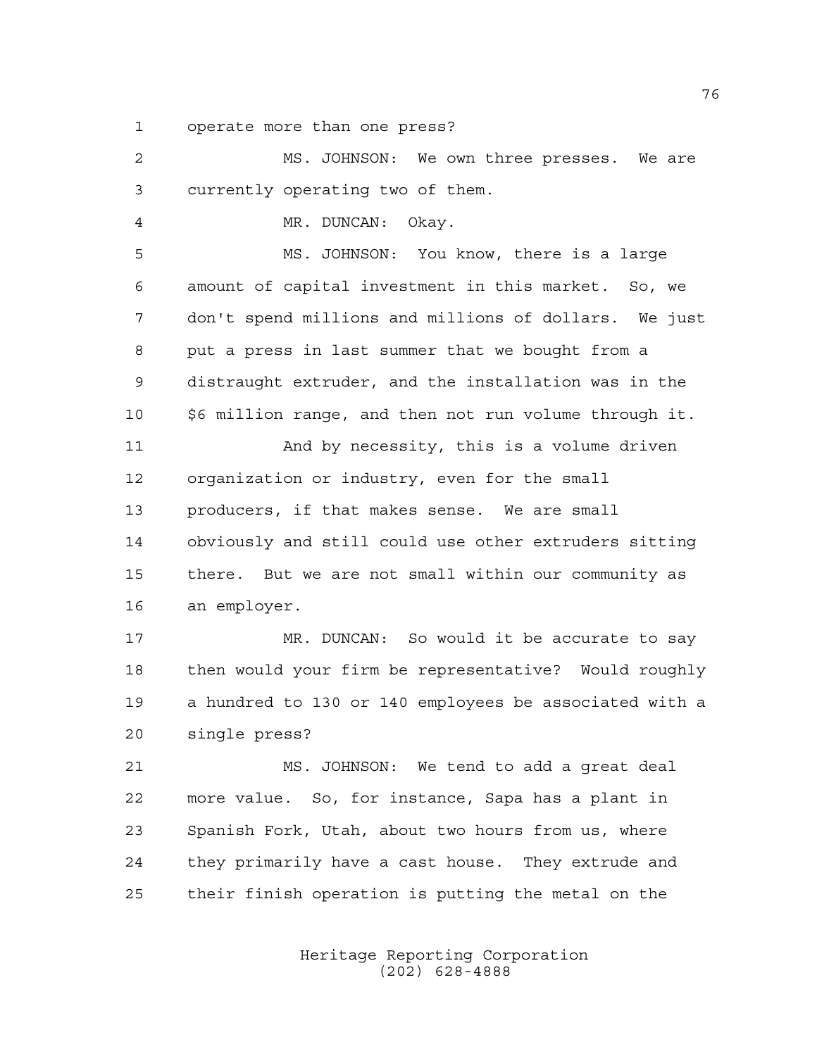operate more than one press?

MS. JOHNSON: We own three presses. We are currently operating two of them.

MR. DUNCAN: Okay.

MS. JOHNSON: You know, there is a large amount of capital investment in this market. So, we don't spend millions and millions of dollars. We just put a press in last summer that we bought from a distraught extruder, and the installation was in the $6 million range, and then not run volume through it.

And by necessity, this is a volume driven organization or industry, even for the small producers, if that makes sense. We are small obviously and still could use other extruders sitting there. But we are not small within our community as an employer.

MR. DUNCAN: So would it be accurate to say then would your firm be representative? Would roughly a hundred to 130 or 140 employees be associated with a single press?

MS. JOHNSON: We tend to add a great deal more value. So, for instance, Sapa has a plant in Spanish Fork, Utah, about two hours from us, where they primarily have a cast house. They extrude and their finish operation is putting the metal on the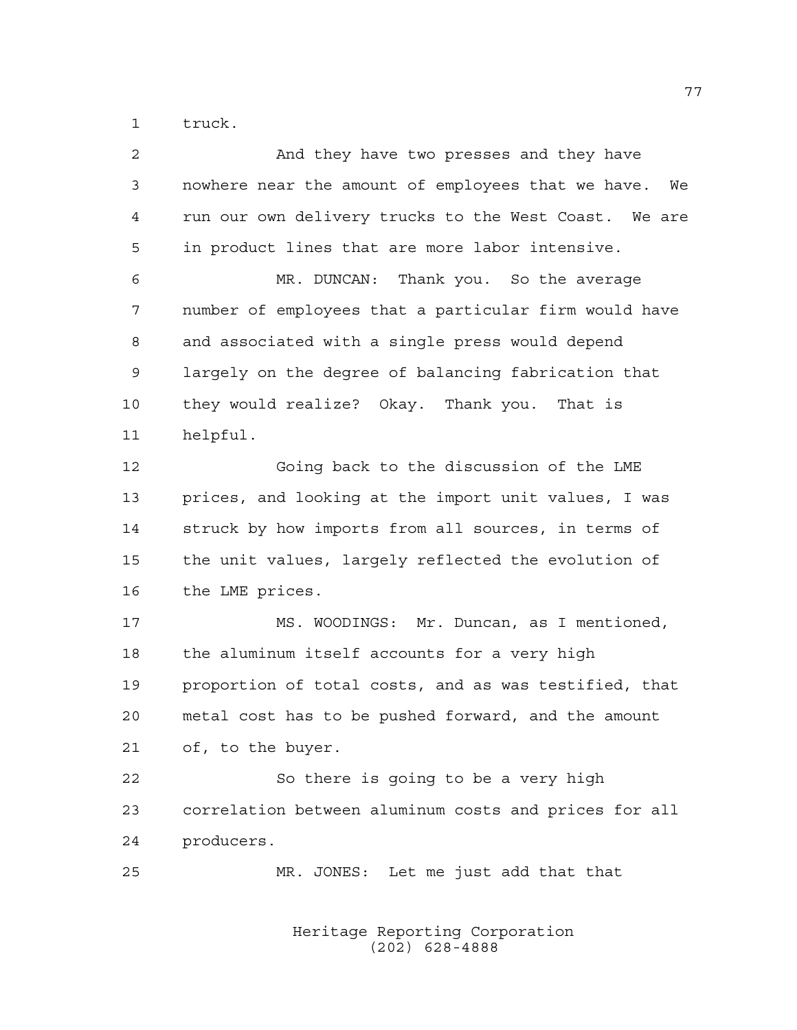truck.

And they have two presses and they have nowhere near the amount of employees that we have. We run our own delivery trucks to the West Coast. We are in product lines that are more labor intensive.

MR. DUNCAN: Thank you. So the average number of employees that a particular firm would have and associated with a single press would depend largely on the degree of balancing fabrication that they would realize? Okay. Thank you. That is helpful.

Going back to the discussion of the LME prices, and looking at the import unit values, I was struck by how imports from all sources, in terms of the unit values, largely reflected the evolution of the LME prices.

MS. WOODINGS: Mr. Duncan, as I mentioned, the aluminum itself accounts for a very high proportion of total costs, and as was testified, that metal cost has to be pushed forward, and the amount of, to the buyer.

So there is going to be a very high correlation between aluminum costs and prices for all producers.

MR. JONES: Let me just add that that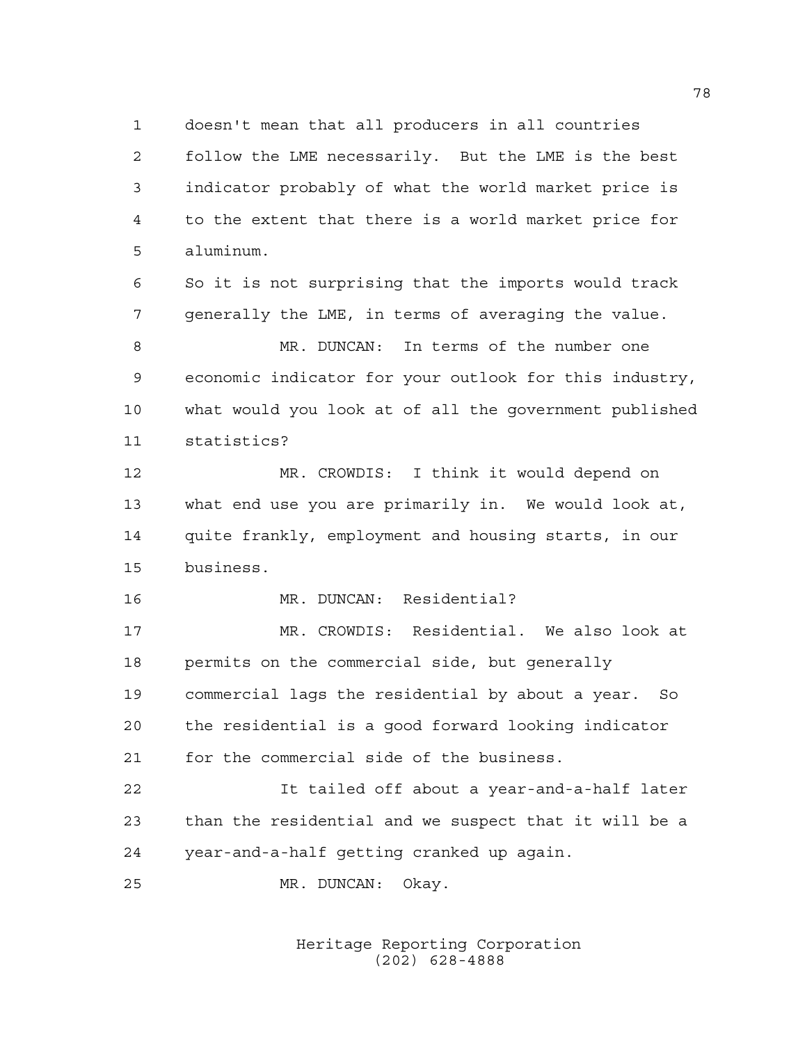doesn't mean that all producers in all countries follow the LME necessarily. But the LME is the best indicator probably of what the world market price is to the extent that there is a world market price for aluminum.

So it is not surprising that the imports would track generally the LME, in terms of averaging the value.

MR. DUNCAN: In terms of the number one economic indicator for your outlook for this industry, what would you look at of all the government published statistics?

MR. CROWDIS: I think it would depend on what end use you are primarily in. We would look at, quite frankly, employment and housing starts, in our business.

MR. DUNCAN: Residential?

MR. CROWDIS: Residential. We also look at permits on the commercial side, but generally commercial lags the residential by about a year. So the residential is a good forward looking indicator for the commercial side of the business.

It tailed off about a year-and-a-half later than the residential and we suspect that it will be a year-and-a-half getting cranked up again.

MR. DUNCAN: Okay.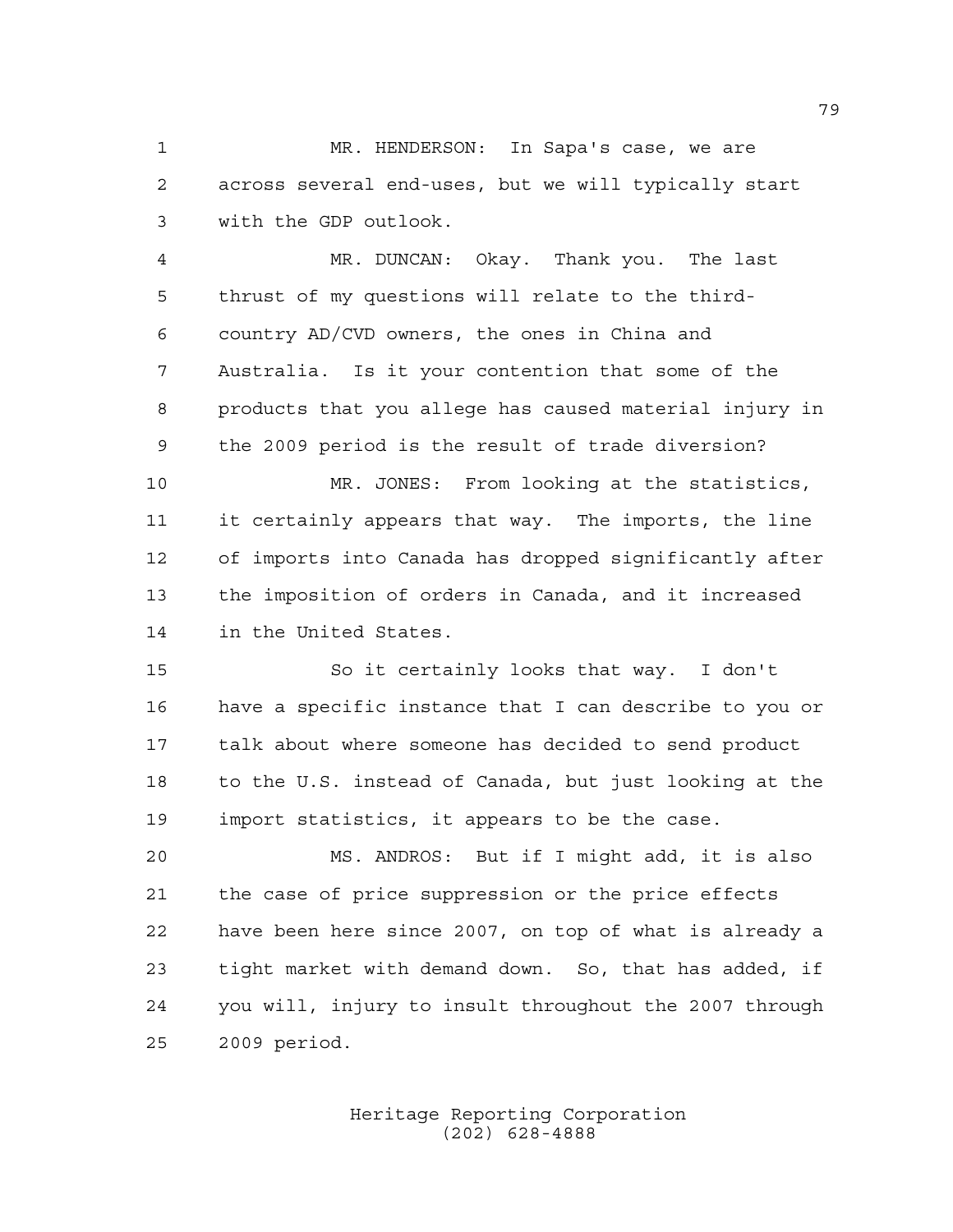MR. HENDERSON: In Sapa's case, we are across several end-uses, but we will typically start with the GDP outlook.

MR. DUNCAN: Okay. Thank you. The last thrust of my questions will relate to the third-country AD/CVD owners, the ones in China and Australia. Is it your contention that some of the products that you allege has caused material injury in the 2009 period is the result of trade diversion?

MR. JONES: From looking at the statistics, it certainly appears that way. The imports, the line of imports into Canada has dropped significantly after the imposition of orders in Canada, and it increased in the United States.

So it certainly looks that way. I don't have a specific instance that I can describe to you or talk about where someone has decided to send product to the U.S. instead of Canada, but just looking at the import statistics, it appears to be the case.

MS. ANDROS: But if I might add, it is also the case of price suppression or the price effects have been here since 2007, on top of what is already a tight market with demand down. So, that has added, if you will, injury to insult throughout the 2007 through 2009 period.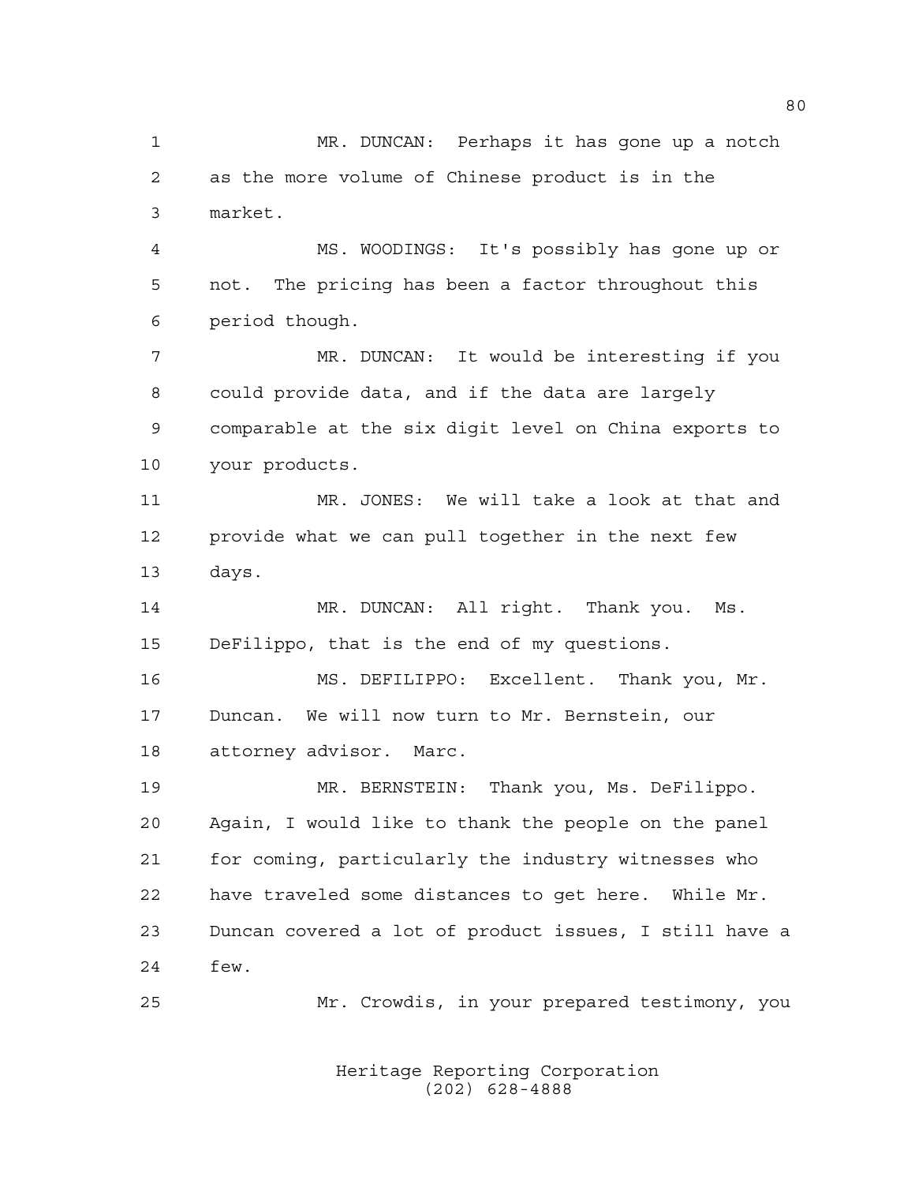MR. DUNCAN: Perhaps it has gone up a notch as the more volume of Chinese product is in the market.

MS. WOODINGS: It's possibly has gone up or not. The pricing has been a factor throughout this period though.

MR. DUNCAN: It would be interesting if you could provide data, and if the data are largely comparable at the six digit level on China exports to your products.

MR. JONES: We will take a look at that and provide what we can pull together in the next few days.

MR. DUNCAN: All right. Thank you. Ms. DeFilippo, that is the end of my questions.

MS. DEFILIPPO: Excellent. Thank you, Mr. Duncan. We will now turn to Mr. Bernstein, our attorney advisor. Marc.

MR. BERNSTEIN: Thank you, Ms. DeFilippo. Again, I would like to thank the people on the panel for coming, particularly the industry witnesses who have traveled some distances to get here. While Mr. Duncan covered a lot of product issues, I still have a few.

Mr. Crowdis, in your prepared testimony, you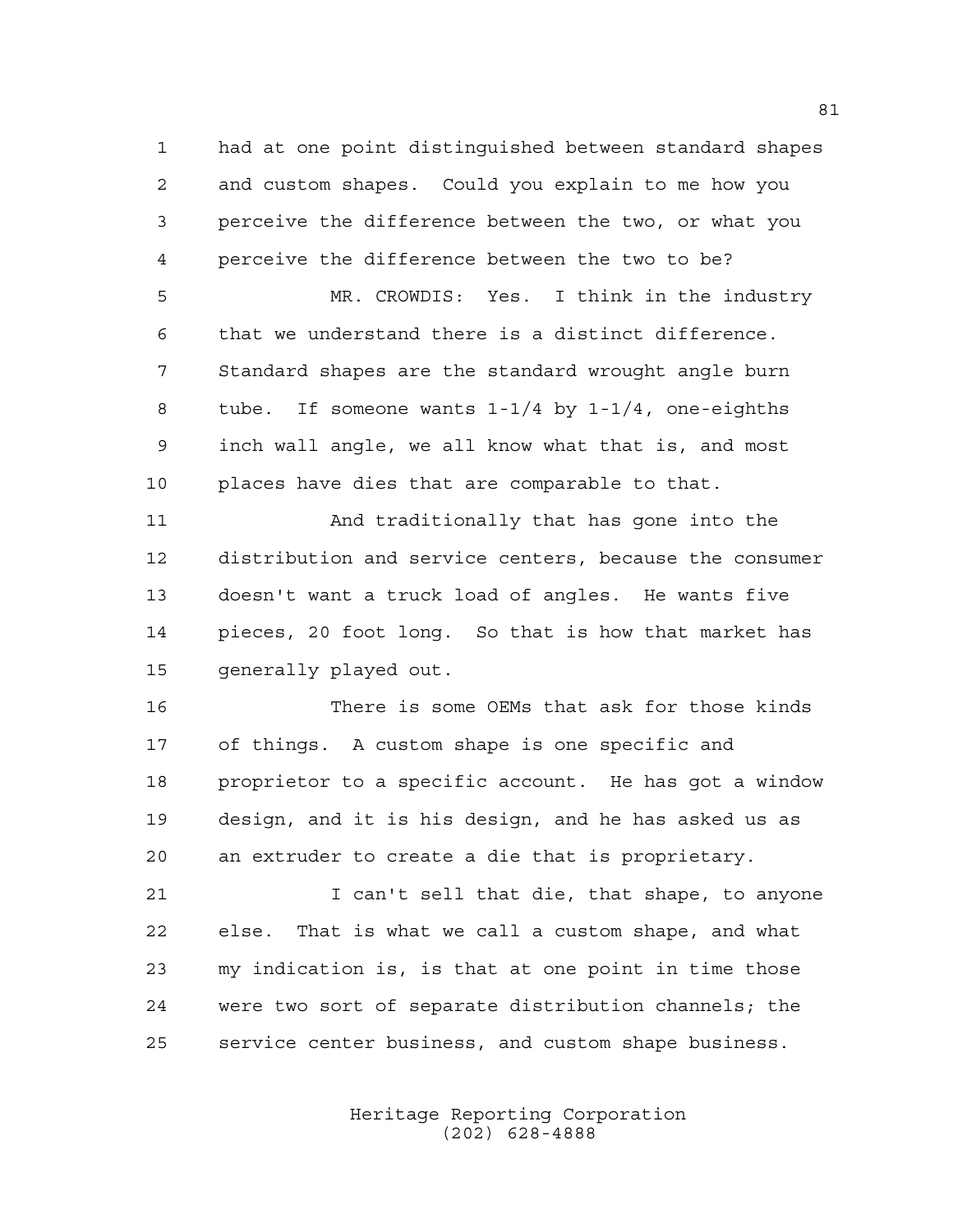had at one point distinguished between standard shapes and custom shapes. Could you explain to me how you perceive the difference between the two, or what you perceive the difference between the two to be?

MR. CROWDIS: Yes. I think in the industry that we understand there is a distinct difference. Standard shapes are the standard wrought angle burn tube. If someone wants 1-1/4 by 1-1/4, one-eighths inch wall angle, we all know what that is, and most places have dies that are comparable to that.

And traditionally that has gone into the distribution and service centers, because the consumer doesn't want a truck load of angles. He wants five pieces, 20 foot long. So that is how that market has generally played out.

There is some OEMs that ask for those kinds of things. A custom shape is one specific and proprietor to a specific account. He has got a window design, and it is his design, and he has asked us as an extruder to create a die that is proprietary.

I can't sell that die, that shape, to anyone else. That is what we call a custom shape, and what my indication is, is that at one point in time those were two sort of separate distribution channels; the service center business, and custom shape business.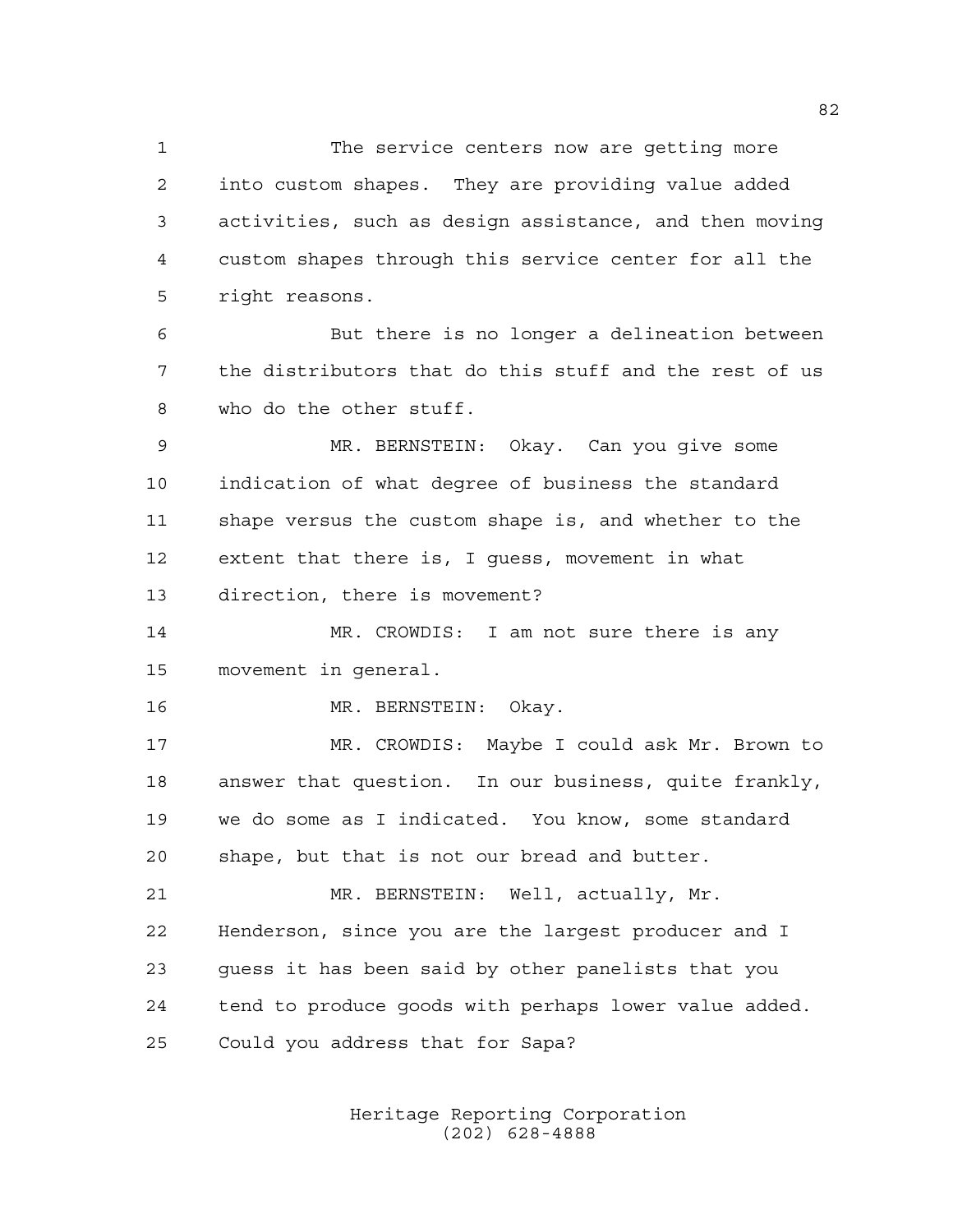The service centers now are getting more into custom shapes. They are providing value added activities, such as design assistance, and then moving custom shapes through this service center for all the right reasons.

But there is no longer a delineation between the distributors that do this stuff and the rest of us who do the other stuff.

MR. BERNSTEIN: Okay. Can you give some indication of what degree of business the standard shape versus the custom shape is, and whether to the extent that there is, I guess, movement in what direction, there is movement?

MR. CROWDIS: I am not sure there is any movement in general.

MR. BERNSTEIN: Okay.

MR. CROWDIS: Maybe I could ask Mr. Brown to answer that question. In our business, quite frankly, we do some as I indicated. You know, some standard shape, but that is not our bread and butter.

MR. BERNSTEIN: Well, actually, Mr. Henderson, since you are the largest producer and I guess it has been said by other panelists that you tend to produce goods with perhaps lower value added. Could you address that for Sapa?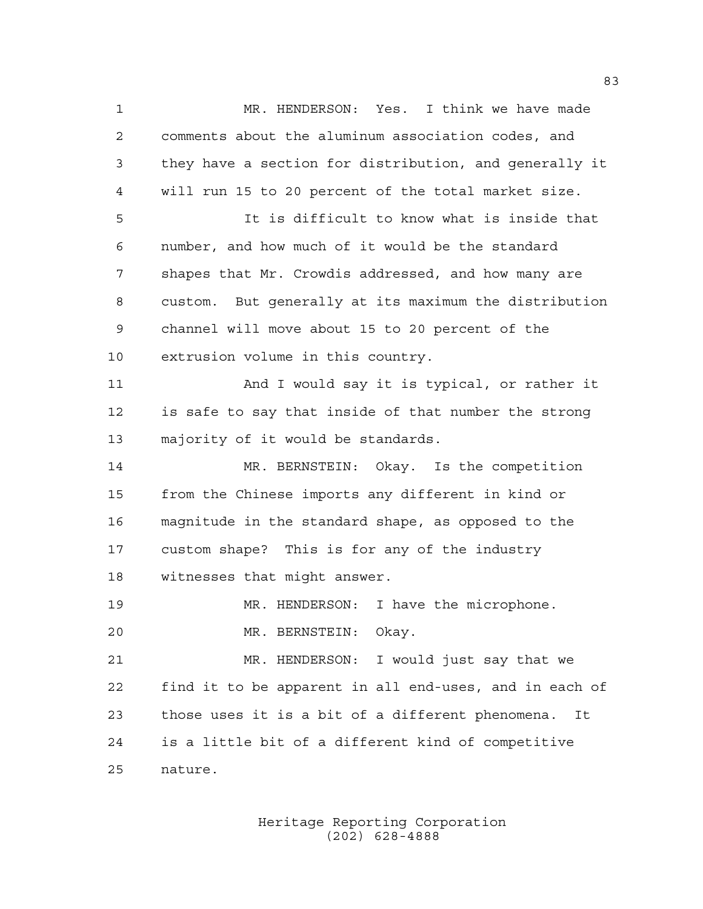MR. HENDERSON: Yes. I think we have made comments about the aluminum association codes, and they have a section for distribution, and generally it will run 15 to 20 percent of the total market size.

It is difficult to know what is inside that number, and how much of it would be the standard shapes that Mr. Crowdis addressed, and how many are custom. But generally at its maximum the distribution channel will move about 15 to 20 percent of the extrusion volume in this country.

And I would say it is typical, or rather it is safe to say that inside of that number the strong majority of it would be standards.

MR. BERNSTEIN: Okay. Is the competition from the Chinese imports any different in kind or magnitude in the standard shape, as opposed to the custom shape? This is for any of the industry witnesses that might answer.

MR. HENDERSON: I have the microphone.

MR. BERNSTEIN: Okay.

MR. HENDERSON: I would just say that we find it to be apparent in all end-uses, and in each of those uses it is a bit of a different phenomena. It is a little bit of a different kind of competitive nature.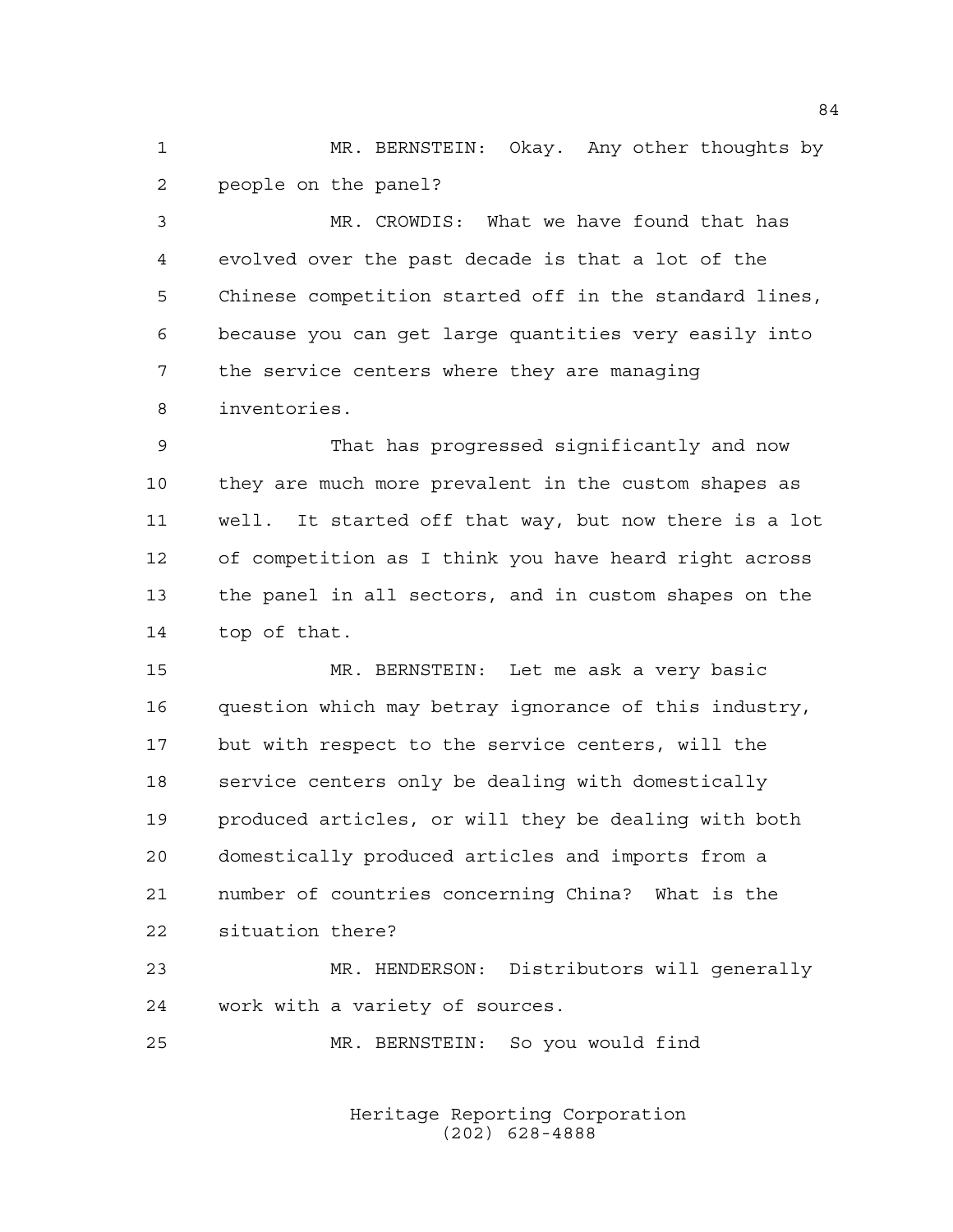MR. BERNSTEIN: Okay. Any other thoughts by people on the panel?

MR. CROWDIS: What we have found that has evolved over the past decade is that a lot of the Chinese competition started off in the standard lines, because you can get large quantities very easily into the service centers where they are managing inventories.

That has progressed significantly and now they are much more prevalent in the custom shapes as well. It started off that way, but now there is a lot of competition as I think you have heard right across the panel in all sectors, and in custom shapes on the top of that.

MR. BERNSTEIN: Let me ask a very basic question which may betray ignorance of this industry, but with respect to the service centers, will the service centers only be dealing with domestically produced articles, or will they be dealing with both domestically produced articles and imports from a number of countries concerning China? What is the situation there?

MR. HENDERSON: Distributors will generally work with a variety of sources.

MR. BERNSTEIN: So you would find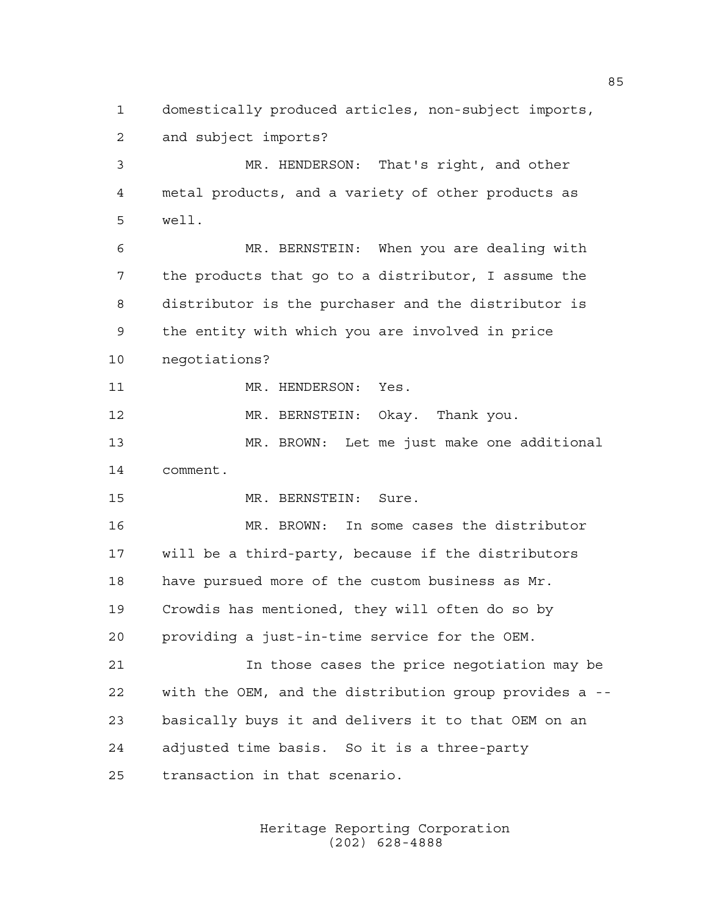domestically produced articles, non-subject imports, and subject imports?

MR. HENDERSON: That's right, and other metal products, and a variety of other products as well.

MR. BERNSTEIN: When you are dealing with the products that go to a distributor, I assume the distributor is the purchaser and the distributor is the entity with which you are involved in price negotiations?

MR. HENDERSON: Yes.

MR. BERNSTEIN: Okay. Thank you.

MR. BROWN: Let me just make one additional comment.

MR. BERNSTEIN: Sure.

MR. BROWN: In some cases the distributor will be a third-party, because if the distributors have pursued more of the custom business as Mr. Crowdis has mentioned, they will often do so by providing a just-in-time service for the OEM.

In those cases the price negotiation may be with the OEM, and the distribution group provides a -- basically buys it and delivers it to that OEM on an adjusted time basis. So it is a three-party transaction in that scenario.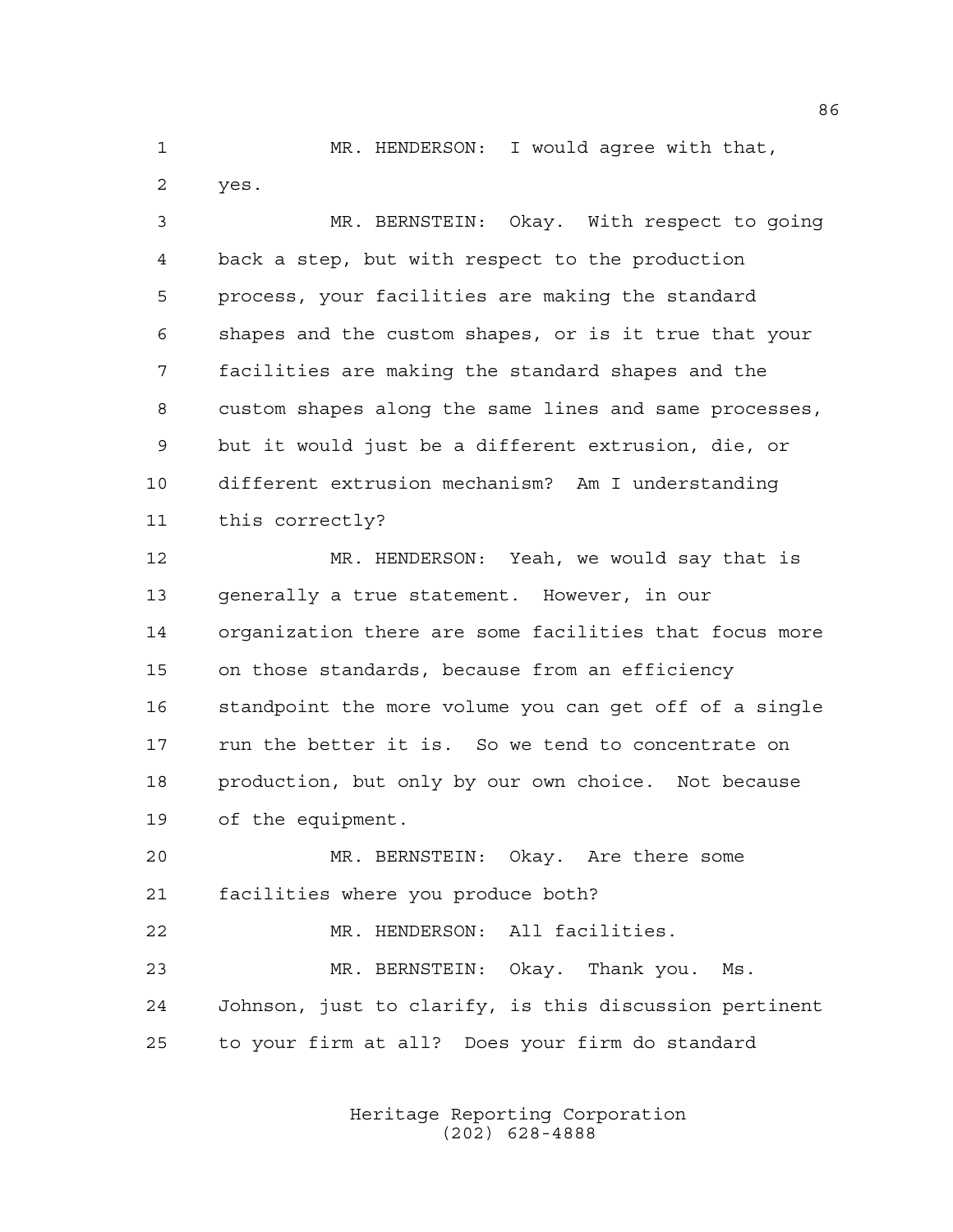MR. HENDERSON: I would agree with that, yes.

MR. BERNSTEIN: Okay. With respect to going back a step, but with respect to the production process, your facilities are making the standard shapes and the custom shapes, or is it true that your facilities are making the standard shapes and the custom shapes along the same lines and same processes, but it would just be a different extrusion, die, or different extrusion mechanism? Am I understanding this correctly?

MR. HENDERSON: Yeah, we would say that is generally a true statement. However, in our organization there are some facilities that focus more on those standards, because from an efficiency standpoint the more volume you can get off of a single run the better it is. So we tend to concentrate on production, but only by our own choice. Not because of the equipment.

MR. BERNSTEIN: Okay. Are there some facilities where you produce both?

MR. HENDERSON: All facilities.

MR. BERNSTEIN: Okay. Thank you. Ms. Johnson, just to clarify, is this discussion pertinent to your firm at all? Does your firm do standard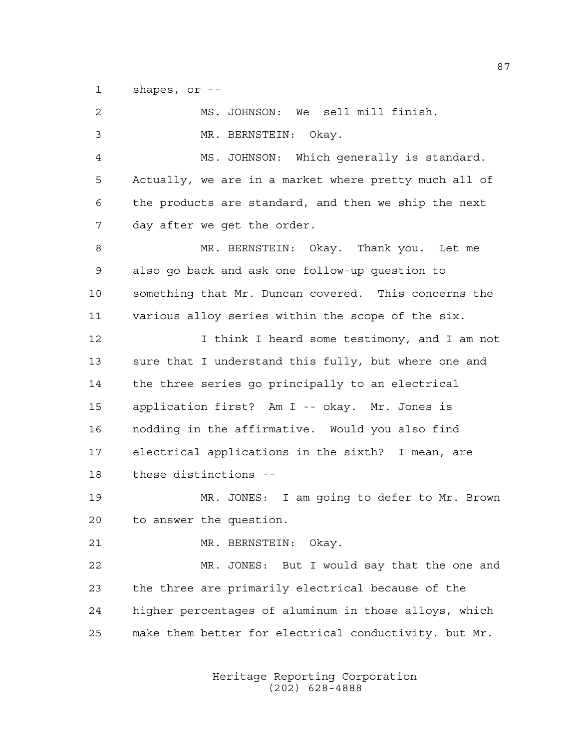shapes, or --

MS. JOHNSON: We sell mill finish.

MR. BERNSTEIN: Okay.

MS. JOHNSON: Which generally is standard. Actually, we are in a market where pretty much all of the products are standard, and then we ship the next day after we get the order.

MR. BERNSTEIN: Okay. Thank you. Let me also go back and ask one follow-up question to something that Mr. Duncan covered. This concerns the various alloy series within the scope of the six.

I think I heard some testimony, and I am not sure that I understand this fully, but where one and the three series go principally to an electrical application first? Am I -- okay. Mr. Jones is nodding in the affirmative. Would you also find electrical applications in the sixth? I mean, are these distinctions --

MR. JONES: I am going to defer to Mr. Brown to answer the question.

MR. BERNSTEIN: Okay.

MR. JONES: But I would say that the one and the three are primarily electrical because of the higher percentages of aluminum in those alloys, which make them better for electrical conductivity. but Mr.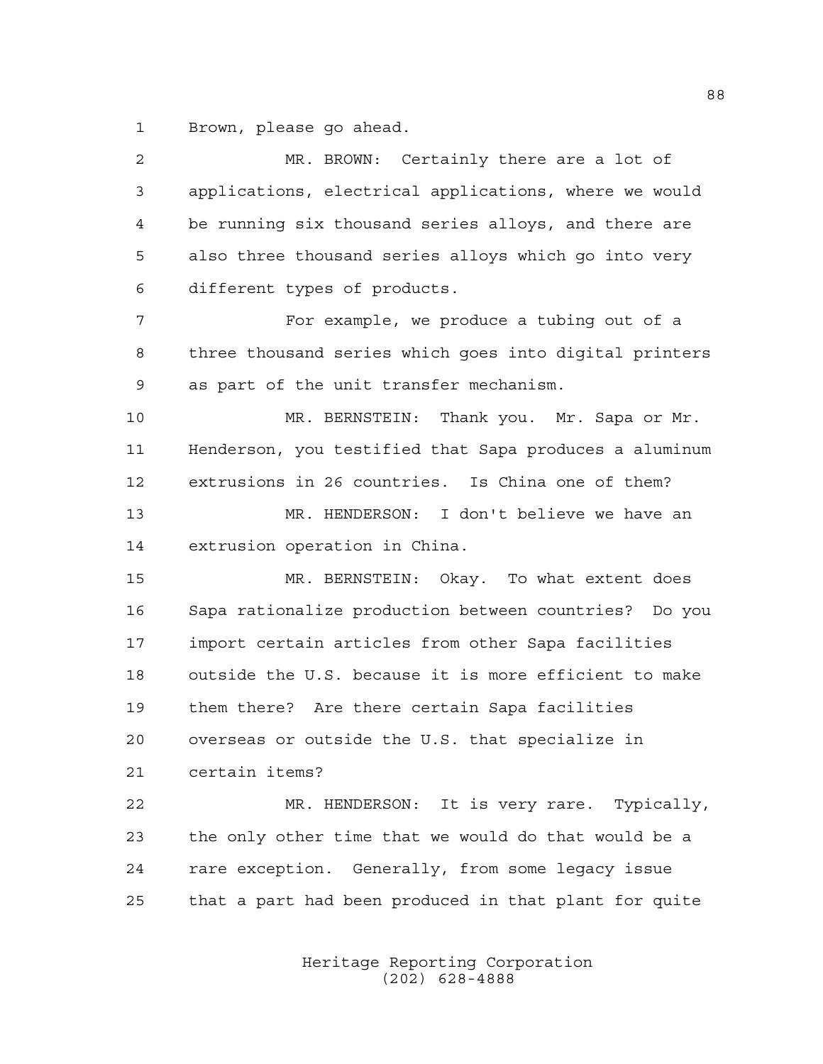Brown, please go ahead.

MR. BROWN: Certainly there are a lot of applications, electrical applications, where we would be running six thousand series alloys, and there are also three thousand series alloys which go into very different types of products.

For example, we produce a tubing out of a three thousand series which goes into digital printers as part of the unit transfer mechanism.

MR. BERNSTEIN: Thank you. Mr. Sapa or Mr. Henderson, you testified that Sapa produces a aluminum extrusions in 26 countries. Is China one of them?

MR. HENDERSON: I don't believe we have an extrusion operation in China.

MR. BERNSTEIN: Okay. To what extent does Sapa rationalize production between countries? Do you import certain articles from other Sapa facilities outside the U.S. because it is more efficient to make them there? Are there certain Sapa facilities overseas or outside the U.S. that specialize in certain items?

MR. HENDERSON: It is very rare. Typically, the only other time that we would do that would be a rare exception. Generally, from some legacy issue that a part had been produced in that plant for quite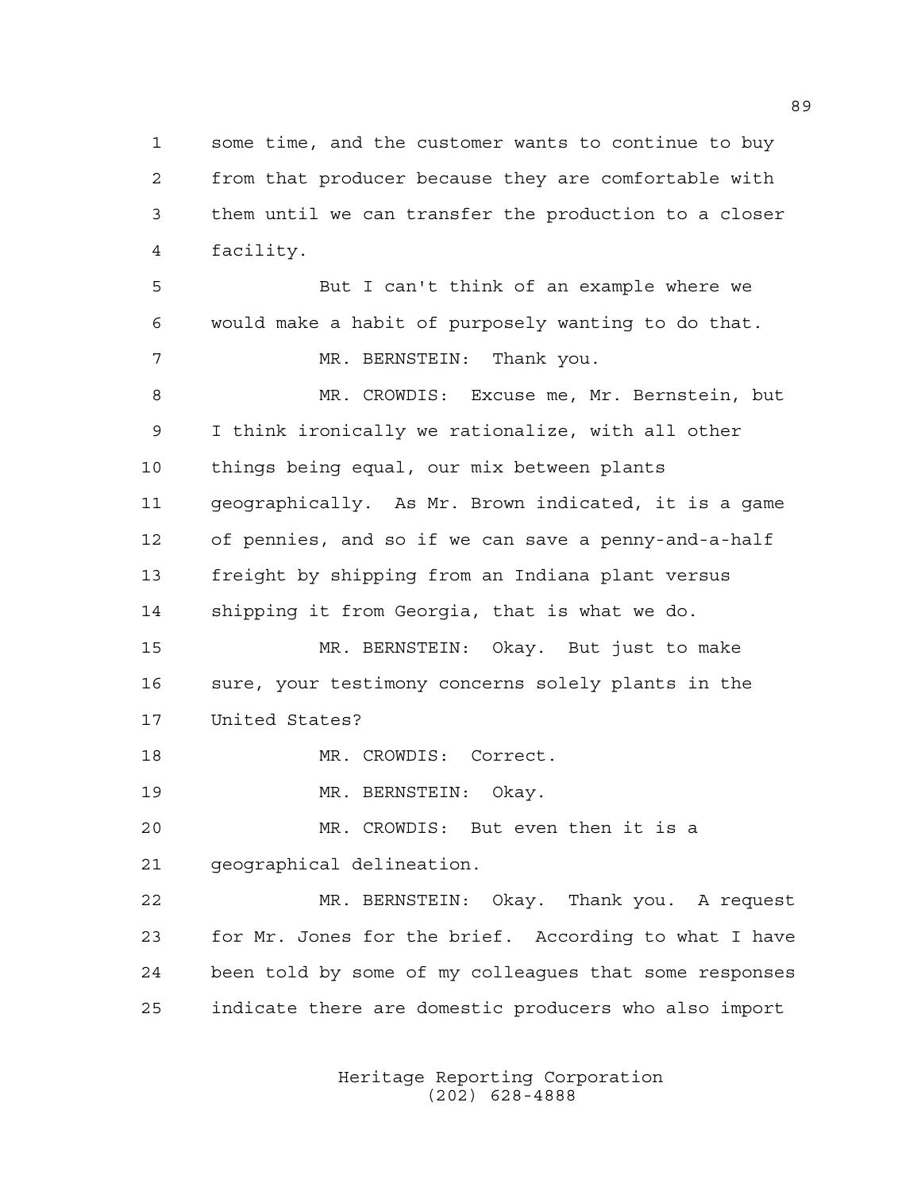some time, and the customer wants to continue to buy from that producer because they are comfortable with them until we can transfer the production to a closer facility.

But I can't think of an example where we would make a habit of purposely wanting to do that.

MR. BERNSTEIN: Thank you.

MR. CROWDIS: Excuse me, Mr. Bernstein, but I think ironically we rationalize, with all other things being equal, our mix between plants geographically. As Mr. Brown indicated, it is a game of pennies, and so if we can save a penny-and-a-half freight by shipping from an Indiana plant versus shipping it from Georgia, that is what we do.

MR. BERNSTEIN: Okay. But just to make sure, your testimony concerns solely plants in the United States?

MR. CROWDIS: Correct.

MR. BERNSTEIN: Okay.

MR. CROWDIS: But even then it is a geographical delineation.

MR. BERNSTEIN: Okay. Thank you. A request for Mr. Jones for the brief. According to what I have been told by some of my colleagues that some responses indicate there are domestic producers who also import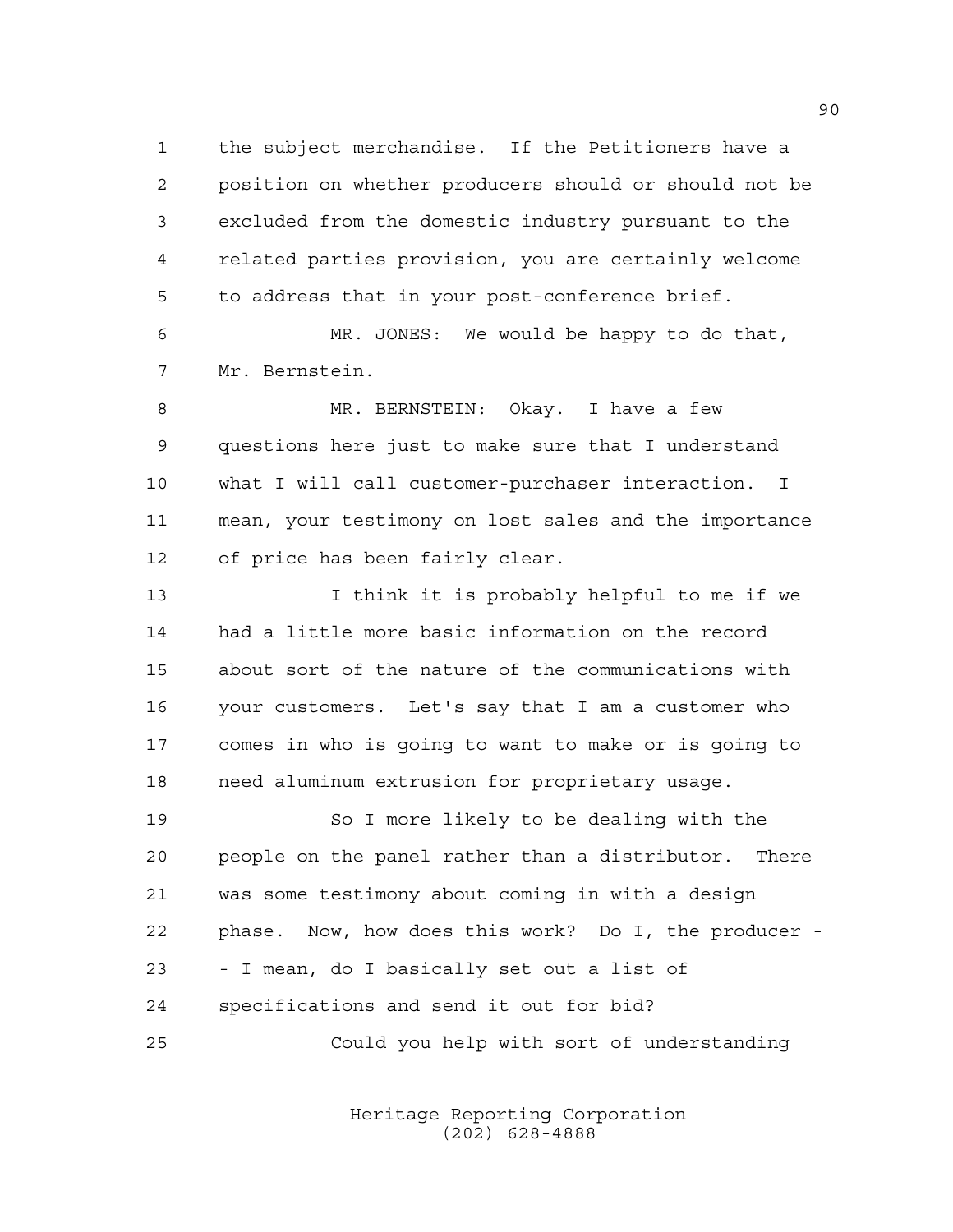1 the subject merchandise. If the Petitioners have a
2 position on whether producers should or should not be
3 excluded from the domestic industry pursuant to the
4 related parties provision, you are certainly welcome
5 to address that in your post-conference brief.

6 MR. JONES: We would be happy to do that,
7 Mr. Bernstein.

8 MR. BERNSTEIN: Okay. I have a few
9 questions here just to make sure that I understand
10 what I will call customer-purchaser interaction. I
11 mean, your testimony on lost sales and the importance
12 of price has been fairly clear.

13 I think it is probably helpful to me if we
14 had a little more basic information on the record
15 about sort of the nature of the communications with
16 your customers. Let's say that I am a customer who
17 comes in who is going to want to make or is going to
18 need aluminum extrusion for proprietary usage.

19 So I more likely to be dealing with the
20 people on the panel rather than a distributor. There
21 was some testimony about coming in with a design
22 phase. Now, how does this work? Do I, the producer -
23 - I mean, do I basically set out a list of
24 specifications and send it out for bid?

25 Could you help with sort of understanding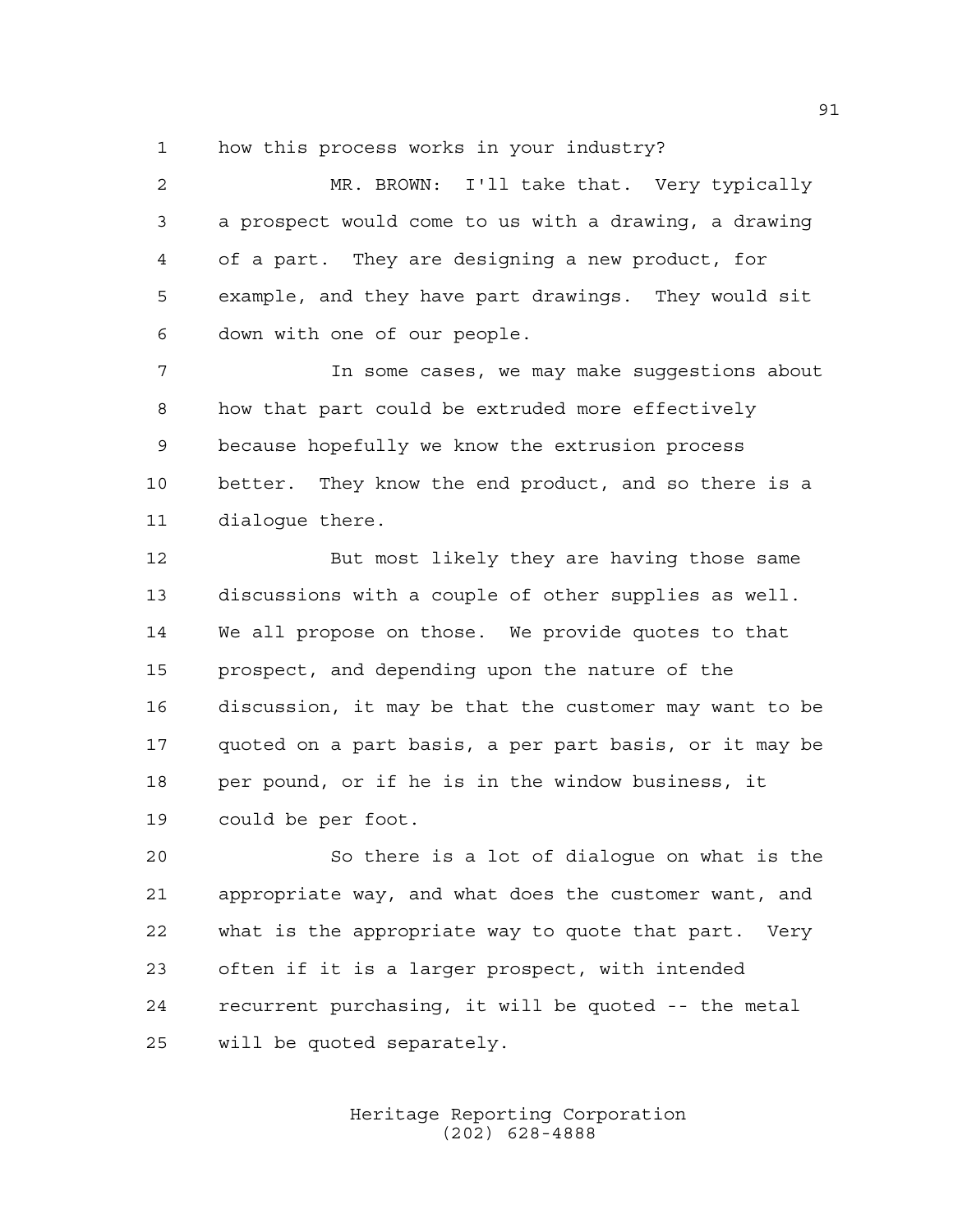how this process works in your industry?

MR. BROWN: I'll take that. Very typically a prospect would come to us with a drawing, a drawing of a part. They are designing a new product, for example, and they have part drawings. They would sit down with one of our people.

In some cases, we may make suggestions about how that part could be extruded more effectively because hopefully we know the extrusion process better. They know the end product, and so there is a dialogue there.

But most likely they are having those same discussions with a couple of other supplies as well. We all propose on those. We provide quotes to that prospect, and depending upon the nature of the discussion, it may be that the customer may want to be quoted on a part basis, a per part basis, or it may be per pound, or if he is in the window business, it could be per foot.

So there is a lot of dialogue on what is the appropriate way, and what does the customer want, and what is the appropriate way to quote that part. Very often if it is a larger prospect, with intended recurrent purchasing, it will be quoted -- the metal will be quoted separately.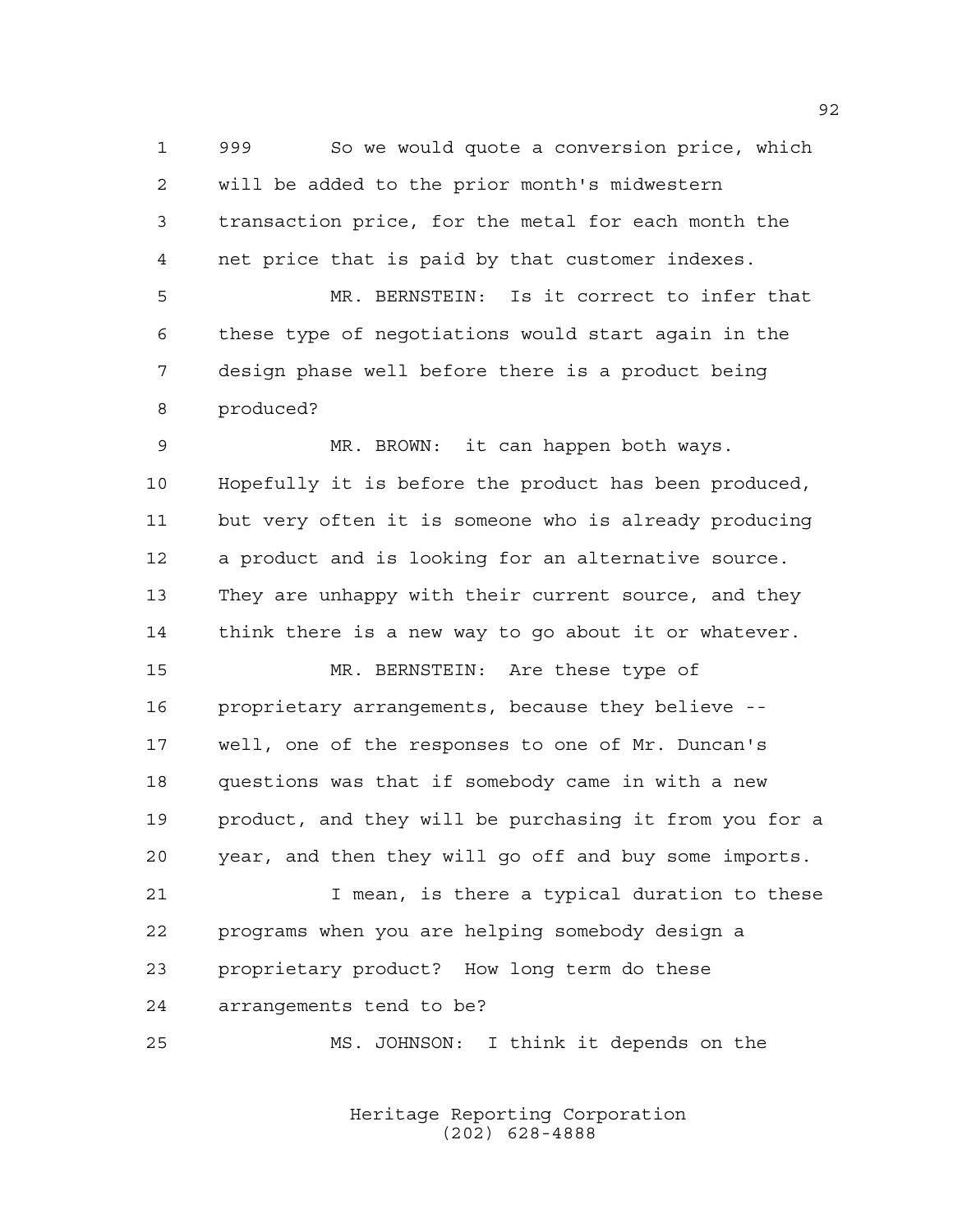999 So we would quote a conversion price, which will be added to the prior month's midwestern transaction price, for the metal for each month the net price that is paid by that customer indexes.

MR. BERNSTEIN: Is it correct to infer that these type of negotiations would start again in the design phase well before there is a product being produced?

MR. BROWN: it can happen both ways. Hopefully it is before the product has been produced, but very often it is someone who is already producing a product and is looking for an alternative source. They are unhappy with their current source, and they think there is a new way to go about it or whatever.

MR. BERNSTEIN: Are these type of proprietary arrangements, because they believe -- well, one of the responses to one of Mr. Duncan's questions was that if somebody came in with a new product, and they will be purchasing it from you for a year, and then they will go off and buy some imports.

I mean, is there a typical duration to these programs when you are helping somebody design a proprietary product? How long term do these arrangements tend to be?

MS. JOHNSON: I think it depends on the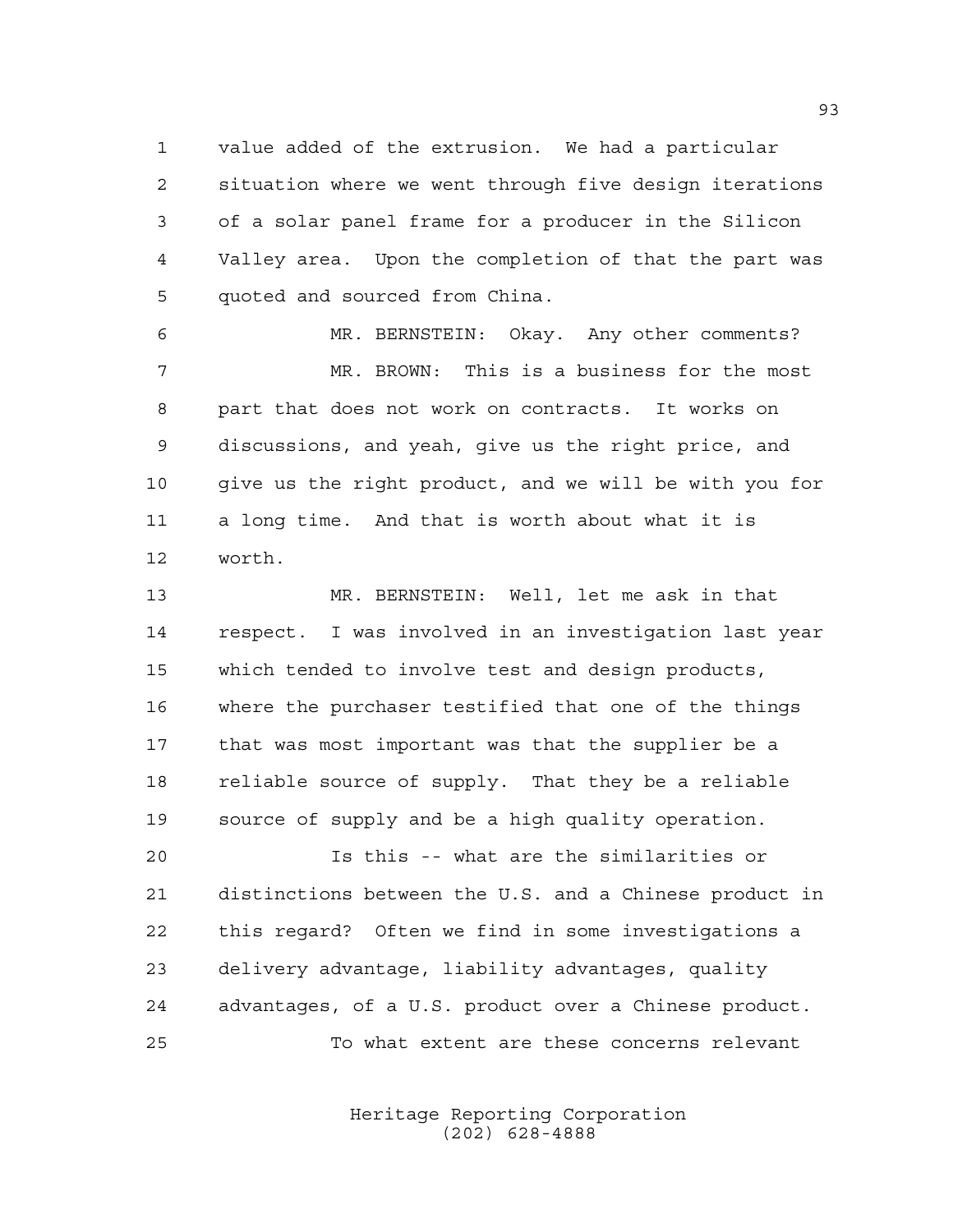value added of the extrusion. We had a particular situation where we went through five design iterations of a solar panel frame for a producer in the Silicon Valley area. Upon the completion of that the part was quoted and sourced from China.

MR. BERNSTEIN: Okay. Any other comments?

MR. BROWN: This is a business for the most part that does not work on contracts. It works on discussions, and yeah, give us the right price, and give us the right product, and we will be with you for a long time. And that is worth about what it is worth.

MR. BERNSTEIN: Well, let me ask in that respect. I was involved in an investigation last year which tended to involve test and design products, where the purchaser testified that one of the things that was most important was that the supplier be a reliable source of supply. That they be a reliable source of supply and be a high quality operation.

Is this -- what are the similarities or distinctions between the U.S. and a Chinese product in this regard? Often we find in some investigations a delivery advantage, liability advantages, quality advantages, of a U.S. product over a Chinese product.

To what extent are these concerns relevant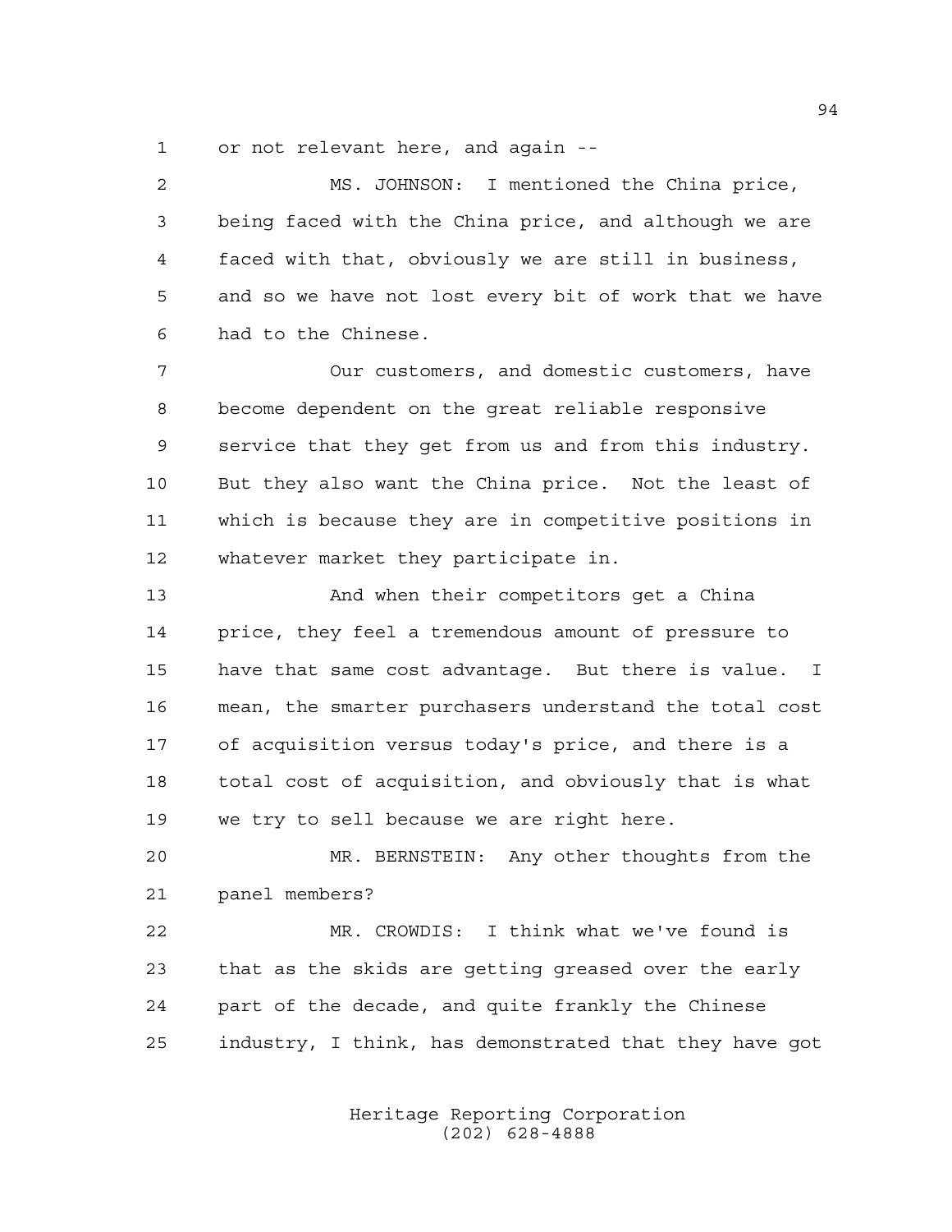or not relevant here, and again --

MS. JOHNSON: I mentioned the China price, being faced with the China price, and although we are faced with that, obviously we are still in business, and so we have not lost every bit of work that we have had to the Chinese.

Our customers, and domestic customers, have become dependent on the great reliable responsive service that they get from us and from this industry. But they also want the China price. Not the least of which is because they are in competitive positions in whatever market they participate in.

And when their competitors get a China price, they feel a tremendous amount of pressure to have that same cost advantage. But there is value. I mean, the smarter purchasers understand the total cost of acquisition versus today's price, and there is a total cost of acquisition, and obviously that is what we try to sell because we are right here.

MR. BERNSTEIN: Any other thoughts from the panel members?

MR. CROWDIS: I think what we've found is that as the skids are getting greased over the early part of the decade, and quite frankly the Chinese industry, I think, has demonstrated that they have got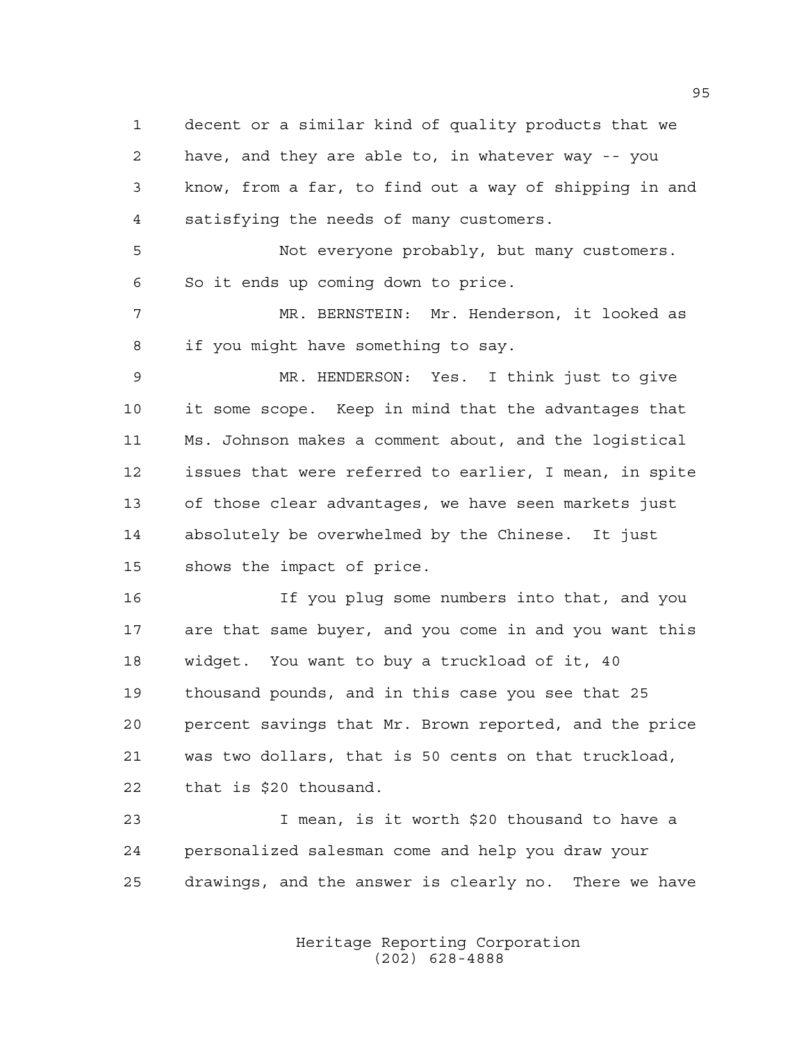decent or a similar kind of quality products that we have, and they are able to, in whatever way -- you know, from a far, to find out a way of shipping in and satisfying the needs of many customers.

Not everyone probably, but many customers. So it ends up coming down to price.

MR. BERNSTEIN: Mr. Henderson, it looked as if you might have something to say.

MR. HENDERSON: Yes. I think just to give it some scope. Keep in mind that the advantages that Ms. Johnson makes a comment about, and the logistical issues that were referred to earlier, I mean, in spite of those clear advantages, we have seen markets just absolutely be overwhelmed by the Chinese. It just shows the impact of price.

If you plug some numbers into that, and you are that same buyer, and you come in and you want this widget. You want to buy a truckload of it, 40 thousand pounds, and in this case you see that 25 percent savings that Mr. Brown reported, and the price was two dollars, that is 50 cents on that truckload, that is $20 thousand.

I mean, is it worth $20 thousand to have a personalized salesman come and help you draw your drawings, and the answer is clearly no. There we have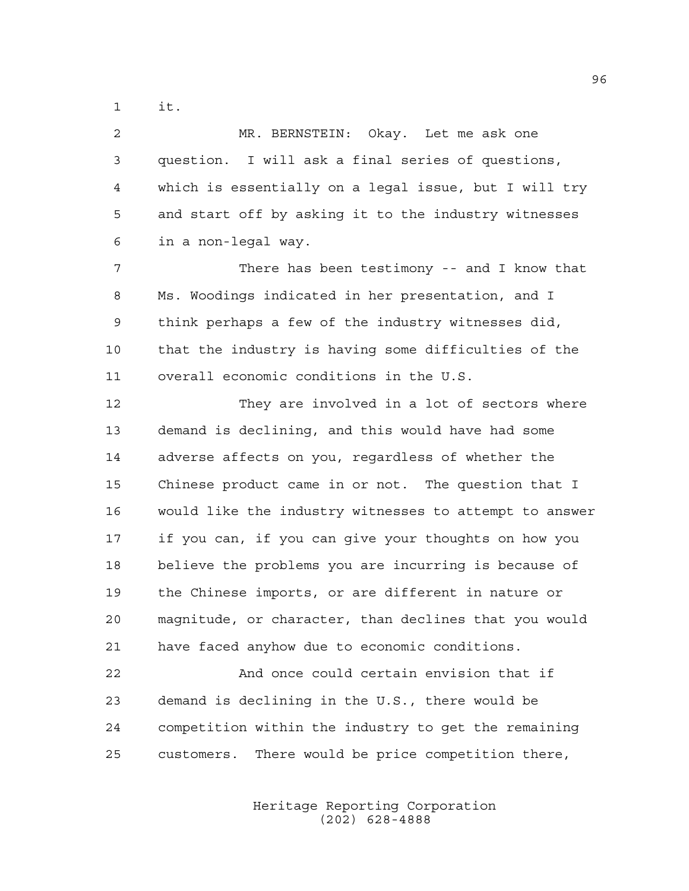it.

MR. BERNSTEIN: Okay. Let me ask one question. I will ask a final series of questions, which is essentially on a legal issue, but I will try and start off by asking it to the industry witnesses in a non-legal way.

There has been testimony -- and I know that Ms. Woodings indicated in her presentation, and I think perhaps a few of the industry witnesses did, that the industry is having some difficulties of the overall economic conditions in the U.S.

They are involved in a lot of sectors where demand is declining, and this would have had some adverse affects on you, regardless of whether the Chinese product came in or not. The question that I would like the industry witnesses to attempt to answer if you can, if you can give your thoughts on how you believe the problems you are incurring is because of the Chinese imports, or are different in nature or magnitude, or character, than declines that you would have faced anyhow due to economic conditions.

And once could certain envision that if demand is declining in the U.S., there would be competition within the industry to get the remaining customers. There would be price competition there,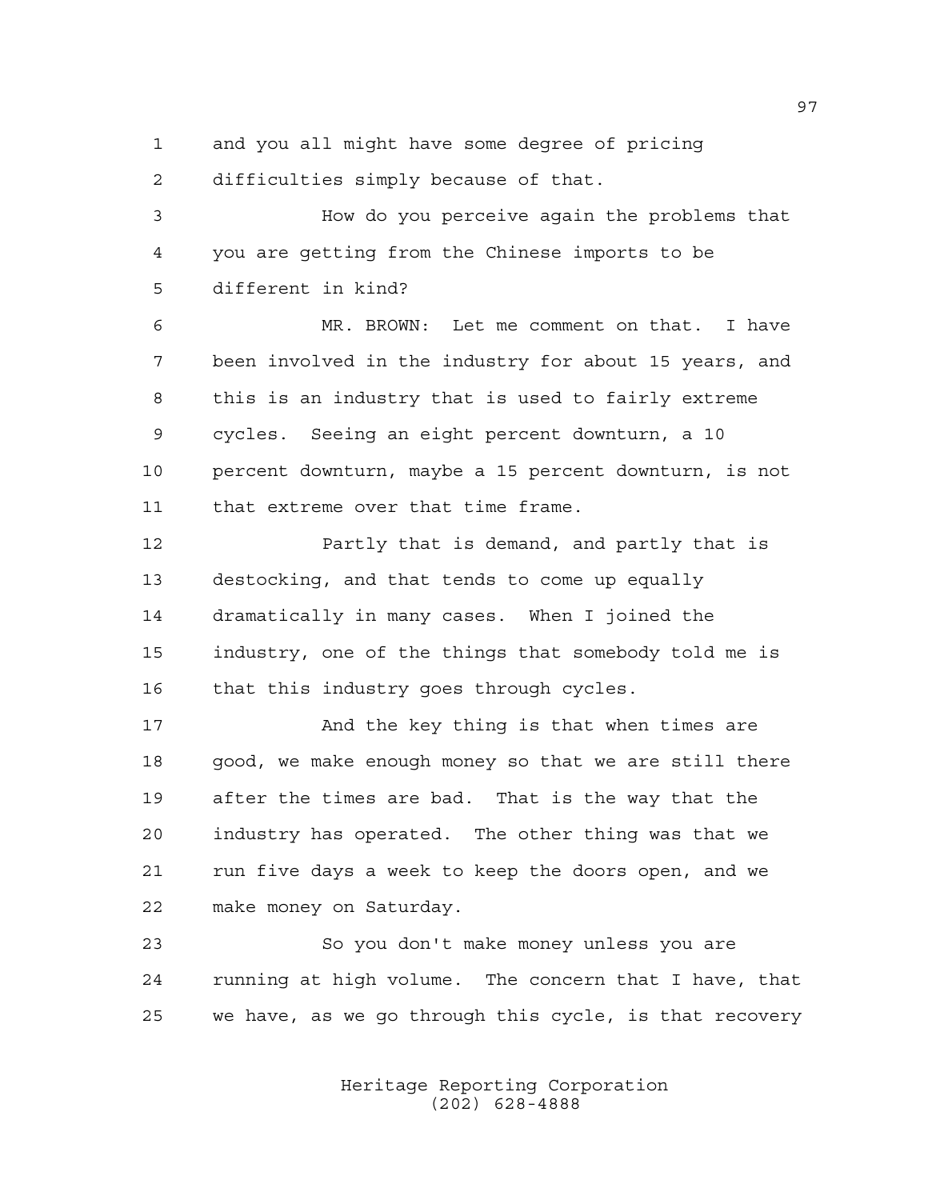and you all might have some degree of pricing difficulties simply because of that.

How do you perceive again the problems that you are getting from the Chinese imports to be different in kind?

MR. BROWN: Let me comment on that. I have been involved in the industry for about 15 years, and this is an industry that is used to fairly extreme cycles. Seeing an eight percent downturn, a 10 percent downturn, maybe a 15 percent downturn, is not that extreme over that time frame.

Partly that is demand, and partly that is destocking, and that tends to come up equally dramatically in many cases. When I joined the industry, one of the things that somebody told me is that this industry goes through cycles.

And the key thing is that when times are good, we make enough money so that we are still there after the times are bad. That is the way that the industry has operated. The other thing was that we run five days a week to keep the doors open, and we make money on Saturday.

So you don't make money unless you are running at high volume. The concern that I have, that we have, as we go through this cycle, is that recovery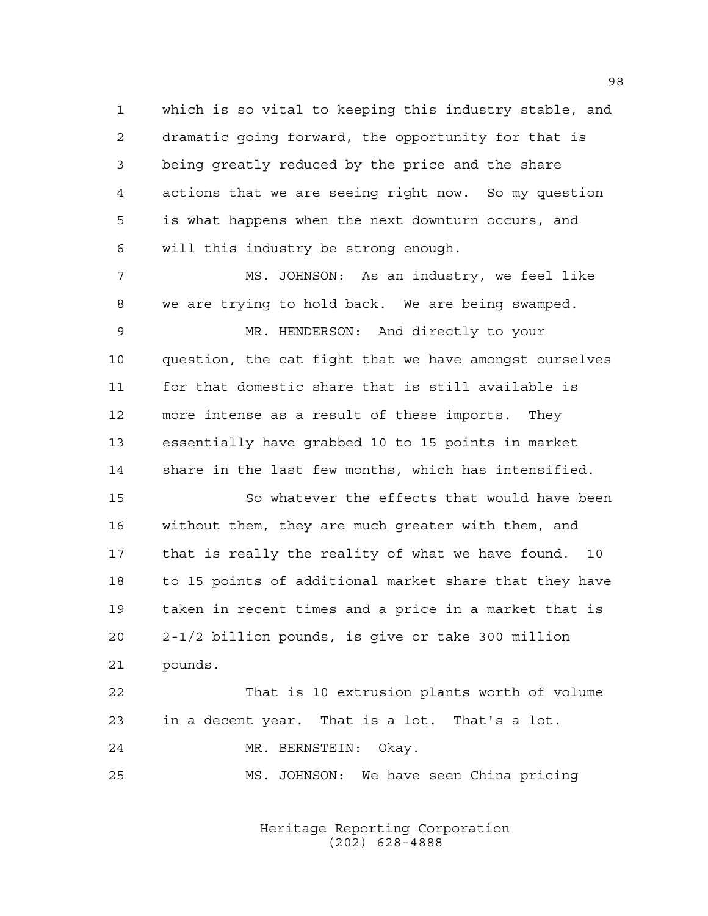which is so vital to keeping this industry stable, and dramatic going forward, the opportunity for that is being greatly reduced by the price and the share actions that we are seeing right now. So my question is what happens when the next downturn occurs, and will this industry be strong enough.

MS. JOHNSON: As an industry, we feel like we are trying to hold back. We are being swamped.

MR. HENDERSON: And directly to your question, the cat fight that we have amongst ourselves for that domestic share that is still available is more intense as a result of these imports. They essentially have grabbed 10 to 15 points in market share in the last few months, which has intensified.

So whatever the effects that would have been without them, they are much greater with them, and that is really the reality of what we have found. 10 to 15 points of additional market share that they have taken in recent times and a price in a market that is 2-1/2 billion pounds, is give or take 300 million pounds.

That is 10 extrusion plants worth of volume in a decent year. That is a lot. That's a lot.

MR. BERNSTEIN: Okay.

MS. JOHNSON: We have seen China pricing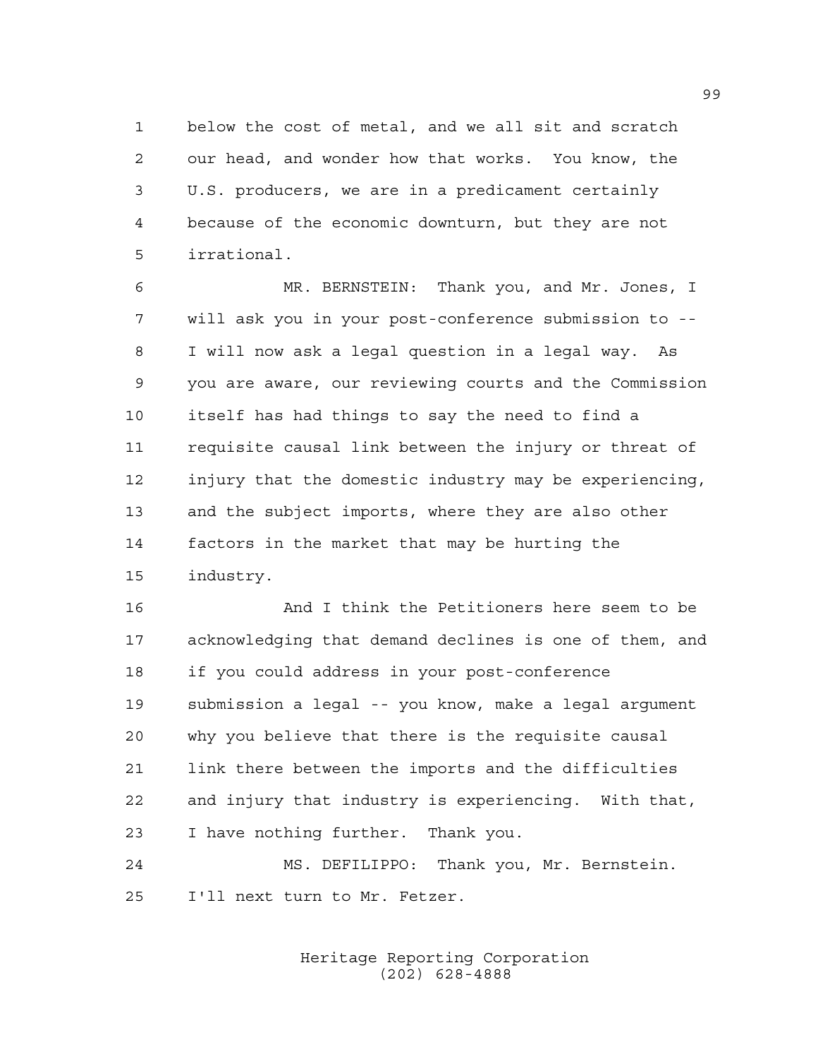below the cost of metal, and we all sit and scratch our head, and wonder how that works. You know, the U.S. producers, we are in a predicament certainly because of the economic downturn, but they are not irrational.

MR. BERNSTEIN: Thank you, and Mr. Jones, I will ask you in your post-conference submission to -- I will now ask a legal question in a legal way. As you are aware, our reviewing courts and the Commission itself has had things to say the need to find a requisite causal link between the injury or threat of injury that the domestic industry may be experiencing, and the subject imports, where they are also other factors in the market that may be hurting the industry.

And I think the Petitioners here seem to be acknowledging that demand declines is one of them, and if you could address in your post-conference submission a legal -- you know, make a legal argument why you believe that there is the requisite causal link there between the imports and the difficulties and injury that industry is experiencing. With that, I have nothing further. Thank you.

MS. DEFILIPPO: Thank you, Mr. Bernstein. I'll next turn to Mr. Fetzer.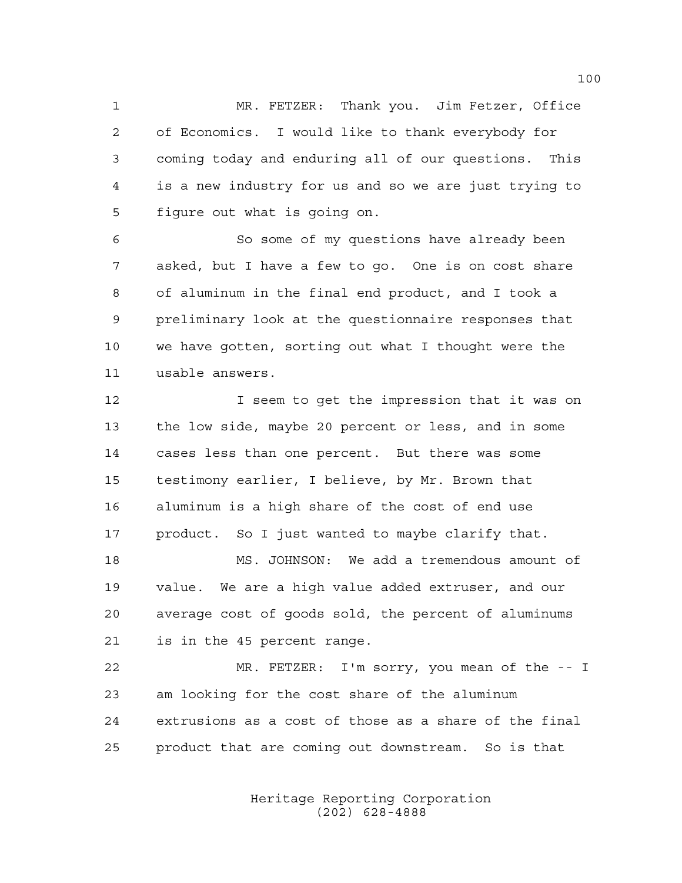MR. FETZER: Thank you. Jim Fetzer, Office of Economics. I would like to thank everybody for coming today and enduring all of our questions. This is a new industry for us and so we are just trying to figure out what is going on.

So some of my questions have already been asked, but I have a few to go. One is on cost share of aluminum in the final end product, and I took a preliminary look at the questionnaire responses that we have gotten, sorting out what I thought were the usable answers.

I seem to get the impression that it was on the low side, maybe 20 percent or less, and in some cases less than one percent. But there was some testimony earlier, I believe, by Mr. Brown that aluminum is a high share of the cost of end use product. So I just wanted to maybe clarify that.

MS. JOHNSON: We add a tremendous amount of value. We are a high value added extruser, and our average cost of goods sold, the percent of aluminums is in the 45 percent range.

MR. FETZER: I'm sorry, you mean of the -- I am looking for the cost share of the aluminum extrusions as a cost of those as a share of the final product that are coming out downstream. So is that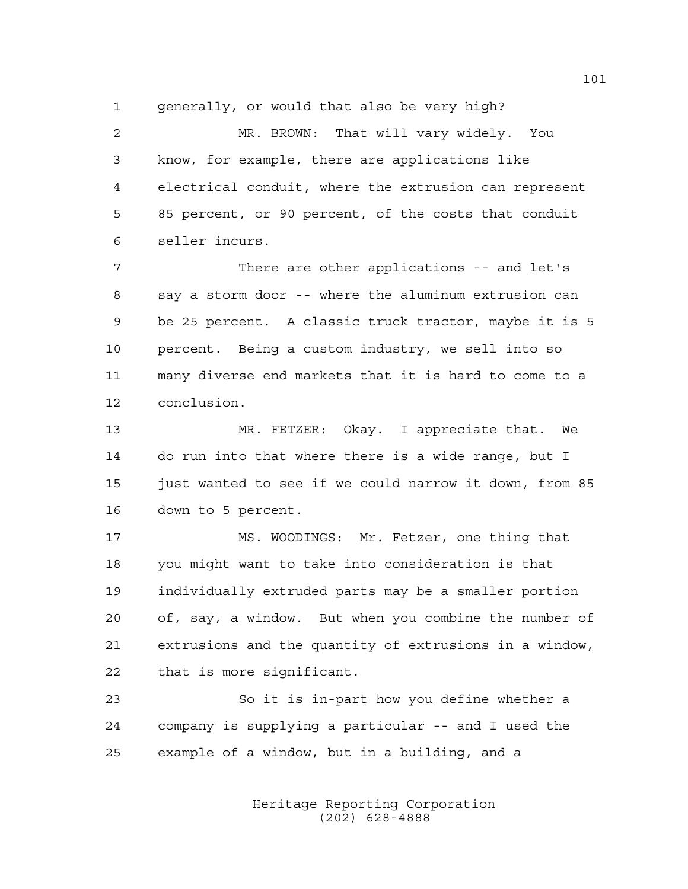generally, or would that also be very high?

MR. BROWN: That will vary widely. You know, for example, there are applications like electrical conduit, where the extrusion can represent 85 percent, or 90 percent, of the costs that conduit seller incurs.

There are other applications -- and let's say a storm door -- where the aluminum extrusion can be 25 percent. A classic truck tractor, maybe it is 5 percent. Being a custom industry, we sell into so many diverse end markets that it is hard to come to a conclusion.

MR. FETZER: Okay. I appreciate that. We do run into that where there is a wide range, but I just wanted to see if we could narrow it down, from 85 down to 5 percent.

MS. WOODINGS: Mr. Fetzer, one thing that you might want to take into consideration is that individually extruded parts may be a smaller portion of, say, a window. But when you combine the number of extrusions and the quantity of extrusions in a window, that is more significant.

So it is in-part how you define whether a company is supplying a particular -- and I used the example of a window, but in a building, and a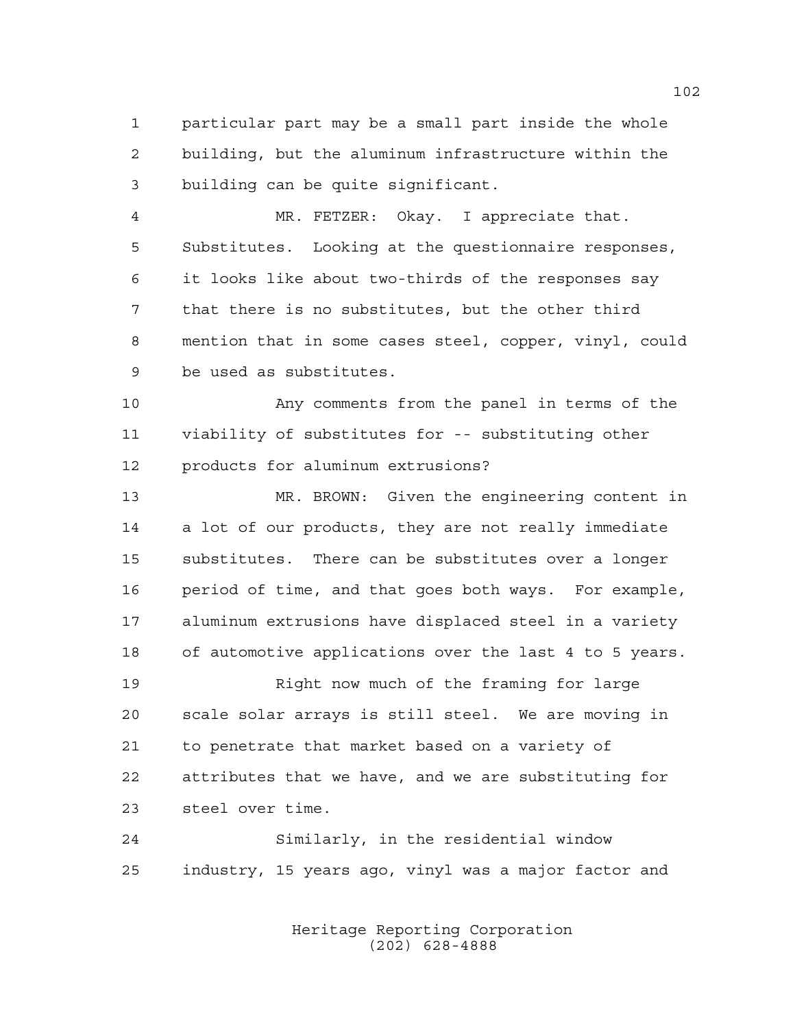particular part may be a small part inside the whole building, but the aluminum infrastructure within the building can be quite significant.

MR. FETZER: Okay. I appreciate that. Substitutes. Looking at the questionnaire responses, it looks like about two-thirds of the responses say that there is no substitutes, but the other third mention that in some cases steel, copper, vinyl, could be used as substitutes.

Any comments from the panel in terms of the viability of substitutes for -- substituting other products for aluminum extrusions?

MR. BROWN: Given the engineering content in a lot of our products, they are not really immediate substitutes. There can be substitutes over a longer period of time, and that goes both ways. For example, aluminum extrusions have displaced steel in a variety of automotive applications over the last 4 to 5 years.

Right now much of the framing for large scale solar arrays is still steel. We are moving in to penetrate that market based on a variety of attributes that we have, and we are substituting for steel over time.

Similarly, in the residential window industry, 15 years ago, vinyl was a major factor and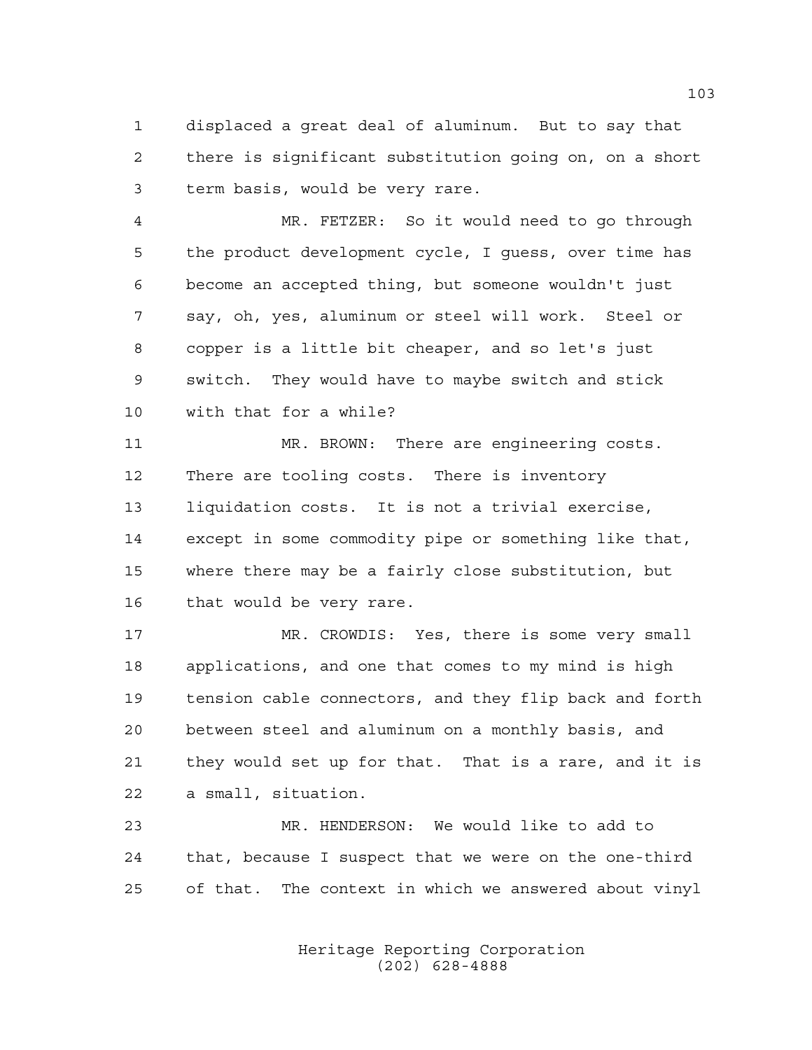displaced a great deal of aluminum. But to say that there is significant substitution going on, on a short term basis, would be very rare.

MR. FETZER: So it would need to go through the product development cycle, I guess, over time has become an accepted thing, but someone wouldn't just say, oh, yes, aluminum or steel will work. Steel or copper is a little bit cheaper, and so let's just switch. They would have to maybe switch and stick with that for a while?

MR. BROWN: There are engineering costs. There are tooling costs. There is inventory liquidation costs. It is not a trivial exercise, except in some commodity pipe or something like that, where there may be a fairly close substitution, but that would be very rare.

MR. CROWDIS: Yes, there is some very small applications, and one that comes to my mind is high tension cable connectors, and they flip back and forth between steel and aluminum on a monthly basis, and they would set up for that. That is a rare, and it is a small, situation.

MR. HENDERSON: We would like to add to that, because I suspect that we were on the one-third of that. The context in which we answered about vinyl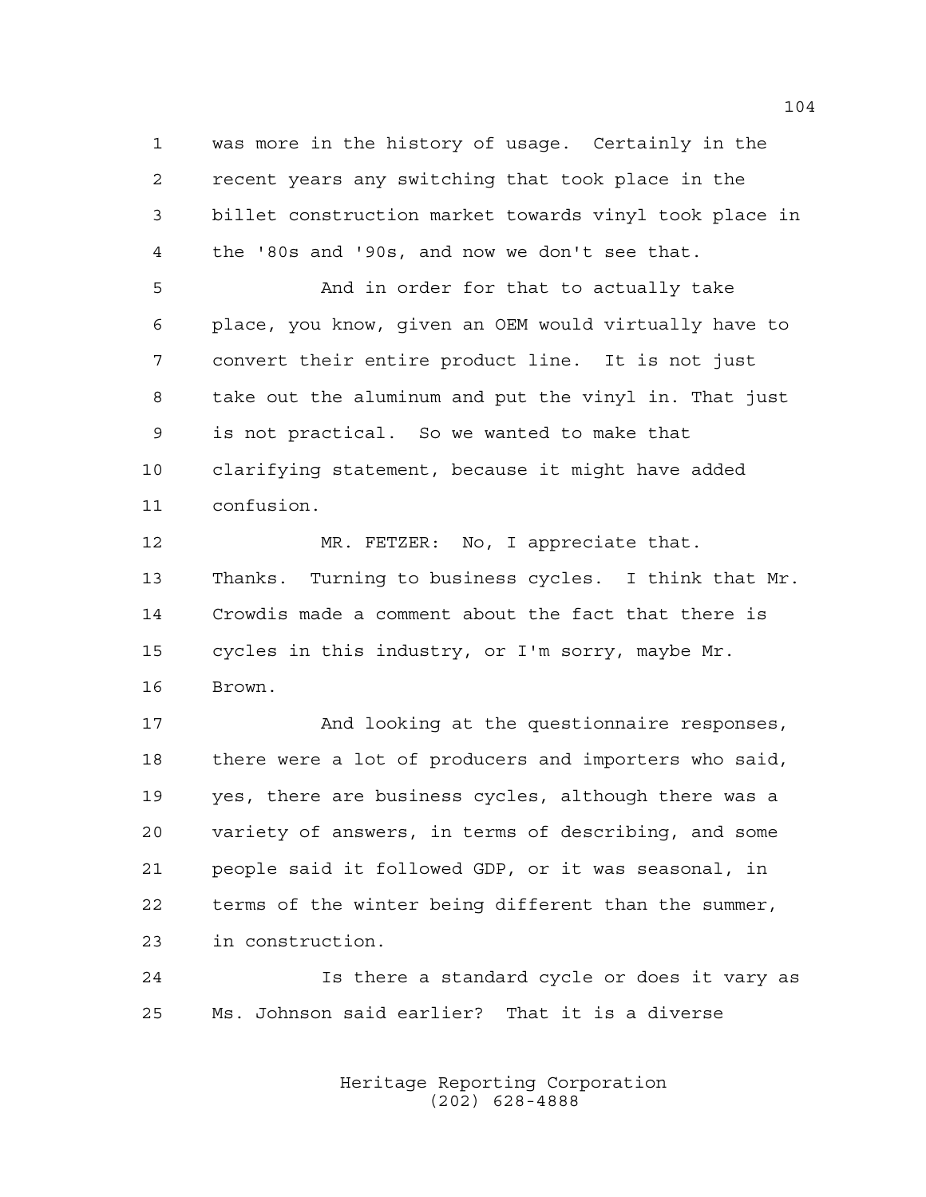was more in the history of usage. Certainly in the recent years any switching that took place in the billet construction market towards vinyl took place in the '80s and '90s, and now we don't see that.

And in order for that to actually take place, you know, given an OEM would virtually have to convert their entire product line. It is not just take out the aluminum and put the vinyl in. That just is not practical. So we wanted to make that clarifying statement, because it might have added confusion.

MR. FETZER: No, I appreciate that. Thanks. Turning to business cycles. I think that Mr. Crowdis made a comment about the fact that there is cycles in this industry, or I'm sorry, maybe Mr. Brown.

And looking at the questionnaire responses, there were a lot of producers and importers who said, yes, there are business cycles, although there was a variety of answers, in terms of describing, and some people said it followed GDP, or it was seasonal, in terms of the winter being different than the summer, in construction.

Is there a standard cycle or does it vary as Ms. Johnson said earlier? That it is a diverse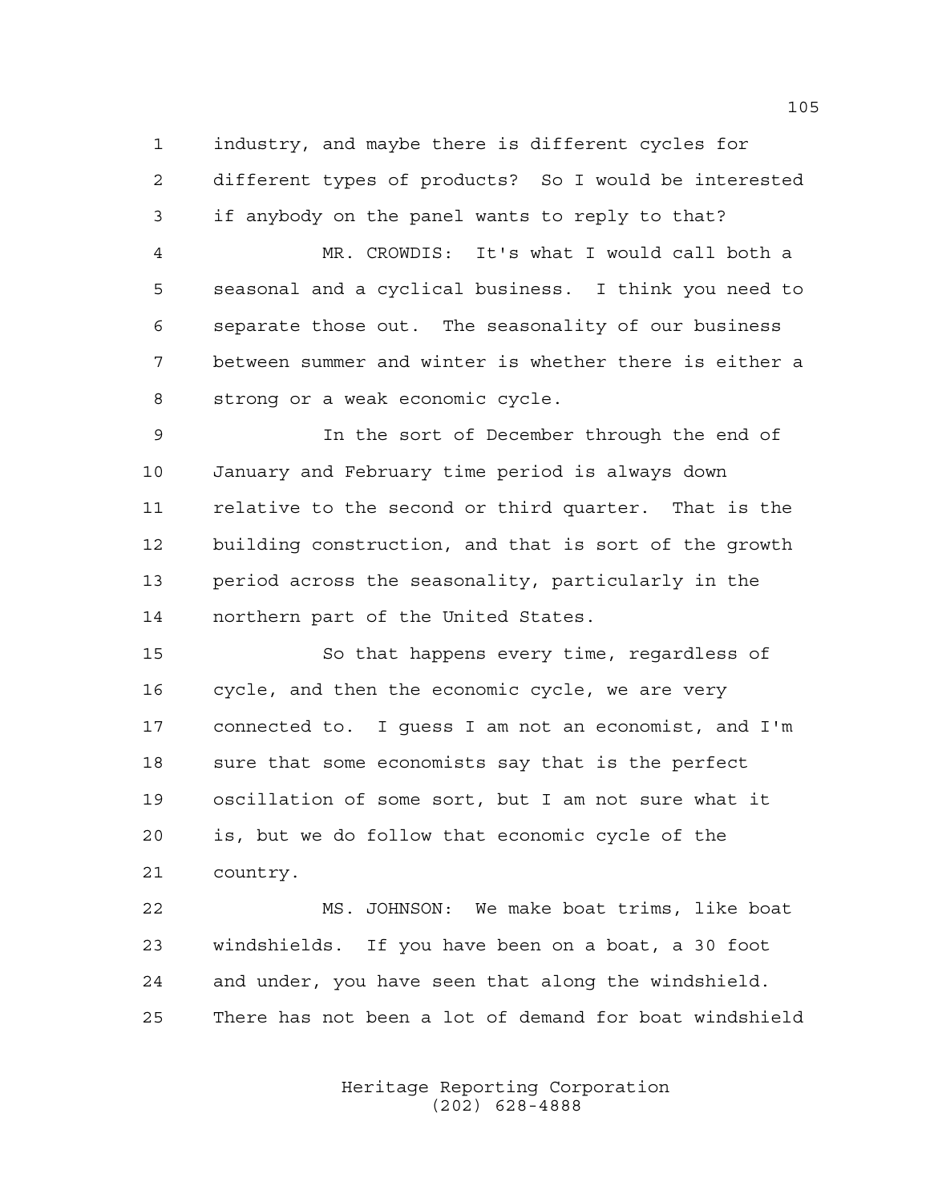industry, and maybe there is different cycles for different types of products? So I would be interested if anybody on the panel wants to reply to that?

MR. CROWDIS: It's what I would call both a seasonal and a cyclical business. I think you need to separate those out. The seasonality of our business between summer and winter is whether there is either a strong or a weak economic cycle.

In the sort of December through the end of January and February time period is always down relative to the second or third quarter. That is the building construction, and that is sort of the growth period across the seasonality, particularly in the northern part of the United States.

So that happens every time, regardless of cycle, and then the economic cycle, we are very connected to. I guess I am not an economist, and I'm sure that some economists say that is the perfect oscillation of some sort, but I am not sure what it is, but we do follow that economic cycle of the country.

MS. JOHNSON: We make boat trims, like boat windshields. If you have been on a boat, a 30 foot and under, you have seen that along the windshield. There has not been a lot of demand for boat windshield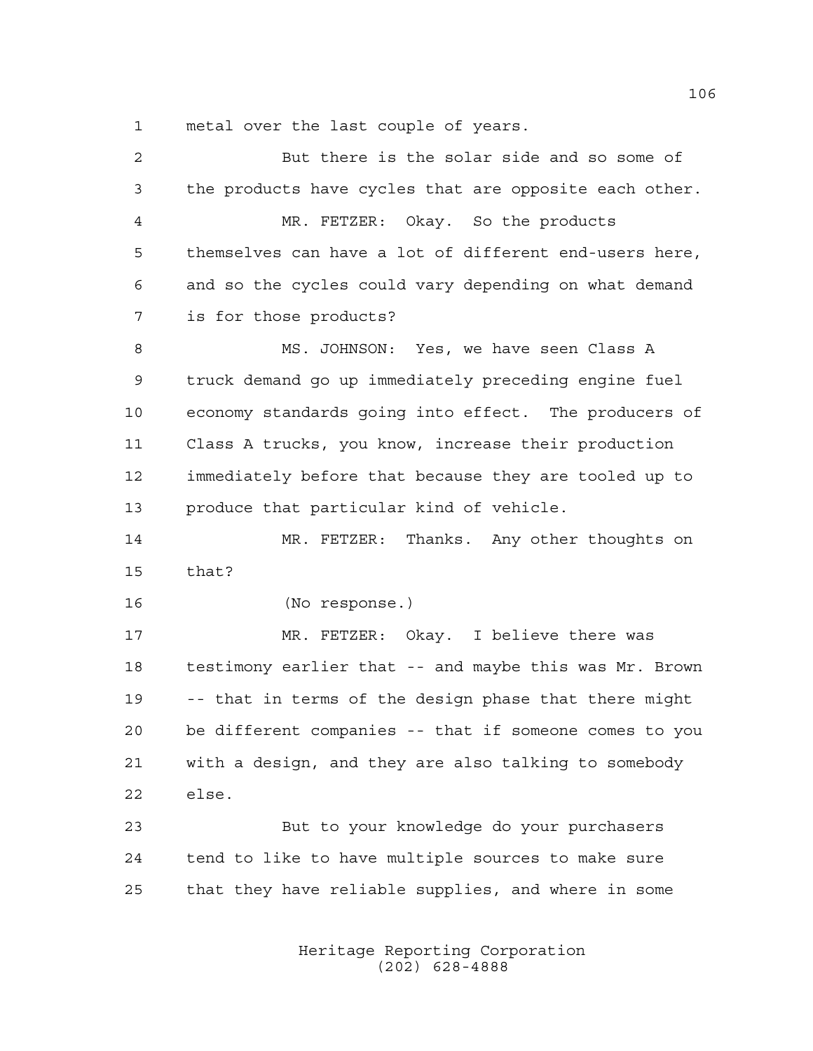metal over the last couple of years.

But there is the solar side and so some of the products have cycles that are opposite each other.

MR. FETZER: Okay. So the products themselves can have a lot of different end-users here, and so the cycles could vary depending on what demand is for those products?

MS. JOHNSON: Yes, we have seen Class A truck demand go up immediately preceding engine fuel economy standards going into effect. The producers of Class A trucks, you know, increase their production immediately before that because they are tooled up to produce that particular kind of vehicle.

MR. FETZER: Thanks. Any other thoughts on that?

(No response.)

MR. FETZER: Okay. I believe there was testimony earlier that -- and maybe this was Mr. Brown -- that in terms of the design phase that there might be different companies -- that if someone comes to you with a design, and they are also talking to somebody else.

But to your knowledge do your purchasers tend to like to have multiple sources to make sure that they have reliable supplies, and where in some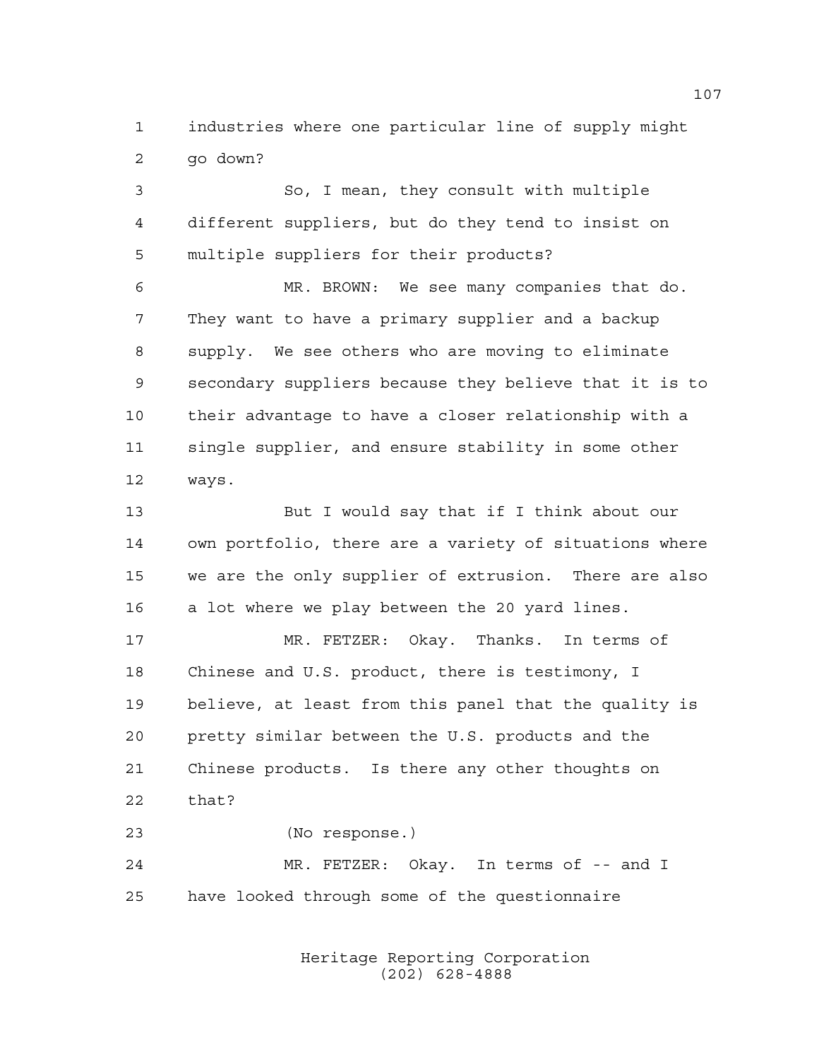industries where one particular line of supply might go down?

So, I mean, they consult with multiple different suppliers, but do they tend to insist on multiple suppliers for their products?

MR. BROWN: We see many companies that do. They want to have a primary supplier and a backup supply. We see others who are moving to eliminate secondary suppliers because they believe that it is to their advantage to have a closer relationship with a single supplier, and ensure stability in some other ways.

But I would say that if I think about our own portfolio, there are a variety of situations where we are the only supplier of extrusion. There are also a lot where we play between the 20 yard lines.

MR. FETZER: Okay. Thanks. In terms of Chinese and U.S. product, there is testimony, I believe, at least from this panel that the quality is pretty similar between the U.S. products and the Chinese products. Is there any other thoughts on that?

(No response.)

MR. FETZER: Okay. In terms of -- and I have looked through some of the questionnaire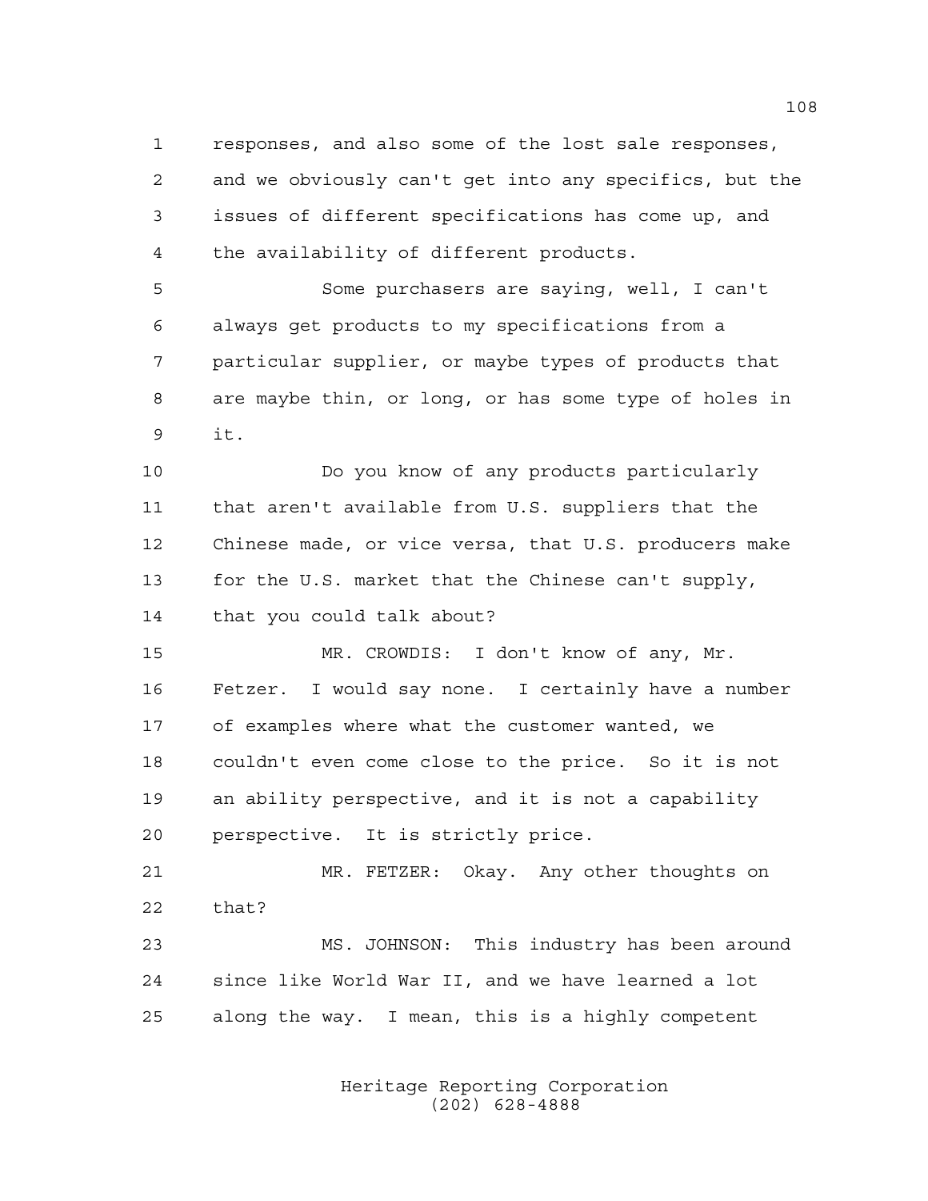responses, and also some of the lost sale responses, and we obviously can't get into any specifics, but the issues of different specifications has come up, and the availability of different products.

Some purchasers are saying, well, I can't always get products to my specifications from a particular supplier, or maybe types of products that are maybe thin, or long, or has some type of holes in it.

Do you know of any products particularly that aren't available from U.S. suppliers that the Chinese made, or vice versa, that U.S. producers make for the U.S. market that the Chinese can't supply, that you could talk about?

MR. CROWDIS: I don't know of any, Mr. Fetzer. I would say none. I certainly have a number of examples where what the customer wanted, we couldn't even come close to the price. So it is not an ability perspective, and it is not a capability perspective. It is strictly price.

MR. FETZER: Okay. Any other thoughts on that?

MS. JOHNSON: This industry has been around since like World War II, and we have learned a lot along the way. I mean, this is a highly competent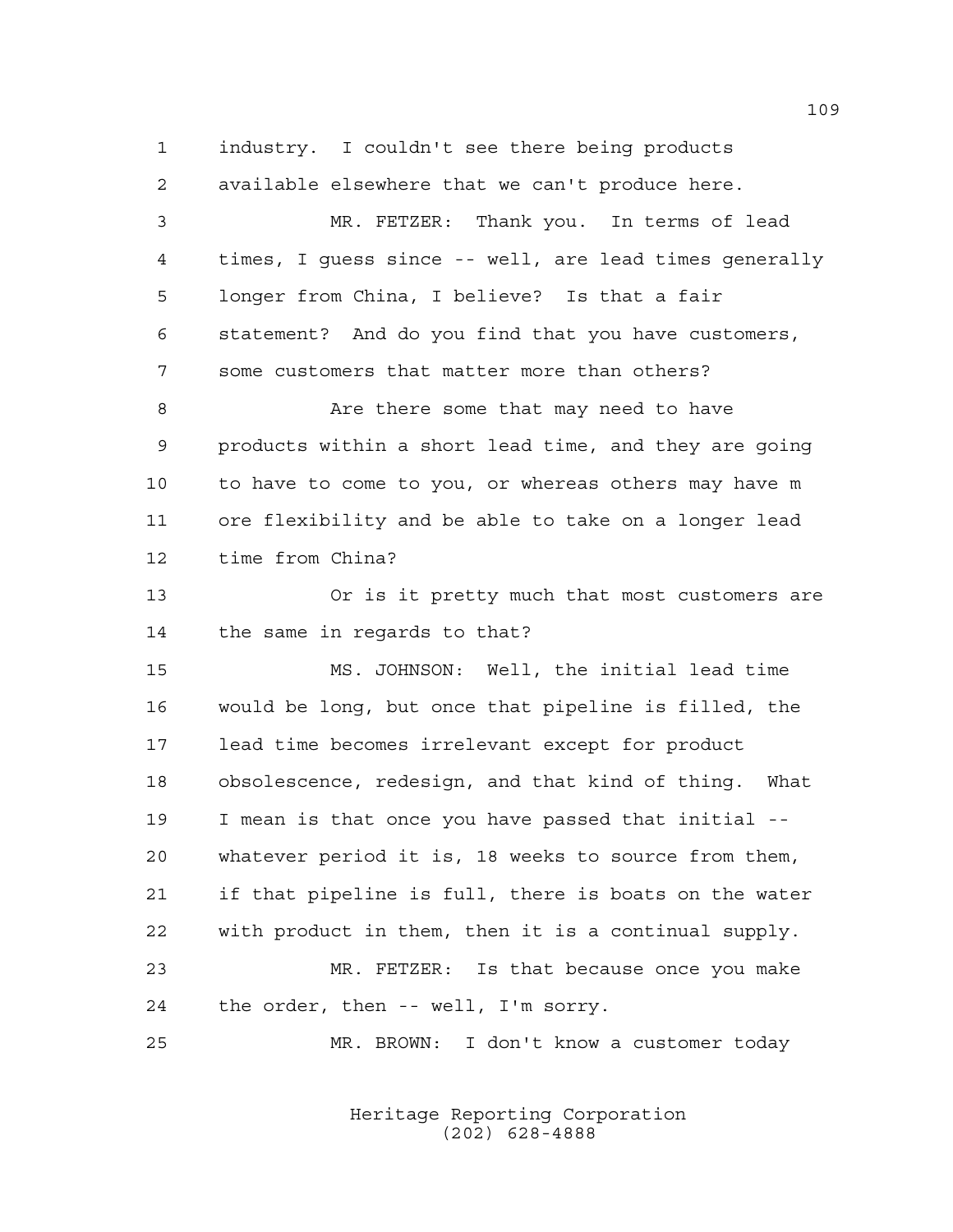industry. I couldn't see there being products available elsewhere that we can't produce here.

MR. FETZER: Thank you. In terms of lead times, I guess since -- well, are lead times generally longer from China, I believe? Is that a fair statement? And do you find that you have customers, some customers that matter more than others?

Are there some that may need to have products within a short lead time, and they are going to have to come to you, or whereas others may have m ore flexibility and be able to take on a longer lead time from China?

Or is it pretty much that most customers are the same in regards to that?

MS. JOHNSON: Well, the initial lead time would be long, but once that pipeline is filled, the lead time becomes irrelevant except for product obsolescence, redesign, and that kind of thing. What I mean is that once you have passed that initial -- whatever period it is, 18 weeks to source from them, if that pipeline is full, there is boats on the water with product in them, then it is a continual supply.

MR. FETZER: Is that because once you make the order, then -- well, I'm sorry.

MR. BROWN: I don't know a customer today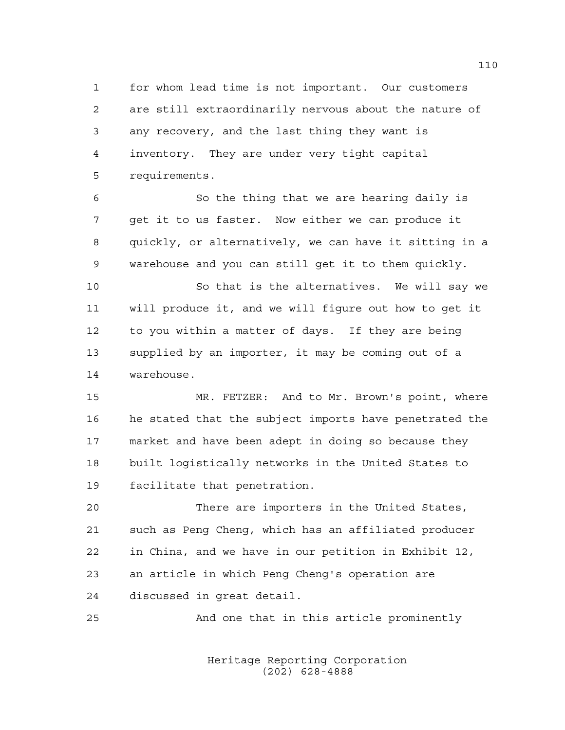for whom lead time is not important. Our customers are still extraordinarily nervous about the nature of any recovery, and the last thing they want is inventory. They are under very tight capital requirements.

So the thing that we are hearing daily is get it to us faster. Now either we can produce it quickly, or alternatively, we can have it sitting in a warehouse and you can still get it to them quickly.

So that is the alternatives. We will say we will produce it, and we will figure out how to get it to you within a matter of days. If they are being supplied by an importer, it may be coming out of a warehouse.

MR. FETZER: And to Mr. Brown's point, where he stated that the subject imports have penetrated the market and have been adept in doing so because they built logistically networks in the United States to facilitate that penetration.

There are importers in the United States, such as Peng Cheng, which has an affiliated producer in China, and we have in our petition in Exhibit 12, an article in which Peng Cheng's operation are discussed in great detail.

And one that in this article prominently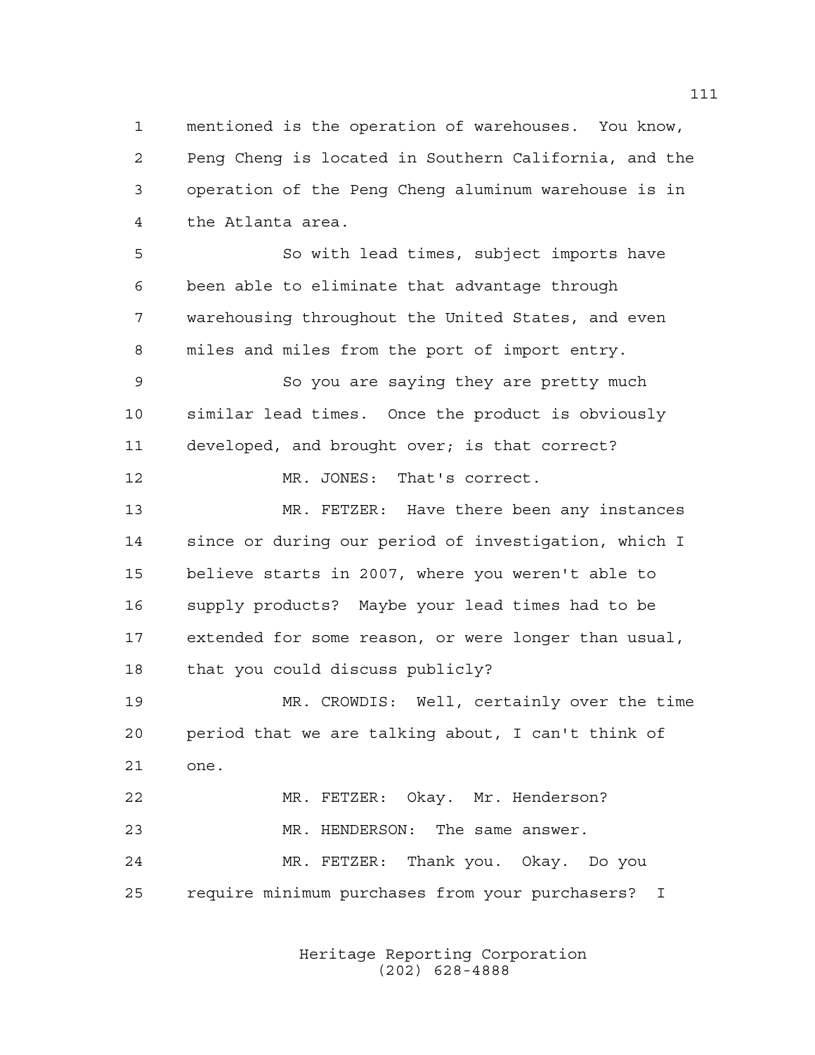mentioned is the operation of warehouses. You know, Peng Cheng is located in Southern California, and the operation of the Peng Cheng aluminum warehouse is in the Atlanta area.

So with lead times, subject imports have been able to eliminate that advantage through warehousing throughout the United States, and even miles and miles from the port of import entry.

So you are saying they are pretty much similar lead times. Once the product is obviously developed, and brought over; is that correct?

MR. JONES: That's correct.

MR. FETZER: Have there been any instances since or during our period of investigation, which I believe starts in 2007, where you weren't able to supply products? Maybe your lead times had to be extended for some reason, or were longer than usual, that you could discuss publicly?

MR. CROWDIS: Well, certainly over the time period that we are talking about, I can't think of one.

MR. FETZER: Okay. Mr. Henderson?

MR. HENDERSON: The same answer.

MR. FETZER: Thank you. Okay. Do you require minimum purchases from your purchasers? I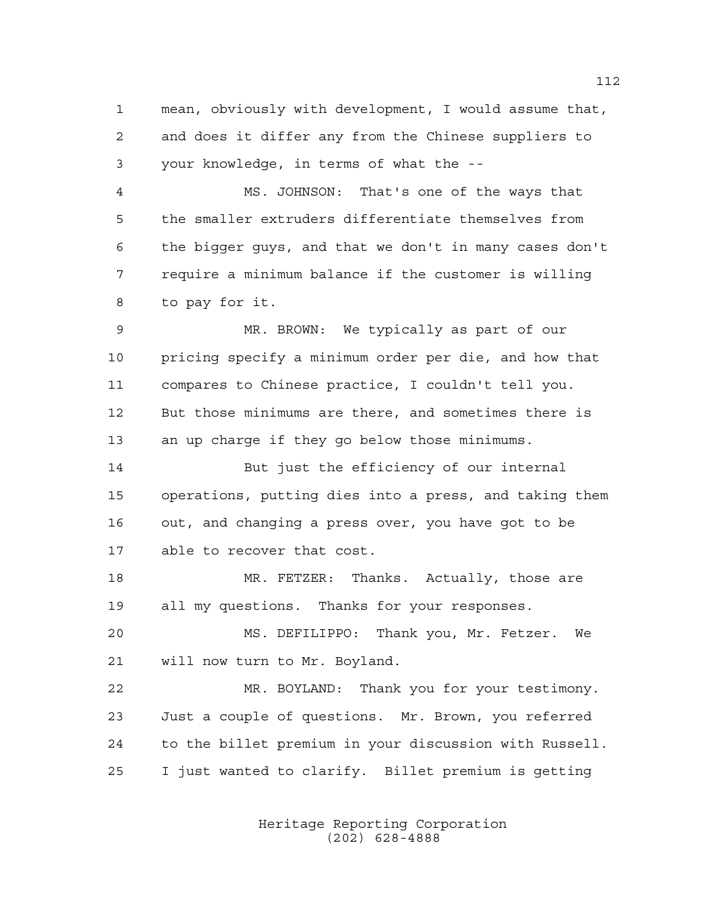mean, obviously with development, I would assume that, and does it differ any from the Chinese suppliers to your knowledge, in terms of what the --

MS. JOHNSON: That's one of the ways that the smaller extruders differentiate themselves from the bigger guys, and that we don't in many cases don't require a minimum balance if the customer is willing to pay for it.

MR. BROWN: We typically as part of our pricing specify a minimum order per die, and how that compares to Chinese practice, I couldn't tell you. But those minimums are there, and sometimes there is an up charge if they go below those minimums.

But just the efficiency of our internal operations, putting dies into a press, and taking them out, and changing a press over, you have got to be able to recover that cost.

MR. FETZER: Thanks. Actually, those are all my questions. Thanks for your responses.

MS. DEFILIPPO: Thank you, Mr. Fetzer. We will now turn to Mr. Boyland.

MR. BOYLAND: Thank you for your testimony. Just a couple of questions. Mr. Brown, you referred to the billet premium in your discussion with Russell. I just wanted to clarify. Billet premium is getting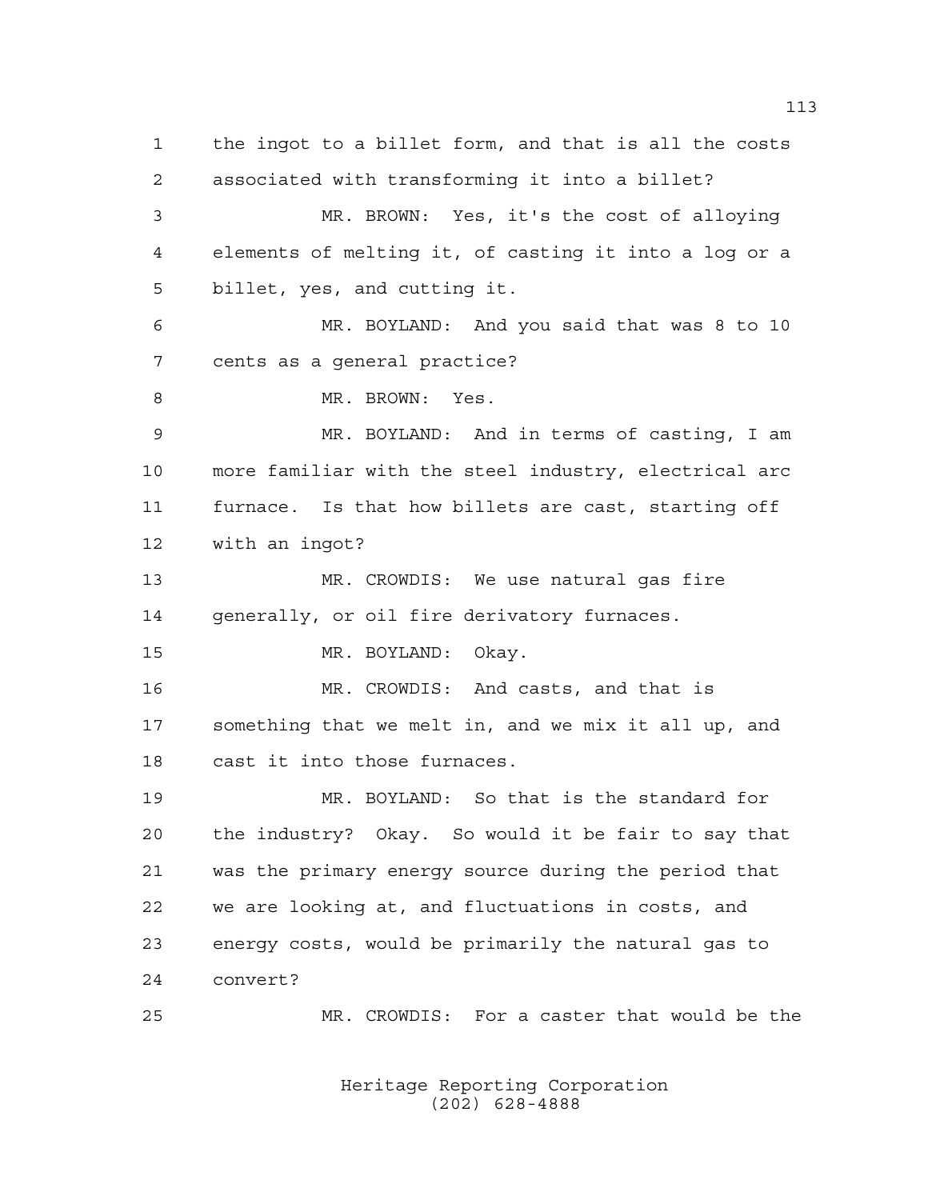the ingot to a billet form, and that is all the costs associated with transforming it into a billet?

MR. BROWN: Yes, it's the cost of alloying elements of melting it, of casting it into a log or a billet, yes, and cutting it.

MR. BOYLAND: And you said that was 8 to 10 cents as a general practice?

MR. BROWN: Yes.

MR. BOYLAND: And in terms of casting, I am more familiar with the steel industry, electrical arc furnace. Is that how billets are cast, starting off with an ingot?

MR. CROWDIS: We use natural gas fire generally, or oil fire derivatory furnaces.

MR. BOYLAND: Okay.

MR. CROWDIS: And casts, and that is something that we melt in, and we mix it all up, and cast it into those furnaces.

MR. BOYLAND: So that is the standard for the industry? Okay. So would it be fair to say that was the primary energy source during the period that we are looking at, and fluctuations in costs, and energy costs, would be primarily the natural gas to convert?

MR. CROWDIS: For a caster that would be the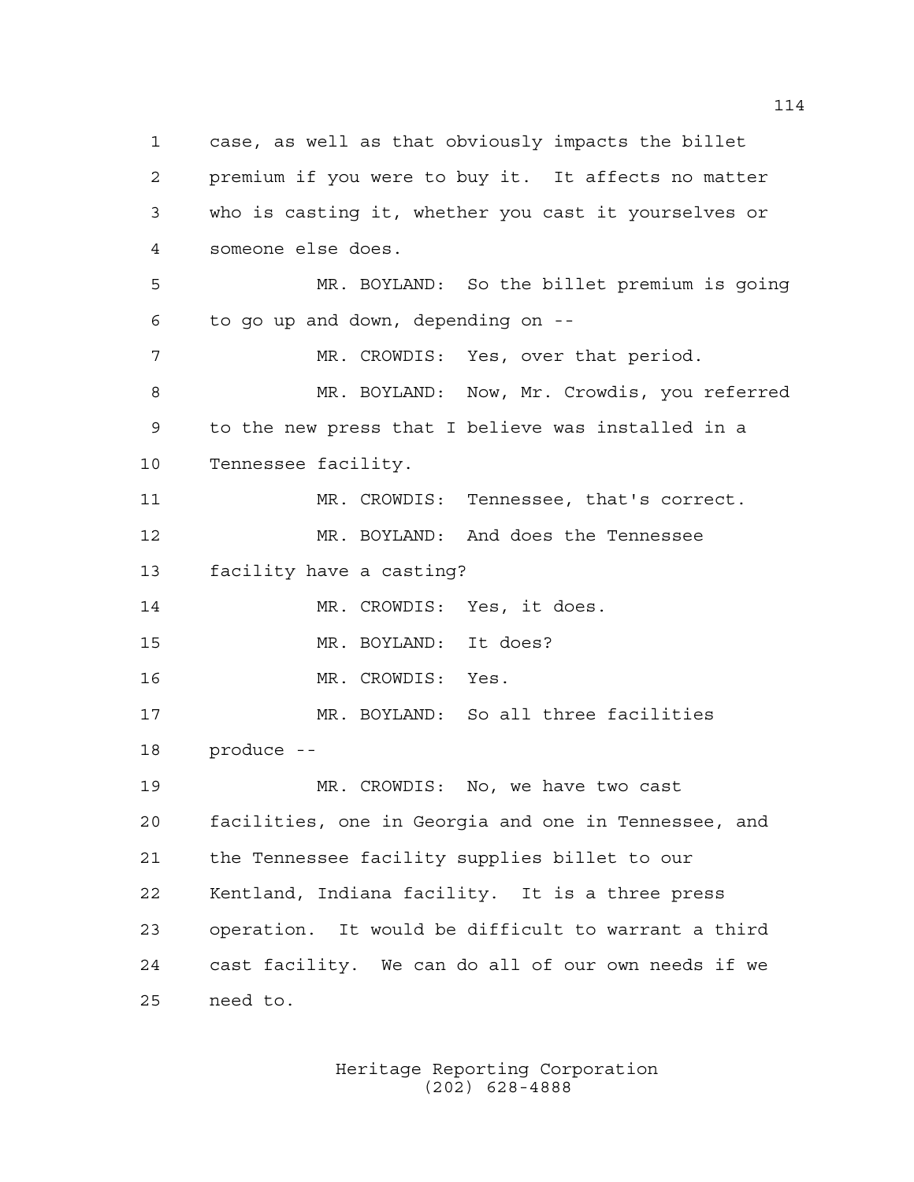case, as well as that obviously impacts the billet premium if you were to buy it. It affects no matter who is casting it, whether you cast it yourselves or someone else does.

MR. BOYLAND: So the billet premium is going to go up and down, depending on --

MR. CROWDIS: Yes, over that period.

MR. BOYLAND: Now, Mr. Crowdis, you referred to the new press that I believe was installed in a Tennessee facility.

MR. CROWDIS: Tennessee, that's correct.

MR. BOYLAND: And does the Tennessee facility have a casting?

MR. CROWDIS: Yes, it does.

MR. BOYLAND: It does?

MR. CROWDIS: Yes.

MR. BOYLAND: So all three facilities produce --

MR. CROWDIS: No, we have two cast facilities, one in Georgia and one in Tennessee, and the Tennessee facility supplies billet to our Kentland, Indiana facility. It is a three press operation. It would be difficult to warrant a third cast facility. We can do all of our own needs if we need to.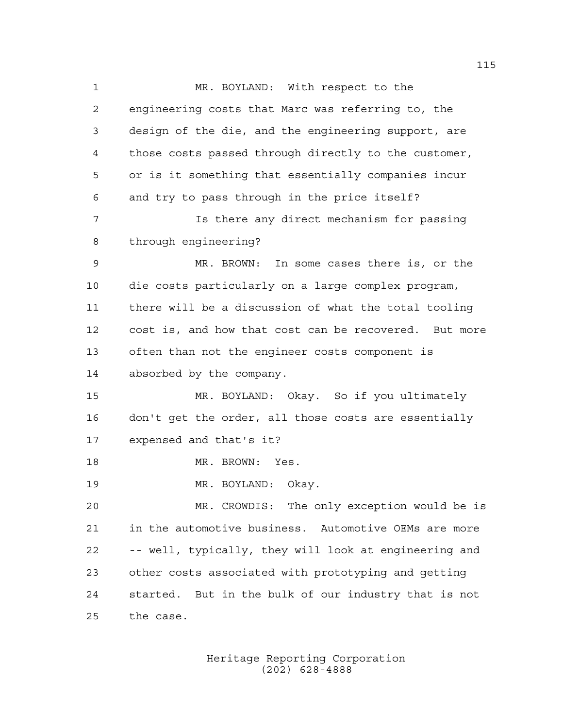MR. BOYLAND: With respect to the engineering costs that Marc was referring to, the design of the die, and the engineering support, are those costs passed through directly to the customer, or is it something that essentially companies incur and try to pass through in the price itself?

Is there any direct mechanism for passing through engineering?

MR. BROWN: In some cases there is, or the die costs particularly on a large complex program, there will be a discussion of what the total tooling cost is, and how that cost can be recovered. But more often than not the engineer costs component is absorbed by the company.

MR. BOYLAND: Okay. So if you ultimately don't get the order, all those costs are essentially expensed and that's it?

MR. BROWN: Yes.

MR. BOYLAND: Okay.

MR. CROWDIS: The only exception would be is in the automotive business. Automotive OEMs are more -- well, typically, they will look at engineering and other costs associated with prototyping and getting started. But in the bulk of our industry that is not the case.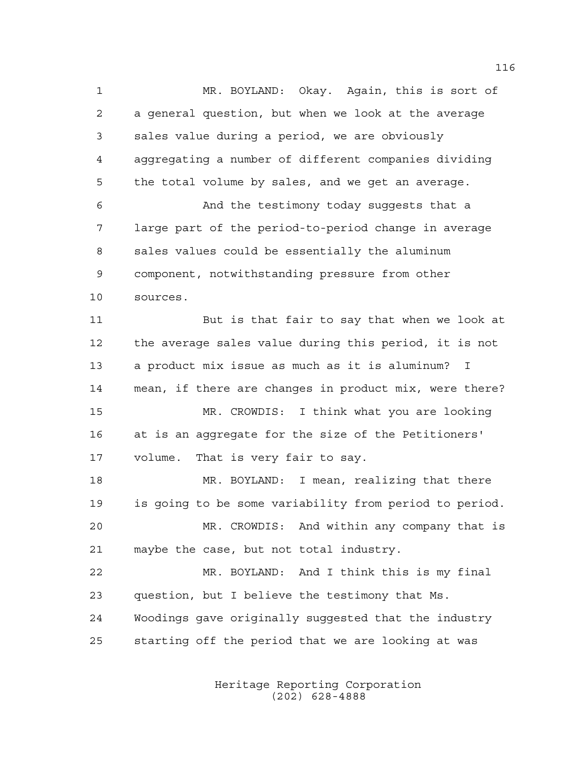MR. BOYLAND: Okay. Again, this is sort of a general question, but when we look at the average sales value during a period, we are obviously aggregating a number of different companies dividing the total volume by sales, and we get an average.

And the testimony today suggests that a large part of the period-to-period change in average sales values could be essentially the aluminum component, notwithstanding pressure from other sources.

But is that fair to say that when we look at the average sales value during this period, it is not a product mix issue as much as it is aluminum? I mean, if there are changes in product mix, were there?

MR. CROWDIS: I think what you are looking at is an aggregate for the size of the Petitioners' volume. That is very fair to say.

MR. BOYLAND: I mean, realizing that there is going to be some variability from period to period.

MR. CROWDIS: And within any company that is maybe the case, but not total industry.

MR. BOYLAND: And I think this is my final question, but I believe the testimony that Ms. Woodings gave originally suggested that the industry starting off the period that we are looking at was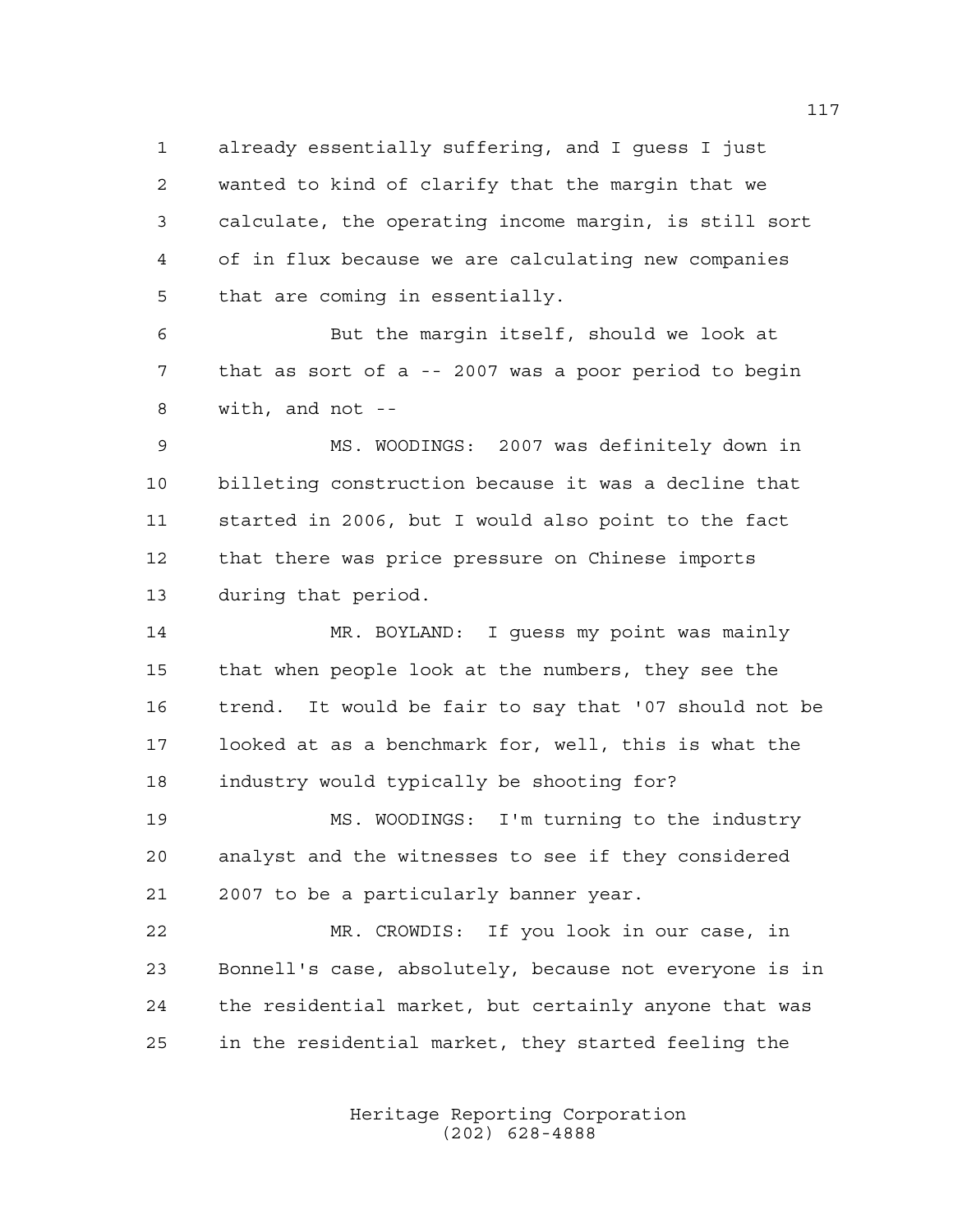already essentially suffering, and I guess I just wanted to kind of clarify that the margin that we calculate, the operating income margin, is still sort of in flux because we are calculating new companies that are coming in essentially.

But the margin itself, should we look at that as sort of a -- 2007 was a poor period to begin with, and not --

MS. WOODINGS: 2007 was definitely down in billeting construction because it was a decline that started in 2006, but I would also point to the fact that there was price pressure on Chinese imports during that period.

MR. BOYLAND: I guess my point was mainly that when people look at the numbers, they see the trend. It would be fair to say that '07 should not be looked at as a benchmark for, well, this is what the industry would typically be shooting for?

MS. WOODINGS: I'm turning to the industry analyst and the witnesses to see if they considered 2007 to be a particularly banner year.

MR. CROWDIS: If you look in our case, in Bonnell's case, absolutely, because not everyone is in the residential market, but certainly anyone that was in the residential market, they started feeling the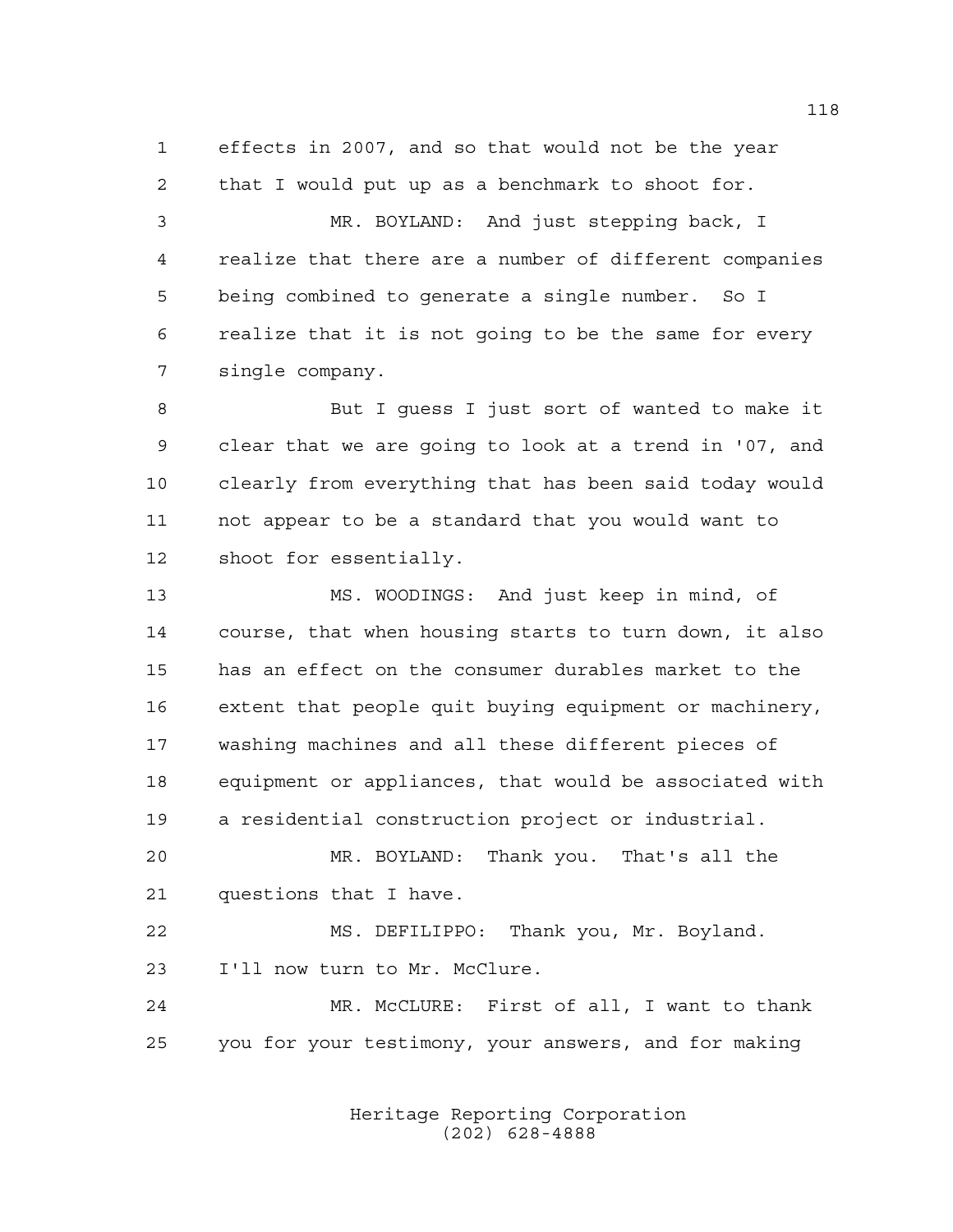effects in 2007, and so that would not be the year that I would put up as a benchmark to shoot for.

MR. BOYLAND: And just stepping back, I realize that there are a number of different companies being combined to generate a single number. So I realize that it is not going to be the same for every single company.

But I guess I just sort of wanted to make it clear that we are going to look at a trend in '07, and clearly from everything that has been said today would not appear to be a standard that you would want to shoot for essentially.

MS. WOODINGS: And just keep in mind, of course, that when housing starts to turn down, it also has an effect on the consumer durables market to the extent that people quit buying equipment or machinery, washing machines and all these different pieces of equipment or appliances, that would be associated with a residential construction project or industrial.

MR. BOYLAND: Thank you. That's all the questions that I have.

MS. DEFILIPPO: Thank you, Mr. Boyland. I'll now turn to Mr. McClure.

MR. McCLURE: First of all, I want to thank you for your testimony, your answers, and for making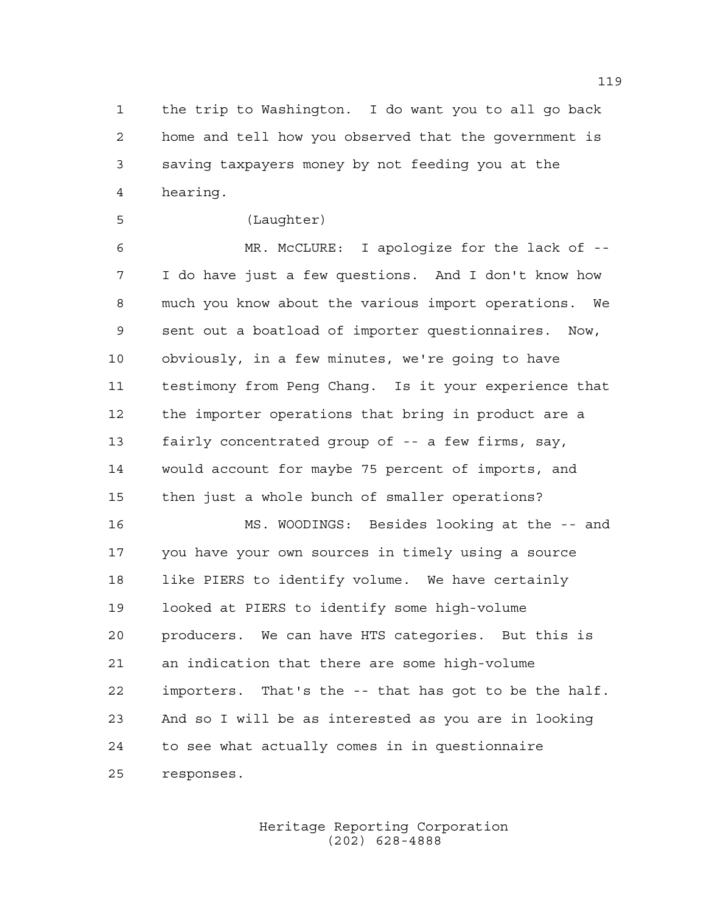the trip to Washington. I do want you to all go back home and tell how you observed that the government is saving taxpayers money by not feeding you at the hearing.

(Laughter)

MR. McCLURE: I apologize for the lack of -- I do have just a few questions. And I don't know how much you know about the various import operations. We sent out a boatload of importer questionnaires. Now, obviously, in a few minutes, we're going to have testimony from Peng Chang. Is it your experience that the importer operations that bring in product are a fairly concentrated group of -- a few firms, say, would account for maybe 75 percent of imports, and then just a whole bunch of smaller operations?

MS. WOODINGS: Besides looking at the -- and you have your own sources in timely using a source like PIERS to identify volume. We have certainly looked at PIERS to identify some high-volume producers. We can have HTS categories. But this is an indication that there are some high-volume importers. That's the -- that has got to be the half. And so I will be as interested as you are in looking to see what actually comes in in questionnaire responses.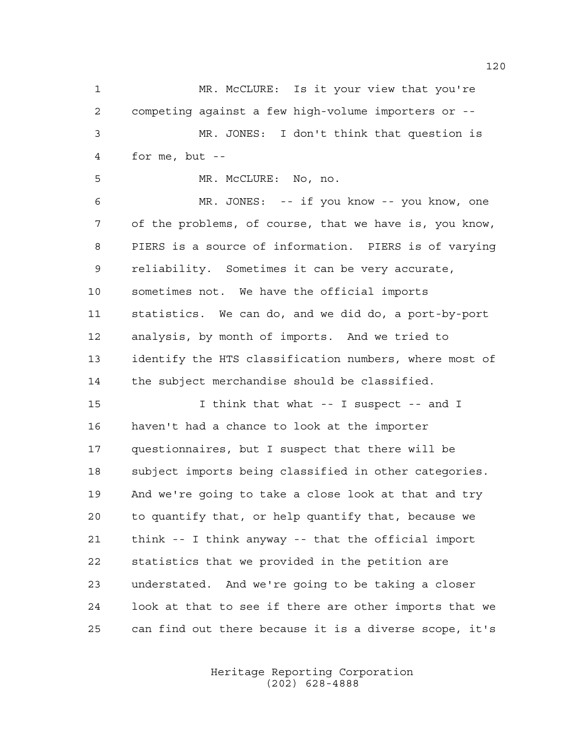MR. McCLURE: Is it your view that you're competing against a few high-volume importers or --

MR. JONES: I don't think that question is for me, but --

MR. McCLURE: No, no.

MR. JONES: -- if you know -- you know, one of the problems, of course, that we have is, you know, PIERS is a source of information. PIERS is of varying reliability. Sometimes it can be very accurate, sometimes not. We have the official imports statistics. We can do, and we did do, a port-by-port analysis, by month of imports. And we tried to identify the HTS classification numbers, where most of the subject merchandise should be classified.

I think that what -- I suspect -- and I haven't had a chance to look at the importer questionnaires, but I suspect that there will be subject imports being classified in other categories. And we're going to take a close look at that and try to quantify that, or help quantify that, because we think -- I think anyway -- that the official import statistics that we provided in the petition are understated. And we're going to be taking a closer look at that to see if there are other imports that we can find out there because it is a diverse scope, it's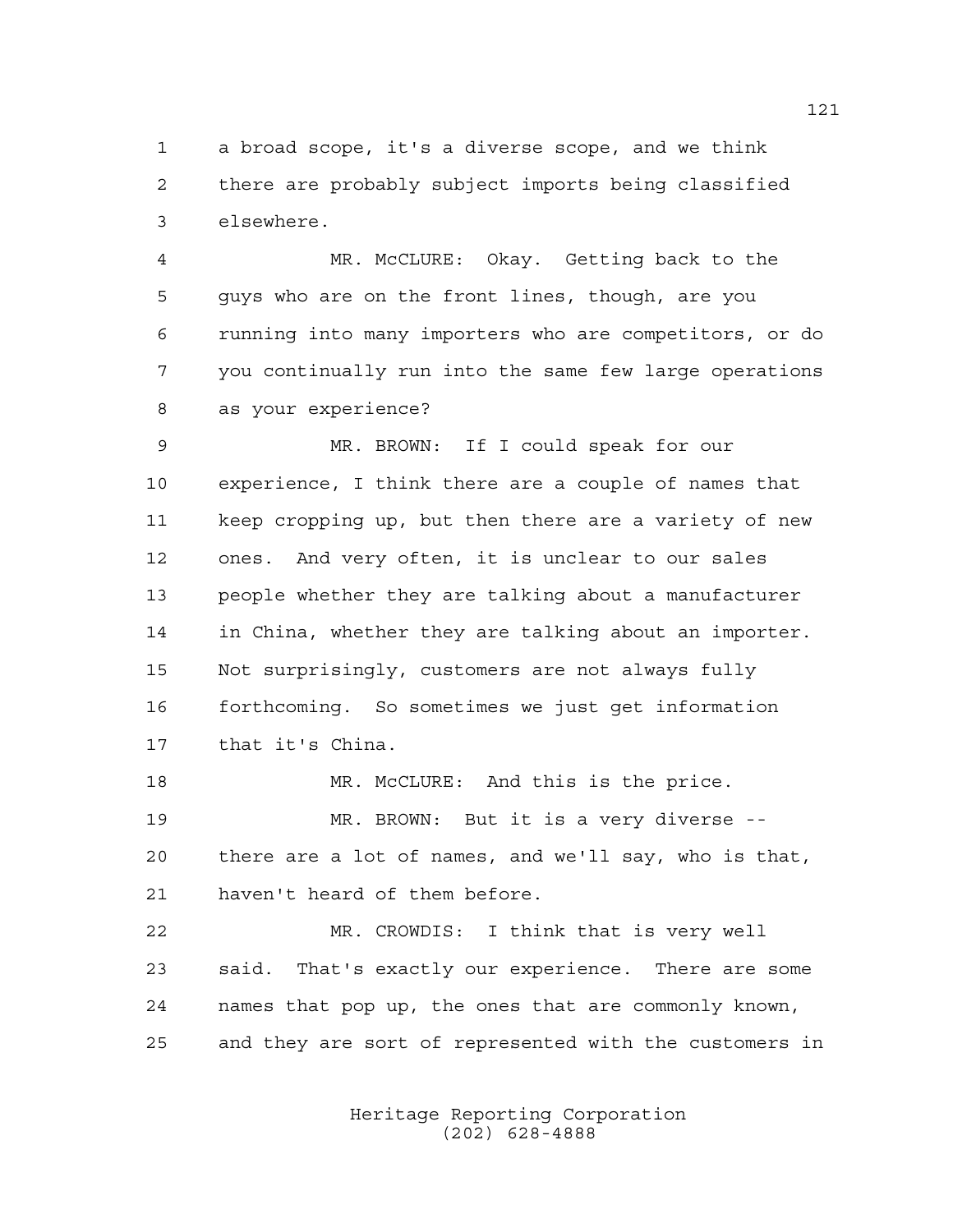a broad scope, it's a diverse scope, and we think there are probably subject imports being classified elsewhere.

MR. McCLURE: Okay. Getting back to the guys who are on the front lines, though, are you running into many importers who are competitors, or do you continually run into the same few large operations as your experience?

MR. BROWN: If I could speak for our experience, I think there are a couple of names that keep cropping up, but then there are a variety of new ones. And very often, it is unclear to our sales people whether they are talking about a manufacturer in China, whether they are talking about an importer. Not surprisingly, customers are not always fully forthcoming. So sometimes we just get information that it's China.

MR. McCLURE: And this is the price.

MR. BROWN: But it is a very diverse -- there are a lot of names, and we'll say, who is that, haven't heard of them before.

MR. CROWDIS: I think that is very well said. That's exactly our experience. There are some names that pop up, the ones that are commonly known, and they are sort of represented with the customers in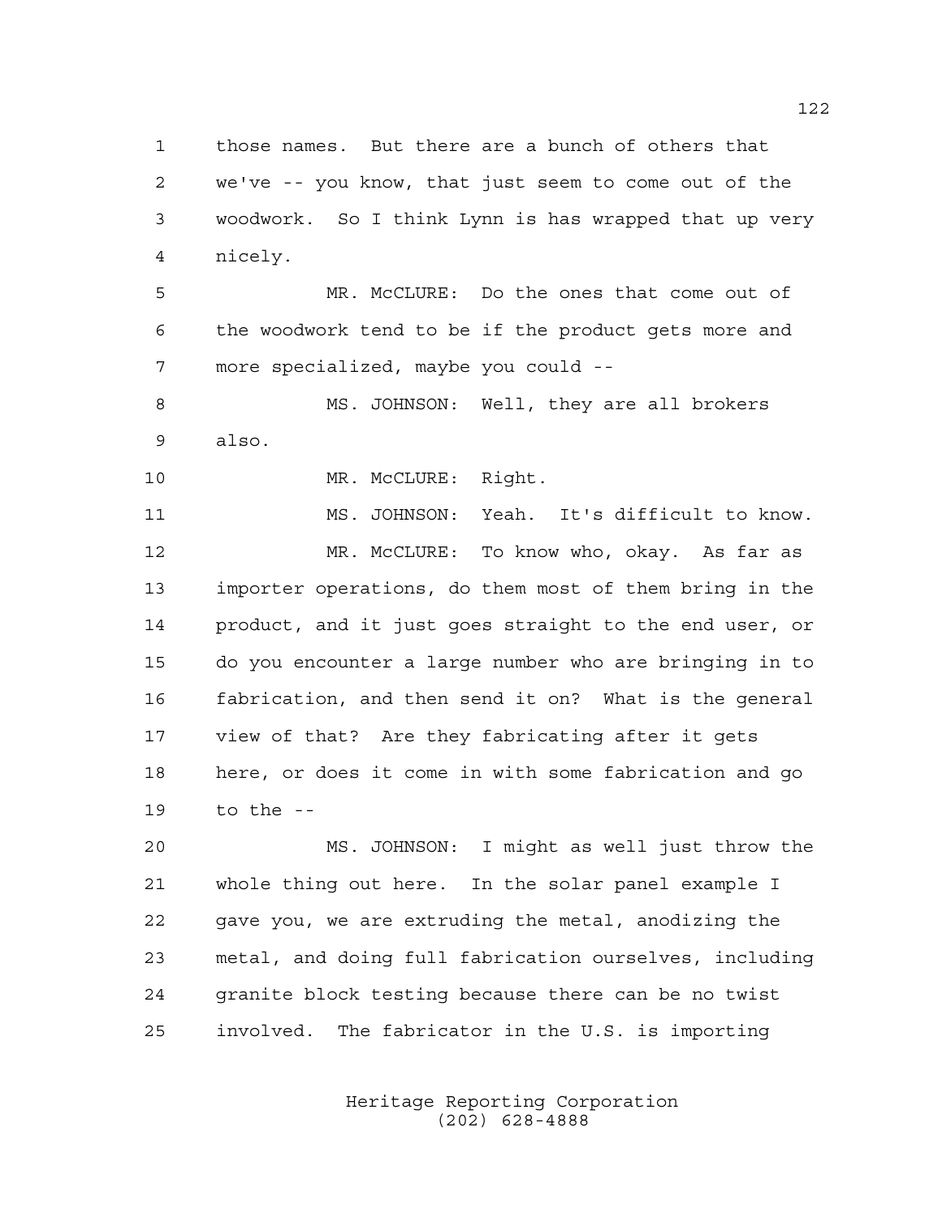those names. But there are a bunch of others that we've -- you know, that just seem to come out of the woodwork. So I think Lynn is has wrapped that up very nicely.

MR. McCLURE: Do the ones that come out of the woodwork tend to be if the product gets more and more specialized, maybe you could --

MS. JOHNSON: Well, they are all brokers also.

MR. McCLURE: Right.

MS. JOHNSON: Yeah. It's difficult to know.

MR. McCLURE: To know who, okay. As far as importer operations, do them most of them bring in the product, and it just goes straight to the end user, or do you encounter a large number who are bringing in to fabrication, and then send it on? What is the general view of that? Are they fabricating after it gets here, or does it come in with some fabrication and go to the --

MS. JOHNSON: I might as well just throw the whole thing out here. In the solar panel example I gave you, we are extruding the metal, anodizing the metal, and doing full fabrication ourselves, including granite block testing because there can be no twist involved. The fabricator in the U.S. is importing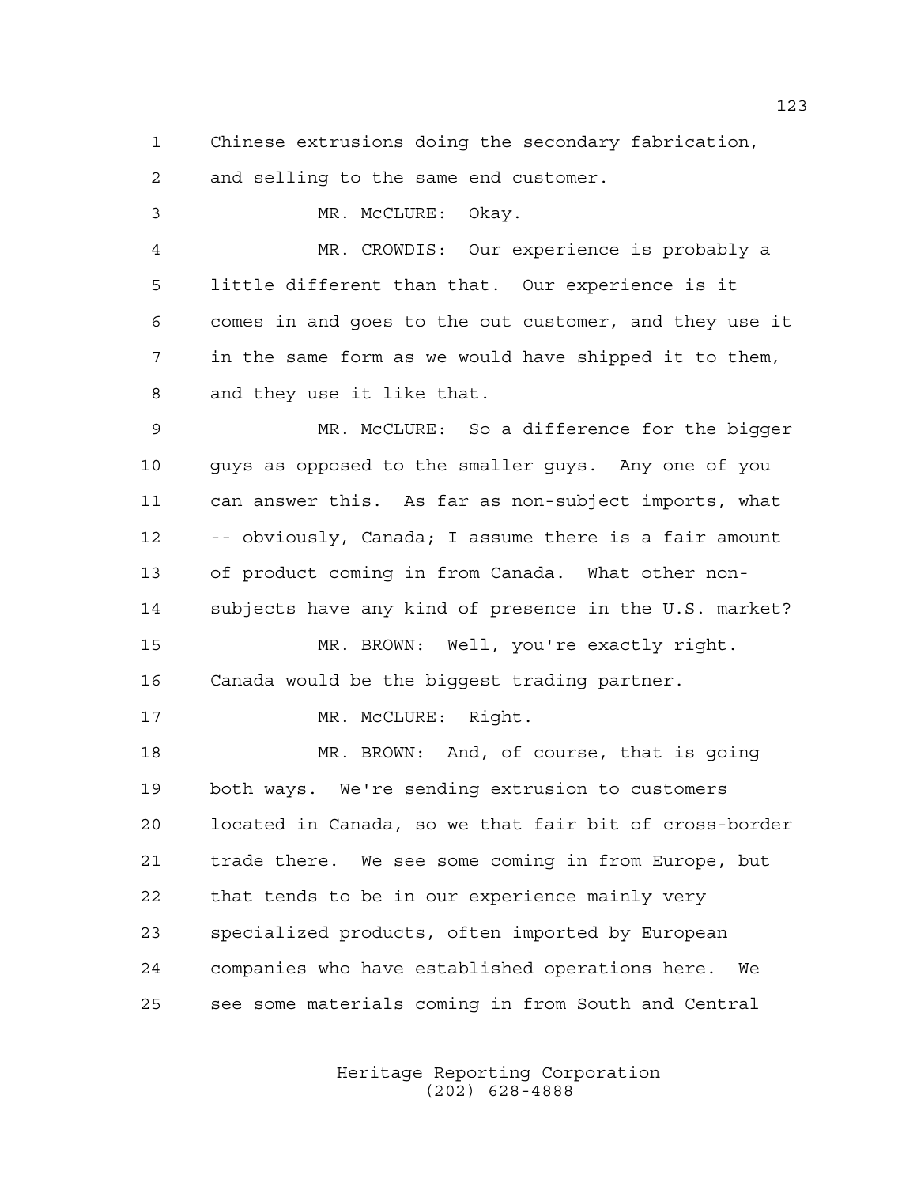Chinese extrusions doing the secondary fabrication, and selling to the same end customer.

MR. McCLURE: Okay.

MR. CROWDIS: Our experience is probably a little different than that. Our experience is it comes in and goes to the out customer, and they use it in the same form as we would have shipped it to them, and they use it like that.

MR. McCLURE: So a difference for the bigger guys as opposed to the smaller guys. Any one of you can answer this. As far as non-subject imports, what -- obviously, Canada; I assume there is a fair amount of product coming in from Canada. What other non-subjects have any kind of presence in the U.S. market?

MR. BROWN: Well, you're exactly right. Canada would be the biggest trading partner.

MR. McCLURE: Right.

MR. BROWN: And, of course, that is going both ways. We're sending extrusion to customers located in Canada, so we that fair bit of cross-border trade there. We see some coming in from Europe, but that tends to be in our experience mainly very specialized products, often imported by European companies who have established operations here. We see some materials coming in from South and Central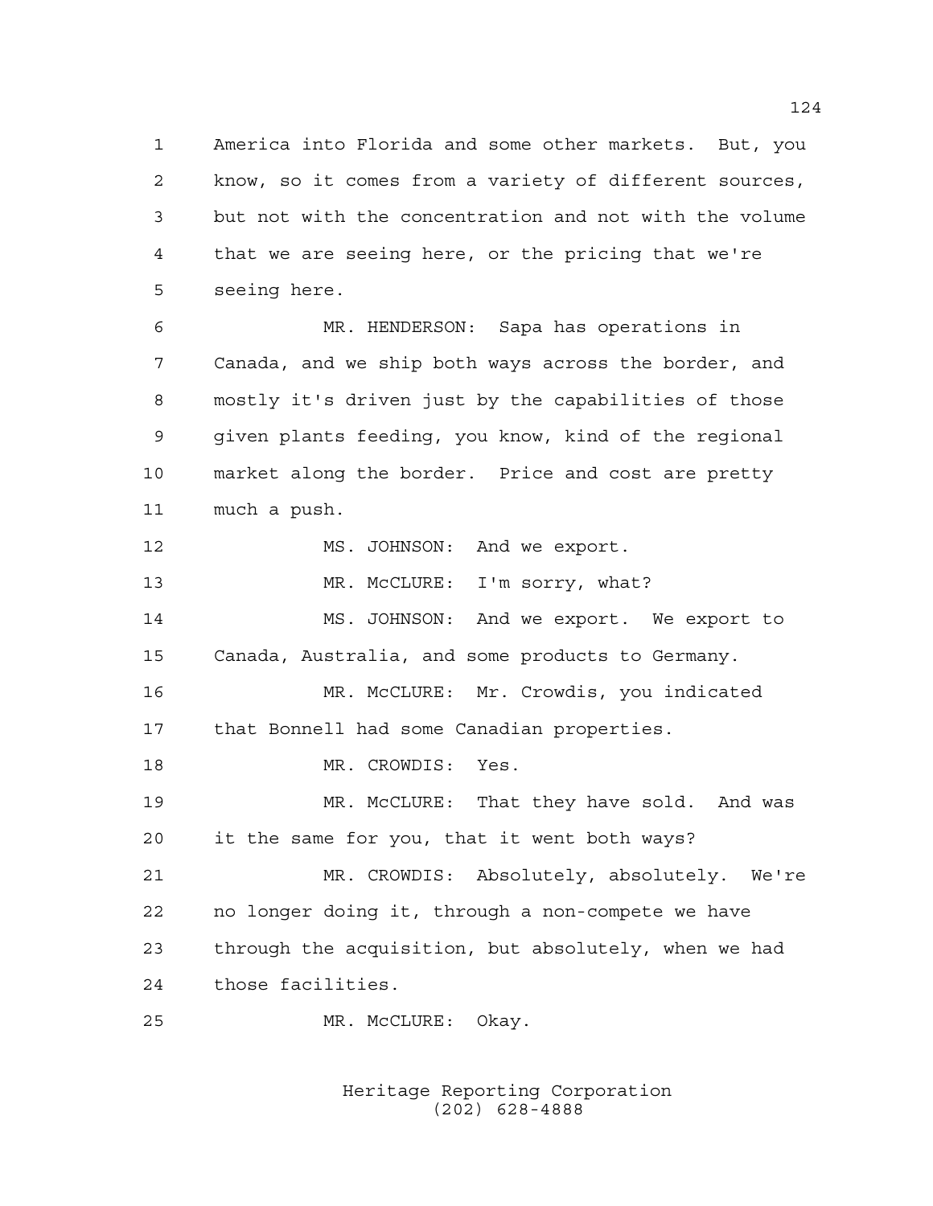America into Florida and some other markets. But, you know, so it comes from a variety of different sources, but not with the concentration and not with the volume that we are seeing here, or the pricing that we're seeing here.

MR. HENDERSON: Sapa has operations in Canada, and we ship both ways across the border, and mostly it's driven just by the capabilities of those given plants feeding, you know, kind of the regional market along the border. Price and cost are pretty much a push.

MS. JOHNSON: And we export.

MR. McCLURE: I'm sorry, what?

MS. JOHNSON: And we export. We export to Canada, Australia, and some products to Germany.

MR. McCLURE: Mr. Crowdis, you indicated that Bonnell had some Canadian properties.

MR. CROWDIS: Yes.

MR. McCLURE: That they have sold. And was it the same for you, that it went both ways?

MR. CROWDIS: Absolutely, absolutely. We're no longer doing it, through a non-compete we have through the acquisition, but absolutely, when we had those facilities.

MR. McCLURE: Okay.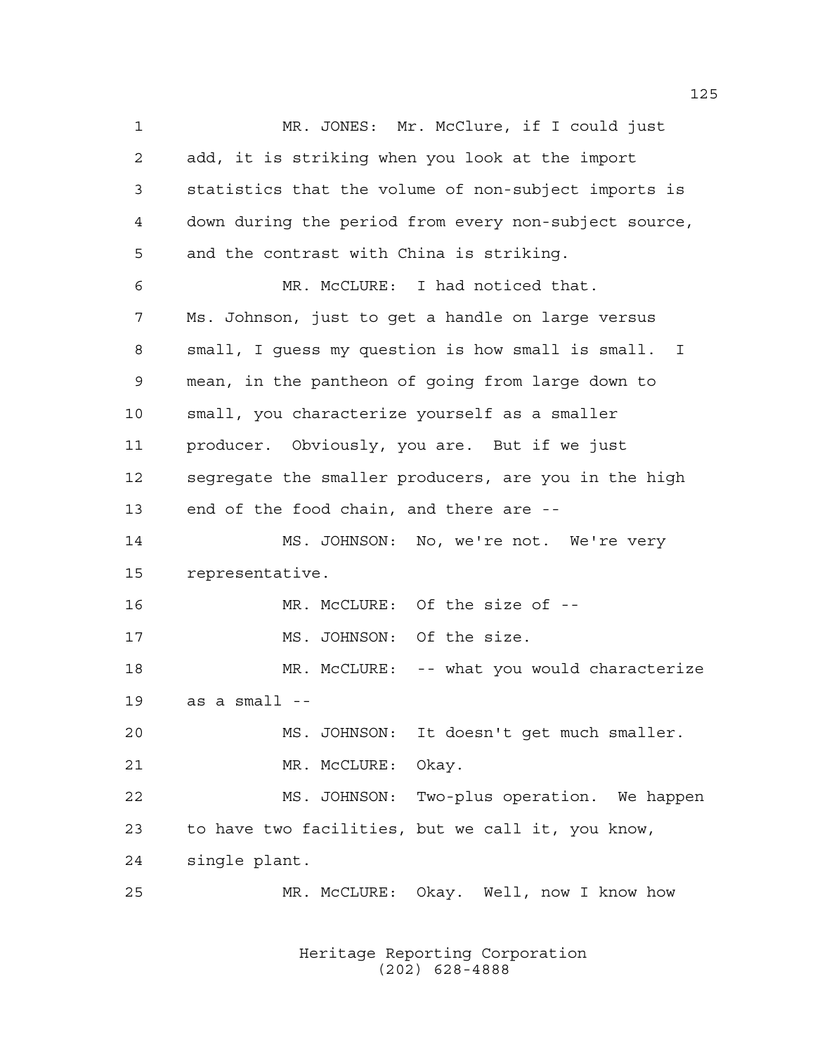MR. JONES: Mr. McClure, if I could just add, it is striking when you look at the import statistics that the volume of non-subject imports is down during the period from every non-subject source, and the contrast with China is striking.

MR. McCLURE: I had noticed that. Ms. Johnson, just to get a handle on large versus small, I guess my question is how small is small. I mean, in the pantheon of going from large down to small, you characterize yourself as a smaller producer. Obviously, you are. But if we just segregate the smaller producers, are you in the high end of the food chain, and there are --

MS. JOHNSON: No, we're not. We're very representative.

MR. McCLURE: Of the size of --

MS. JOHNSON: Of the size.

MR. McCLURE: -- what you would characterize as a small --

MS. JOHNSON: It doesn't get much smaller.

MR. McCLURE: Okay.

MS. JOHNSON: Two-plus operation. We happen to have two facilities, but we call it, you know, single plant.

MR. McCLURE: Okay. Well, now I know how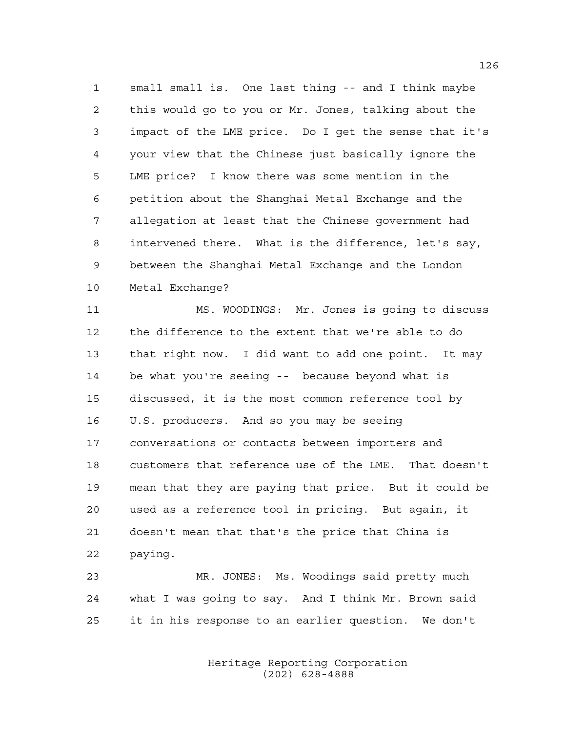small small is. One last thing -- and I think maybe this would go to you or Mr. Jones, talking about the impact of the LME price. Do I get the sense that it's your view that the Chinese just basically ignore the LME price? I know there was some mention in the petition about the Shanghai Metal Exchange and the allegation at least that the Chinese government had intervened there. What is the difference, let's say, between the Shanghai Metal Exchange and the London Metal Exchange?

MS. WOODINGS: Mr. Jones is going to discuss the difference to the extent that we're able to do that right now. I did want to add one point. It may be what you're seeing -- because beyond what is discussed, it is the most common reference tool by U.S. producers. And so you may be seeing conversations or contacts between importers and customers that reference use of the LME. That doesn't mean that they are paying that price. But it could be used as a reference tool in pricing. But again, it doesn't mean that that's the price that China is paying.

MR. JONES: Ms. Woodings said pretty much what I was going to say. And I think Mr. Brown said it in his response to an earlier question. We don't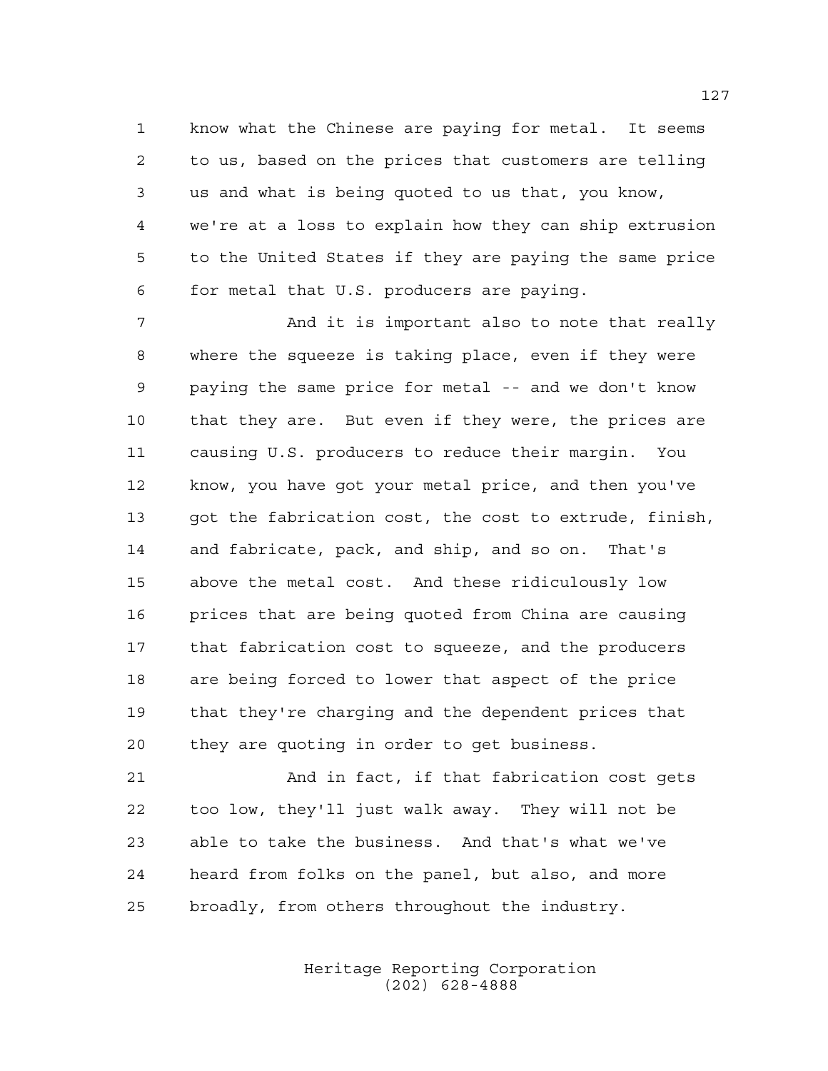know what the Chinese are paying for metal. It seems to us, based on the prices that customers are telling us and what is being quoted to us that, you know, we're at a loss to explain how they can ship extrusion to the United States if they are paying the same price for metal that U.S. producers are paying.

And it is important also to note that really where the squeeze is taking place, even if they were paying the same price for metal -- and we don't know that they are. But even if they were, the prices are causing U.S. producers to reduce their margin. You know, you have got your metal price, and then you've got the fabrication cost, the cost to extrude, finish, and fabricate, pack, and ship, and so on. That's above the metal cost. And these ridiculously low prices that are being quoted from China are causing that fabrication cost to squeeze, and the producers are being forced to lower that aspect of the price that they're charging and the dependent prices that they are quoting in order to get business.

And in fact, if that fabrication cost gets too low, they'll just walk away. They will not be able to take the business. And that's what we've heard from folks on the panel, but also, and more broadly, from others throughout the industry.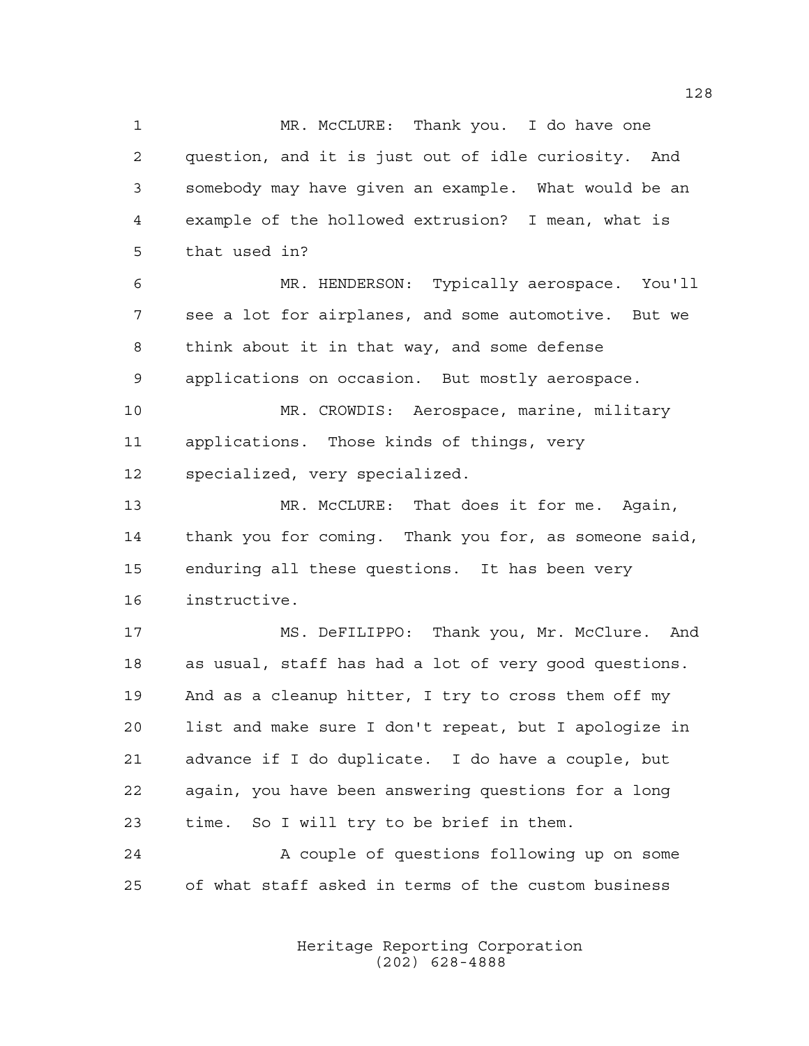MR. McCLURE: Thank you. I do have one question, and it is just out of idle curiosity. And somebody may have given an example. What would be an example of the hollowed extrusion? I mean, what is that used in?

MR. HENDERSON: Typically aerospace. You'll see a lot for airplanes, and some automotive. But we think about it in that way, and some defense applications on occasion. But mostly aerospace.

MR. CROWDIS: Aerospace, marine, military applications. Those kinds of things, very specialized, very specialized.

MR. McCLURE: That does it for me. Again, thank you for coming. Thank you for, as someone said, enduring all these questions. It has been very instructive.

MS. DeFILIPPO: Thank you, Mr. McClure. And as usual, staff has had a lot of very good questions. And as a cleanup hitter, I try to cross them off my list and make sure I don't repeat, but I apologize in advance if I do duplicate. I do have a couple, but again, you have been answering questions for a long time. So I will try to be brief in them.

A couple of questions following up on some of what staff asked in terms of the custom business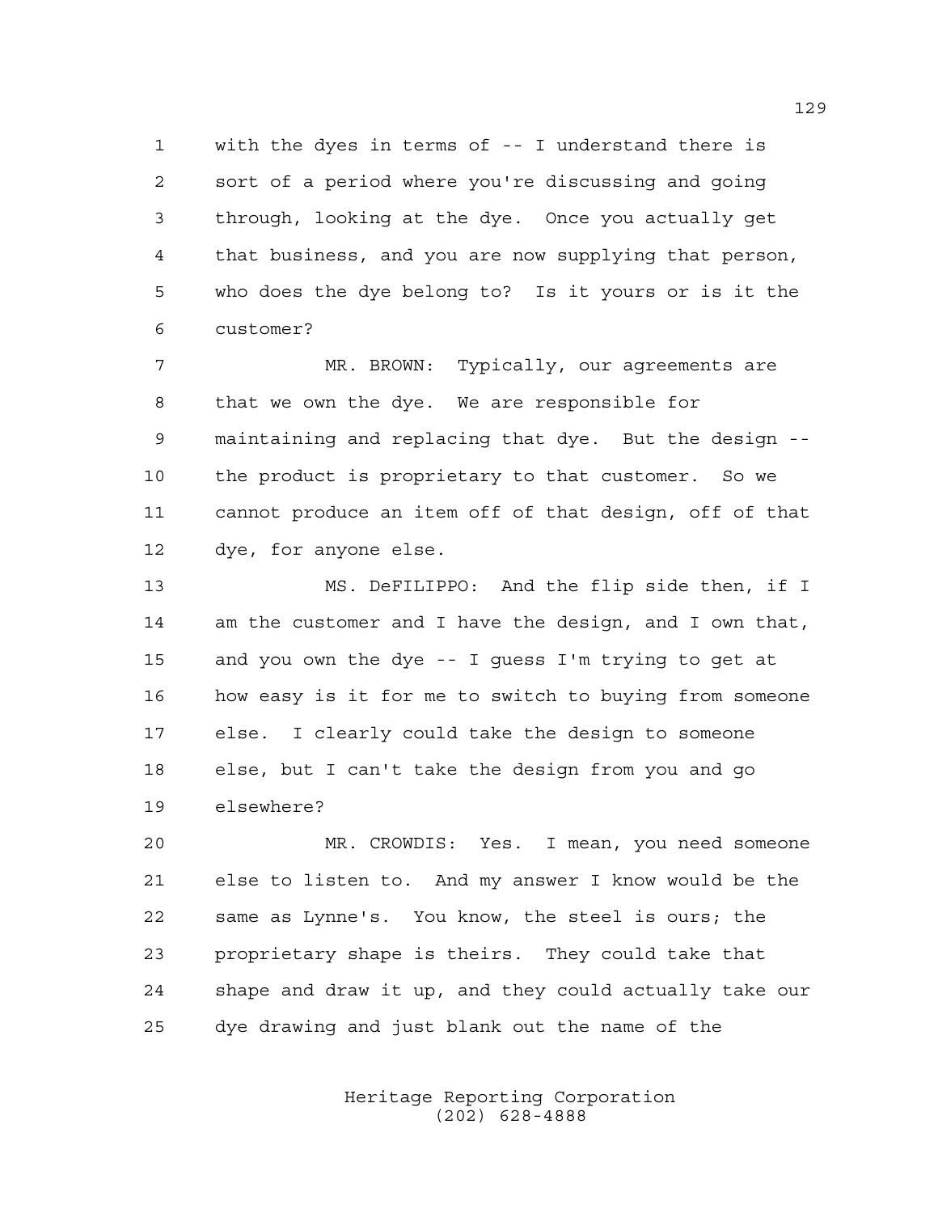with the dyes in terms of -- I understand there is sort of a period where you're discussing and going through, looking at the dye. Once you actually get that business, and you are now supplying that person, who does the dye belong to? Is it yours or is it the customer?

MR. BROWN: Typically, our agreements are that we own the dye. We are responsible for maintaining and replacing that dye. But the design -- the product is proprietary to that customer. So we cannot produce an item off of that design, off of that dye, for anyone else.

MS. DeFILIPPO: And the flip side then, if I am the customer and I have the design, and I own that, and you own the dye -- I guess I'm trying to get at how easy is it for me to switch to buying from someone else. I clearly could take the design to someone else, but I can't take the design from you and go elsewhere?

MR. CROWDIS: Yes. I mean, you need someone else to listen to. And my answer I know would be the same as Lynne's. You know, the steel is ours; the proprietary shape is theirs. They could take that shape and draw it up, and they could actually take our dye drawing and just blank out the name of the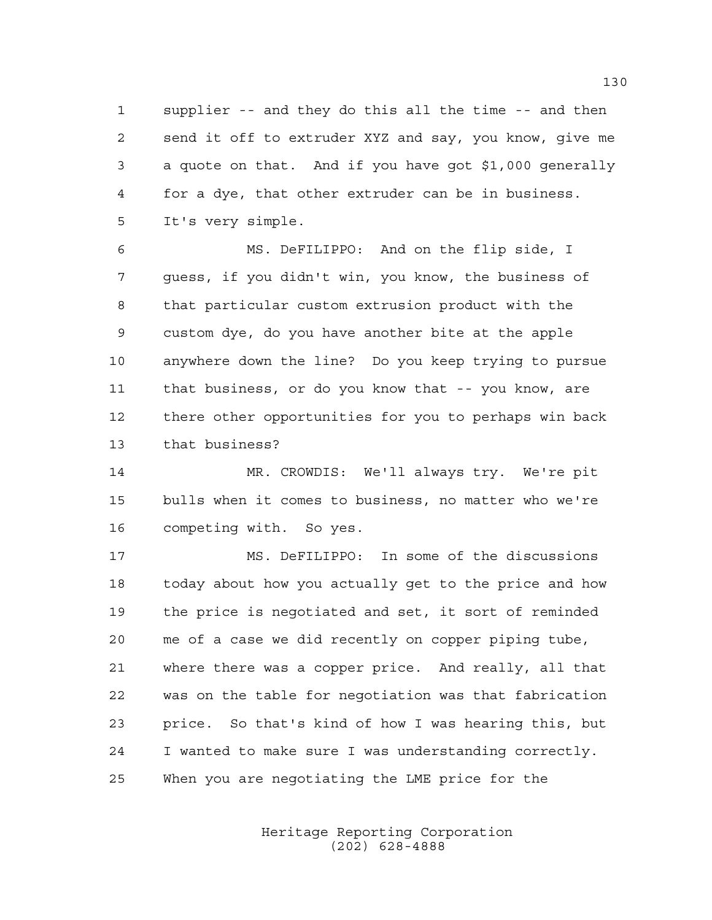supplier -- and they do this all the time -- and then send it off to extruder XYZ and say, you know, give me a quote on that. And if you have got $1,000 generally for a dye, that other extruder can be in business. It's very simple.

MS. DeFILIPPO: And on the flip side, I guess, if you didn't win, you know, the business of that particular custom extrusion product with the custom dye, do you have another bite at the apple anywhere down the line? Do you keep trying to pursue that business, or do you know that -- you know, are there other opportunities for you to perhaps win back that business?

MR. CROWDIS: We'll always try. We're pit bulls when it comes to business, no matter who we're competing with. So yes.

MS. DeFILIPPO: In some of the discussions today about how you actually get to the price and how the price is negotiated and set, it sort of reminded me of a case we did recently on copper piping tube, where there was a copper price. And really, all that was on the table for negotiation was that fabrication price. So that's kind of how I was hearing this, but I wanted to make sure I was understanding correctly. When you are negotiating the LME price for the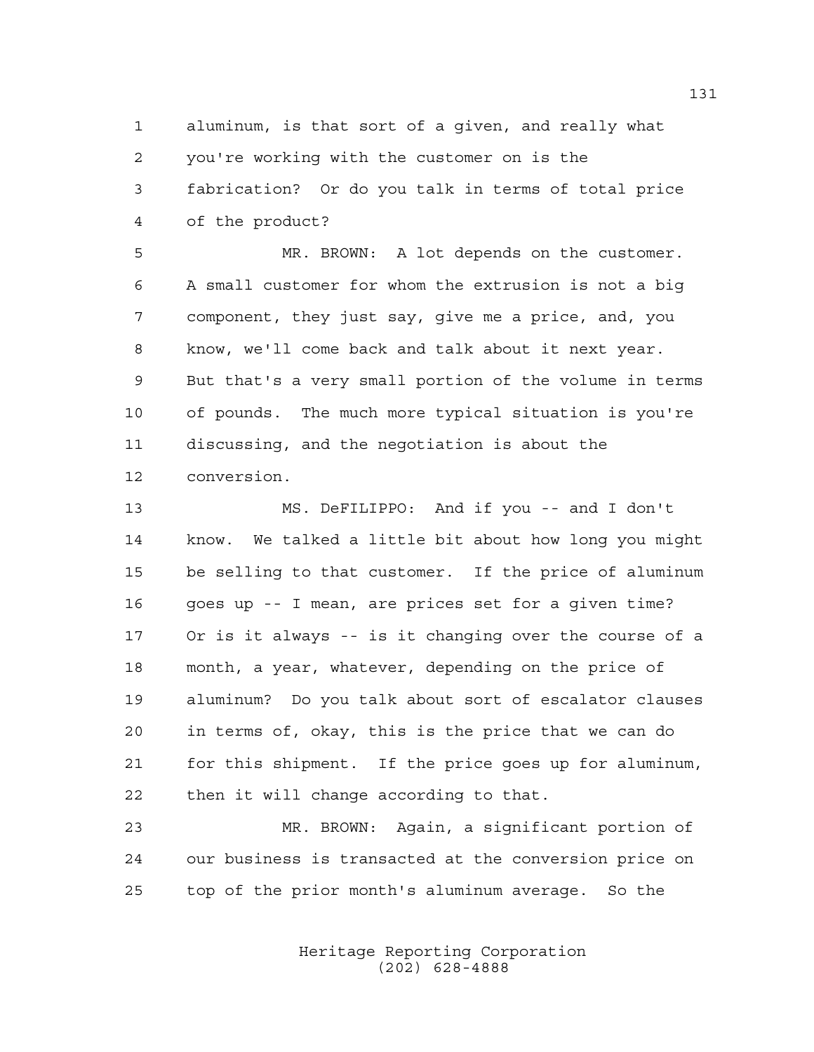aluminum, is that sort of a given, and really what you're working with the customer on is the fabrication? Or do you talk in terms of total price of the product?

MR. BROWN: A lot depends on the customer. A small customer for whom the extrusion is not a big component, they just say, give me a price, and, you know, we'll come back and talk about it next year. But that's a very small portion of the volume in terms of pounds. The much more typical situation is you're discussing, and the negotiation is about the conversion.

MS. DeFILIPPO: And if you -- and I don't know. We talked a little bit about how long you might be selling to that customer. If the price of aluminum goes up -- I mean, are prices set for a given time? Or is it always -- is it changing over the course of a month, a year, whatever, depending on the price of aluminum? Do you talk about sort of escalator clauses in terms of, okay, this is the price that we can do for this shipment. If the price goes up for aluminum, then it will change according to that.

MR. BROWN: Again, a significant portion of our business is transacted at the conversion price on top of the prior month's aluminum average. So the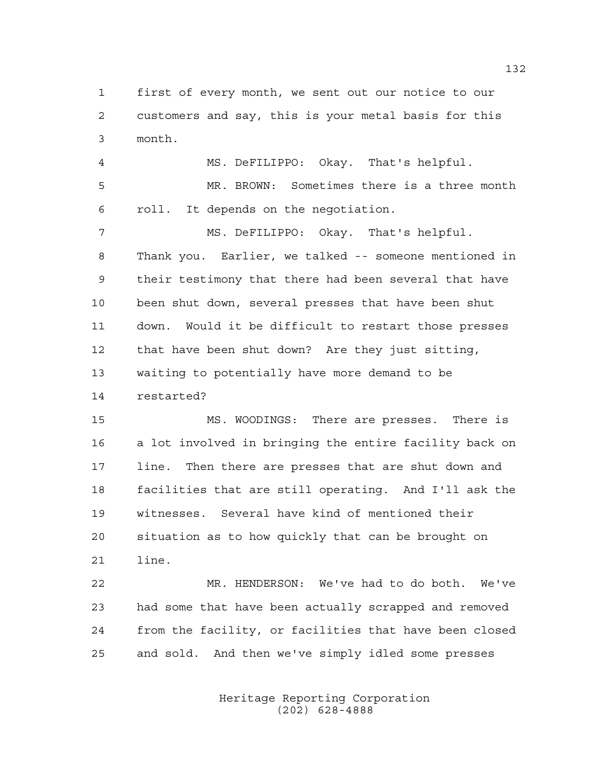first of every month, we sent out our notice to our customers and say, this is your metal basis for this month.

MS. DeFILIPPO: Okay. That's helpful.

MR. BROWN: Sometimes there is a three month roll. It depends on the negotiation.

MS. DeFILIPPO: Okay. That's helpful. Thank you. Earlier, we talked -- someone mentioned in their testimony that there had been several that have been shut down, several presses that have been shut down. Would it be difficult to restart those presses that have been shut down? Are they just sitting, waiting to potentially have more demand to be restarted?

MS. WOODINGS: There are presses. There is a lot involved in bringing the entire facility back on line. Then there are presses that are shut down and facilities that are still operating. And I'll ask the witnesses. Several have kind of mentioned their situation as to how quickly that can be brought on line.

MR. HENDERSON: We've had to do both. We've had some that have been actually scrapped and removed from the facility, or facilities that have been closed and sold. And then we've simply idled some presses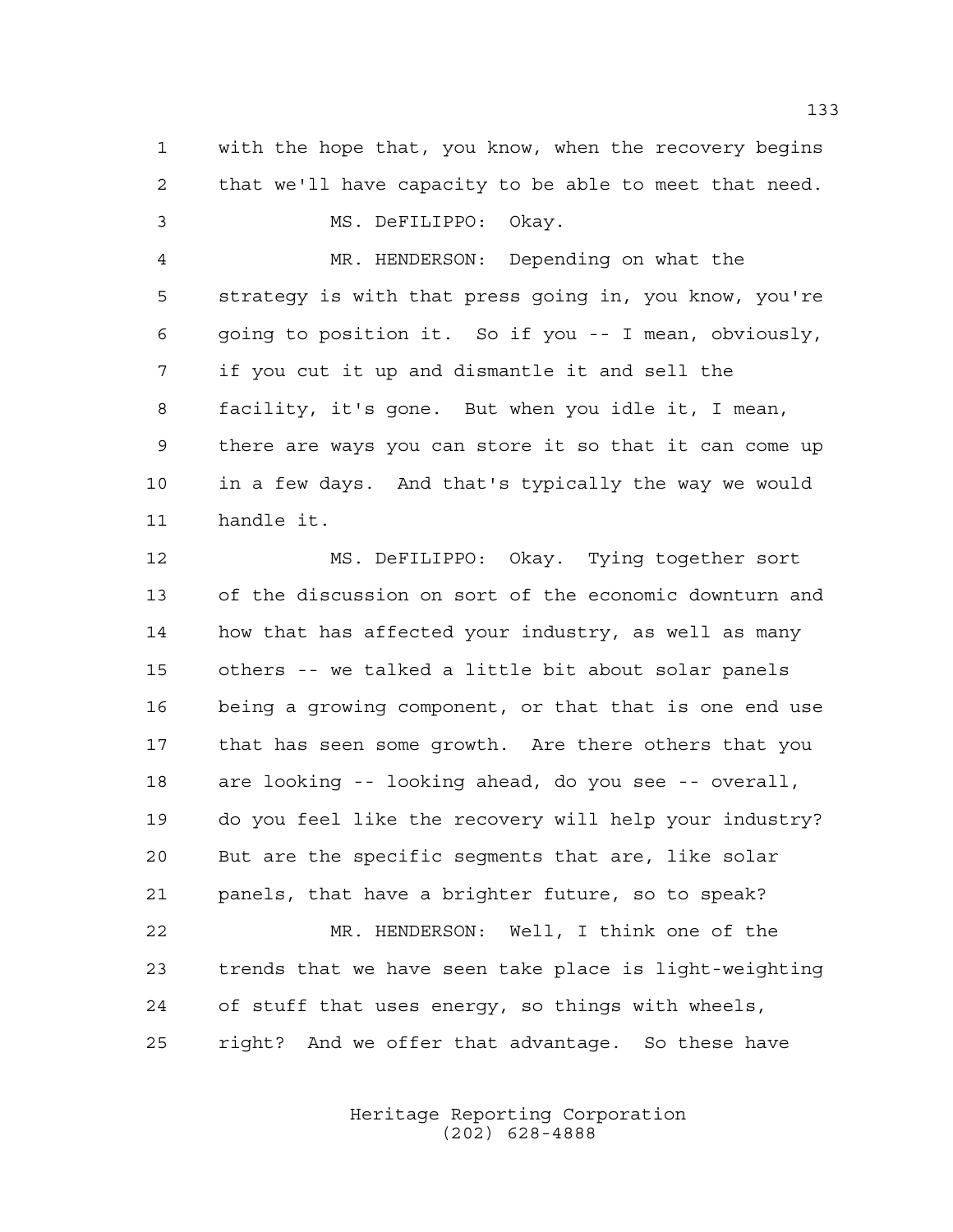with the hope that, you know, when the recovery begins that we'll have capacity to be able to meet that need.

MS. DeFILIPPO: Okay.

MR. HENDERSON: Depending on what the strategy is with that press going in, you know, you're going to position it. So if you -- I mean, obviously, if you cut it up and dismantle it and sell the facility, it's gone. But when you idle it, I mean, there are ways you can store it so that it can come up in a few days. And that's typically the way we would handle it.

MS. DeFILIPPO: Okay. Tying together sort of the discussion on sort of the economic downturn and how that has affected your industry, as well as many others -- we talked a little bit about solar panels being a growing component, or that that is one end use that has seen some growth. Are there others that you are looking -- looking ahead, do you see -- overall, do you feel like the recovery will help your industry? But are the specific segments that are, like solar panels, that have a brighter future, so to speak?

MR. HENDERSON: Well, I think one of the trends that we have seen take place is light-weighting of stuff that uses energy, so things with wheels, right? And we offer that advantage. So these have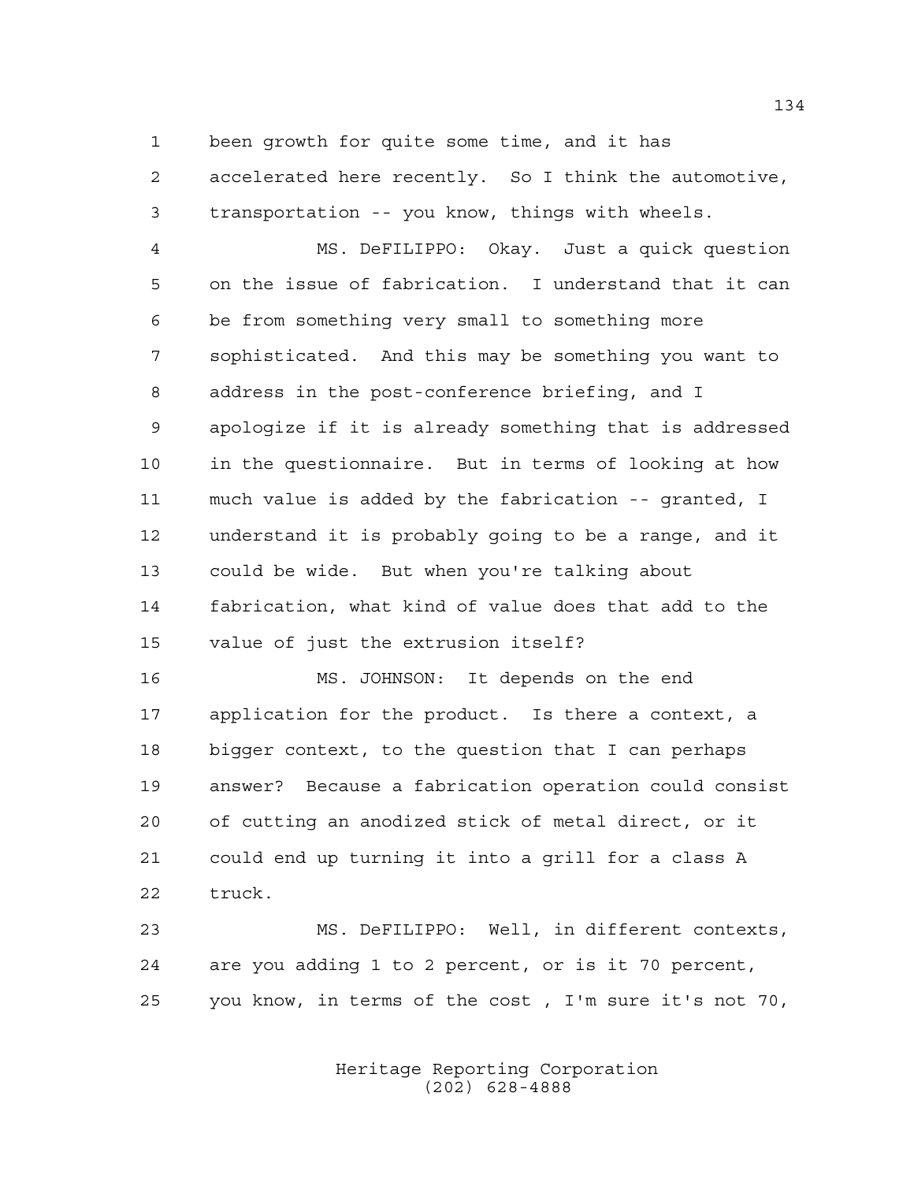been growth for quite some time, and it has accelerated here recently. So I think the automotive, transportation -- you know, things with wheels.

MS. DeFILIPPO: Okay. Just a quick question on the issue of fabrication. I understand that it can be from something very small to something more sophisticated. And this may be something you want to address in the post-conference briefing, and I apologize if it is already something that is addressed in the questionnaire. But in terms of looking at how much value is added by the fabrication -- granted, I understand it is probably going to be a range, and it could be wide. But when you're talking about fabrication, what kind of value does that add to the value of just the extrusion itself?

MS. JOHNSON: It depends on the end application for the product. Is there a context, a bigger context, to the question that I can perhaps answer? Because a fabrication operation could consist of cutting an anodized stick of metal direct, or it could end up turning it into a grill for a class A truck.

MS. DeFILIPPO: Well, in different contexts, are you adding 1 to 2 percent, or is it 70 percent, you know, in terms of the cost , I'm sure it's not 70,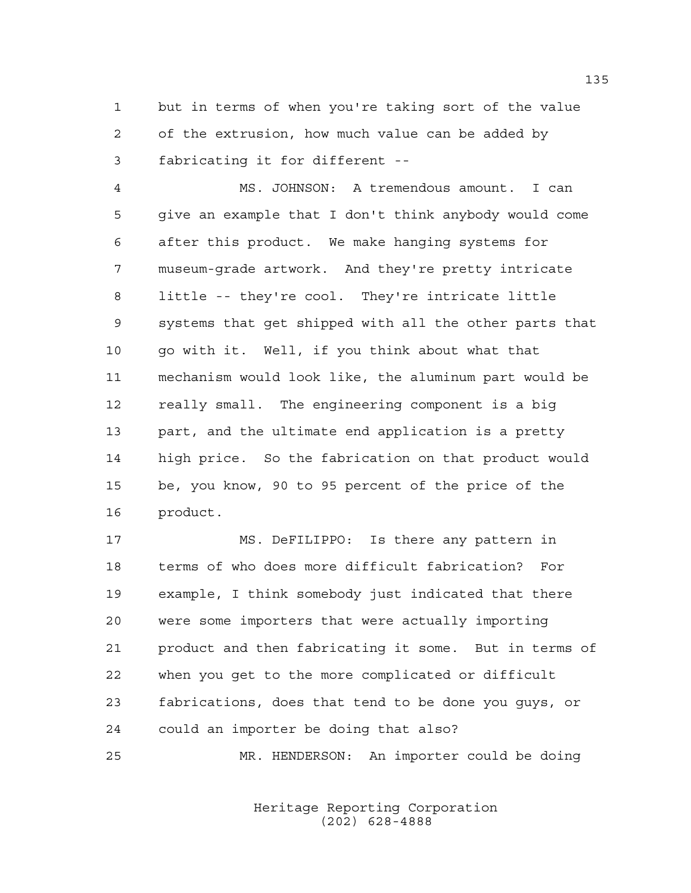but in terms of when you're taking sort of the value of the extrusion, how much value can be added by fabricating it for different --

MS. JOHNSON: A tremendous amount. I can give an example that I don't think anybody would come after this product. We make hanging systems for museum-grade artwork. And they're pretty intricate little -- they're cool. They're intricate little systems that get shipped with all the other parts that go with it. Well, if you think about what that mechanism would look like, the aluminum part would be really small. The engineering component is a big part, and the ultimate end application is a pretty high price. So the fabrication on that product would be, you know, 90 to 95 percent of the price of the product.

MS. DeFILIPPO: Is there any pattern in terms of who does more difficult fabrication? For example, I think somebody just indicated that there were some importers that were actually importing product and then fabricating it some. But in terms of when you get to the more complicated or difficult fabrications, does that tend to be done you guys, or could an importer be doing that also?

MR. HENDERSON: An importer could be doing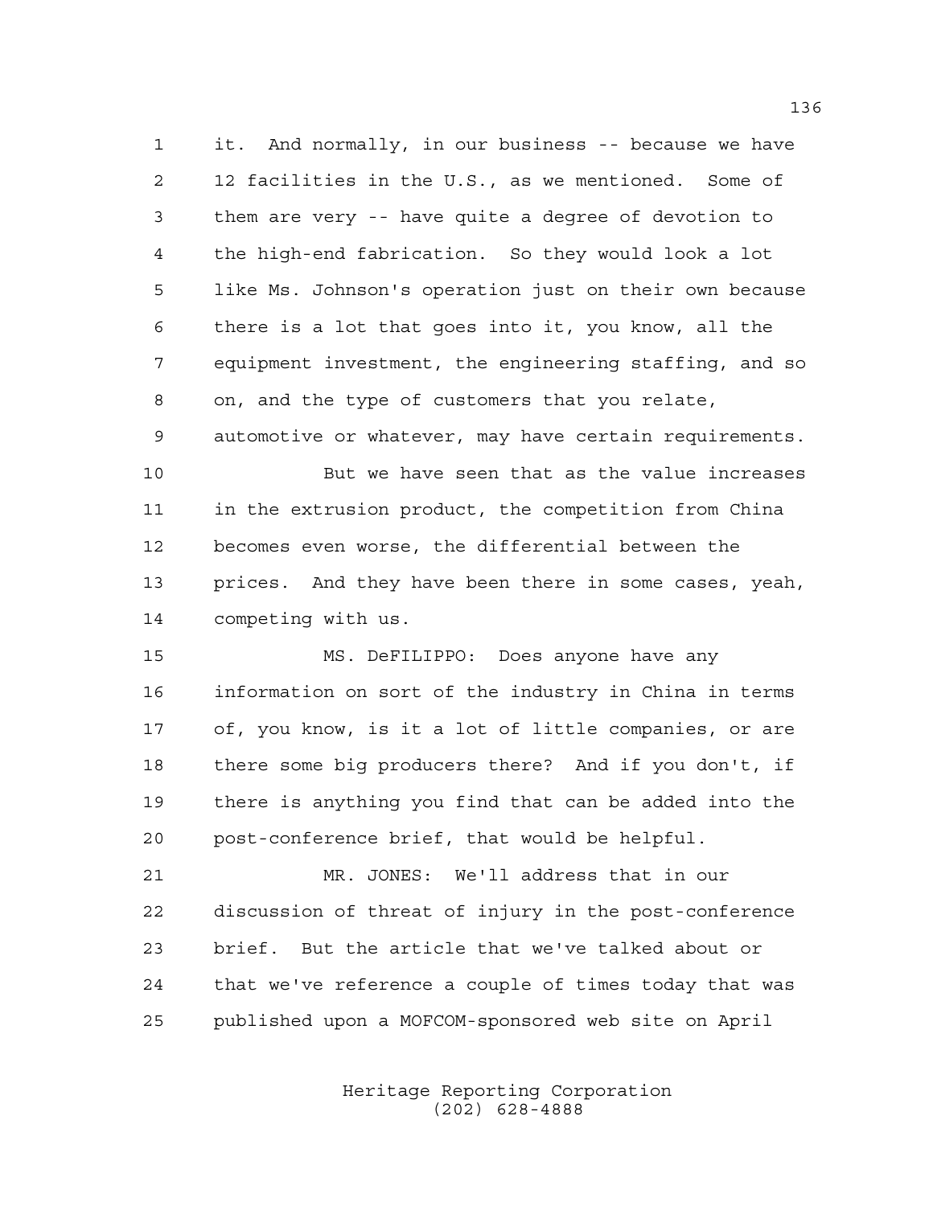it. And normally, in our business -- because we have 12 facilities in the U.S., as we mentioned. Some of them are very -- have quite a degree of devotion to the high-end fabrication. So they would look a lot like Ms. Johnson's operation just on their own because there is a lot that goes into it, you know, all the equipment investment, the engineering staffing, and so on, and the type of customers that you relate, automotive or whatever, may have certain requirements.

But we have seen that as the value increases in the extrusion product, the competition from China becomes even worse, the differential between the prices. And they have been there in some cases, yeah, competing with us.

MS. DeFILIPPO: Does anyone have any information on sort of the industry in China in terms of, you know, is it a lot of little companies, or are there some big producers there? And if you don't, if there is anything you find that can be added into the post-conference brief, that would be helpful.

MR. JONES: We'll address that in our discussion of threat of injury in the post-conference brief. But the article that we've talked about or that we've reference a couple of times today that was published upon a MOFCOM-sponsored web site on April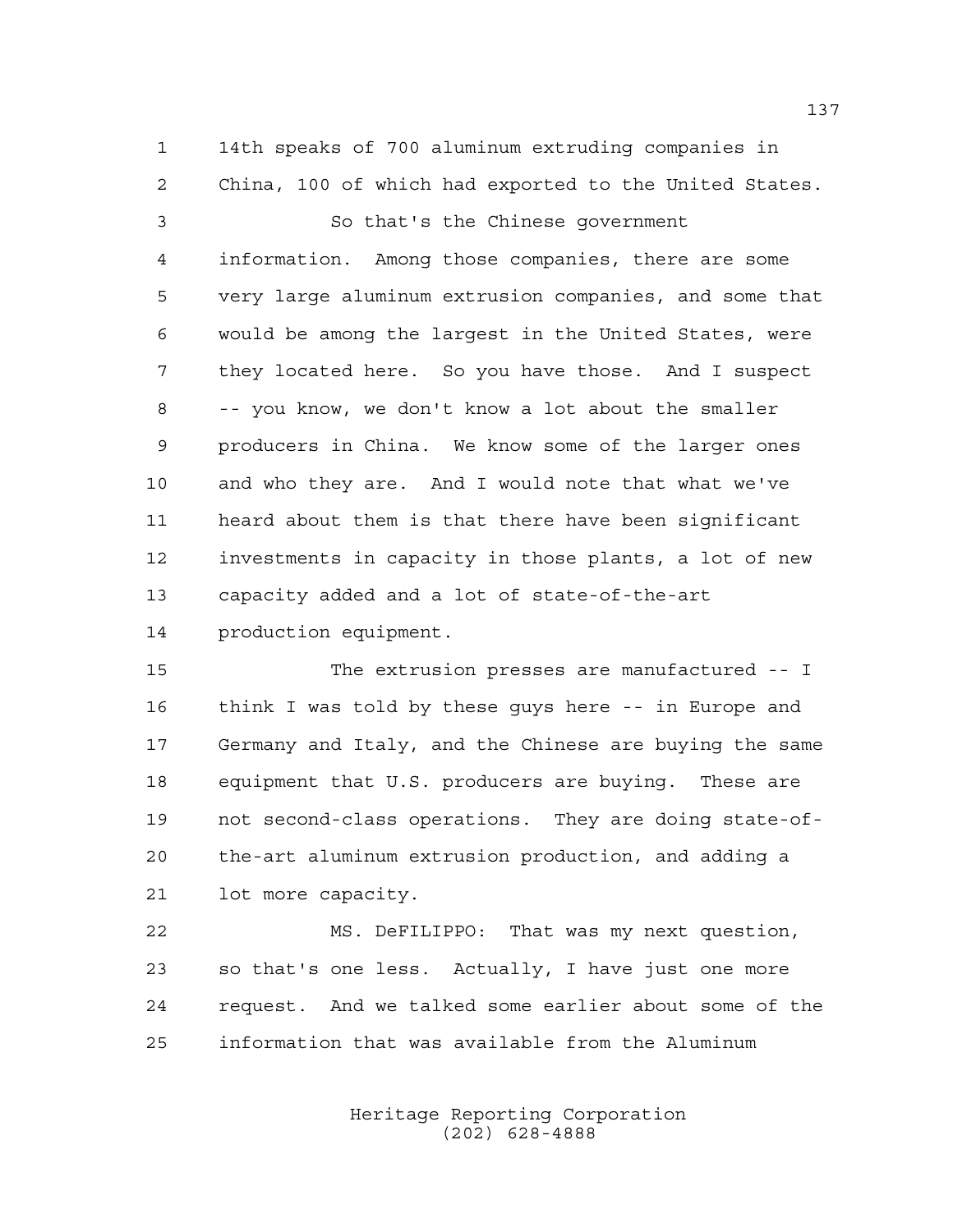14th speaks of 700 aluminum extruding companies in China, 100 of which had exported to the United States.

So that's the Chinese government information. Among those companies, there are some very large aluminum extrusion companies, and some that would be among the largest in the United States, were they located here. So you have those. And I suspect -- you know, we don't know a lot about the smaller producers in China. We know some of the larger ones and who they are. And I would note that what we've heard about them is that there have been significant investments in capacity in those plants, a lot of new capacity added and a lot of state-of-the-art production equipment.

The extrusion presses are manufactured -- I think I was told by these guys here -- in Europe and Germany and Italy, and the Chinese are buying the same equipment that U.S. producers are buying. These are not second-class operations. They are doing state-of-the-art aluminum extrusion production, and adding a lot more capacity.

MS. DeFILIPPO: That was my next question, so that's one less. Actually, I have just one more request. And we talked some earlier about some of the information that was available from the Aluminum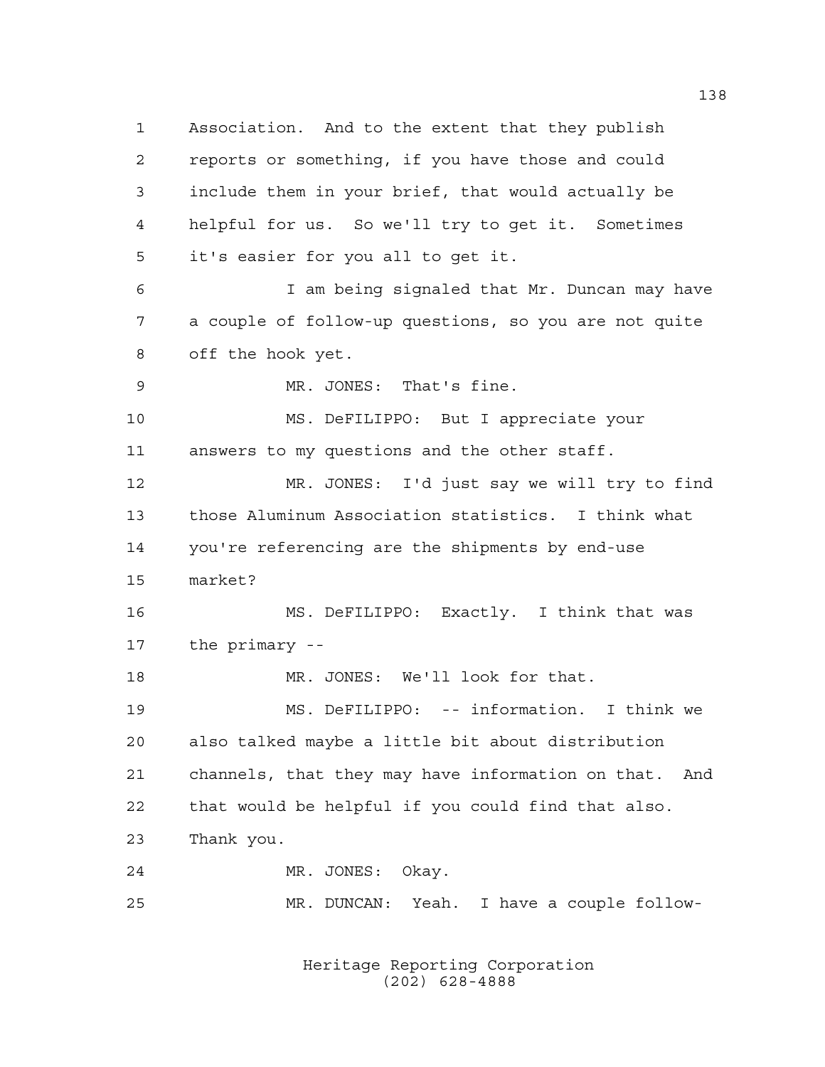Association. And to the extent that they publish reports or something, if you have those and could include them in your brief, that would actually be helpful for us. So we'll try to get it. Sometimes it's easier for you all to get it.

I am being signaled that Mr. Duncan may have a couple of follow-up questions, so you are not quite off the hook yet.

MR. JONES: That's fine.

MS. DeFILIPPO: But I appreciate your answers to my questions and the other staff.

MR. JONES: I'd just say we will try to find those Aluminum Association statistics. I think what you're referencing are the shipments by end-use market?

MS. DeFILIPPO: Exactly. I think that was the primary --

MR. JONES: We'll look for that.

MS. DeFILIPPO: -- information. I think we also talked maybe a little bit about distribution channels, that they may have information on that. And that would be helpful if you could find that also. Thank you.

MR. JONES: Okay.

MR. DUNCAN: Yeah. I have a couple follow-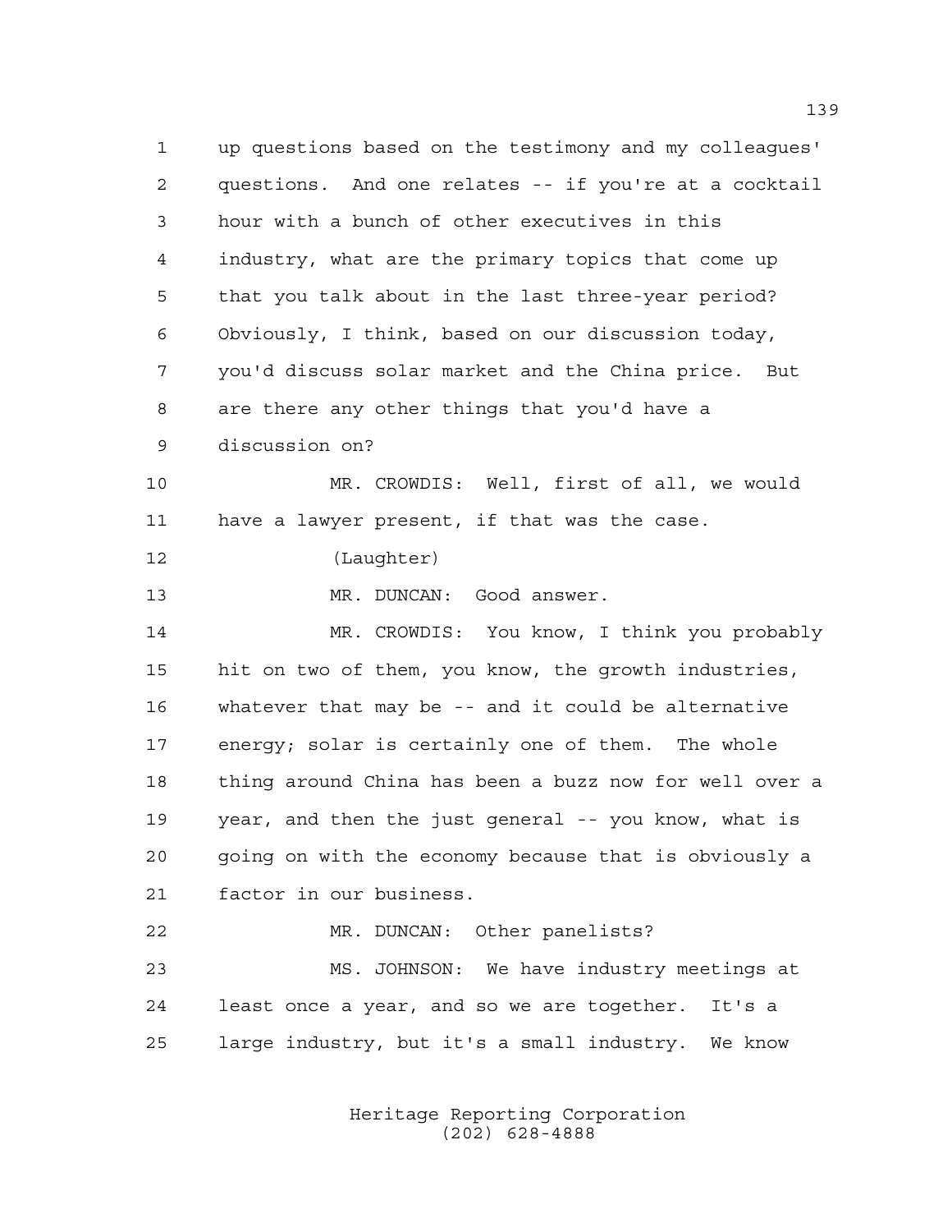up questions based on the testimony and my colleagues' questions. And one relates -- if you're at a cocktail hour with a bunch of other executives in this industry, what are the primary topics that come up that you talk about in the last three-year period? Obviously, I think, based on our discussion today, you'd discuss solar market and the China price. But are there any other things that you'd have a discussion on?

MR. CROWDIS: Well, first of all, we would have a lawyer present, if that was the case.

(Laughter)

MR. DUNCAN: Good answer.

MR. CROWDIS: You know, I think you probably hit on two of them, you know, the growth industries, whatever that may be -- and it could be alternative energy; solar is certainly one of them. The whole thing around China has been a buzz now for well over a year, and then the just general -- you know, what is going on with the economy because that is obviously a factor in our business.

MR. DUNCAN: Other panelists?

MS. JOHNSON: We have industry meetings at least once a year, and so we are together. It's a large industry, but it's a small industry. We know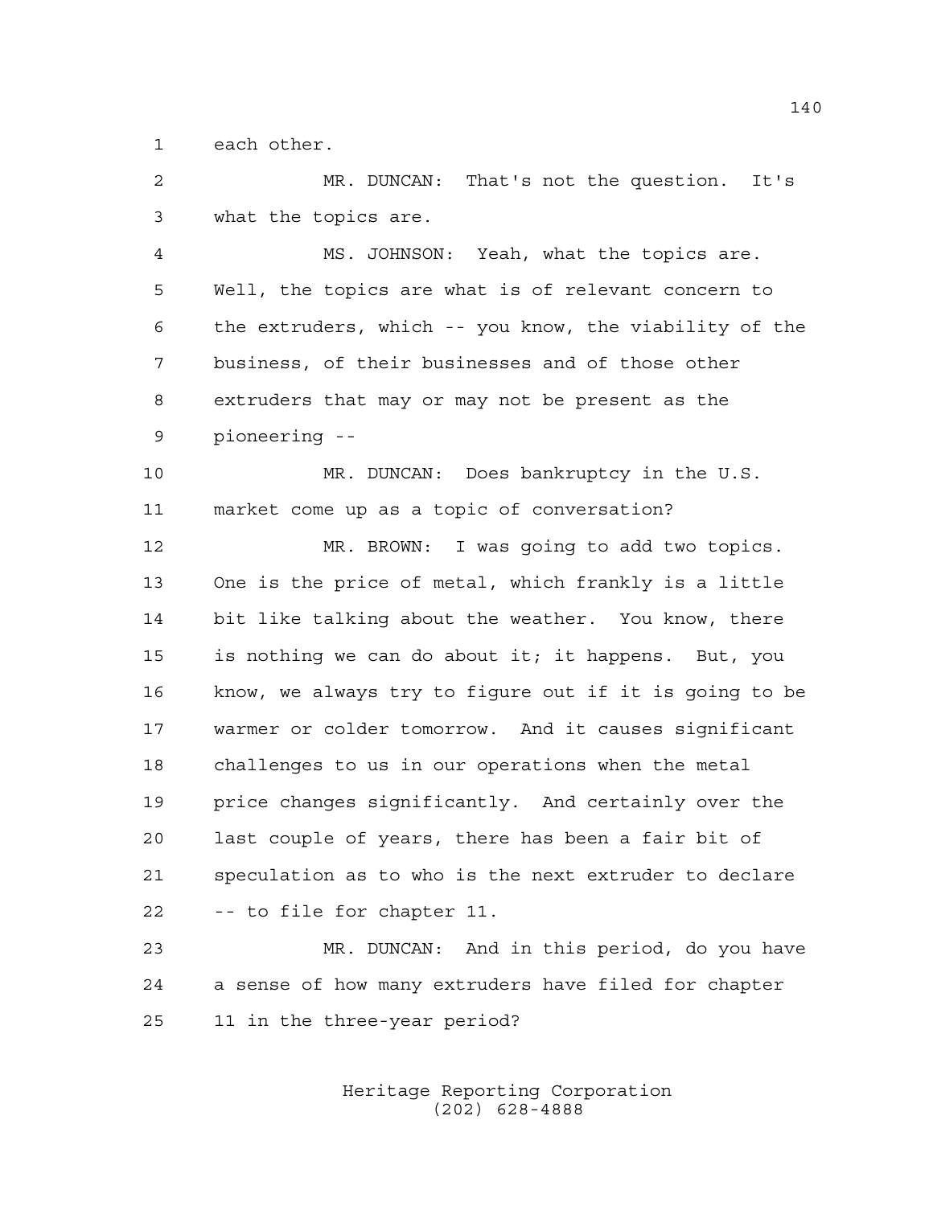each other.

MR. DUNCAN: That's not the question. It's what the topics are.

MS. JOHNSON: Yeah, what the topics are. Well, the topics are what is of relevant concern to the extruders, which -- you know, the viability of the business, of their businesses and of those other extruders that may or may not be present as the pioneering --

MR. DUNCAN: Does bankruptcy in the U.S. market come up as a topic of conversation?

MR. BROWN: I was going to add two topics. One is the price of metal, which frankly is a little bit like talking about the weather. You know, there is nothing we can do about it; it happens. But, you know, we always try to figure out if it is going to be warmer or colder tomorrow. And it causes significant challenges to us in our operations when the metal price changes significantly. And certainly over the last couple of years, there has been a fair bit of speculation as to who is the next extruder to declare -- to file for chapter 11.

MR. DUNCAN: And in this period, do you have a sense of how many extruders have filed for chapter 11 in the three-year period?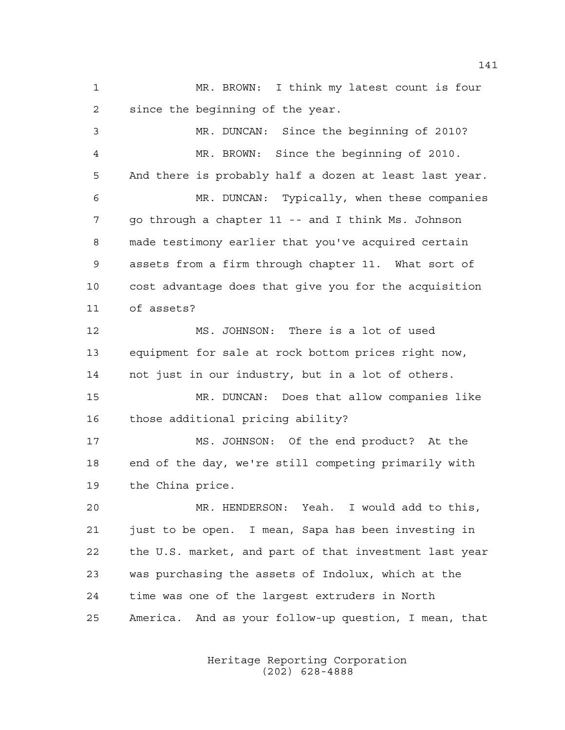MR. BROWN: I think my latest count is four since the beginning of the year.

MR. DUNCAN: Since the beginning of 2010?

MR. BROWN: Since the beginning of 2010. And there is probably half a dozen at least last year.

MR. DUNCAN: Typically, when these companies go through a chapter 11 -- and I think Ms. Johnson made testimony earlier that you've acquired certain assets from a firm through chapter 11. What sort of cost advantage does that give you for the acquisition of assets?

MS. JOHNSON: There is a lot of used equipment for sale at rock bottom prices right now, not just in our industry, but in a lot of others.

MR. DUNCAN: Does that allow companies like those additional pricing ability?

MS. JOHNSON: Of the end product? At the end of the day, we're still competing primarily with the China price.

MR. HENDERSON: Yeah. I would add to this, just to be open. I mean, Sapa has been investing in the U.S. market, and part of that investment last year was purchasing the assets of Indolux, which at the time was one of the largest extruders in North America. And as your follow-up question, I mean, that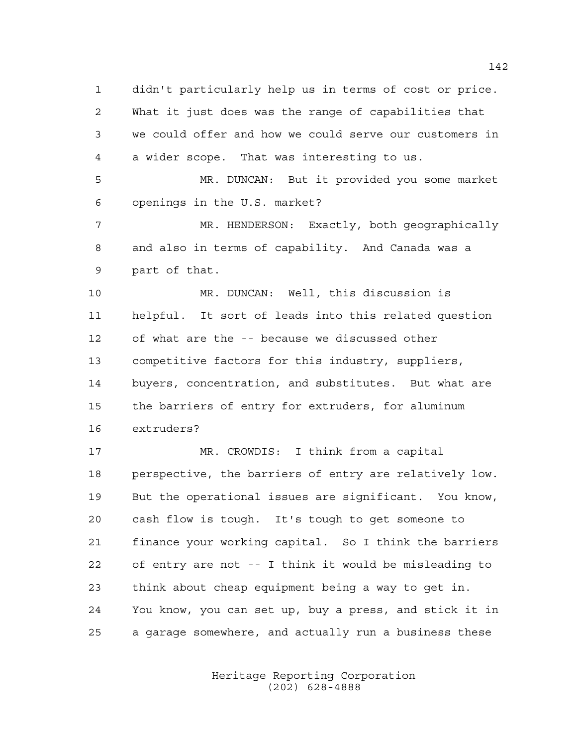didn't particularly help us in terms of cost or price. What it just does was the range of capabilities that we could offer and how we could serve our customers in a wider scope. That was interesting to us.

MR. DUNCAN: But it provided you some market openings in the U.S. market?

MR. HENDERSON: Exactly, both geographically and also in terms of capability. And Canada was a part of that.

MR. DUNCAN: Well, this discussion is helpful. It sort of leads into this related question of what are the -- because we discussed other competitive factors for this industry, suppliers, buyers, concentration, and substitutes. But what are the barriers of entry for extruders, for aluminum extruders?

MR. CROWDIS: I think from a capital perspective, the barriers of entry are relatively low. But the operational issues are significant. You know, cash flow is tough. It's tough to get someone to finance your working capital. So I think the barriers of entry are not -- I think it would be misleading to think about cheap equipment being a way to get in. You know, you can set up, buy a press, and stick it in a garage somewhere, and actually run a business these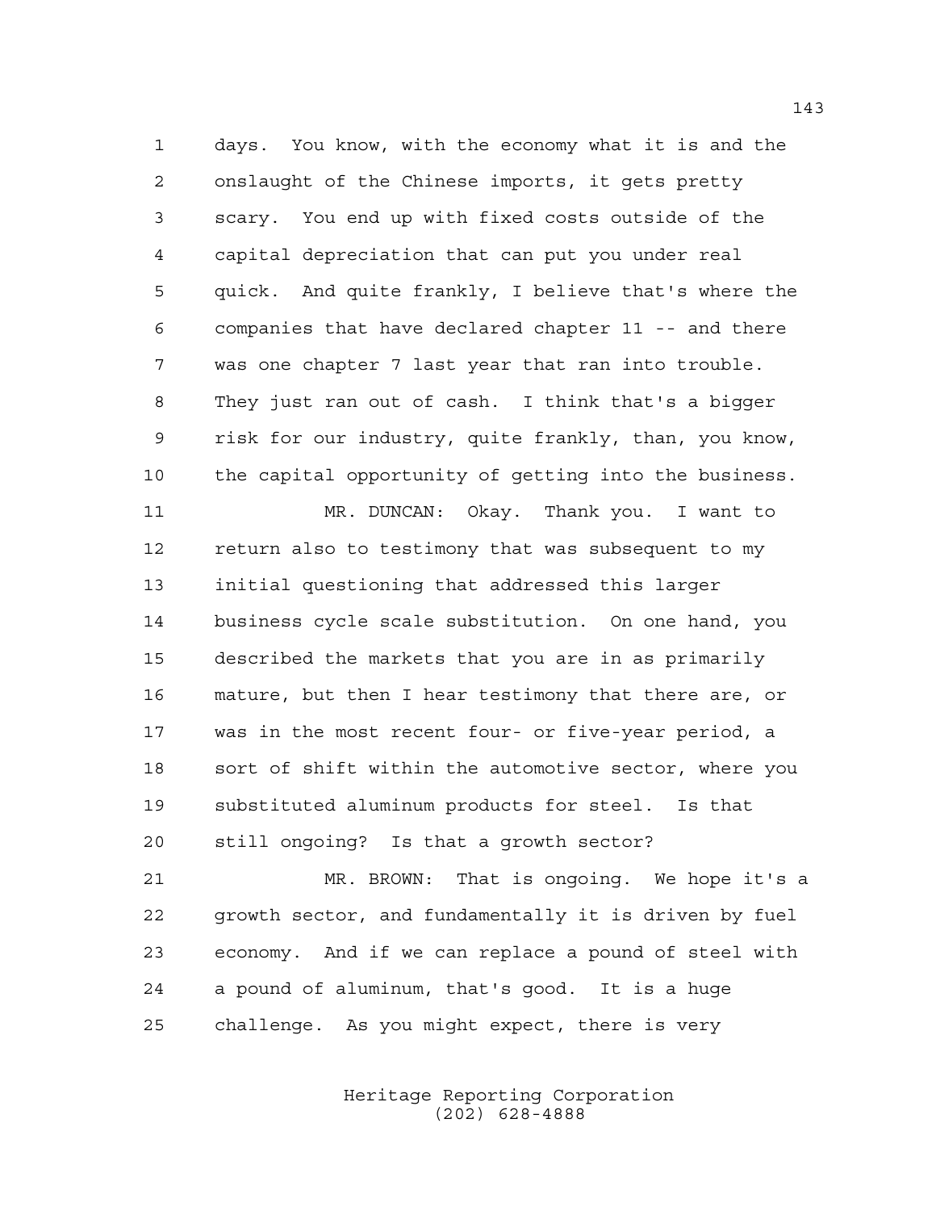days. You know, with the economy what it is and the onslaught of the Chinese imports, it gets pretty scary. You end up with fixed costs outside of the capital depreciation that can put you under real quick. And quite frankly, I believe that's where the companies that have declared chapter 11 -- and there was one chapter 7 last year that ran into trouble. They just ran out of cash. I think that's a bigger risk for our industry, quite frankly, than, you know, the capital opportunity of getting into the business.

MR. DUNCAN: Okay. Thank you. I want to return also to testimony that was subsequent to my initial questioning that addressed this larger business cycle scale substitution. On one hand, you described the markets that you are in as primarily mature, but then I hear testimony that there are, or was in the most recent four- or five-year period, a sort of shift within the automotive sector, where you substituted aluminum products for steel. Is that still ongoing? Is that a growth sector?

MR. BROWN: That is ongoing. We hope it's a growth sector, and fundamentally it is driven by fuel economy. And if we can replace a pound of steel with a pound of aluminum, that's good. It is a huge challenge. As you might expect, there is very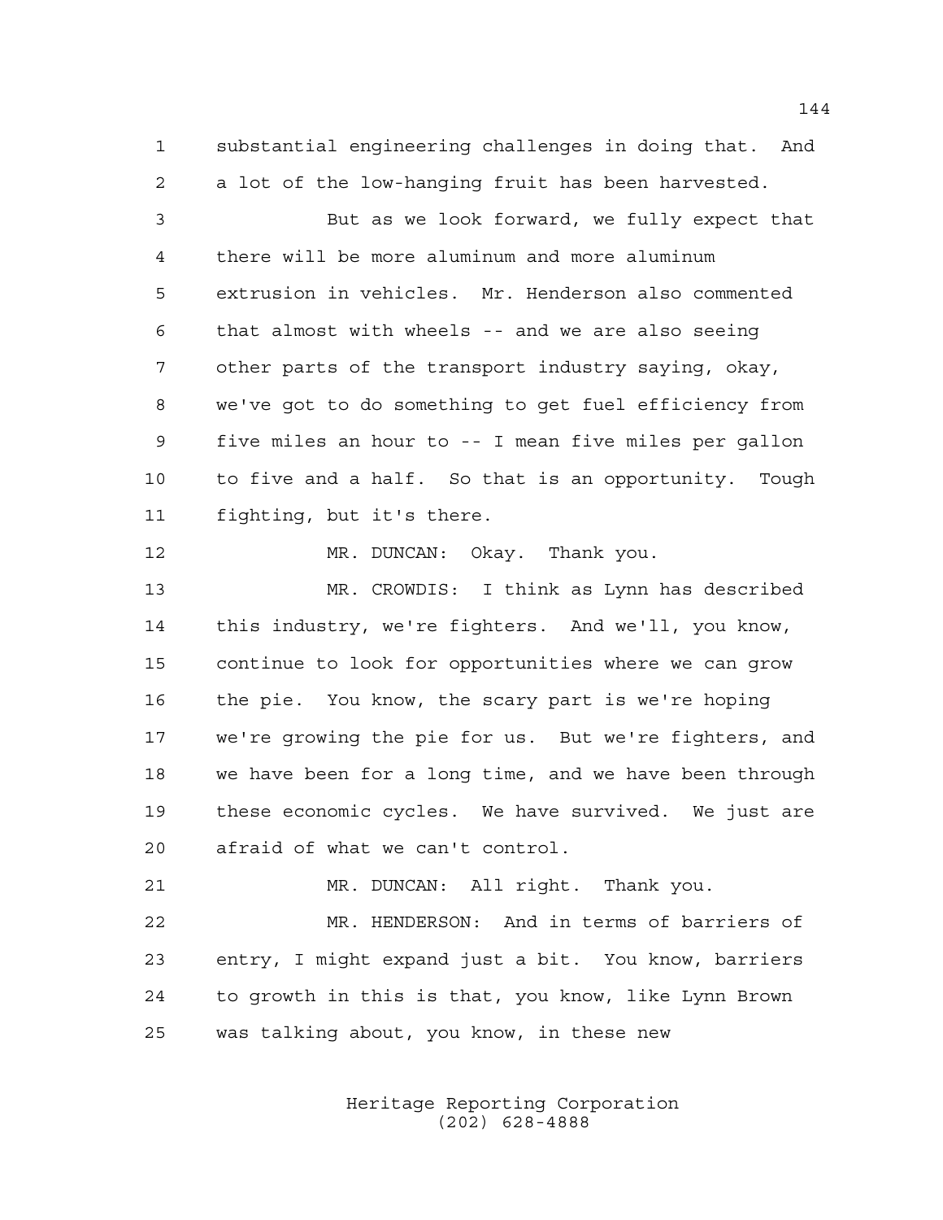1 substantial engineering challenges in doing that. And
2 a lot of the low-hanging fruit has been harvested.
3 But as we look forward, we fully expect that
4 there will be more aluminum and more aluminum
5 extrusion in vehicles. Mr. Henderson also commented
6 that almost with wheels -- and we are also seeing
7 other parts of the transport industry saying, okay,
8 we've got to do something to get fuel efficiency from
9 five miles an hour to -- I mean five miles per gallon
10 to five and a half. So that is an opportunity. Tough
11 fighting, but it's there.
12 MR. DUNCAN: Okay. Thank you.
13 MR. CROWDIS: I think as Lynn has described
14 this industry, we're fighters. And we'll, you know,
15 continue to look for opportunities where we can grow
16 the pie. You know, the scary part is we're hoping
17 we're growing the pie for us. But we're fighters, and
18 we have been for a long time, and we have been through
19 these economic cycles. We have survived. We just are
20 afraid of what we can't control.
21 MR. DUNCAN: All right. Thank you.
22 MR. HENDERSON: And in terms of barriers of
23 entry, I might expand just a bit. You know, barriers
24 to growth in this is that, you know, like Lynn Brown
25 was talking about, you know, in these new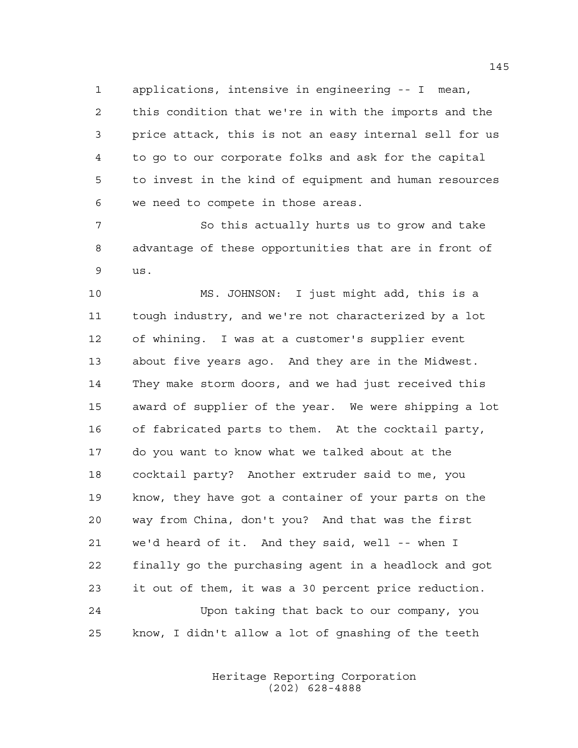applications, intensive in engineering -- I mean, this condition that we're in with the imports and the price attack, this is not an easy internal sell for us to go to our corporate folks and ask for the capital to invest in the kind of equipment and human resources we need to compete in those areas.

So this actually hurts us to grow and take advantage of these opportunities that are in front of us.

MS. JOHNSON: I just might add, this is a tough industry, and we're not characterized by a lot of whining. I was at a customer's supplier event about five years ago. And they are in the Midwest. They make storm doors, and we had just received this award of supplier of the year. We were shipping a lot of fabricated parts to them. At the cocktail party, do you want to know what we talked about at the cocktail party? Another extruder said to me, you know, they have got a container of your parts on the way from China, don't you? And that was the first we'd heard of it. And they said, well -- when I finally go the purchasing agent in a headlock and got it out of them, it was a 30 percent price reduction.

Upon taking that back to our company, you know, I didn't allow a lot of gnashing of the teeth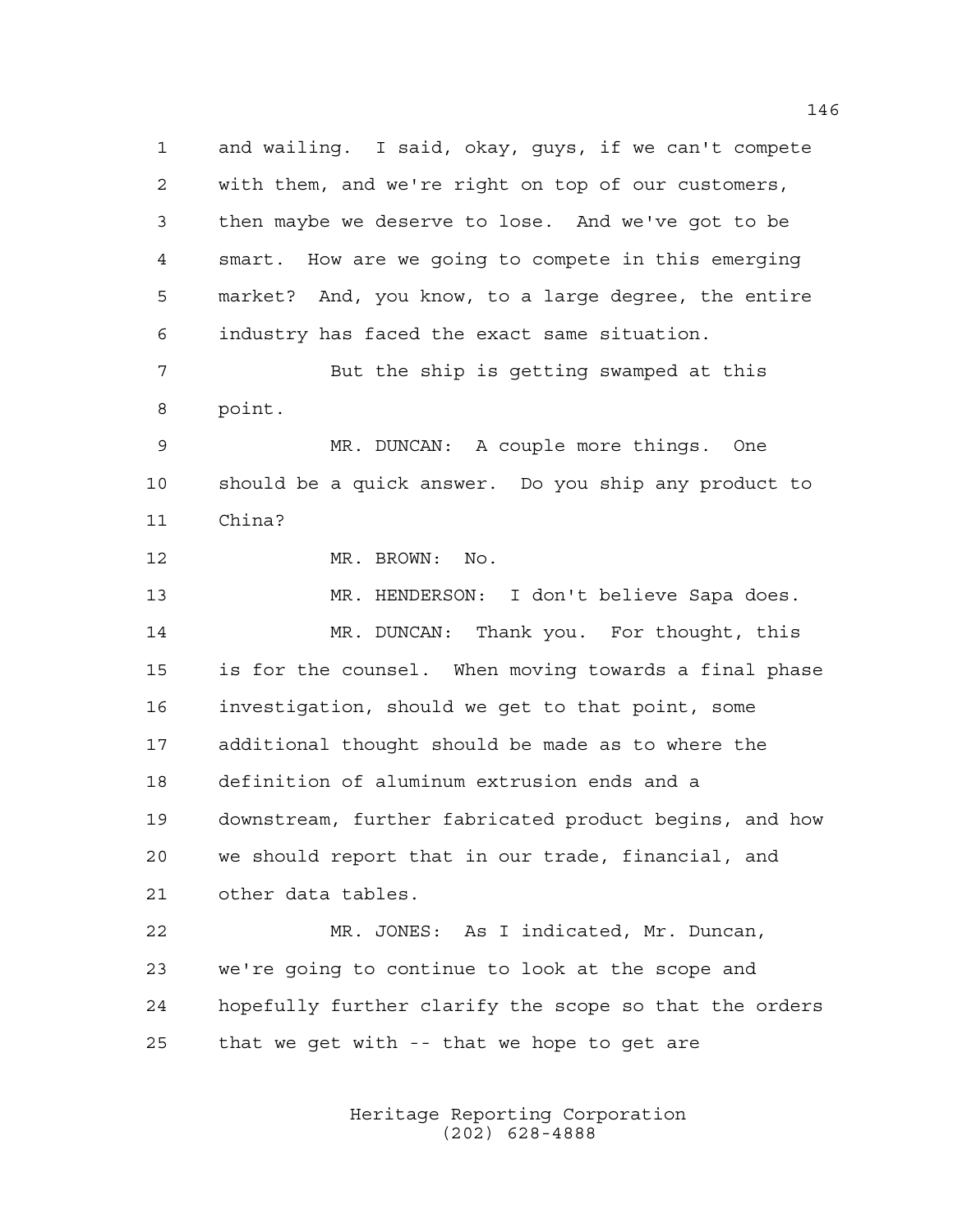1 and wailing. I said, okay, guys, if we can't compete
2 with them, and we're right on top of our customers,
3 then maybe we deserve to lose. And we've got to be
4 smart. How are we going to compete in this emerging
5 market? And, you know, to a large degree, the entire
6 industry has faced the exact same situation.

7 But the ship is getting swamped at this
8 point.

9 MR. DUNCAN: A couple more things. One
10 should be a quick answer. Do you ship any product to
11 China?

12 MR. BROWN: No.

13 MR. HENDERSON: I don't believe Sapa does.

14 MR. DUNCAN: Thank you. For thought, this
15 is for the counsel. When moving towards a final phase
16 investigation, should we get to that point, some
17 additional thought should be made as to where the
18 definition of aluminum extrusion ends and a
19 downstream, further fabricated product begins, and how
20 we should report that in our trade, financial, and
21 other data tables.

22 MR. JONES: As I indicated, Mr. Duncan,
23 we're going to continue to look at the scope and
24 hopefully further clarify the scope so that the orders
25 that we get with -- that we hope to get are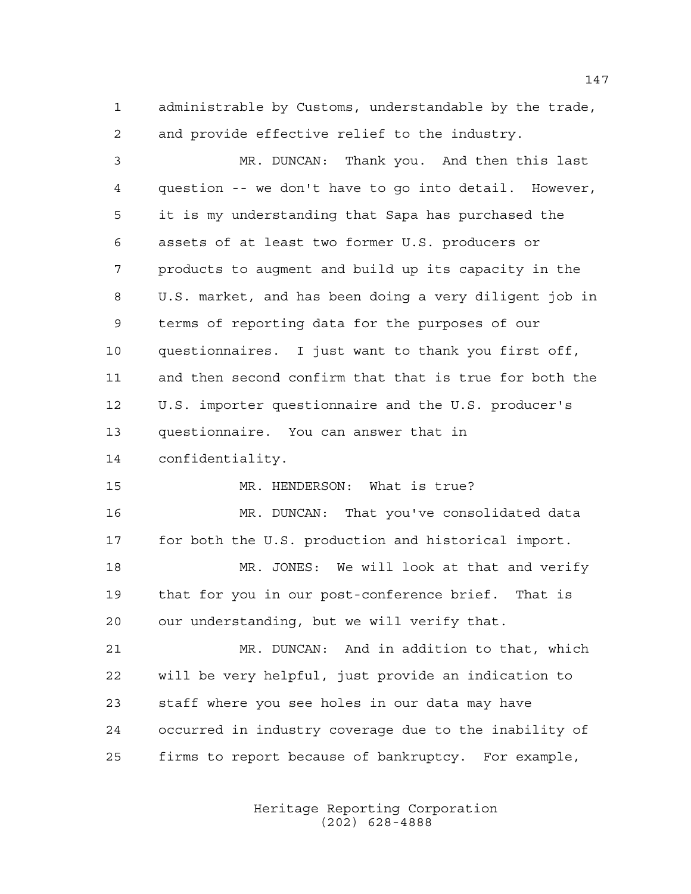administrable by Customs, understandable by the trade, and provide effective relief to the industry.

MR. DUNCAN: Thank you. And then this last question -- we don't have to go into detail. However, it is my understanding that Sapa has purchased the assets of at least two former U.S. producers or products to augment and build up its capacity in the U.S. market, and has been doing a very diligent job in terms of reporting data for the purposes of our questionnaires. I just want to thank you first off, and then second confirm that that is true for both the U.S. importer questionnaire and the U.S. producer's questionnaire. You can answer that in confidentiality.

MR. HENDERSON: What is true?

MR. DUNCAN: That you've consolidated data for both the U.S. production and historical import.

MR. JONES: We will look at that and verify that for you in our post-conference brief. That is our understanding, but we will verify that.

MR. DUNCAN: And in addition to that, which will be very helpful, just provide an indication to staff where you see holes in our data may have occurred in industry coverage due to the inability of firms to report because of bankruptcy. For example,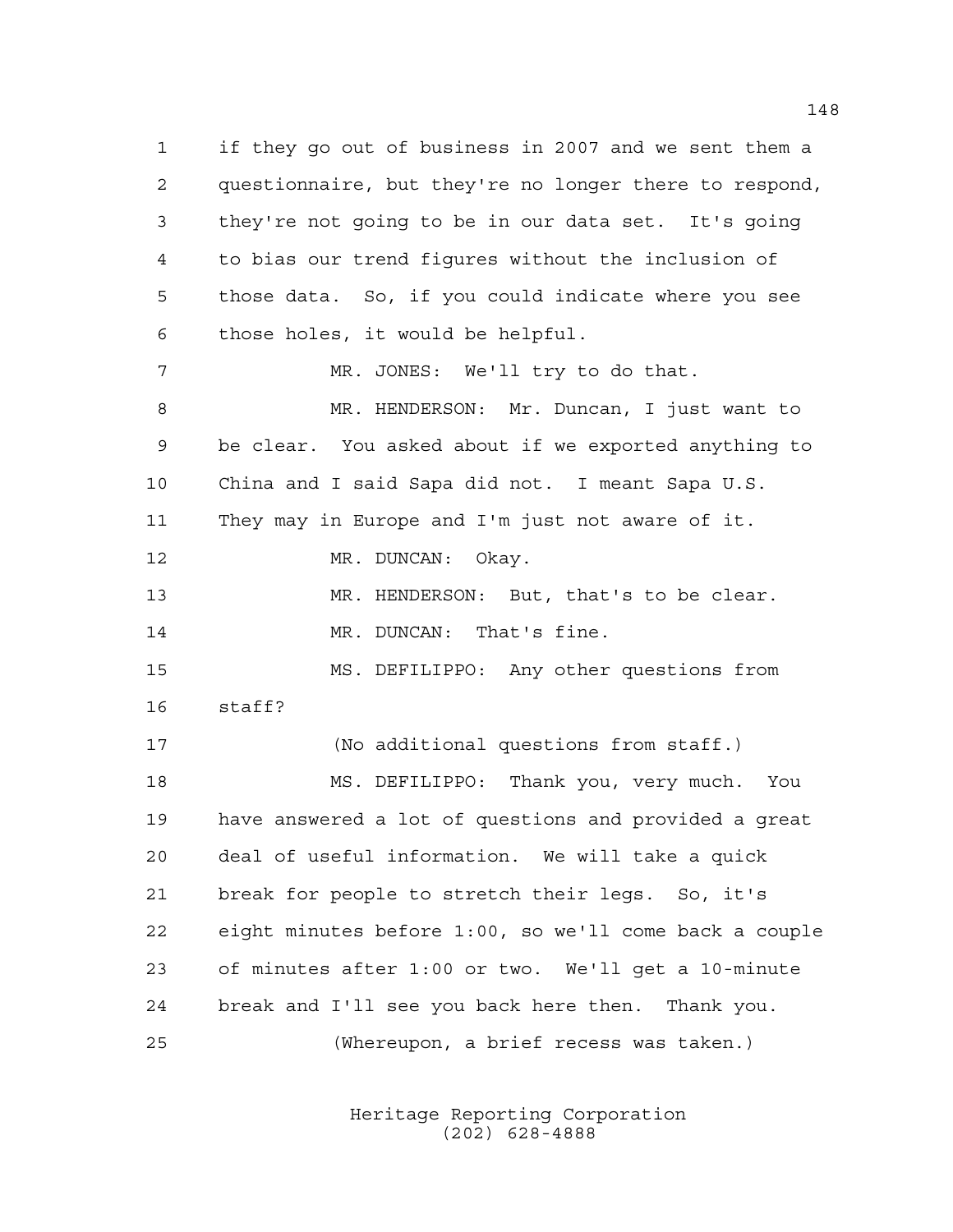if they go out of business in 2007 and we sent them a questionnaire, but they're no longer there to respond, they're not going to be in our data set. It's going to bias our trend figures without the inclusion of those data. So, if you could indicate where you see those holes, it would be helpful.

MR. JONES: We'll try to do that.

MR. HENDERSON: Mr. Duncan, I just want to be clear. You asked about if we exported anything to China and I said Sapa did not. I meant Sapa U.S. They may in Europe and I'm just not aware of it.

MR. DUNCAN: Okay.

MR. HENDERSON: But, that's to be clear.

MR. DUNCAN: That's fine.

MS. DEFILIPPO: Any other questions from staff?

(No additional questions from staff.)

MS. DEFILIPPO: Thank you, very much. You have answered a lot of questions and provided a great deal of useful information. We will take a quick break for people to stretch their legs. So, it's eight minutes before 1:00, so we'll come back a couple of minutes after 1:00 or two. We'll get a 10-minute break and I'll see you back here then. Thank you.

(Whereupon, a brief recess was taken.)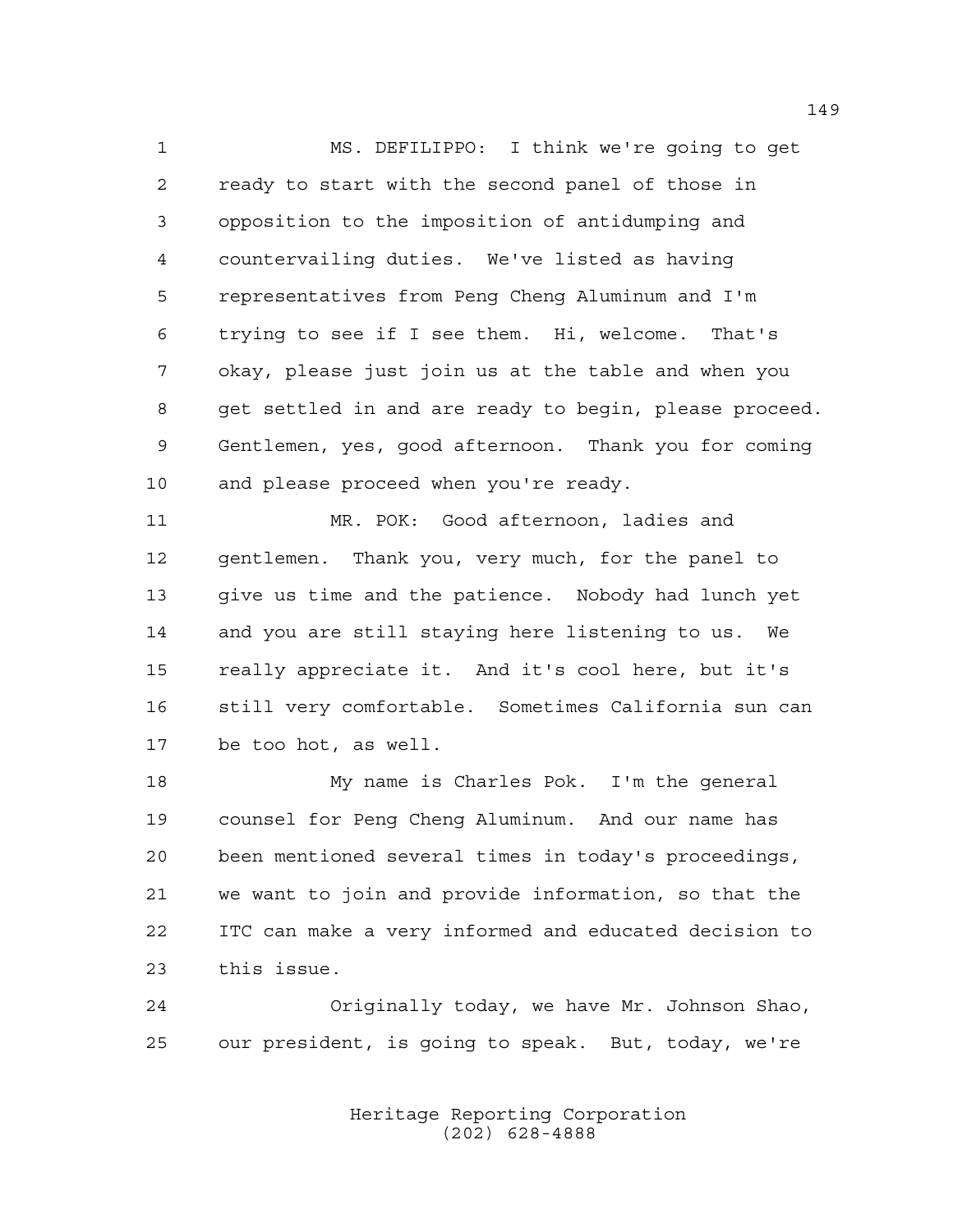MS. DEFILIPPO: I think we're going to get ready to start with the second panel of those in opposition to the imposition of antidumping and countervailing duties. We've listed as having representatives from Peng Cheng Aluminum and I'm trying to see if I see them. Hi, welcome. That's okay, please just join us at the table and when you get settled in and are ready to begin, please proceed. Gentlemen, yes, good afternoon. Thank you for coming and please proceed when you're ready.

MR. POK: Good afternoon, ladies and gentlemen. Thank you, very much, for the panel to give us time and the patience. Nobody had lunch yet and you are still staying here listening to us. We really appreciate it. And it's cool here, but it's still very comfortable. Sometimes California sun can be too hot, as well.

My name is Charles Pok. I'm the general counsel for Peng Cheng Aluminum. And our name has been mentioned several times in today's proceedings, we want to join and provide information, so that the ITC can make a very informed and educated decision to this issue.

Originally today, we have Mr. Johnson Shao, our president, is going to speak. But, today, we're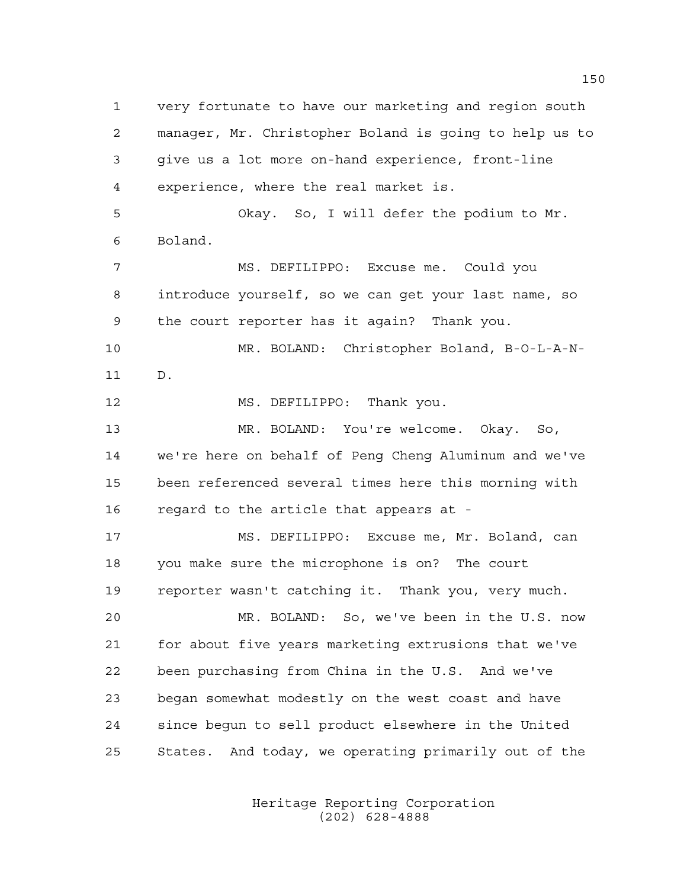very fortunate to have our marketing and region south manager, Mr. Christopher Boland is going to help us to give us a lot more on-hand experience, front-line experience, where the real market is.

Okay. So, I will defer the podium to Mr. Boland.

MS. DEFILIPPO: Excuse me. Could you introduce yourself, so we can get your last name, so the court reporter has it again? Thank you.

MR. BOLAND: Christopher Boland, B-O-L-A-N-D.

MS. DEFILIPPO: Thank you.

MR. BOLAND: You're welcome. Okay. So, we're here on behalf of Peng Cheng Aluminum and we've been referenced several times here this morning with regard to the article that appears at -

MS. DEFILIPPO: Excuse me, Mr. Boland, can you make sure the microphone is on? The court reporter wasn't catching it. Thank you, very much.

MR. BOLAND: So, we've been in the U.S. now for about five years marketing extrusions that we've been purchasing from China in the U.S. And we've began somewhat modestly on the west coast and have since begun to sell product elsewhere in the United States. And today, we operating primarily out of the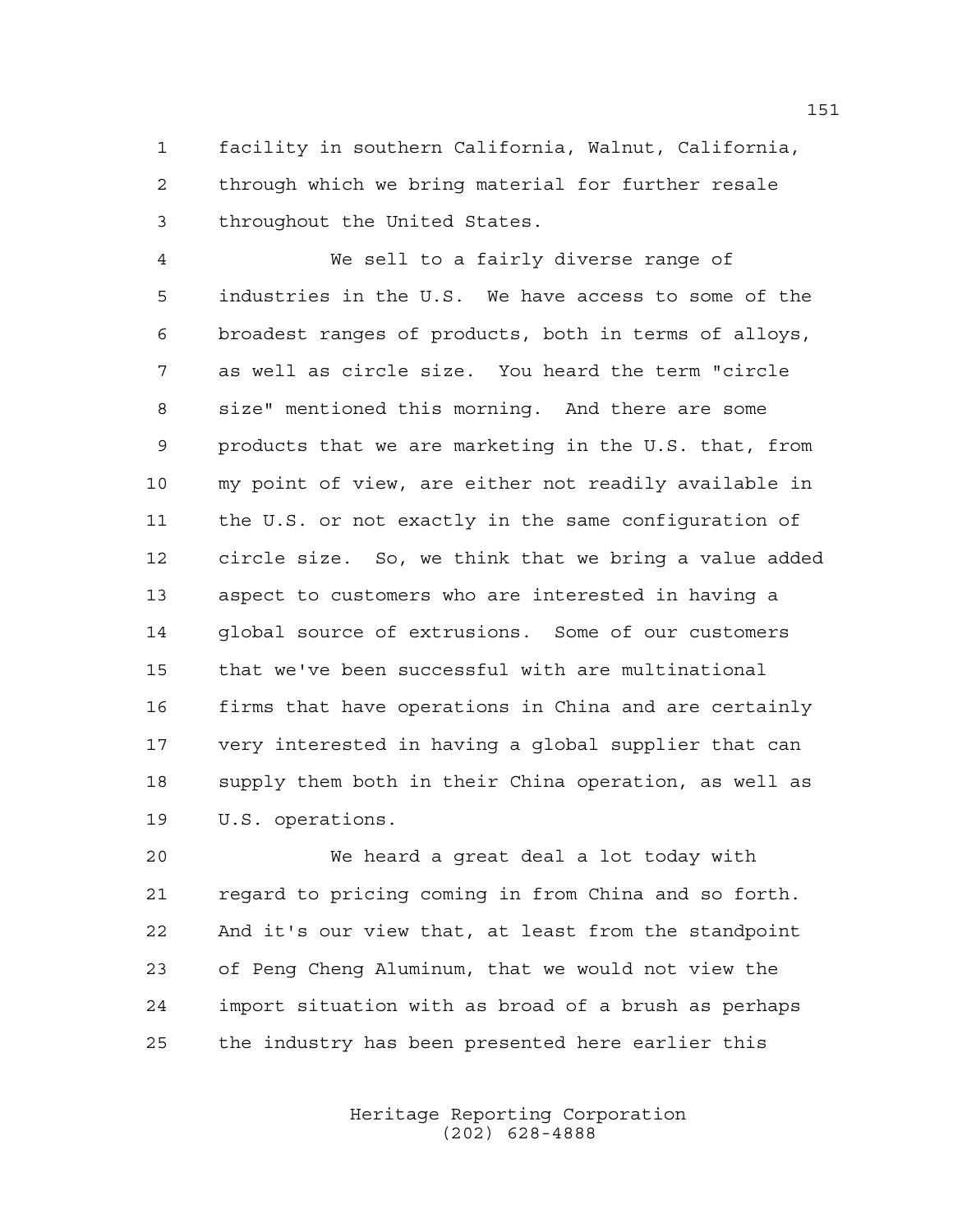facility in southern California, Walnut, California, through which we bring material for further resale throughout the United States.

We sell to a fairly diverse range of industries in the U.S. We have access to some of the broadest ranges of products, both in terms of alloys, as well as circle size. You heard the term "circle size" mentioned this morning. And there are some products that we are marketing in the U.S. that, from my point of view, are either not readily available in the U.S. or not exactly in the same configuration of circle size. So, we think that we bring a value added aspect to customers who are interested in having a global source of extrusions. Some of our customers that we've been successful with are multinational firms that have operations in China and are certainly very interested in having a global supplier that can supply them both in their China operation, as well as U.S. operations.

We heard a great deal a lot today with regard to pricing coming in from China and so forth. And it's our view that, at least from the standpoint of Peng Cheng Aluminum, that we would not view the import situation with as broad of a brush as perhaps the industry has been presented here earlier this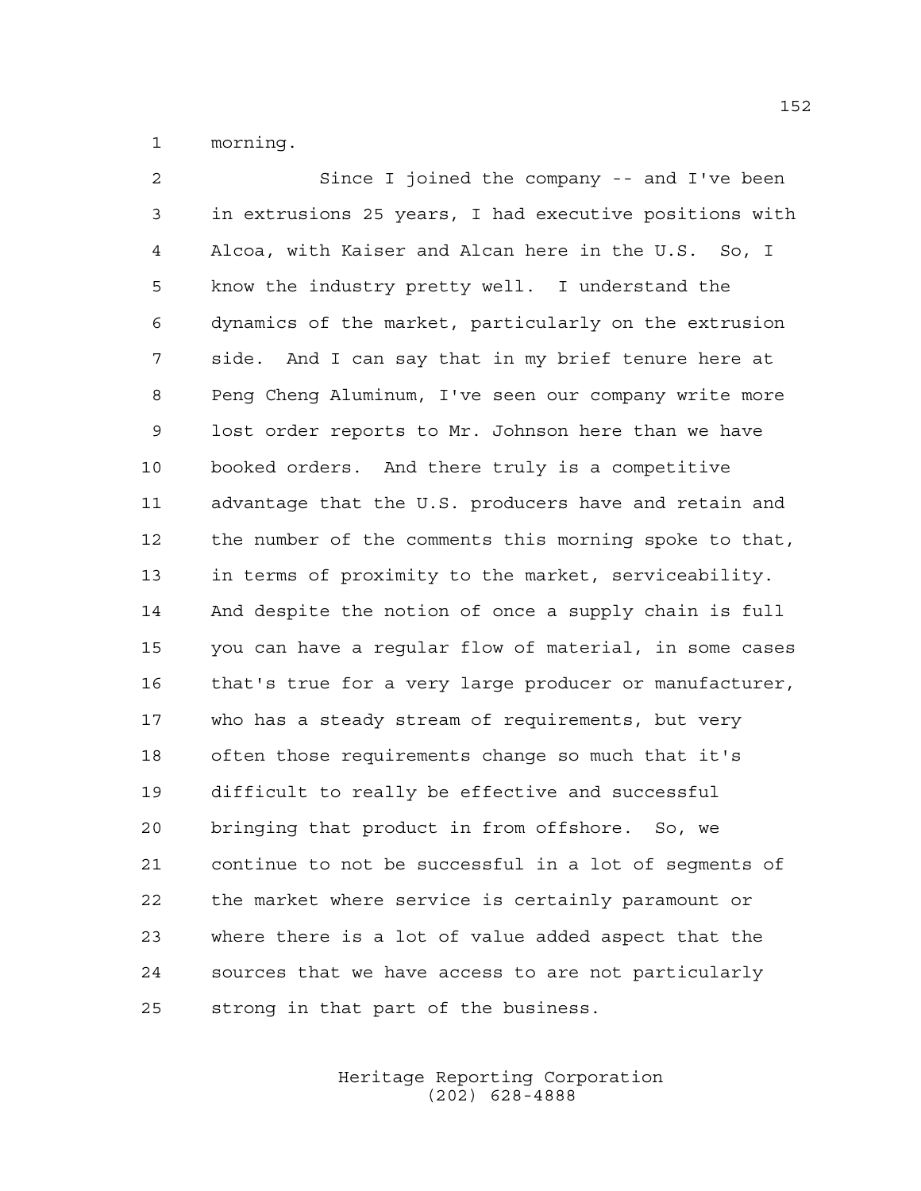morning.

Since I joined the company -- and I've been in extrusions 25 years, I had executive positions with Alcoa, with Kaiser and Alcan here in the U.S. So, I know the industry pretty well. I understand the dynamics of the market, particularly on the extrusion side. And I can say that in my brief tenure here at Peng Cheng Aluminum, I've seen our company write more lost order reports to Mr. Johnson here than we have booked orders. And there truly is a competitive advantage that the U.S. producers have and retain and the number of the comments this morning spoke to that, in terms of proximity to the market, serviceability. And despite the notion of once a supply chain is full you can have a regular flow of material, in some cases that's true for a very large producer or manufacturer, who has a steady stream of requirements, but very often those requirements change so much that it's difficult to really be effective and successful bringing that product in from offshore. So, we continue to not be successful in a lot of segments of the market where service is certainly paramount or where there is a lot of value added aspect that the sources that we have access to are not particularly strong in that part of the business.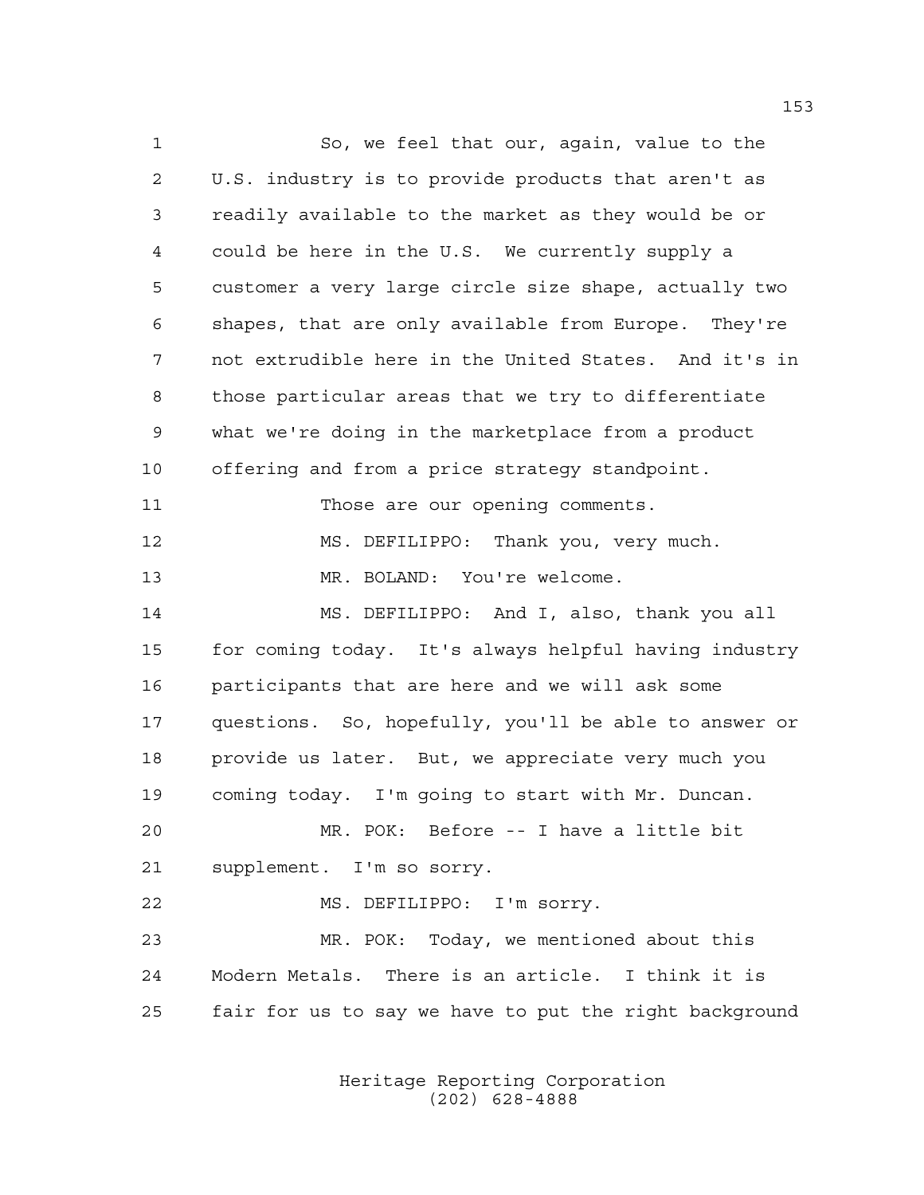So, we feel that our, again, value to the U.S. industry is to provide products that aren't as readily available to the market as they would be or could be here in the U.S. We currently supply a customer a very large circle size shape, actually two shapes, that are only available from Europe. They're not extrudible here in the United States. And it's in those particular areas that we try to differentiate what we're doing in the marketplace from a product offering and from a price strategy standpoint.

Those are our opening comments.

MS. DEFILIPPO: Thank you, very much.

MR. BOLAND: You're welcome.

MS. DEFILIPPO: And I, also, thank you all for coming today. It's always helpful having industry participants that are here and we will ask some questions. So, hopefully, you'll be able to answer or provide us later. But, we appreciate very much you coming today. I'm going to start with Mr. Duncan.

MR. POK: Before -- I have a little bit supplement. I'm so sorry.

MS. DEFILIPPO: I'm sorry.

MR. POK: Today, we mentioned about this Modern Metals. There is an article. I think it is fair for us to say we have to put the right background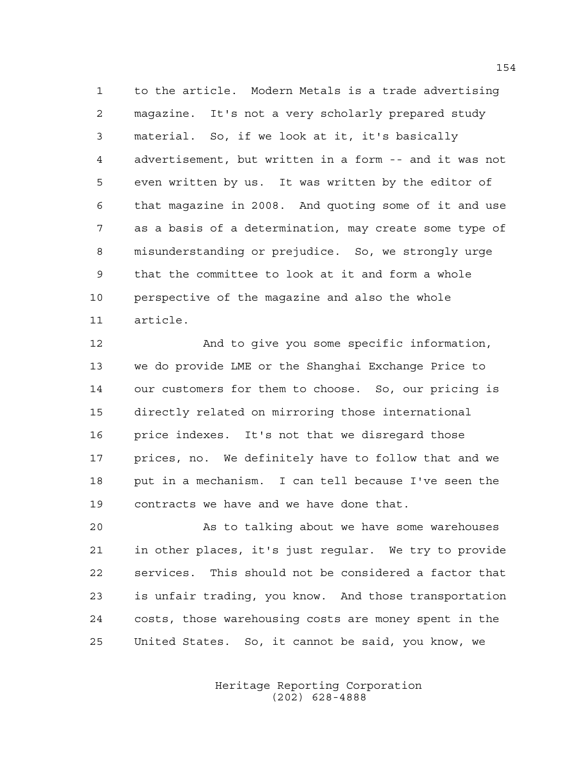to the article. Modern Metals is a trade advertising magazine. It's not a very scholarly prepared study material. So, if we look at it, it's basically advertisement, but written in a form -- and it was not even written by us. It was written by the editor of that magazine in 2008. And quoting some of it and use as a basis of a determination, may create some type of misunderstanding or prejudice. So, we strongly urge that the committee to look at it and form a whole perspective of the magazine and also the whole article.

And to give you some specific information, we do provide LME or the Shanghai Exchange Price to our customers for them to choose. So, our pricing is directly related on mirroring those international price indexes. It's not that we disregard those prices, no. We definitely have to follow that and we put in a mechanism. I can tell because I've seen the contracts we have and we have done that.

As to talking about we have some warehouses in other places, it's just regular. We try to provide services. This should not be considered a factor that is unfair trading, you know. And those transportation costs, those warehousing costs are money spent in the United States. So, it cannot be said, you know, we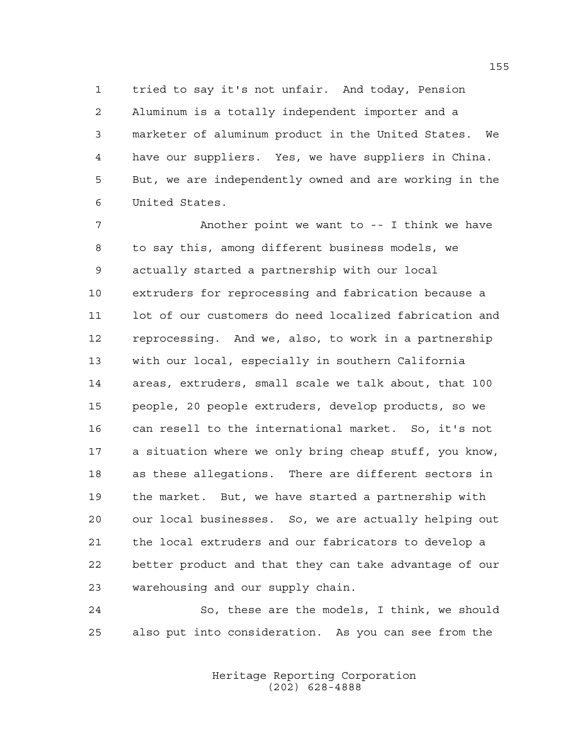tried to say it's not unfair. And today, Pension Aluminum is a totally independent importer and a marketer of aluminum product in the United States. We have our suppliers. Yes, we have suppliers in China. But, we are independently owned and are working in the United States.

Another point we want to -- I think we have to say this, among different business models, we actually started a partnership with our local extruders for reprocessing and fabrication because a lot of our customers do need localized fabrication and reprocessing. And we, also, to work in a partnership with our local, especially in southern California areas, extruders, small scale we talk about, that 100 people, 20 people extruders, develop products, so we can resell to the international market. So, it's not a situation where we only bring cheap stuff, you know, as these allegations. There are different sectors in the market. But, we have started a partnership with our local businesses. So, we are actually helping out the local extruders and our fabricators to develop a better product and that they can take advantage of our warehousing and our supply chain.

So, these are the models, I think, we should also put into consideration. As you can see from the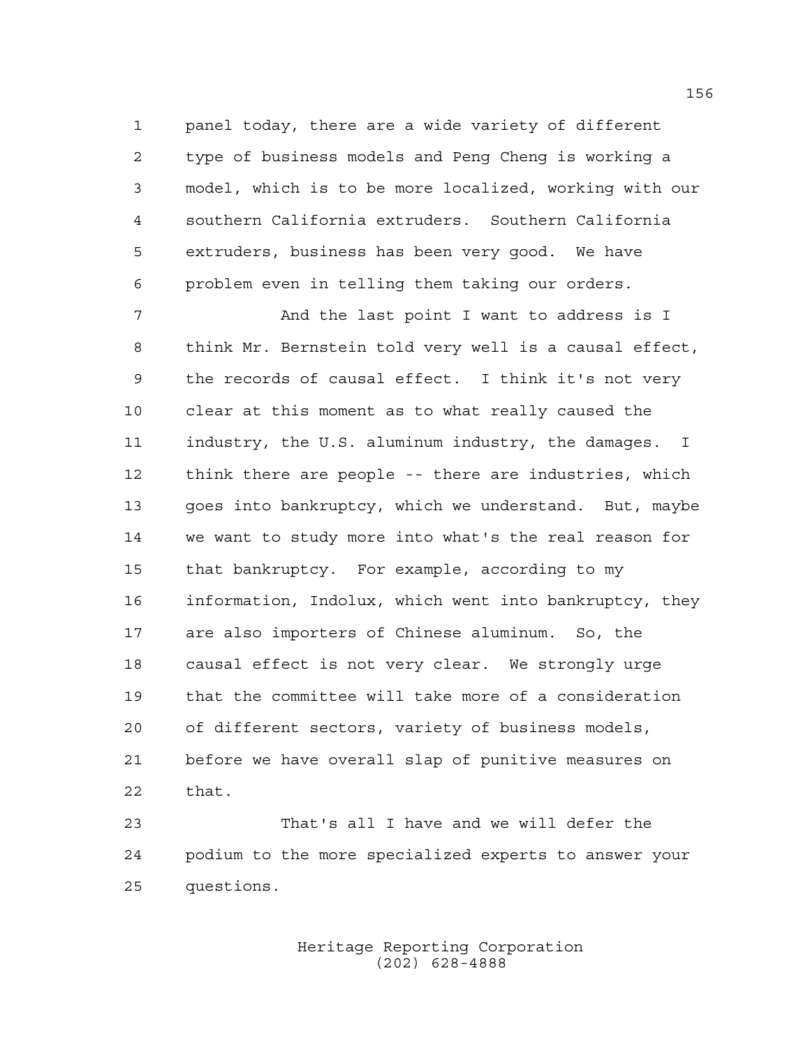panel today, there are a wide variety of different type of business models and Peng Cheng is working a model, which is to be more localized, working with our southern California extruders. Southern California extruders, business has been very good. We have problem even in telling them taking our orders.

And the last point I want to address is I think Mr. Bernstein told very well is a causal effect, the records of causal effect. I think it's not very clear at this moment as to what really caused the industry, the U.S. aluminum industry, the damages. I think there are people -- there are industries, which goes into bankruptcy, which we understand. But, maybe we want to study more into what's the real reason for that bankruptcy. For example, according to my information, Indolux, which went into bankruptcy, they are also importers of Chinese aluminum. So, the causal effect is not very clear. We strongly urge that the committee will take more of a consideration of different sectors, variety of business models, before we have overall slap of punitive measures on that.

That's all I have and we will defer the podium to the more specialized experts to answer your questions.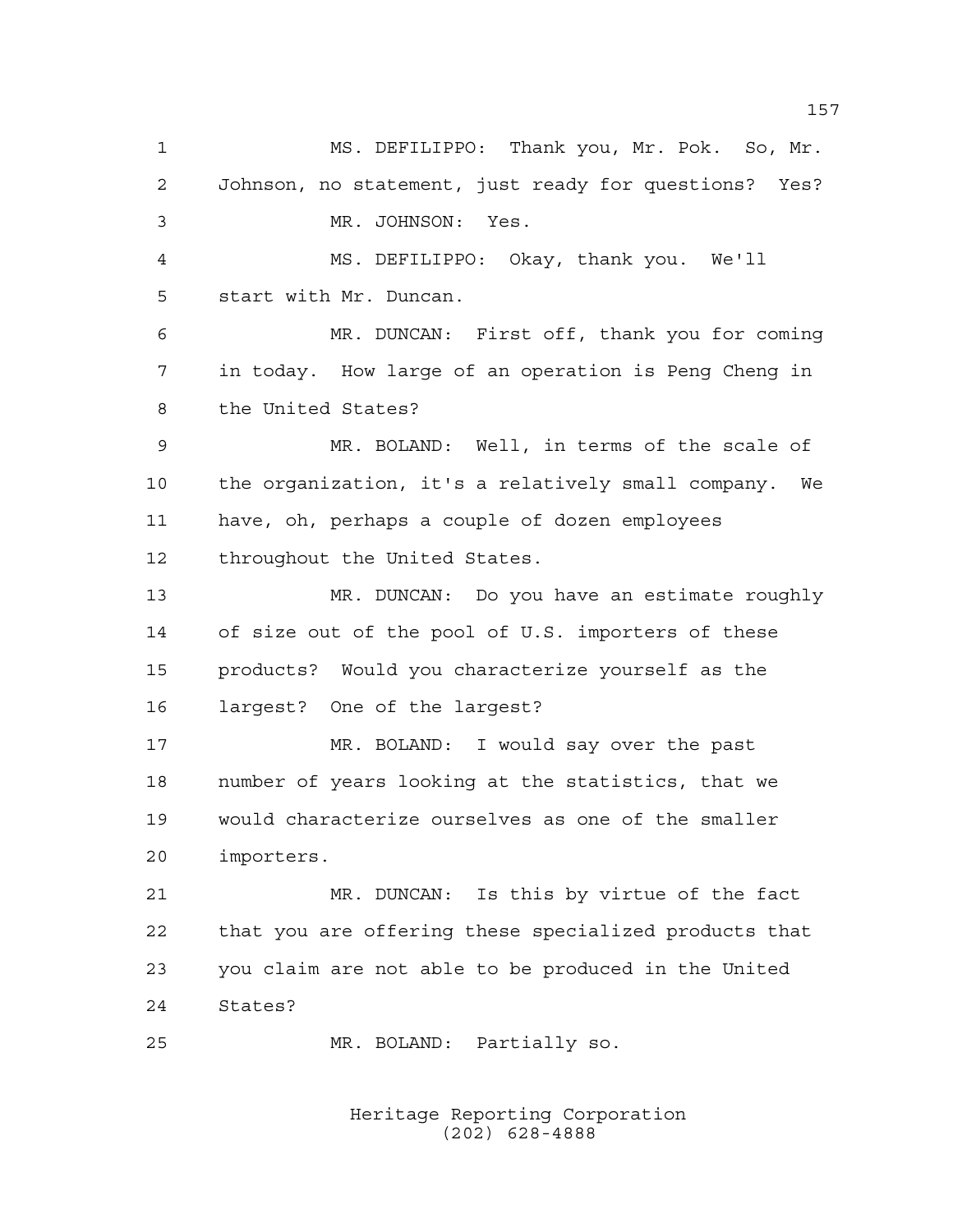MS. DEFILIPPO: Thank you, Mr. Pok. So, Mr. Johnson, no statement, just ready for questions? Yes?

MR. JOHNSON: Yes.

MS. DEFILIPPO: Okay, thank you. We'll start with Mr. Duncan.

MR. DUNCAN: First off, thank you for coming in today. How large of an operation is Peng Cheng in the United States?

MR. BOLAND: Well, in terms of the scale of the organization, it's a relatively small company. We have, oh, perhaps a couple of dozen employees throughout the United States.

MR. DUNCAN: Do you have an estimate roughly of size out of the pool of U.S. importers of these products? Would you characterize yourself as the largest? One of the largest?

MR. BOLAND: I would say over the past number of years looking at the statistics, that we would characterize ourselves as one of the smaller importers.

MR. DUNCAN: Is this by virtue of the fact that you are offering these specialized products that you claim are not able to be produced in the United States?

MR. BOLAND: Partially so.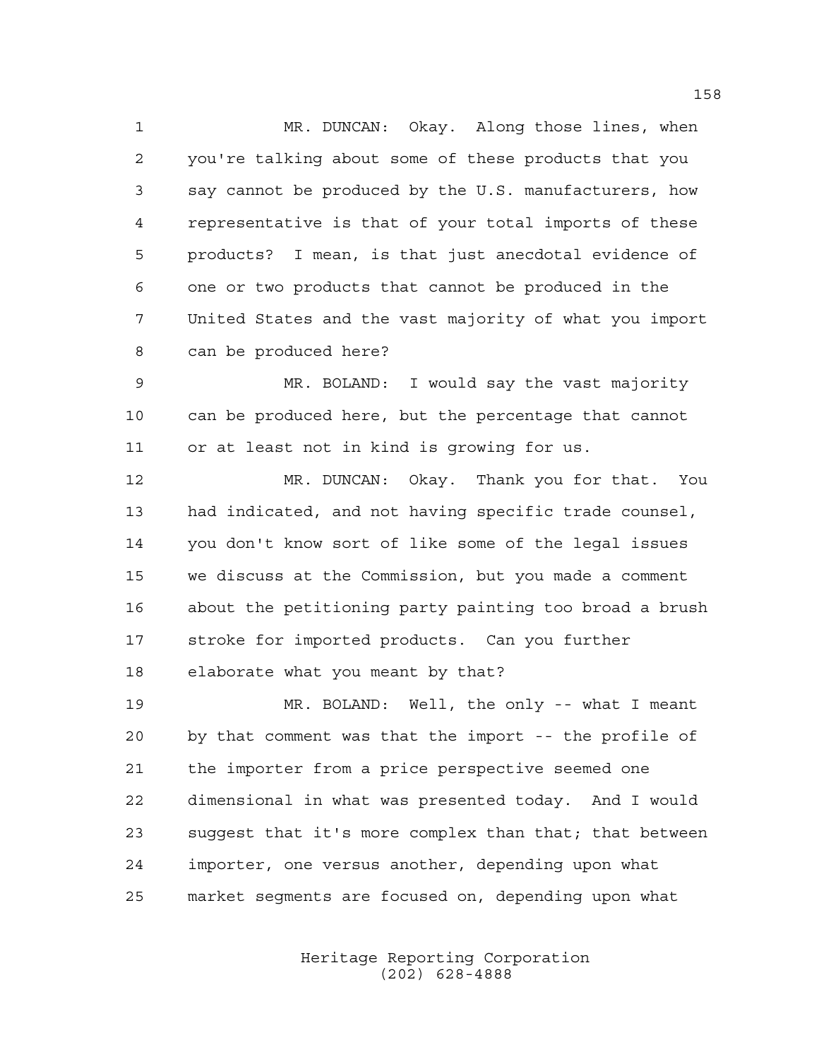MR. DUNCAN: Okay. Along those lines, when you're talking about some of these products that you say cannot be produced by the U.S. manufacturers, how representative is that of your total imports of these products? I mean, is that just anecdotal evidence of one or two products that cannot be produced in the United States and the vast majority of what you import can be produced here?

MR. BOLAND: I would say the vast majority can be produced here, but the percentage that cannot or at least not in kind is growing for us.

MR. DUNCAN: Okay. Thank you for that. You had indicated, and not having specific trade counsel, you don't know sort of like some of the legal issues we discuss at the Commission, but you made a comment about the petitioning party painting too broad a brush stroke for imported products. Can you further elaborate what you meant by that?

MR. BOLAND: Well, the only -- what I meant by that comment was that the import -- the profile of the importer from a price perspective seemed one dimensional in what was presented today. And I would suggest that it's more complex than that; that between importer, one versus another, depending upon what market segments are focused on, depending upon what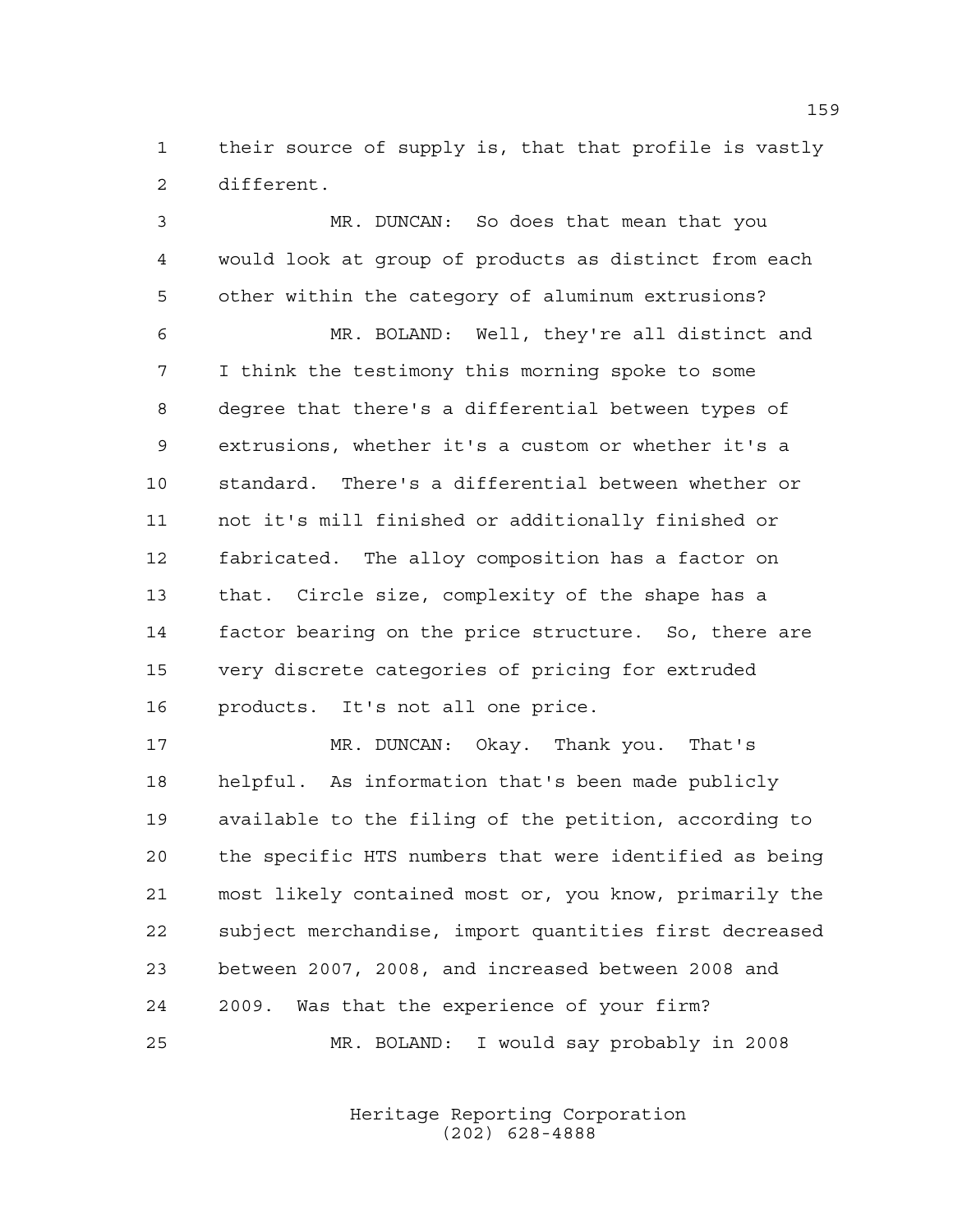their source of supply is, that that profile is vastly different.

MR. DUNCAN: So does that mean that you would look at group of products as distinct from each other within the category of aluminum extrusions?

MR. BOLAND: Well, they're all distinct and I think the testimony this morning spoke to some degree that there's a differential between types of extrusions, whether it's a custom or whether it's a standard. There's a differential between whether or not it's mill finished or additionally finished or fabricated. The alloy composition has a factor on that. Circle size, complexity of the shape has a factor bearing on the price structure. So, there are very discrete categories of pricing for extruded products. It's not all one price.

MR. DUNCAN: Okay. Thank you. That's helpful. As information that's been made publicly available to the filing of the petition, according to the specific HTS numbers that were identified as being most likely contained most or, you know, primarily the subject merchandise, import quantities first decreased between 2007, 2008, and increased between 2008 and 2009. Was that the experience of your firm?

MR. BOLAND: I would say probably in 2008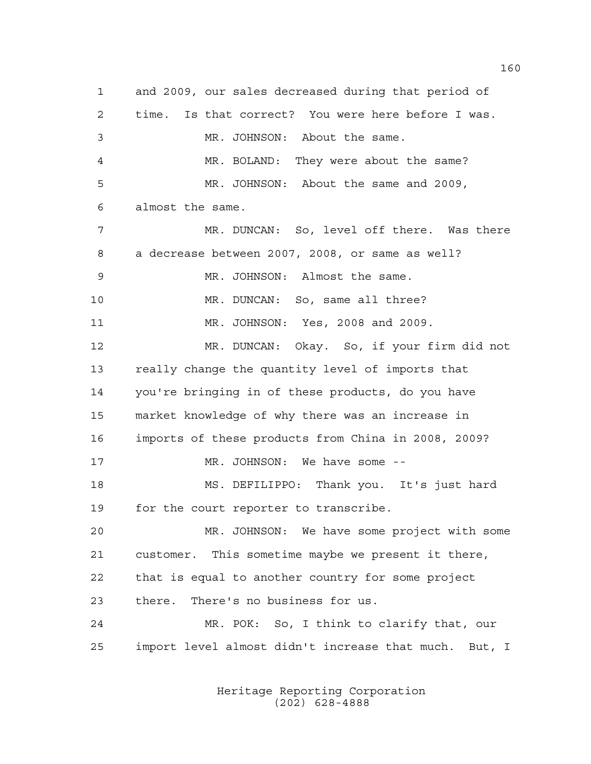1 and 2009, our sales decreased during that period of
2 time. Is that correct? You were here before I was.
3 MR. JOHNSON: About the same.
4 MR. BOLAND: They were about the same?
5 MR. JOHNSON: About the same and 2009,
6 almost the same.
7 MR. DUNCAN: So, level off there. Was there
8 a decrease between 2007, 2008, or same as well?
9 MR. JOHNSON: Almost the same.
10 MR. DUNCAN: So, same all three?
11 MR. JOHNSON: Yes, 2008 and 2009.
12 MR. DUNCAN: Okay. So, if your firm did not
13 really change the quantity level of imports that
14 you're bringing in of these products, do you have
15 market knowledge of why there was an increase in
16 imports of these products from China in 2008, 2009?
17 MR. JOHNSON: We have some --
18 MS. DEFILIPPO: Thank you. It's just hard
19 for the court reporter to transcribe.
20 MR. JOHNSON: We have some project with some
21 customer. This sometime maybe we present it there,
22 that is equal to another country for some project
23 there. There's no business for us.
24 MR. POK: So, I think to clarify that, our
25 import level almost didn't increase that much. But, I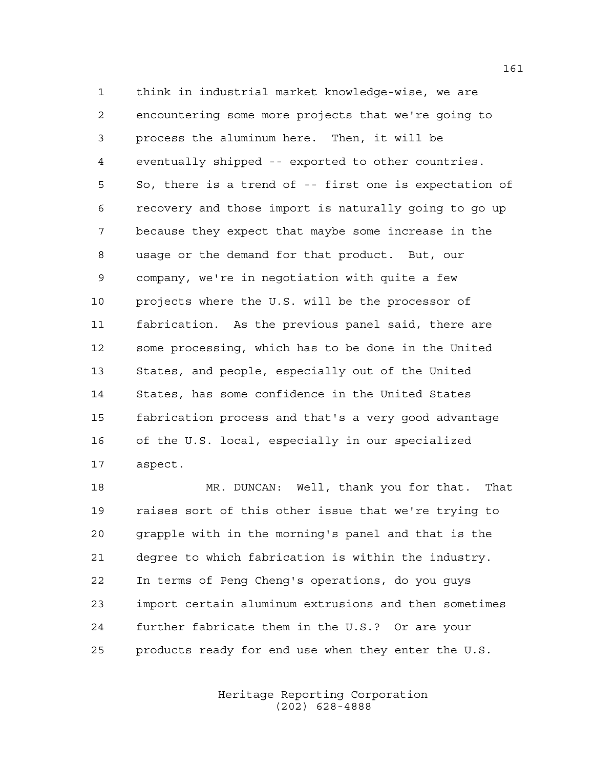think in industrial market knowledge-wise, we are encountering some more projects that we're going to process the aluminum here. Then, it will be eventually shipped -- exported to other countries. So, there is a trend of -- first one is expectation of recovery and those import is naturally going to go up because they expect that maybe some increase in the usage or the demand for that product. But, our company, we're in negotiation with quite a few projects where the U.S. will be the processor of fabrication. As the previous panel said, there are some processing, which has to be done in the United States, and people, especially out of the United States, has some confidence in the United States fabrication process and that's a very good advantage of the U.S. local, especially in our specialized aspect.

MR. DUNCAN: Well, thank you for that. That raises sort of this other issue that we're trying to grapple with in the morning's panel and that is the degree to which fabrication is within the industry. In terms of Peng Cheng's operations, do you guys import certain aluminum extrusions and then sometimes further fabricate them in the U.S.? Or are your products ready for end use when they enter the U.S.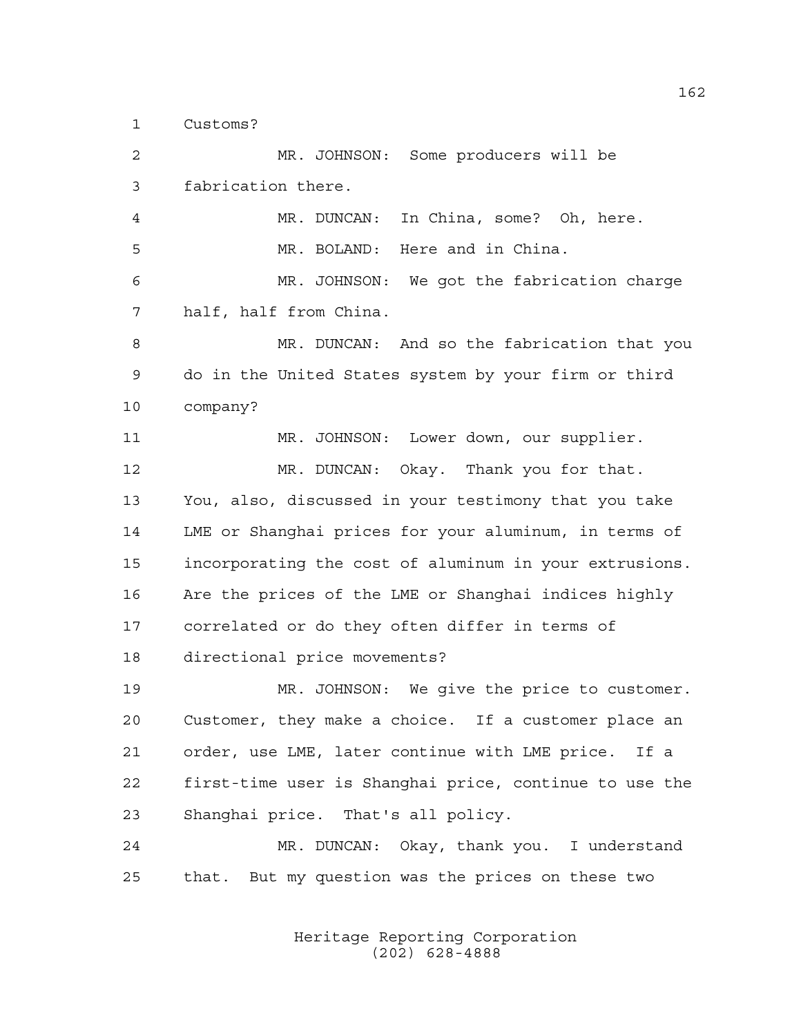Customs?

MR. JOHNSON: Some producers will be fabrication there.

MR. DUNCAN: In China, some? Oh, here.

MR. BOLAND: Here and in China.

MR. JOHNSON: We got the fabrication charge half, half from China.

MR. DUNCAN: And so the fabrication that you do in the United States system by your firm or third company?

MR. JOHNSON: Lower down, our supplier.

MR. DUNCAN: Okay. Thank you for that. You, also, discussed in your testimony that you take LME or Shanghai prices for your aluminum, in terms of incorporating the cost of aluminum in your extrusions. Are the prices of the LME or Shanghai indices highly correlated or do they often differ in terms of directional price movements?

MR. JOHNSON: We give the price to customer. Customer, they make a choice. If a customer place an order, use LME, later continue with LME price. If a first-time user is Shanghai price, continue to use the Shanghai price. That's all policy.

MR. DUNCAN: Okay, thank you. I understand that. But my question was the prices on these two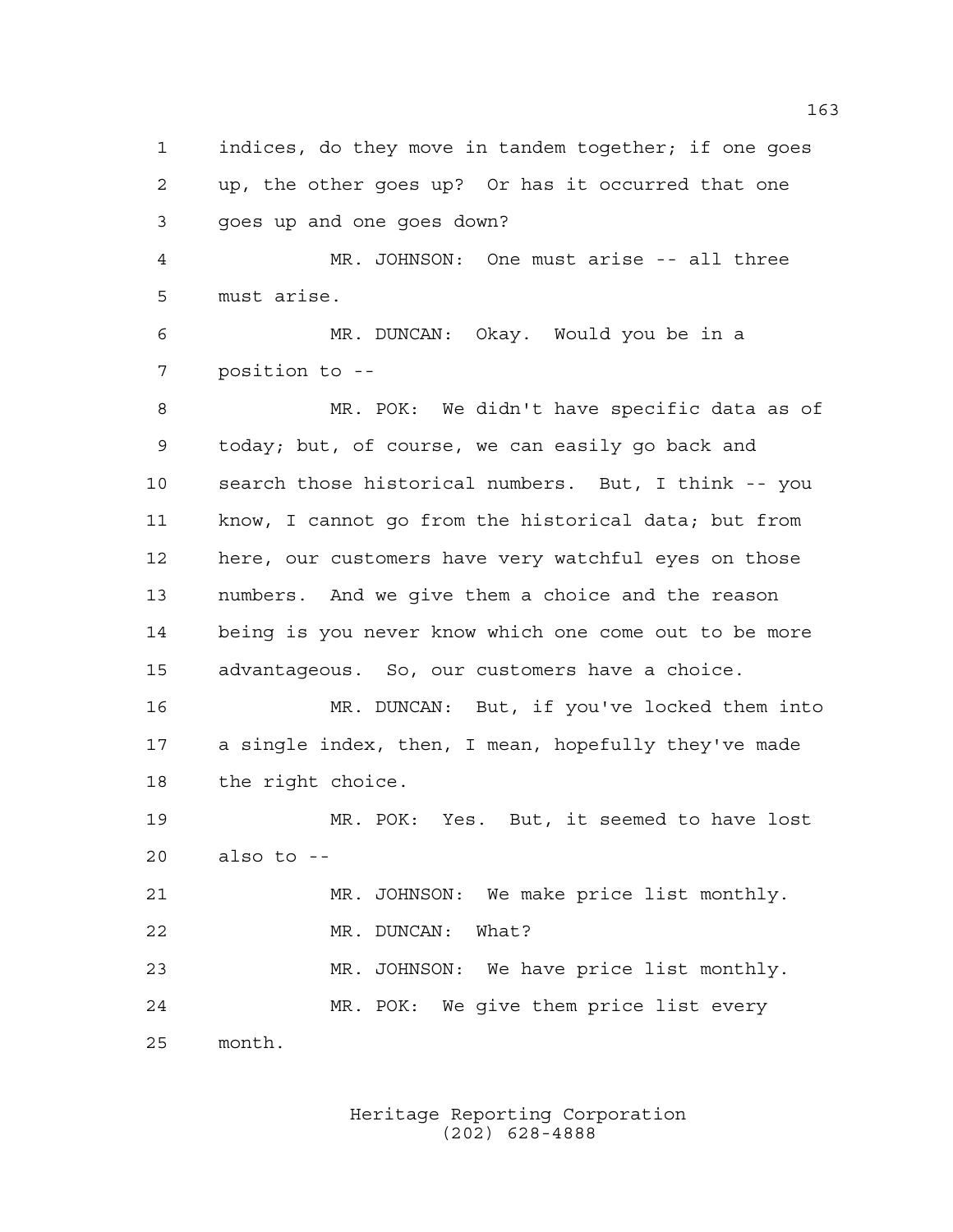indices, do they move in tandem together; if one goes up, the other goes up? Or has it occurred that one goes up and one goes down?

MR. JOHNSON: One must arise -- all three must arise.

MR. DUNCAN: Okay. Would you be in a position to --

MR. POK: We didn't have specific data as of today; but, of course, we can easily go back and search those historical numbers. But, I think -- you know, I cannot go from the historical data; but from here, our customers have very watchful eyes on those numbers. And we give them a choice and the reason being is you never know which one come out to be more advantageous. So, our customers have a choice.

MR. DUNCAN: But, if you've locked them into a single index, then, I mean, hopefully they've made the right choice.

MR. POK: Yes. But, it seemed to have lost also to --

MR. JOHNSON: We make price list monthly.

MR. DUNCAN: What?

MR. JOHNSON: We have price list monthly.

MR. POK: We give them price list every month.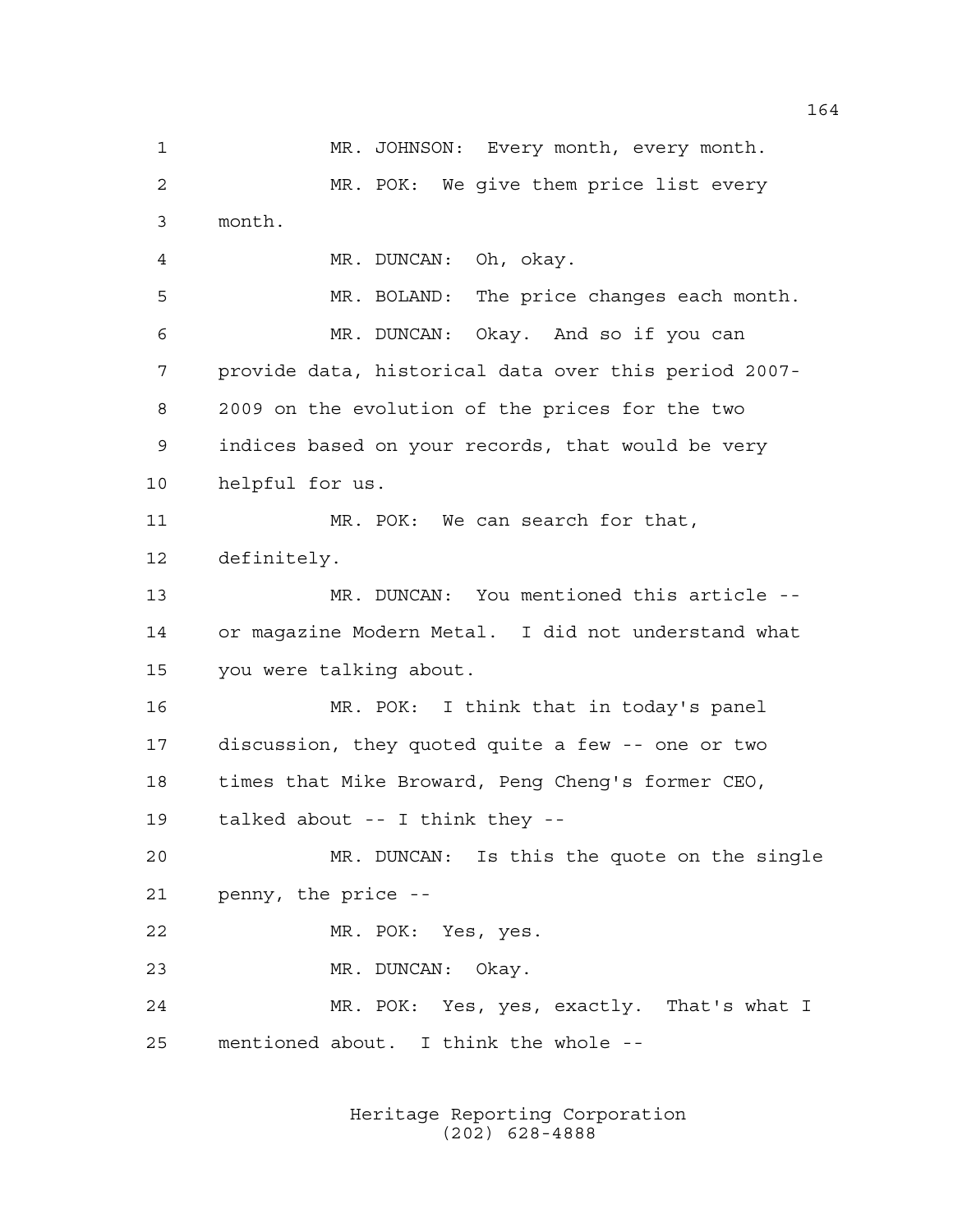MR. JOHNSON: Every month, every month.

MR. POK: We give them price list every month.

MR. DUNCAN: Oh, okay.

MR. BOLAND: The price changes each month.

MR. DUNCAN: Okay. And so if you can provide data, historical data over this period 2007-2009 on the evolution of the prices for the two indices based on your records, that would be very helpful for us.

MR. POK: We can search for that, definitely.

MR. DUNCAN: You mentioned this article -- or magazine Modern Metal. I did not understand what you were talking about.

MR. POK: I think that in today's panel discussion, they quoted quite a few -- one or two times that Mike Broward, Peng Cheng's former CEO, talked about -- I think they --

MR. DUNCAN: Is this the quote on the single penny, the price --

MR. POK: Yes, yes.

MR. DUNCAN: Okay.

MR. POK: Yes, yes, exactly. That's what I mentioned about. I think the whole --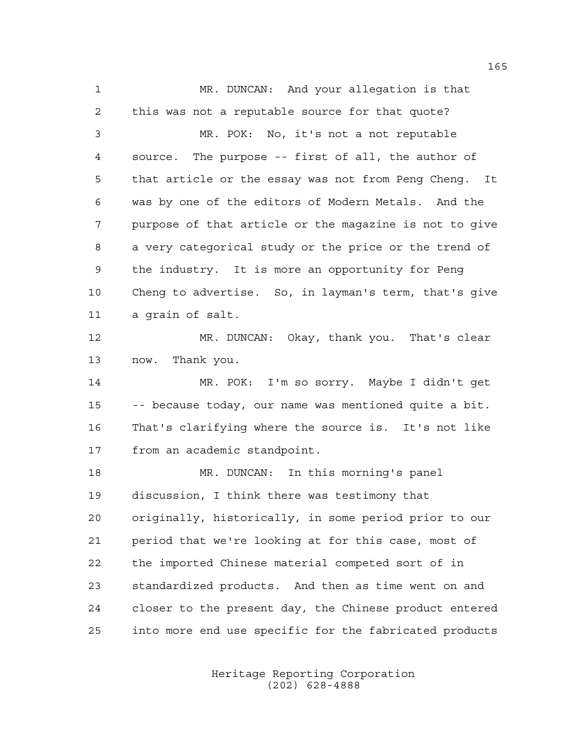MR. DUNCAN: And your allegation is that this was not a reputable source for that quote?

MR. POK: No, it's not a not reputable source. The purpose -- first of all, the author of that article or the essay was not from Peng Cheng. It was by one of the editors of Modern Metals. And the purpose of that article or the magazine is not to give a very categorical study or the price or the trend of the industry. It is more an opportunity for Peng Cheng to advertise. So, in layman's term, that's give a grain of salt.

MR. DUNCAN: Okay, thank you. That's clear now. Thank you.

MR. POK: I'm so sorry. Maybe I didn't get -- because today, our name was mentioned quite a bit. That's clarifying where the source is. It's not like from an academic standpoint.

MR. DUNCAN: In this morning's panel discussion, I think there was testimony that originally, historically, in some period prior to our period that we're looking at for this case, most of the imported Chinese material competed sort of in standardized products. And then as time went on and closer to the present day, the Chinese product entered into more end use specific for the fabricated products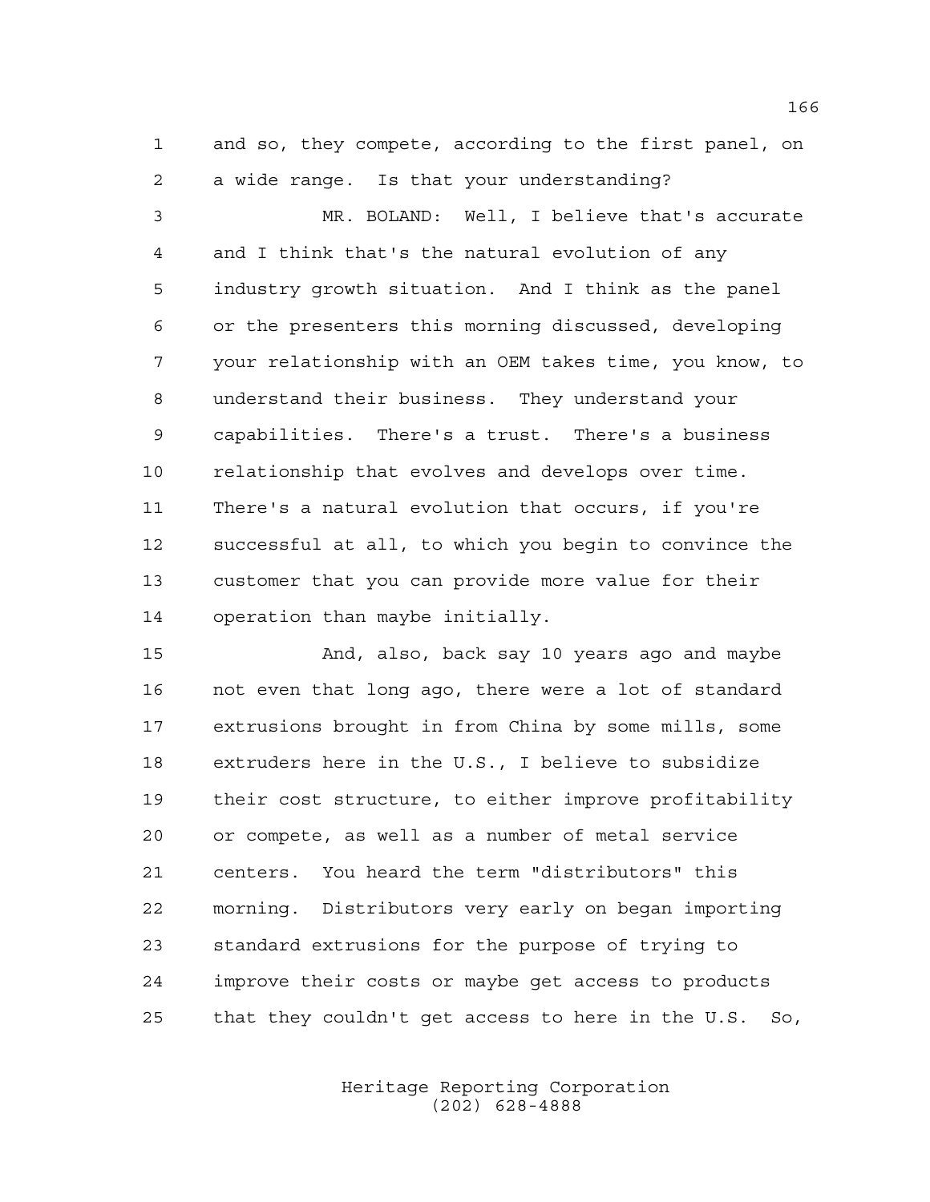and so, they compete, according to the first panel, on a wide range. Is that your understanding?

MR. BOLAND: Well, I believe that's accurate and I think that's the natural evolution of any industry growth situation. And I think as the panel or the presenters this morning discussed, developing your relationship with an OEM takes time, you know, to understand their business. They understand your capabilities. There's a trust. There's a business relationship that evolves and develops over time. There's a natural evolution that occurs, if you're successful at all, to which you begin to convince the customer that you can provide more value for their operation than maybe initially.

And, also, back say 10 years ago and maybe not even that long ago, there were a lot of standard extrusions brought in from China by some mills, some extruders here in the U.S., I believe to subsidize their cost structure, to either improve profitability or compete, as well as a number of metal service centers. You heard the term "distributors" this morning. Distributors very early on began importing standard extrusions for the purpose of trying to improve their costs or maybe get access to products that they couldn't get access to here in the U.S. So,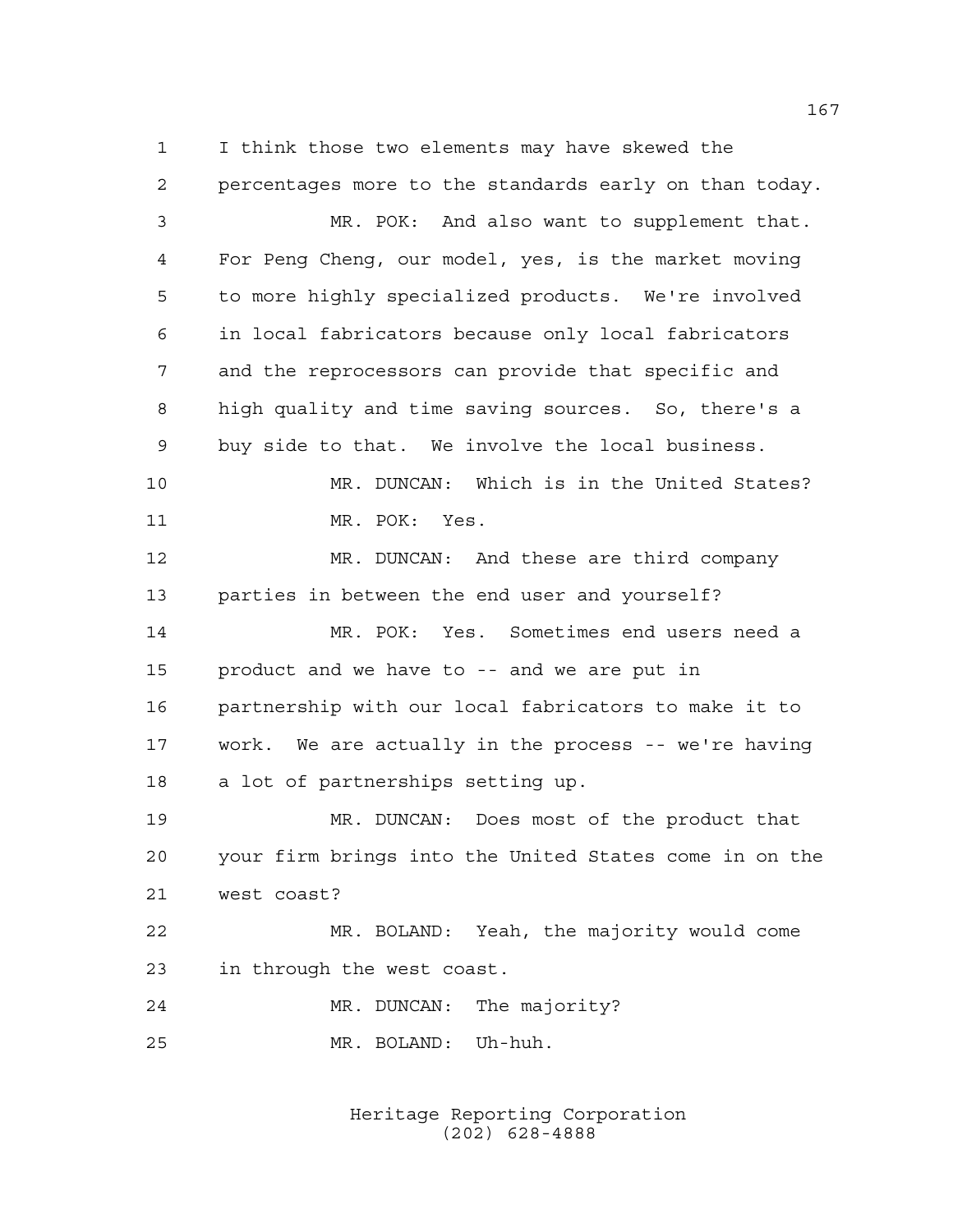I think those two elements may have skewed the percentages more to the standards early on than today.

MR. POK: And also want to supplement that. For Peng Cheng, our model, yes, is the market moving to more highly specialized products. We're involved in local fabricators because only local fabricators and the reprocessors can provide that specific and high quality and time saving sources. So, there's a buy side to that. We involve the local business.

MR. DUNCAN: Which is in the United States?

MR. POK: Yes.

MR. DUNCAN: And these are third company parties in between the end user and yourself?

MR. POK: Yes. Sometimes end users need a product and we have to -- and we are put in partnership with our local fabricators to make it to work. We are actually in the process -- we're having a lot of partnerships setting up.

MR. DUNCAN: Does most of the product that your firm brings into the United States come in on the west coast?

MR. BOLAND: Yeah, the majority would come in through the west coast.

MR. DUNCAN: The majority?

MR. BOLAND: Uh-huh.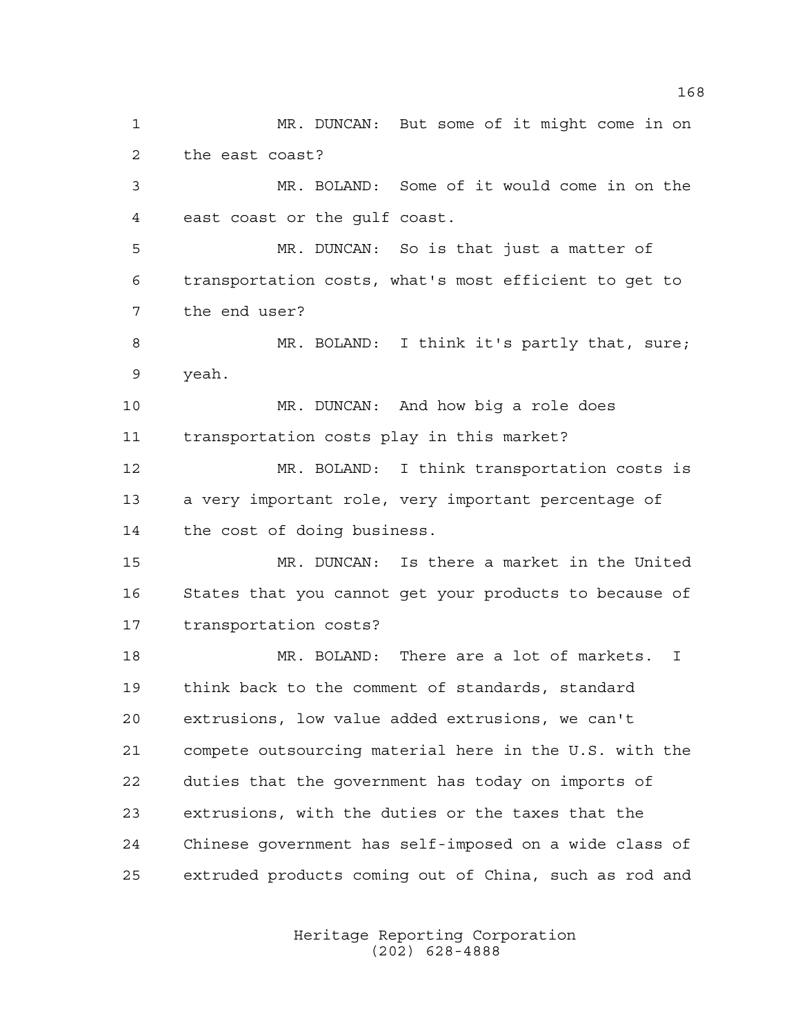MR. DUNCAN: But some of it might come in on the east coast?

MR. BOLAND: Some of it would come in on the east coast or the gulf coast.

MR. DUNCAN: So is that just a matter of transportation costs, what's most efficient to get to the end user?

MR. BOLAND: I think it's partly that, sure; yeah.

MR. DUNCAN: And how big a role does transportation costs play in this market?

MR. BOLAND: I think transportation costs is a very important role, very important percentage of the cost of doing business.

MR. DUNCAN: Is there a market in the United States that you cannot get your products to because of transportation costs?

MR. BOLAND: There are a lot of markets. I think back to the comment of standards, standard extrusions, low value added extrusions, we can't compete outsourcing material here in the U.S. with the duties that the government has today on imports of extrusions, with the duties or the taxes that the Chinese government has self-imposed on a wide class of extruded products coming out of China, such as rod and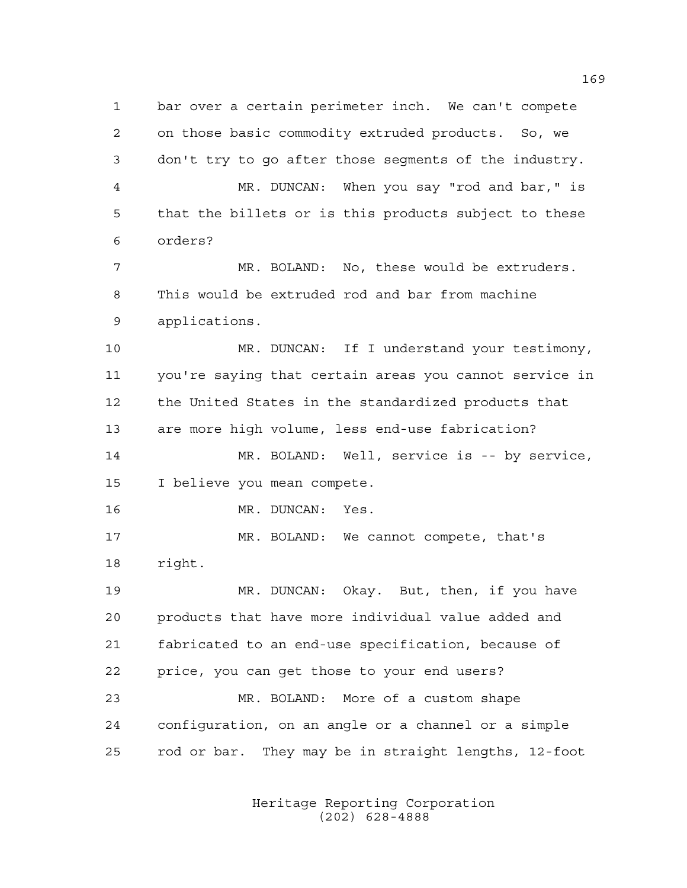bar over a certain perimeter inch. We can't compete on those basic commodity extruded products. So, we don't try to go after those segments of the industry.

MR. DUNCAN: When you say "rod and bar," is that the billets or is this products subject to these orders?

MR. BOLAND: No, these would be extruders. This would be extruded rod and bar from machine applications.

MR. DUNCAN: If I understand your testimony, you're saying that certain areas you cannot service in the United States in the standardized products that are more high volume, less end-use fabrication?

MR. BOLAND: Well, service is -- by service, I believe you mean compete.

MR. DUNCAN: Yes.

MR. BOLAND: We cannot compete, that's right.

MR. DUNCAN: Okay. But, then, if you have products that have more individual value added and fabricated to an end-use specification, because of price, you can get those to your end users?

MR. BOLAND: More of a custom shape configuration, on an angle or a channel or a simple rod or bar. They may be in straight lengths, 12-foot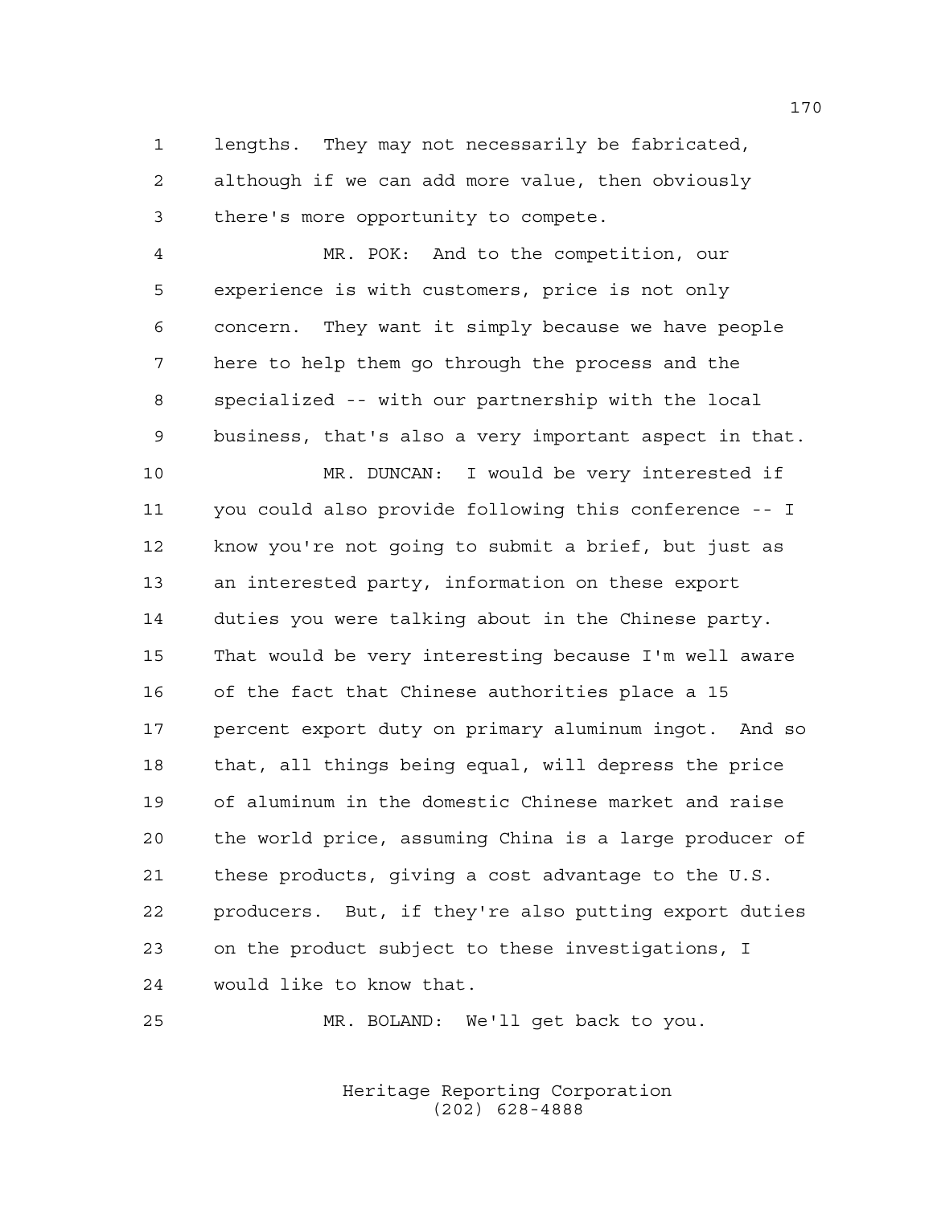lengths. They may not necessarily be fabricated, although if we can add more value, then obviously there's more opportunity to compete.

MR. POK: And to the competition, our experience is with customers, price is not only concern. They want it simply because we have people here to help them go through the process and the specialized -- with our partnership with the local business, that's also a very important aspect in that.

MR. DUNCAN: I would be very interested if you could also provide following this conference -- I know you're not going to submit a brief, but just as an interested party, information on these export duties you were talking about in the Chinese party. That would be very interesting because I'm well aware of the fact that Chinese authorities place a 15 percent export duty on primary aluminum ingot. And so that, all things being equal, will depress the price of aluminum in the domestic Chinese market and raise the world price, assuming China is a large producer of these products, giving a cost advantage to the U.S. producers. But, if they're also putting export duties on the product subject to these investigations, I would like to know that.

MR. BOLAND: We'll get back to you.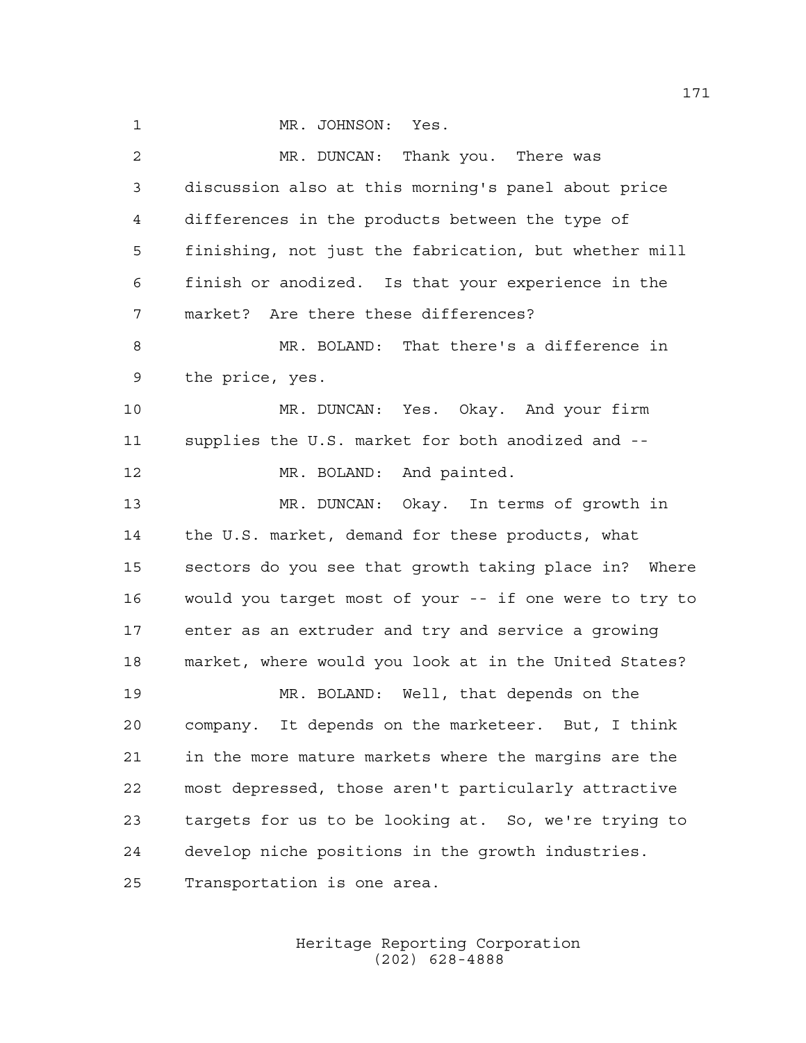MR. JOHNSON: Yes.

MR. DUNCAN: Thank you. There was discussion also at this morning's panel about price differences in the products between the type of finishing, not just the fabrication, but whether mill finish or anodized. Is that your experience in the market? Are there these differences?

MR. BOLAND: That there's a difference in the price, yes.

MR. DUNCAN: Yes. Okay. And your firm supplies the U.S. market for both anodized and --

MR. BOLAND: And painted.

MR. DUNCAN: Okay. In terms of growth in the U.S. market, demand for these products, what sectors do you see that growth taking place in? Where would you target most of your -- if one were to try to enter as an extruder and try and service a growing market, where would you look at in the United States?

MR. BOLAND: Well, that depends on the company. It depends on the marketeer. But, I think in the more mature markets where the margins are the most depressed, those aren't particularly attractive targets for us to be looking at. So, we're trying to develop niche positions in the growth industries. Transportation is one area.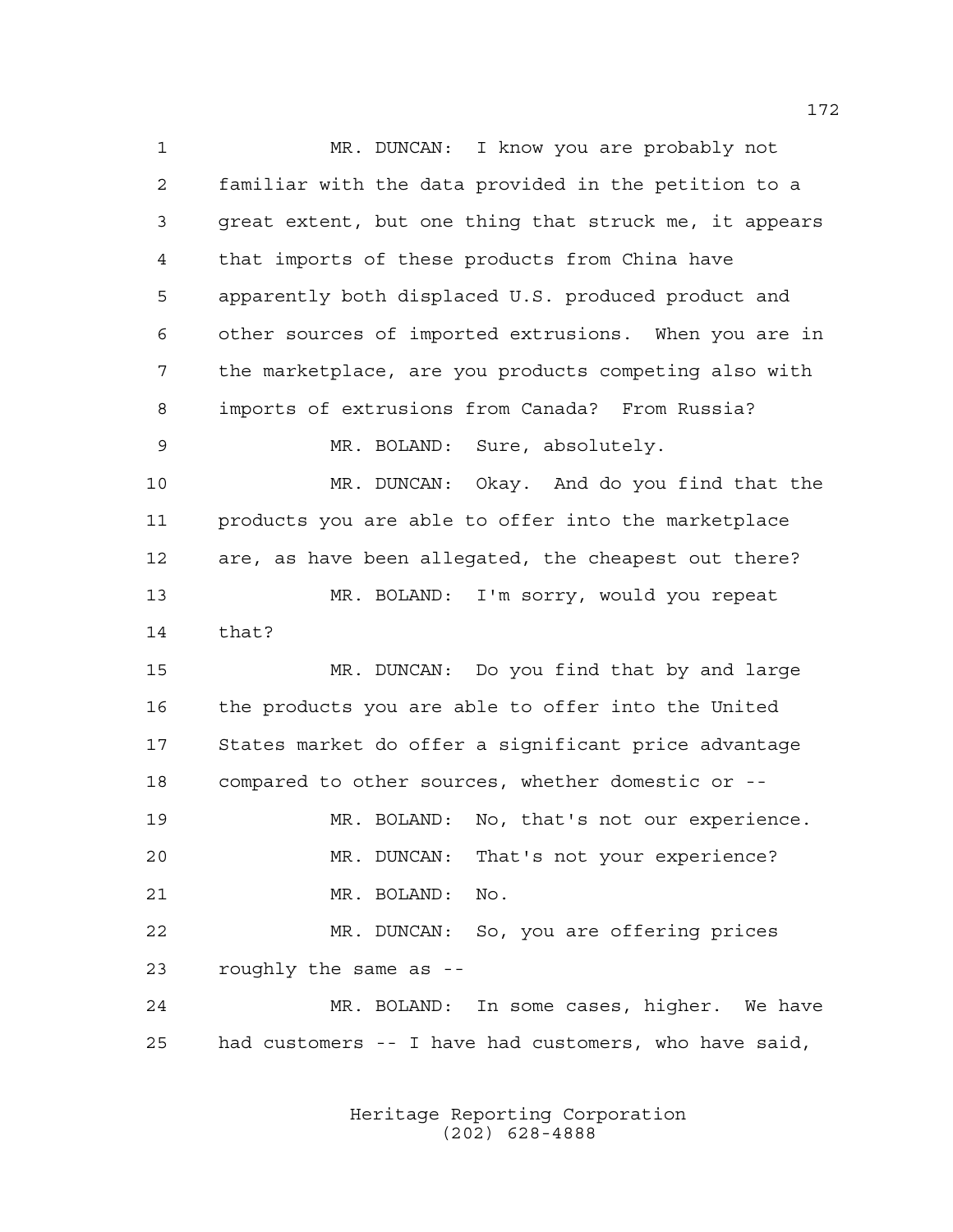MR. DUNCAN: I know you are probably not familiar with the data provided in the petition to a great extent, but one thing that struck me, it appears that imports of these products from China have apparently both displaced U.S. produced product and other sources of imported extrusions. When you are in the marketplace, are you products competing also with imports of extrusions from Canada? From Russia?

MR. BOLAND: Sure, absolutely.

MR. DUNCAN: Okay. And do you find that the products you are able to offer into the marketplace are, as have been allegated, the cheapest out there?

MR. BOLAND: I'm sorry, would you repeat that?

MR. DUNCAN: Do you find that by and large the products you are able to offer into the United States market do offer a significant price advantage compared to other sources, whether domestic or --

MR. BOLAND: No, that's not our experience.

MR. DUNCAN: That's not your experience?

MR. BOLAND: No.

MR. DUNCAN: So, you are offering prices roughly the same as --

MR. BOLAND: In some cases, higher. We have had customers -- I have had customers, who have said,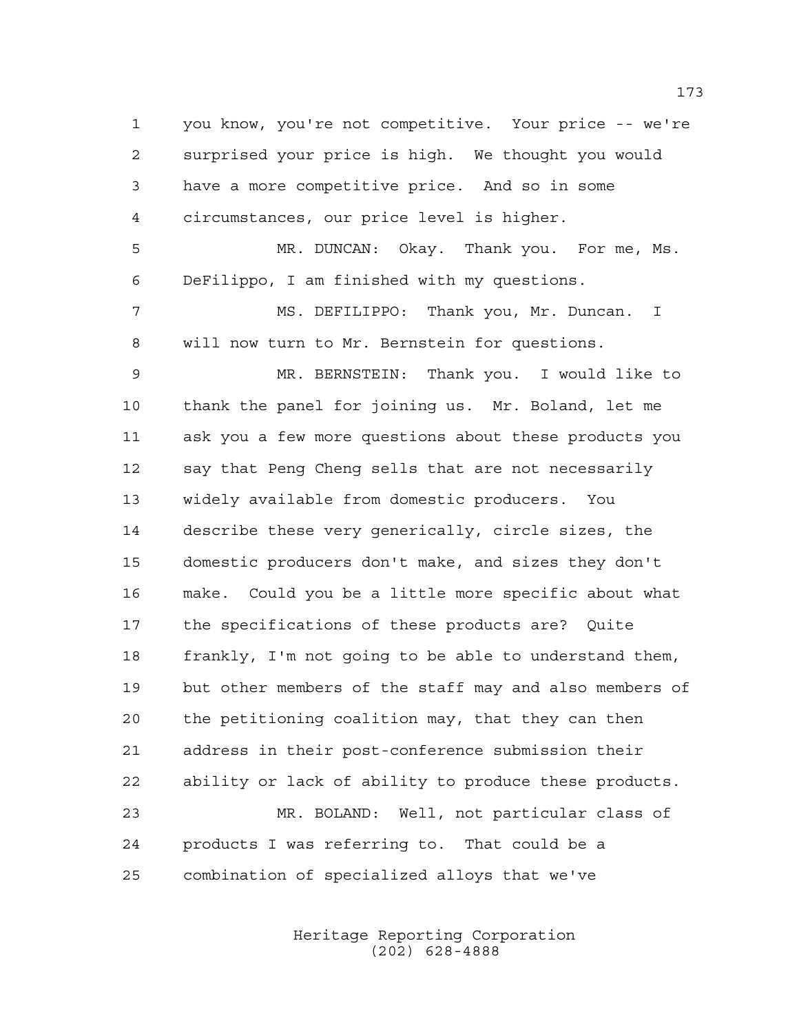you know, you're not competitive. Your price -- we're surprised your price is high. We thought you would have a more competitive price. And so in some circumstances, our price level is higher.

MR. DUNCAN: Okay. Thank you. For me, Ms. DeFilippo, I am finished with my questions.

MS. DEFILIPPO: Thank you, Mr. Duncan. I will now turn to Mr. Bernstein for questions.

MR. BERNSTEIN: Thank you. I would like to thank the panel for joining us. Mr. Boland, let me ask you a few more questions about these products you say that Peng Cheng sells that are not necessarily widely available from domestic producers. You describe these very generically, circle sizes, the domestic producers don't make, and sizes they don't make. Could you be a little more specific about what the specifications of these products are? Quite frankly, I'm not going to be able to understand them, but other members of the staff may and also members of the petitioning coalition may, that they can then address in their post-conference submission their ability or lack of ability to produce these products.

MR. BOLAND: Well, not particular class of products I was referring to. That could be a combination of specialized alloys that we've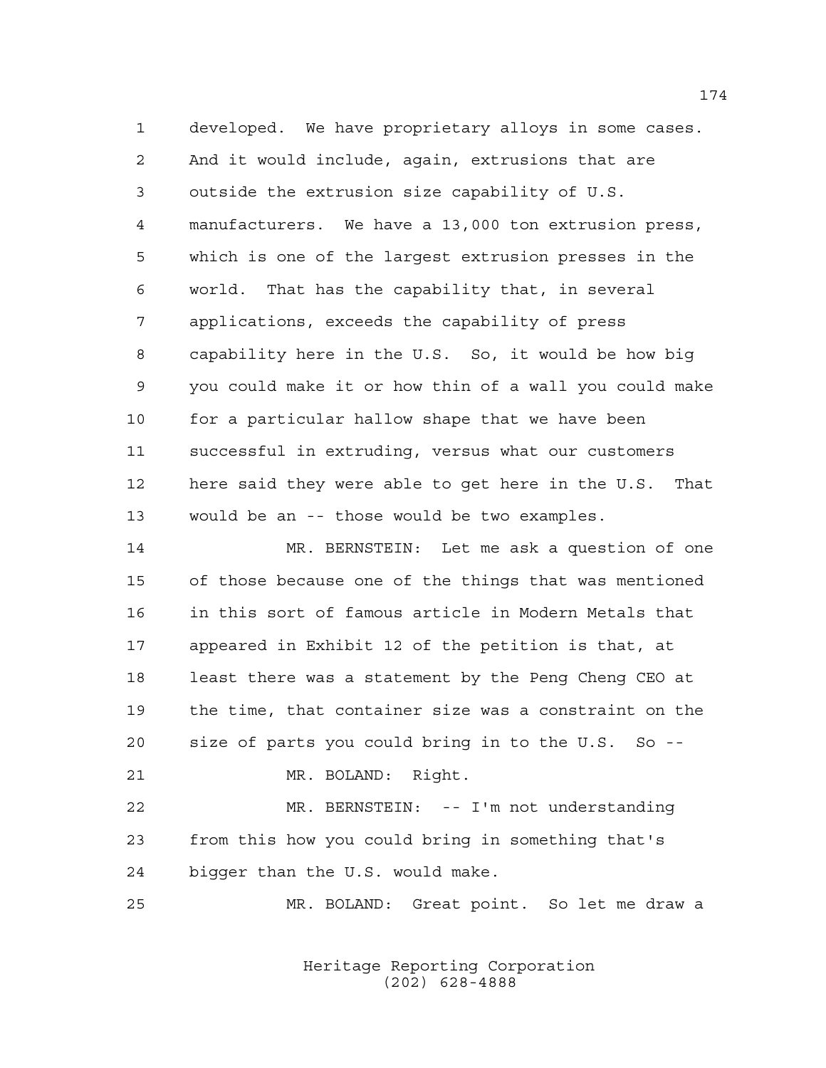developed. We have proprietary alloys in some cases. And it would include, again, extrusions that are outside the extrusion size capability of U.S. manufacturers. We have a 13,000 ton extrusion press, which is one of the largest extrusion presses in the world. That has the capability that, in several applications, exceeds the capability of press capability here in the U.S. So, it would be how big you could make it or how thin of a wall you could make for a particular hallow shape that we have been successful in extruding, versus what our customers here said they were able to get here in the U.S. That would be an -- those would be two examples.

MR. BERNSTEIN: Let me ask a question of one of those because one of the things that was mentioned in this sort of famous article in Modern Metals that appeared in Exhibit 12 of the petition is that, at least there was a statement by the Peng Cheng CEO at the time, that container size was a constraint on the size of parts you could bring in to the U.S. So --

MR. BOLAND: Right.

MR. BERNSTEIN: -- I'm not understanding from this how you could bring in something that's bigger than the U.S. would make.

MR. BOLAND: Great point. So let me draw a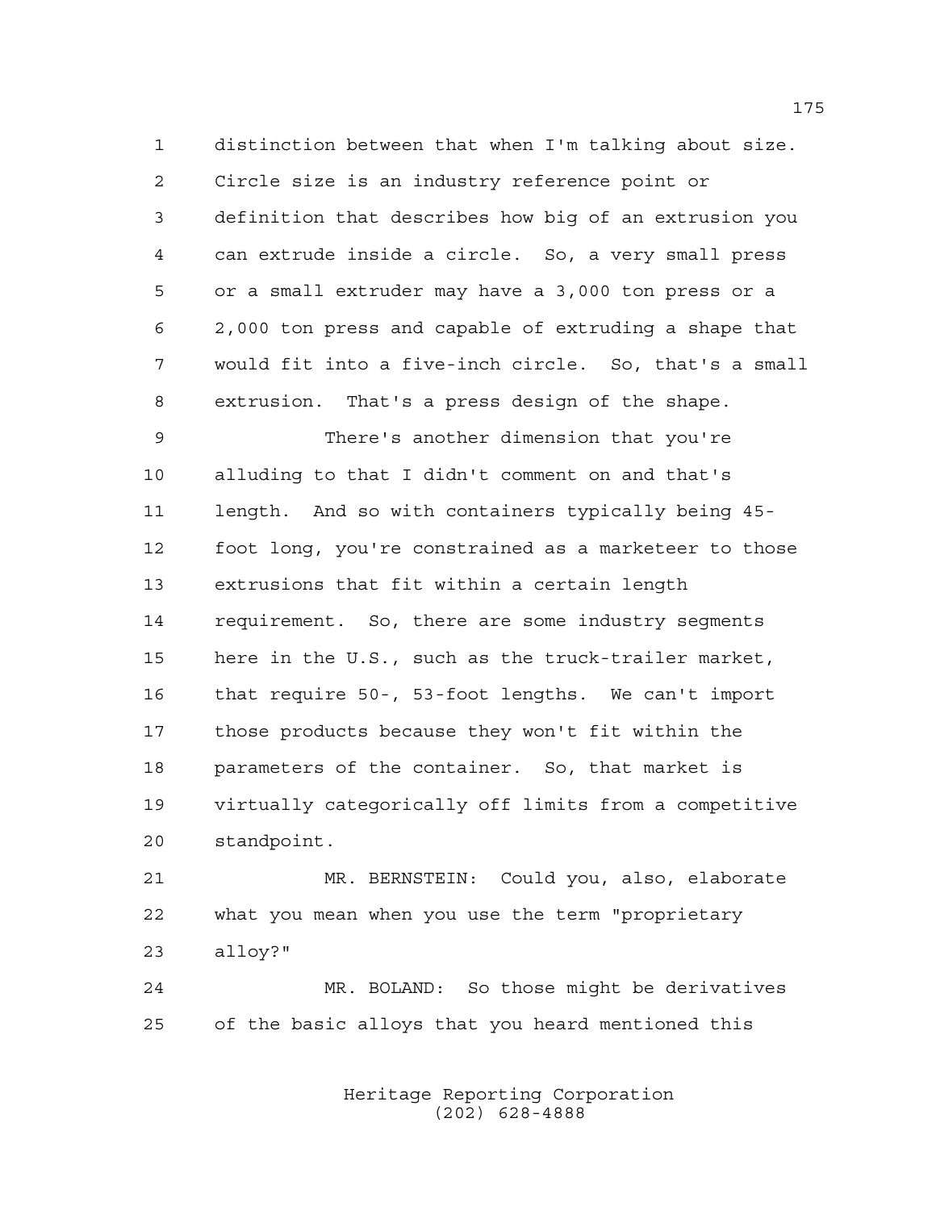distinction between that when I'm talking about size. Circle size is an industry reference point or definition that describes how big of an extrusion you can extrude inside a circle. So, a very small press or a small extruder may have a 3,000 ton press or a 2,000 ton press and capable of extruding a shape that would fit into a five-inch circle. So, that's a small extrusion. That's a press design of the shape.

There's another dimension that you're alluding to that I didn't comment on and that's length. And so with containers typically being 45-foot long, you're constrained as a marketeer to those extrusions that fit within a certain length requirement. So, there are some industry segments here in the U.S., such as the truck-trailer market, that require 50-, 53-foot lengths. We can't import those products because they won't fit within the parameters of the container. So, that market is virtually categorically off limits from a competitive standpoint.

MR. BERNSTEIN: Could you, also, elaborate what you mean when you use the term "proprietary alloy?"

MR. BOLAND: So those might be derivatives of the basic alloys that you heard mentioned this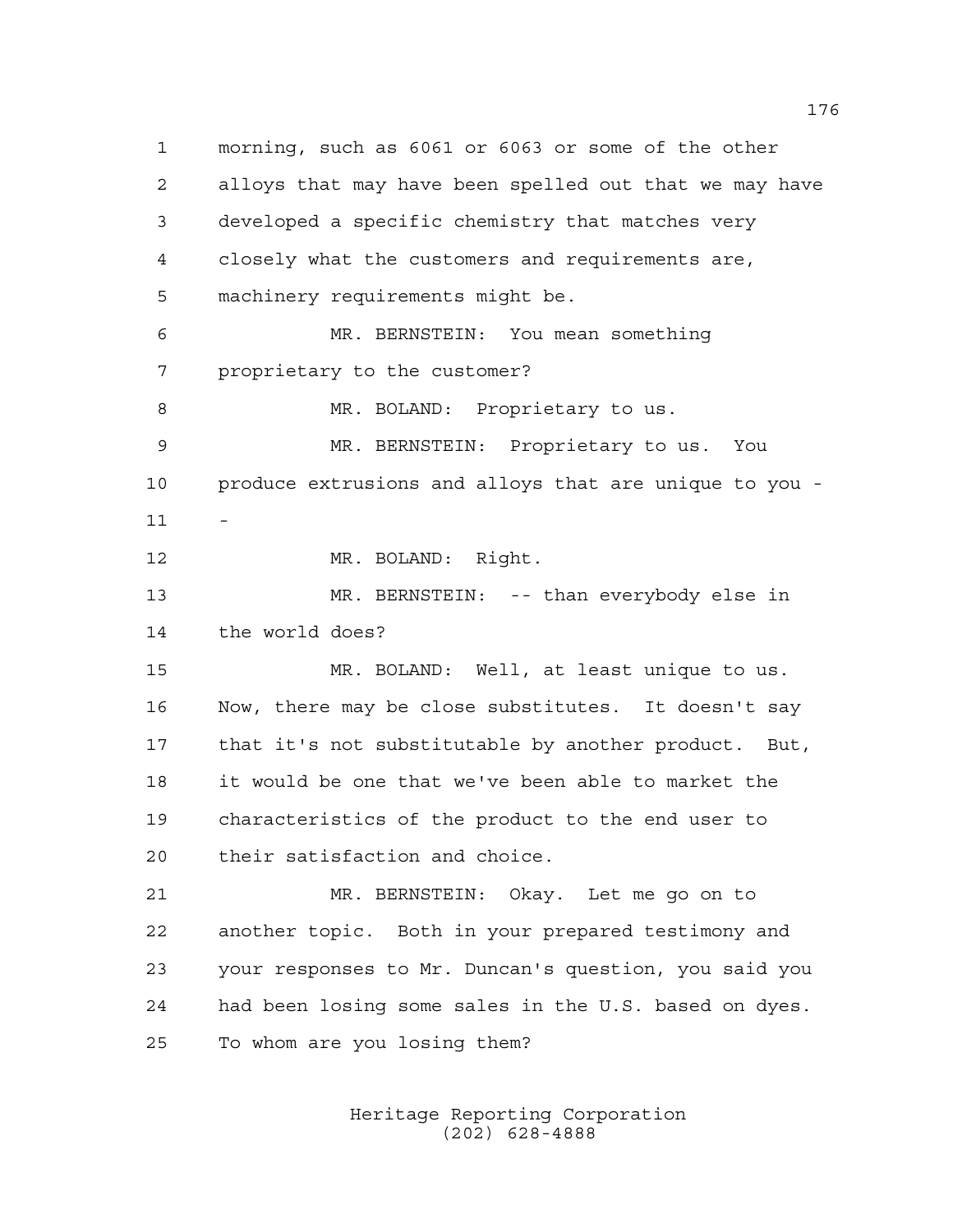morning, such as 6061 or 6063 or some of the other alloys that may have been spelled out that we may have developed a specific chemistry that matches very closely what the customers and requirements are, machinery requirements might be.

MR. BERNSTEIN: You mean something proprietary to the customer?

MR. BOLAND: Proprietary to us.

MR. BERNSTEIN: Proprietary to us. You produce extrusions and alloys that are unique to you --

MR. BOLAND: Right.

MR. BERNSTEIN: -- than everybody else in the world does?

MR. BOLAND: Well, at least unique to us. Now, there may be close substitutes. It doesn't say that it's not substitutable by another product. But, it would be one that we've been able to market the characteristics of the product to the end user to their satisfaction and choice.

MR. BERNSTEIN: Okay. Let me go on to another topic. Both in your prepared testimony and your responses to Mr. Duncan's question, you said you had been losing some sales in the U.S. based on dyes. To whom are you losing them?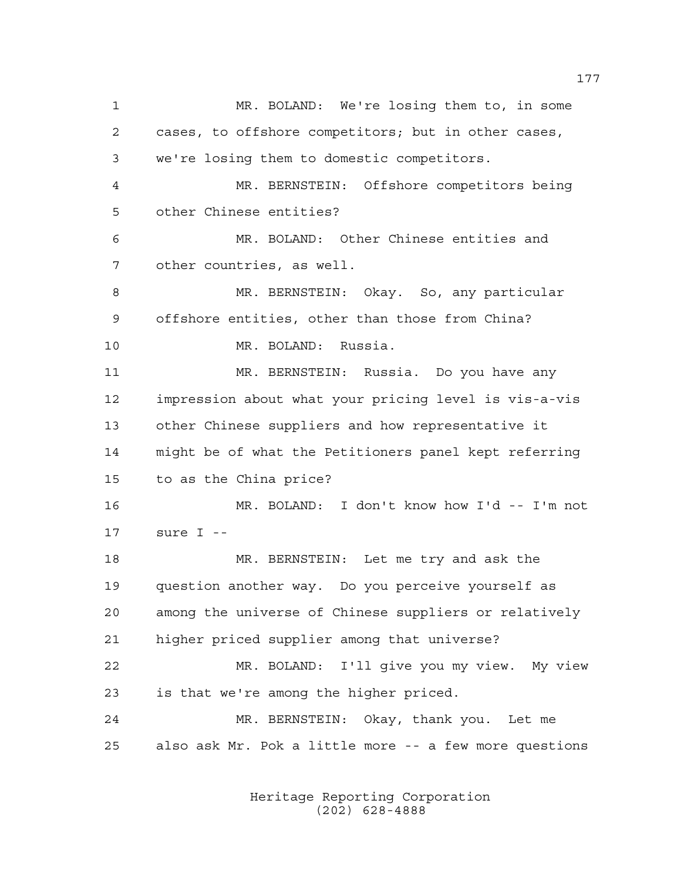MR. BOLAND: We're losing them to, in some cases, to offshore competitors; but in other cases, we're losing them to domestic competitors.

MR. BERNSTEIN: Offshore competitors being other Chinese entities?

MR. BOLAND: Other Chinese entities and other countries, as well.

MR. BERNSTEIN: Okay. So, any particular offshore entities, other than those from China?

MR. BOLAND: Russia.

MR. BERNSTEIN: Russia. Do you have any impression about what your pricing level is vis-a-vis other Chinese suppliers and how representative it might be of what the Petitioners panel kept referring to as the China price?

MR. BOLAND: I don't know how I'd -- I'm not sure I --

MR. BERNSTEIN: Let me try and ask the question another way. Do you perceive yourself as among the universe of Chinese suppliers or relatively higher priced supplier among that universe?

MR. BOLAND: I'll give you my view. My view is that we're among the higher priced.

MR. BERNSTEIN: Okay, thank you. Let me also ask Mr. Pok a little more -- a few more questions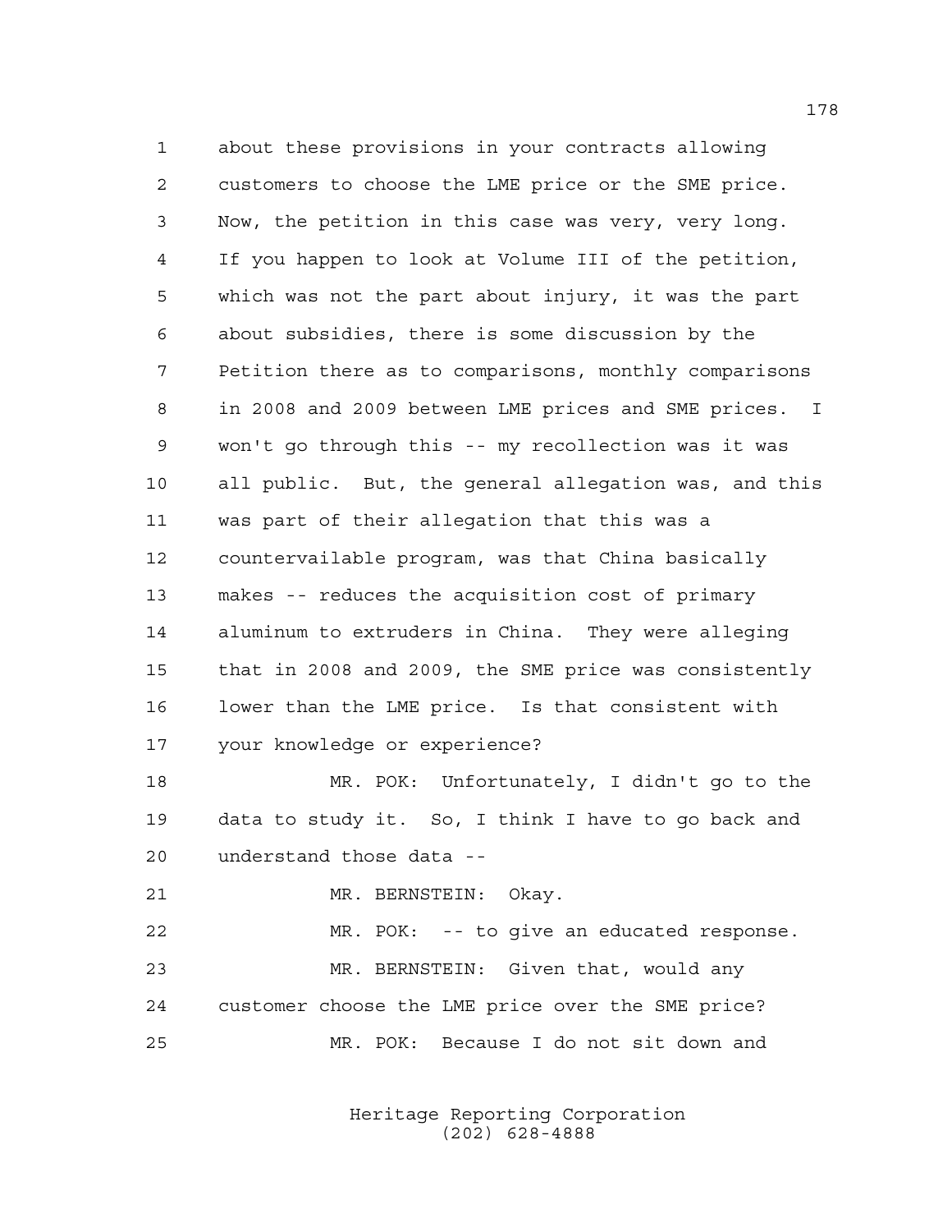about these provisions in your contracts allowing customers to choose the LME price or the SME price. Now, the petition in this case was very, very long. If you happen to look at Volume III of the petition, which was not the part about injury, it was the part about subsidies, there is some discussion by the Petition there as to comparisons, monthly comparisons in 2008 and 2009 between LME prices and SME prices. I won't go through this -- my recollection was it was all public. But, the general allegation was, and this was part of their allegation that this was a countervailable program, was that China basically makes -- reduces the acquisition cost of primary aluminum to extruders in China. They were alleging that in 2008 and 2009, the SME price was consistently lower than the LME price. Is that consistent with your knowledge or experience?

MR. POK: Unfortunately, I didn't go to the data to study it. So, I think I have to go back and understand those data --

MR. BERNSTEIN: Okay.

MR. POK: -- to give an educated response.

MR. BERNSTEIN: Given that, would any customer choose the LME price over the SME price?

MR. POK: Because I do not sit down and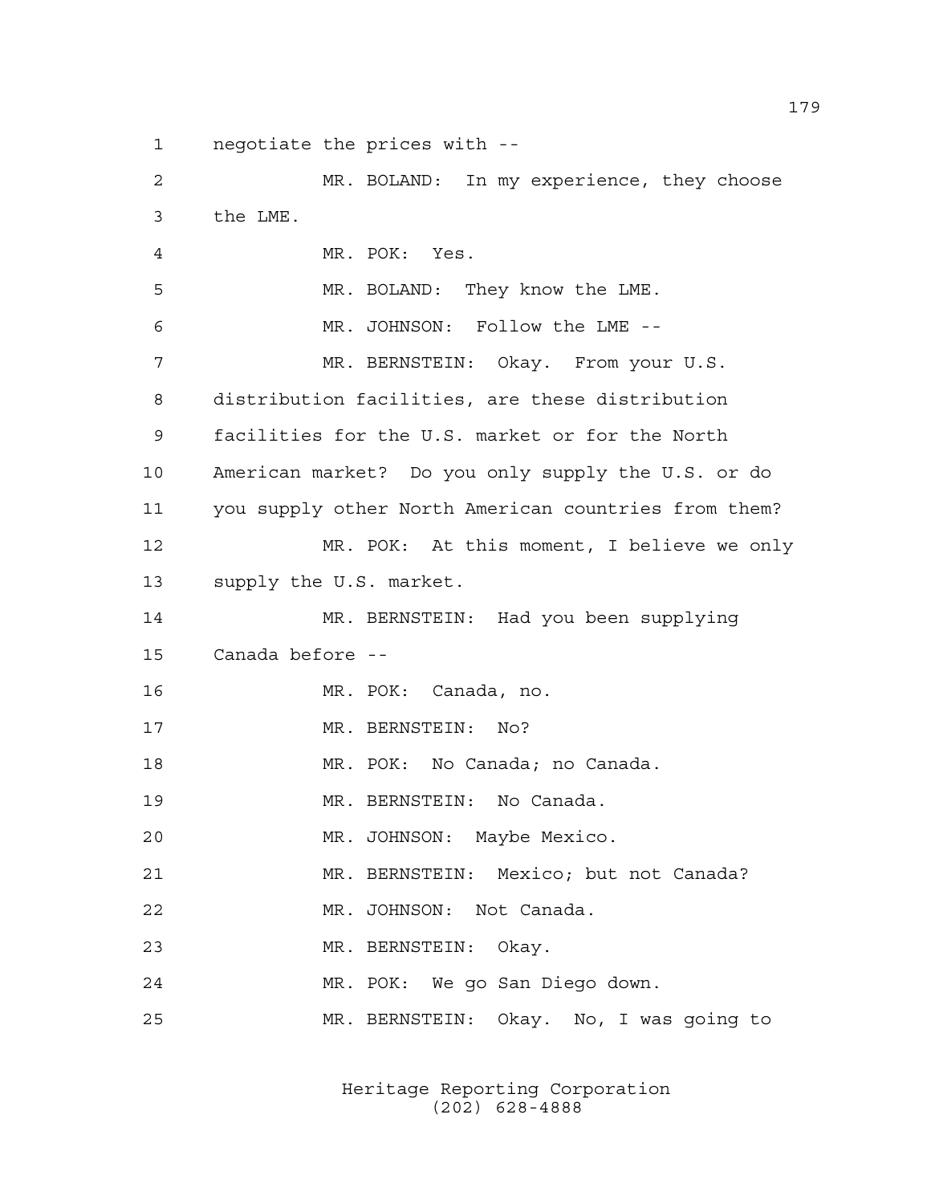negotiate the prices with --

MR. BOLAND: In my experience, they choose the LME.

MR. POK: Yes.

MR. BOLAND: They know the LME.

MR. JOHNSON: Follow the LME --

MR. BERNSTEIN: Okay. From your U.S. distribution facilities, are these distribution facilities for the U.S. market or for the North American market? Do you only supply the U.S. or do you supply other North American countries from them?

MR. POK: At this moment, I believe we only supply the U.S. market.

MR. BERNSTEIN: Had you been supplying Canada before --

MR. POK: Canada, no.

MR. BERNSTEIN: No?

MR. POK: No Canada; no Canada.

MR. BERNSTEIN: No Canada.

MR. JOHNSON: Maybe Mexico.

MR. BERNSTEIN: Mexico; but not Canada?

MR. JOHNSON: Not Canada.

MR. BERNSTEIN: Okay.

MR. POK: We go San Diego down.

MR. BERNSTEIN: Okay. No, I was going to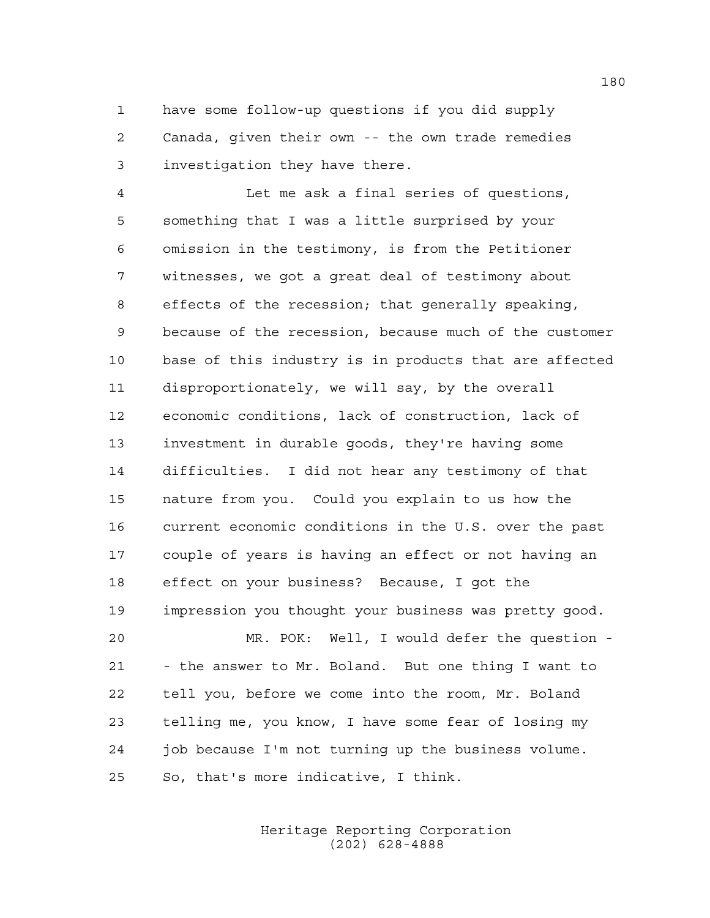have some follow-up questions if you did supply Canada, given their own -- the own trade remedies investigation they have there.

Let me ask a final series of questions, something that I was a little surprised by your omission in the testimony, is from the Petitioner witnesses, we got a great deal of testimony about effects of the recession; that generally speaking, because of the recession, because much of the customer base of this industry is in products that are affected disproportionately, we will say, by the overall economic conditions, lack of construction, lack of investment in durable goods, they're having some difficulties. I did not hear any testimony of that nature from you. Could you explain to us how the current economic conditions in the U.S. over the past couple of years is having an effect or not having an effect on your business? Because, I got the impression you thought your business was pretty good.

MR. POK: Well, I would defer the question -- the answer to Mr. Boland. But one thing I want to tell you, before we come into the room, Mr. Boland telling me, you know, I have some fear of losing my job because I'm not turning up the business volume. So, that's more indicative, I think.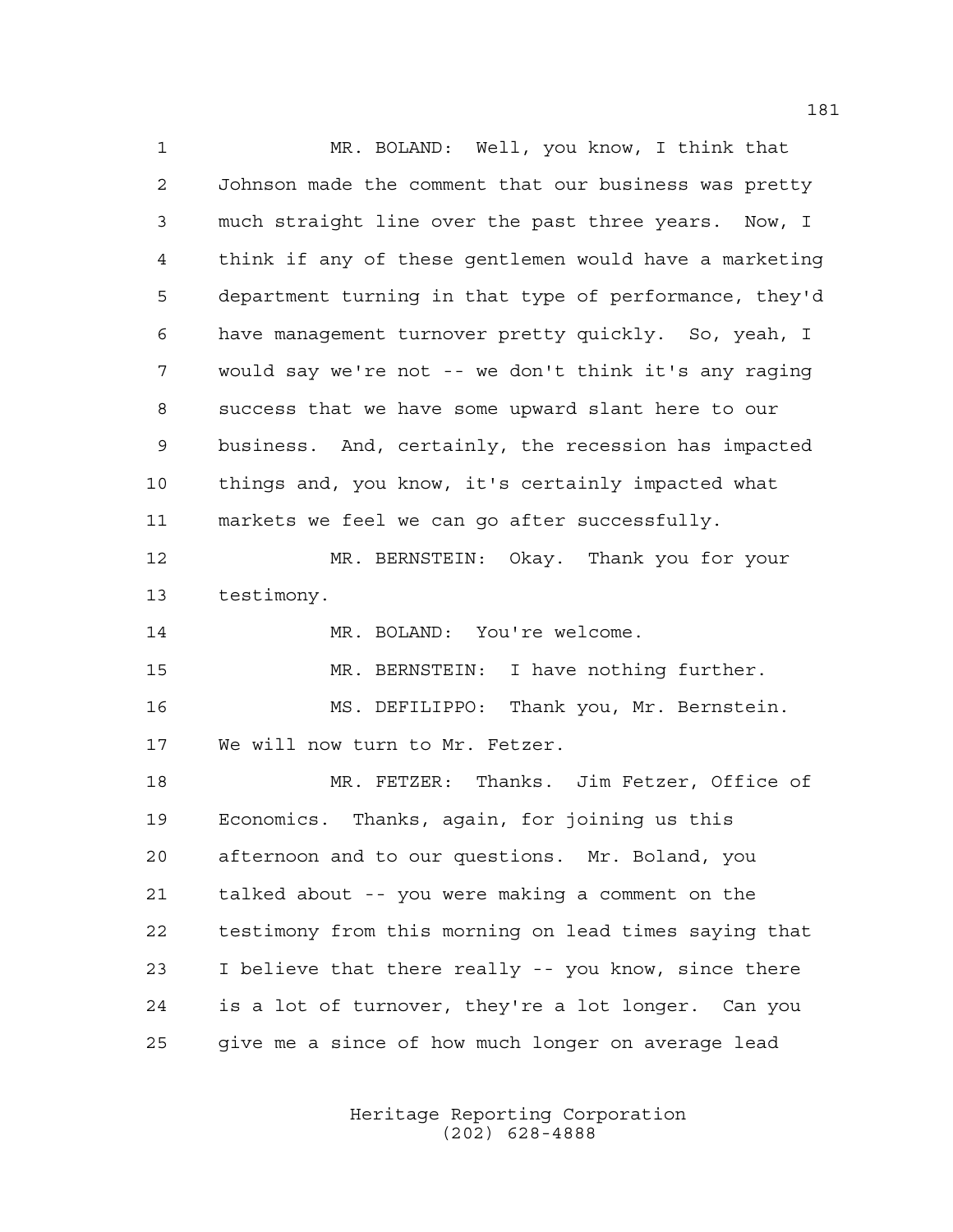MR. BOLAND: Well, you know, I think that Johnson made the comment that our business was pretty much straight line over the past three years. Now, I think if any of these gentlemen would have a marketing department turning in that type of performance, they'd have management turnover pretty quickly. So, yeah, I would say we're not -- we don't think it's any raging success that we have some upward slant here to our business. And, certainly, the recession has impacted things and, you know, it's certainly impacted what markets we feel we can go after successfully.

MR. BERNSTEIN: Okay. Thank you for your testimony.

MR. BOLAND: You're welcome.

MR. BERNSTEIN: I have nothing further.

MS. DEFILIPPO: Thank you, Mr. Bernstein. We will now turn to Mr. Fetzer.

MR. FETZER: Thanks. Jim Fetzer, Office of Economics. Thanks, again, for joining us this afternoon and to our questions. Mr. Boland, you talked about -- you were making a comment on the testimony from this morning on lead times saying that I believe that there really -- you know, since there is a lot of turnover, they're a lot longer. Can you give me a since of how much longer on average lead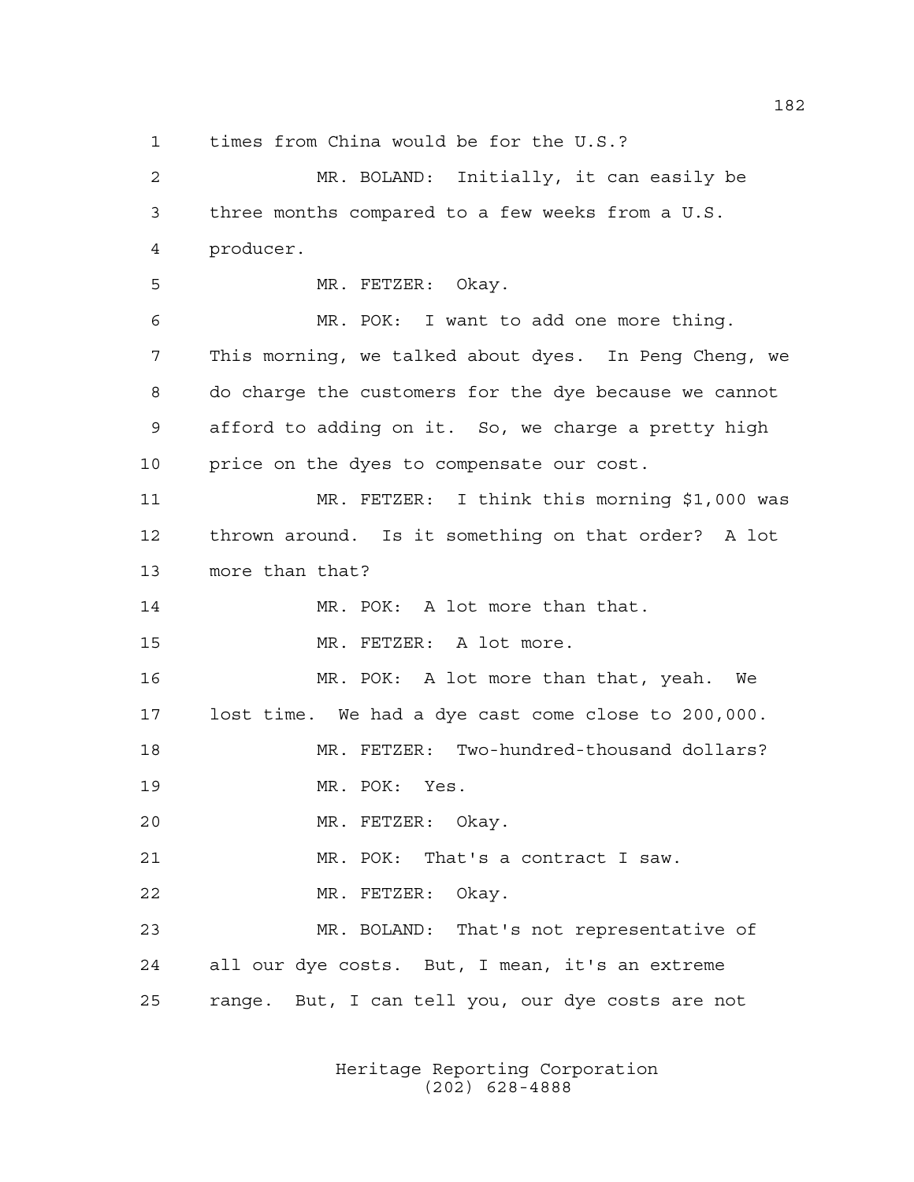1 times from China would be for the U.S.?

2 MR. BOLAND: Initially, it can easily be

3 three months compared to a few weeks from a U.S.

4 producer.

5 MR. FETZER: Okay.

6 MR. POK: I want to add one more thing.

7 This morning, we talked about dyes. In Peng Cheng, we

8 do charge the customers for the dye because we cannot

9 afford to adding on it. So, we charge a pretty high

10 price on the dyes to compensate our cost.

11 MR. FETZER: I think this morning $1,000 was

12 thrown around. Is it something on that order? A lot

13 more than that?

14 MR. POK: A lot more than that.

15 MR. FETZER: A lot more.

16 MR. POK: A lot more than that, yeah. We

17 lost time. We had a dye cast come close to 200,000.

18 MR. FETZER: Two-hundred-thousand dollars?

19 MR. POK: Yes.

20 MR. FETZER: Okay.

21 MR. POK: That's a contract I saw.

22 MR. FETZER: Okay.

23 MR. BOLAND: That's not representative of

24 all our dye costs. But, I mean, it's an extreme

25 range. But, I can tell you, our dye costs are not

Heritage Reporting Corporation
(202) 628-4888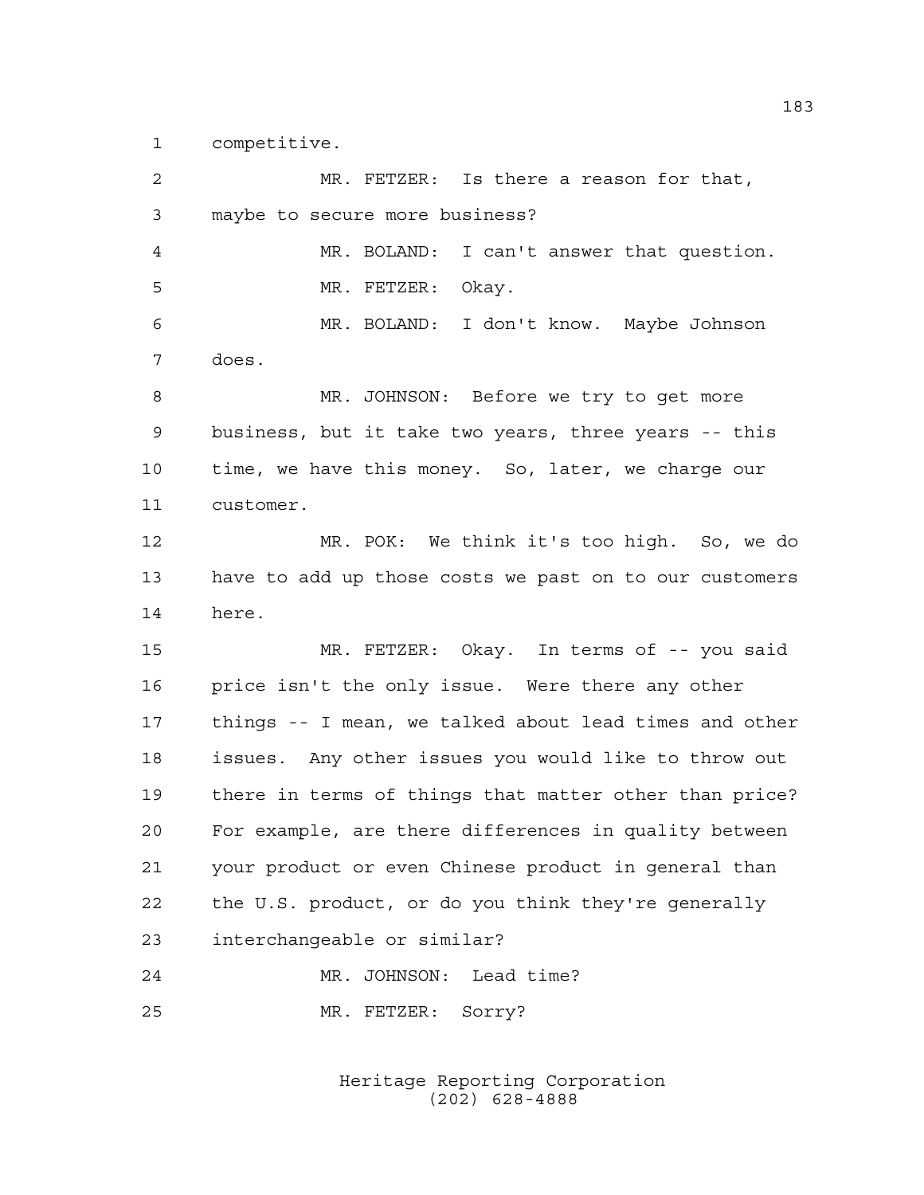competitive.

MR. FETZER: Is there a reason for that, maybe to secure more business?

MR. BOLAND: I can't answer that question.

MR. FETZER: Okay.

MR. BOLAND: I don't know. Maybe Johnson does.

MR. JOHNSON: Before we try to get more business, but it take two years, three years -- this time, we have this money. So, later, we charge our customer.

MR. POK: We think it's too high. So, we do have to add up those costs we past on to our customers here.

MR. FETZER: Okay. In terms of -- you said price isn't the only issue. Were there any other things -- I mean, we talked about lead times and other issues. Any other issues you would like to throw out there in terms of things that matter other than price? For example, are there differences in quality between your product or even Chinese product in general than the U.S. product, or do you think they're generally interchangeable or similar?

MR. JOHNSON: Lead time?

MR. FETZER: Sorry?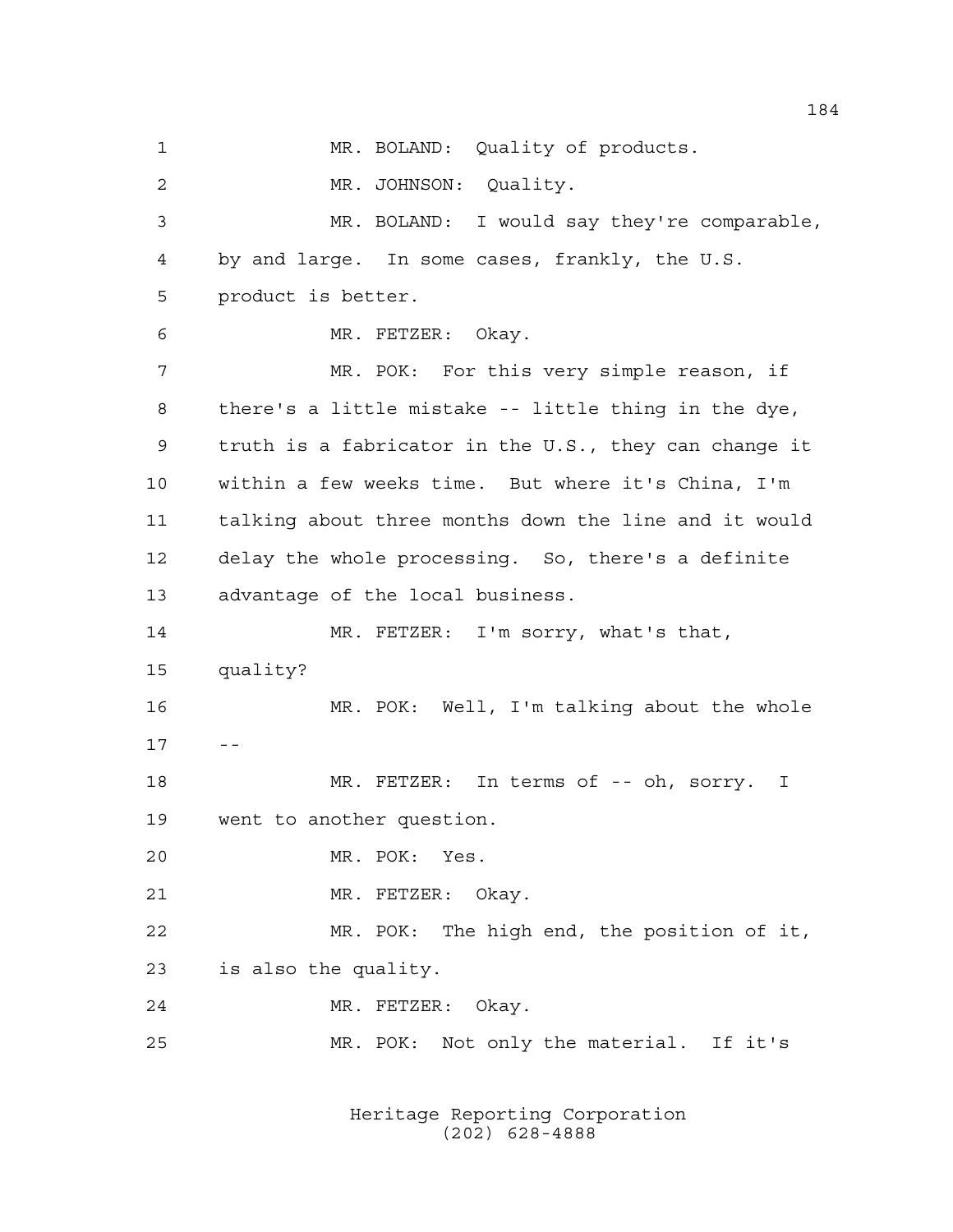MR. BOLAND: Quality of products.

MR. JOHNSON: Quality.

MR. BOLAND: I would say they're comparable, by and large. In some cases, frankly, the U.S. product is better.

MR. FETZER: Okay.

MR. POK: For this very simple reason, if there's a little mistake -- little thing in the dye, truth is a fabricator in the U.S., they can change it within a few weeks time. But where it's China, I'm talking about three months down the line and it would delay the whole processing. So, there's a definite advantage of the local business.

MR. FETZER: I'm sorry, what's that, quality?

MR. POK: Well, I'm talking about the whole --

MR. FETZER: In terms of -- oh, sorry. I went to another question.

MR. POK: Yes.

MR. FETZER: Okay.

MR. POK: The high end, the position of it, is also the quality.

MR. FETZER: Okay.

MR. POK: Not only the material. If it's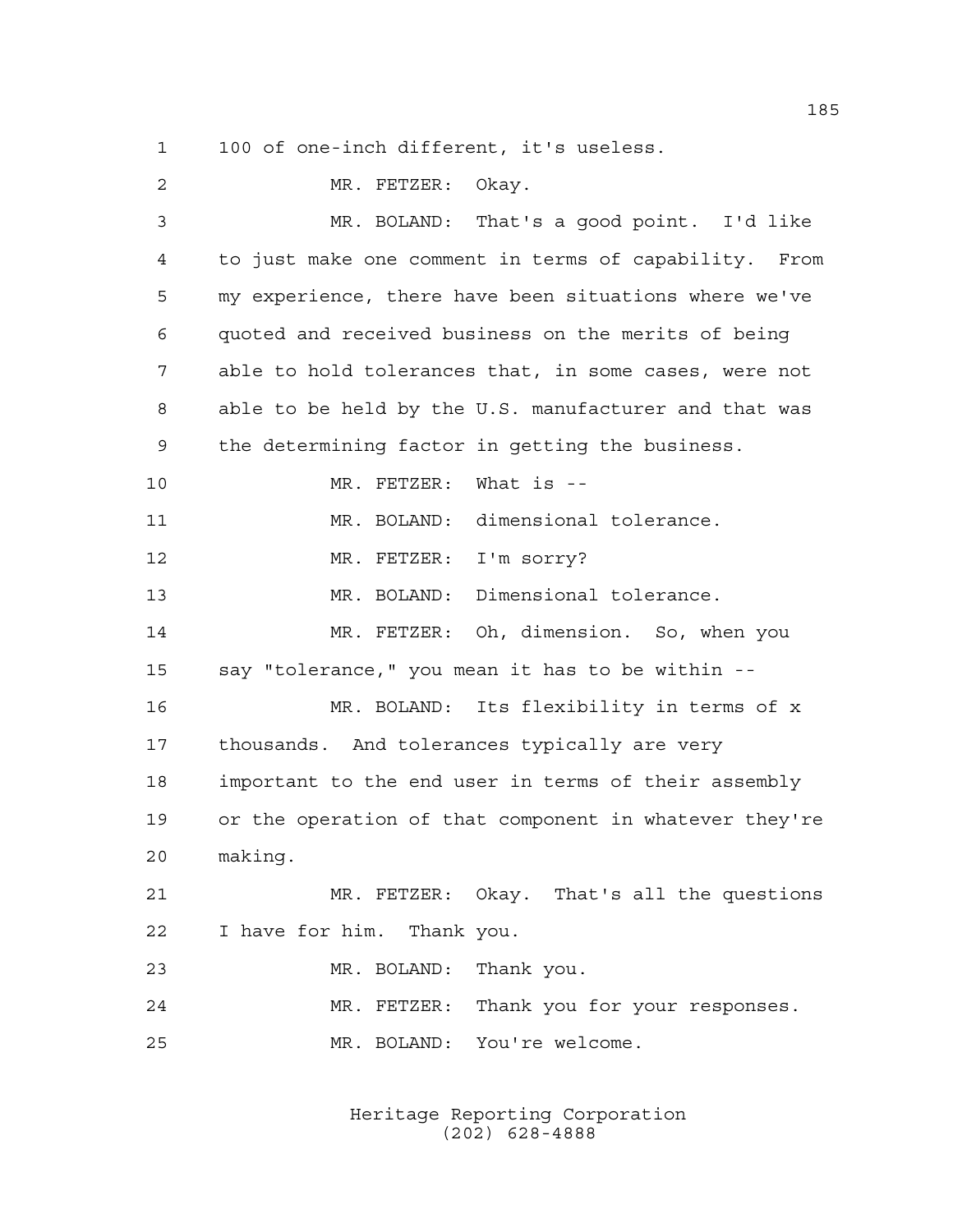100 of one-inch different, it's useless.

MR. FETZER: Okay.

MR. BOLAND: That's a good point. I'd like to just make one comment in terms of capability. From my experience, there have been situations where we've quoted and received business on the merits of being able to hold tolerances that, in some cases, were not able to be held by the U.S. manufacturer and that was the determining factor in getting the business.

MR. FETZER: What is --

MR. BOLAND: dimensional tolerance.

MR. FETZER: I'm sorry?

MR. BOLAND: Dimensional tolerance.

MR. FETZER: Oh, dimension. So, when you say "tolerance," you mean it has to be within --

MR. BOLAND: Its flexibility in terms of x thousands. And tolerances typically are very important to the end user in terms of their assembly or the operation of that component in whatever they're making.

MR. FETZER: Okay. That's all the questions I have for him. Thank you.

MR. BOLAND: Thank you.

MR. FETZER: Thank you for your responses.

MR. BOLAND: You're welcome.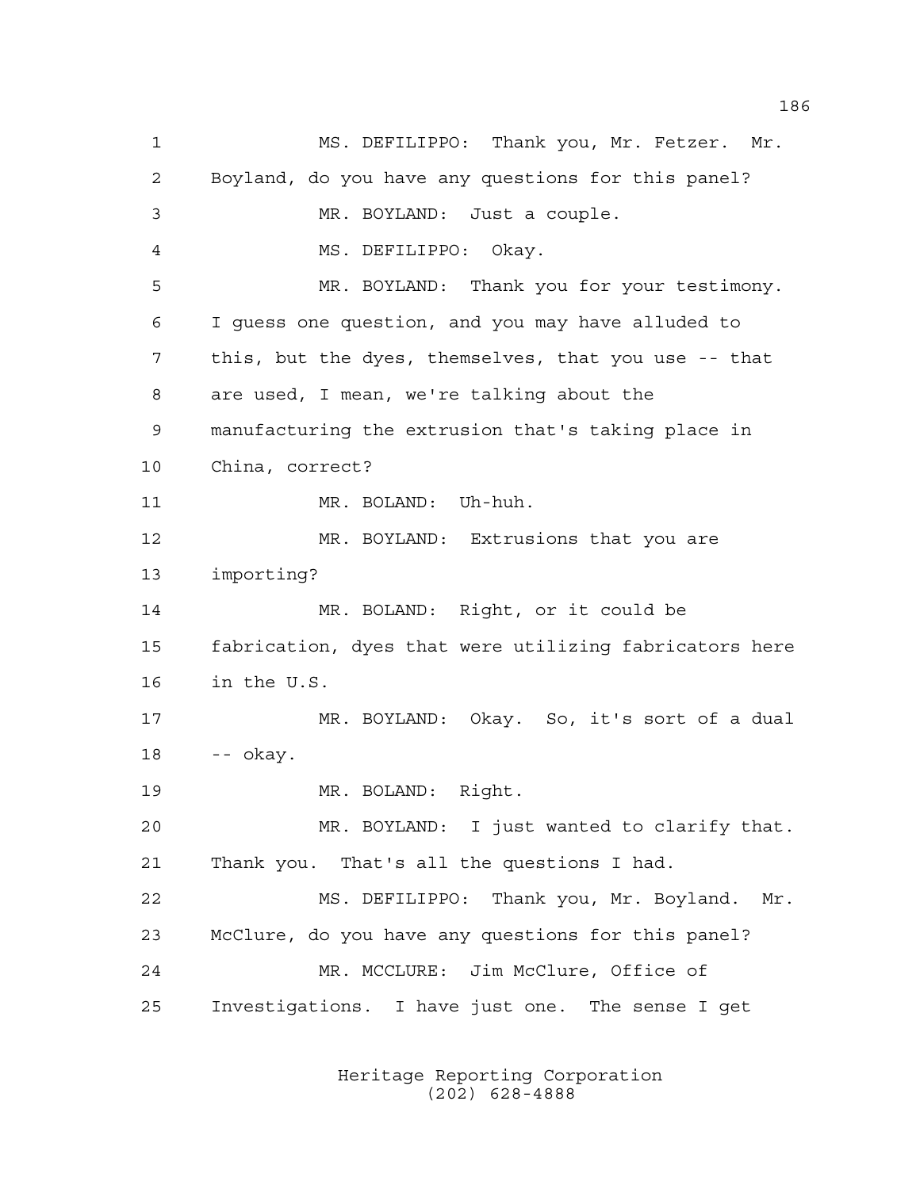1 MS. DEFILIPPO: Thank you, Mr. Fetzer. Mr.
2 Boyland, do you have any questions for this panel?
3 MR. BOYLAND: Just a couple.
4 MS. DEFILIPPO: Okay.
5 MR. BOYLAND: Thank you for your testimony.
6 I guess one question, and you may have alluded to
7 this, but the dyes, themselves, that you use -- that
8 are used, I mean, we're talking about the
9 manufacturing the extrusion that's taking place in
10 China, correct?
11 MR. BOLAND: Uh-huh.
12 MR. BOYLAND: Extrusions that you are
13 importing?
14 MR. BOLAND: Right, or it could be
15 fabrication, dyes that were utilizing fabricators here
16 in the U.S.
17 MR. BOYLAND: Okay. So, it's sort of a dual
18 -- okay.
19 MR. BOLAND: Right.
20 MR. BOYLAND: I just wanted to clarify that.
21 Thank you. That's all the questions I had.
22 MS. DEFILIPPO: Thank you, Mr. Boyland. Mr.
23 McClure, do you have any questions for this panel?
24 MR. MCCLURE: Jim McClure, Office of
25 Investigations. I have just one. The sense I get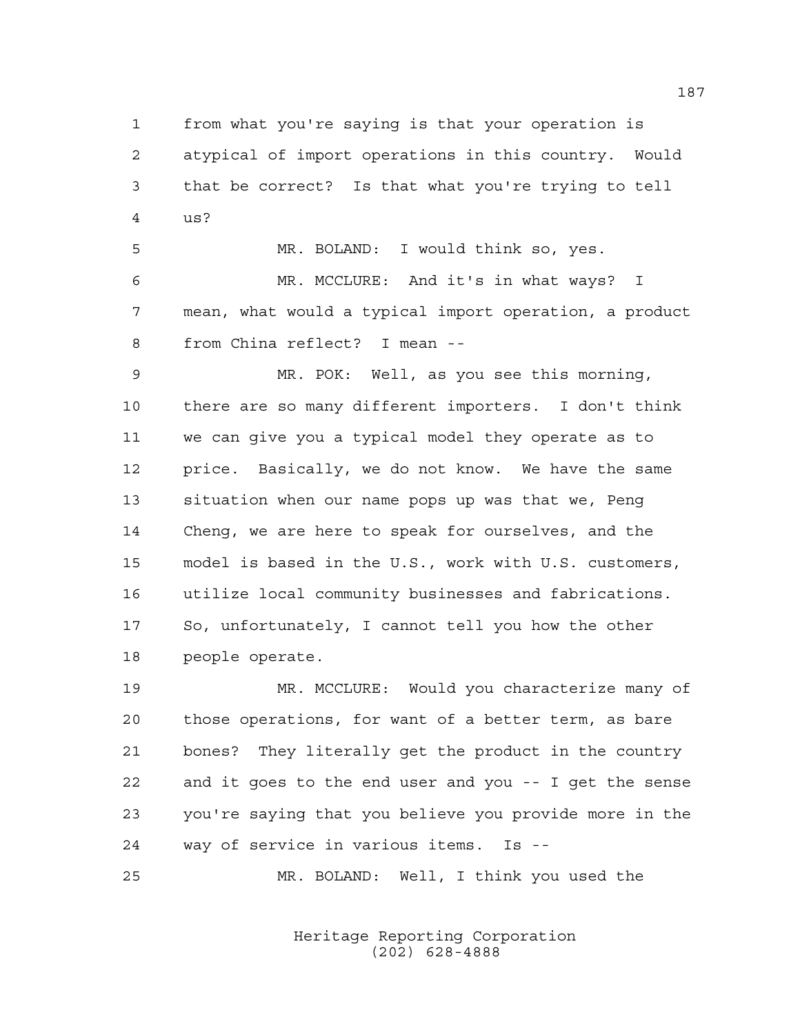1 from what you're saying is that your operation is
2 atypical of import operations in this country. Would
3 that be correct? Is that what you're trying to tell
4 us?

5 MR. BOLAND: I would think so, yes.

6 MR. MCCLURE: And it's in what ways? I
7 mean, what would a typical import operation, a product
8 from China reflect? I mean --

9 MR. POK: Well, as you see this morning,
10 there are so many different importers. I don't think
11 we can give you a typical model they operate as to
12 price. Basically, we do not know. We have the same
13 situation when our name pops up was that we, Peng
14 Cheng, we are here to speak for ourselves, and the
15 model is based in the U.S., work with U.S. customers,
16 utilize local community businesses and fabrications.
17 So, unfortunately, I cannot tell you how the other
18 people operate.

19 MR. MCCLURE: Would you characterize many of
20 those operations, for want of a better term, as bare
21 bones? They literally get the product in the country
22 and it goes to the end user and you -- I get the sense
23 you're saying that you believe you provide more in the
24 way of service in various items. Is --

25 MR. BOLAND: Well, I think you used the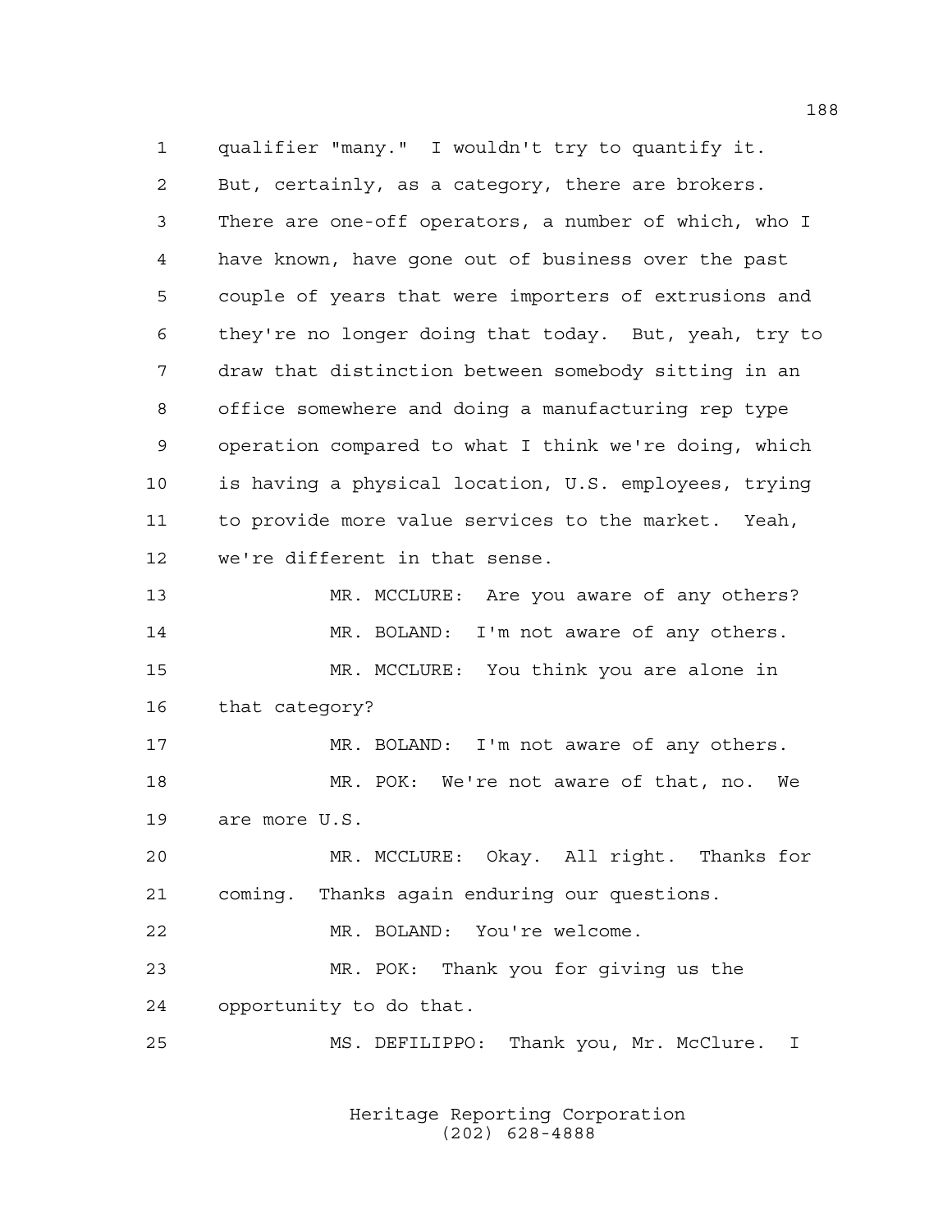qualifier "many." I wouldn't try to quantify it. But, certainly, as a category, there are brokers. There are one-off operators, a number of which, who I have known, have gone out of business over the past couple of years that were importers of extrusions and they're no longer doing that today. But, yeah, try to draw that distinction between somebody sitting in an office somewhere and doing a manufacturing rep type operation compared to what I think we're doing, which is having a physical location, U.S. employees, trying to provide more value services to the market. Yeah, we're different in that sense.

MR. MCCLURE: Are you aware of any others?

MR. BOLAND: I'm not aware of any others.

MR. MCCLURE: You think you are alone in that category?

MR. BOLAND: I'm not aware of any others.

MR. POK: We're not aware of that, no. We are more U.S.

MR. MCCLURE: Okay. All right. Thanks for coming. Thanks again enduring our questions.

MR. BOLAND: You're welcome.

MR. POK: Thank you for giving us the opportunity to do that.

MS. DEFILIPPO: Thank you, Mr. McClure. I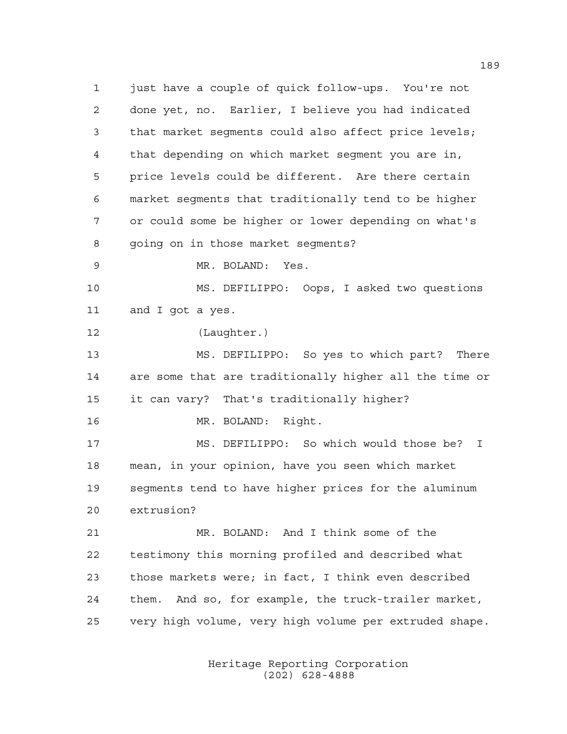just have a couple of quick follow-ups. You're not done yet, no. Earlier, I believe you had indicated that market segments could also affect price levels; that depending on which market segment you are in, price levels could be different. Are there certain market segments that traditionally tend to be higher or could some be higher or lower depending on what's going on in those market segments?

MR. BOLAND: Yes.

MS. DEFILIPPO: Oops, I asked two questions and I got a yes.

(Laughter.)

MS. DEFILIPPO: So yes to which part? There are some that are traditionally higher all the time or it can vary? That's traditionally higher?

MR. BOLAND: Right.

MS. DEFILIPPO: So which would those be? I mean, in your opinion, have you seen which market segments tend to have higher prices for the aluminum extrusion?

MR. BOLAND: And I think some of the testimony this morning profiled and described what those markets were; in fact, I think even described them. And so, for example, the truck-trailer market, very high volume, very high volume per extruded shape.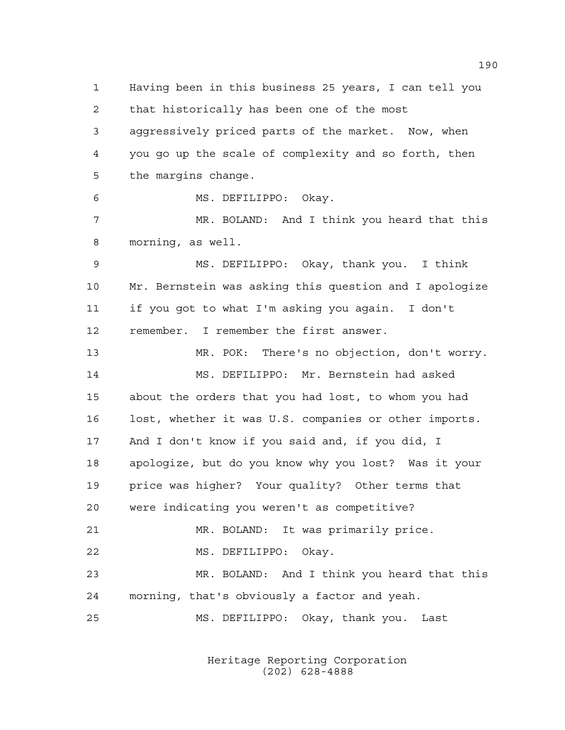Having been in this business 25 years, I can tell you that historically has been one of the most aggressively priced parts of the market. Now, when you go up the scale of complexity and so forth, then the margins change.

MS. DEFILIPPO: Okay.

MR. BOLAND: And I think you heard that this morning, as well.

MS. DEFILIPPO: Okay, thank you. I think Mr. Bernstein was asking this question and I apologize if you got to what I'm asking you again. I don't remember. I remember the first answer.

MR. POK: There's no objection, don't worry.

MS. DEFILIPPO: Mr. Bernstein had asked about the orders that you had lost, to whom you had lost, whether it was U.S. companies or other imports. And I don't know if you said and, if you did, I apologize, but do you know why you lost? Was it your price was higher? Your quality? Other terms that were indicating you weren't as competitive?

MR. BOLAND: It was primarily price.

MS. DEFILIPPO: Okay.

MR. BOLAND: And I think you heard that this morning, that's obviously a factor and yeah.

MS. DEFILIPPO: Okay, thank you. Last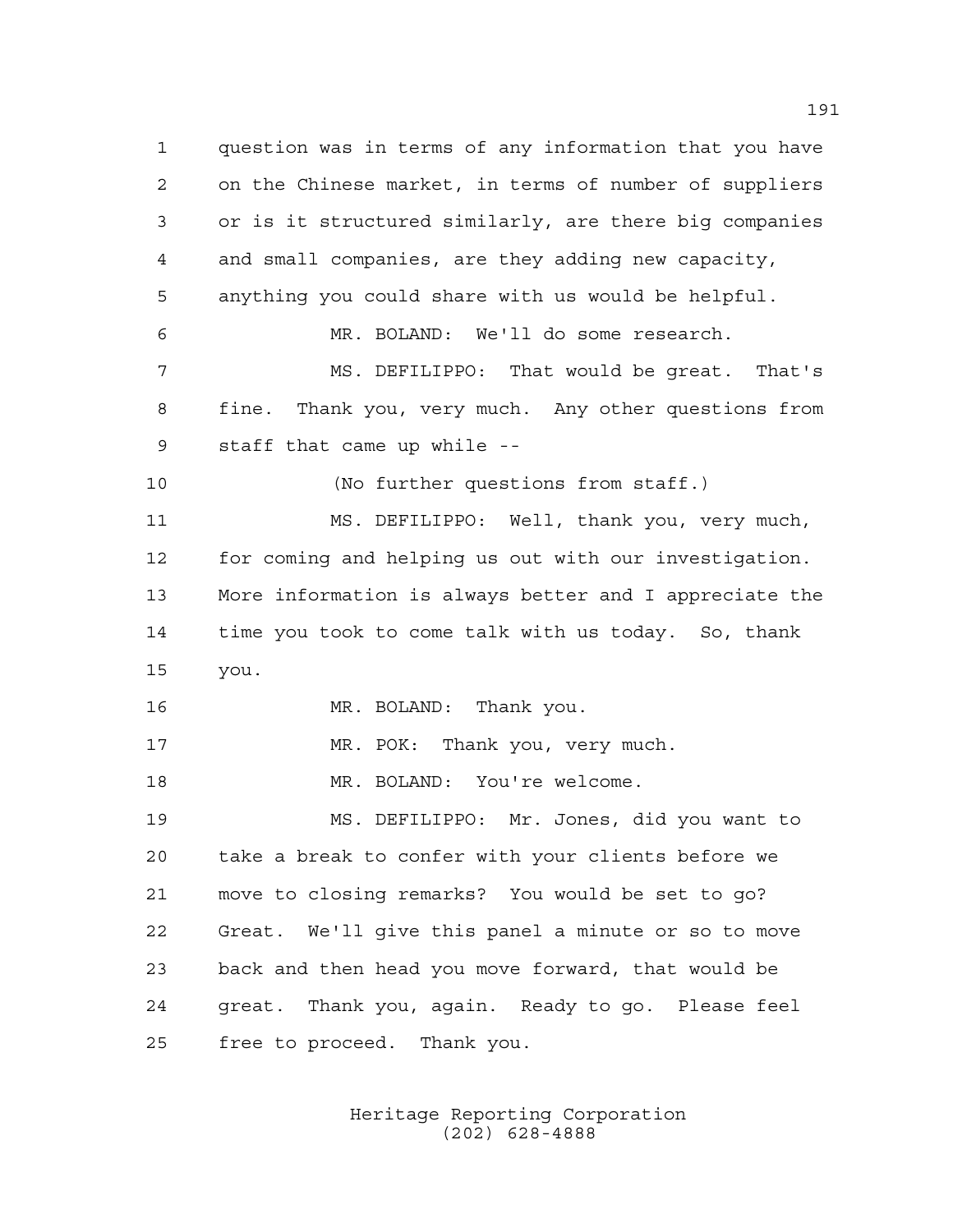question was in terms of any information that you have on the Chinese market, in terms of number of suppliers or is it structured similarly, are there big companies and small companies, are they adding new capacity, anything you could share with us would be helpful.

MR. BOLAND: We'll do some research.

MS. DEFILIPPO: That would be great. That's fine. Thank you, very much. Any other questions from staff that came up while --

(No further questions from staff.)

MS. DEFILIPPO: Well, thank you, very much, for coming and helping us out with our investigation. More information is always better and I appreciate the time you took to come talk with us today. So, thank you.

MR. BOLAND: Thank you.

MR. POK: Thank you, very much.

MR. BOLAND: You're welcome.

MS. DEFILIPPO: Mr. Jones, did you want to take a break to confer with your clients before we move to closing remarks? You would be set to go? Great. We'll give this panel a minute or so to move back and then head you move forward, that would be great. Thank you, again. Ready to go. Please feel free to proceed. Thank you.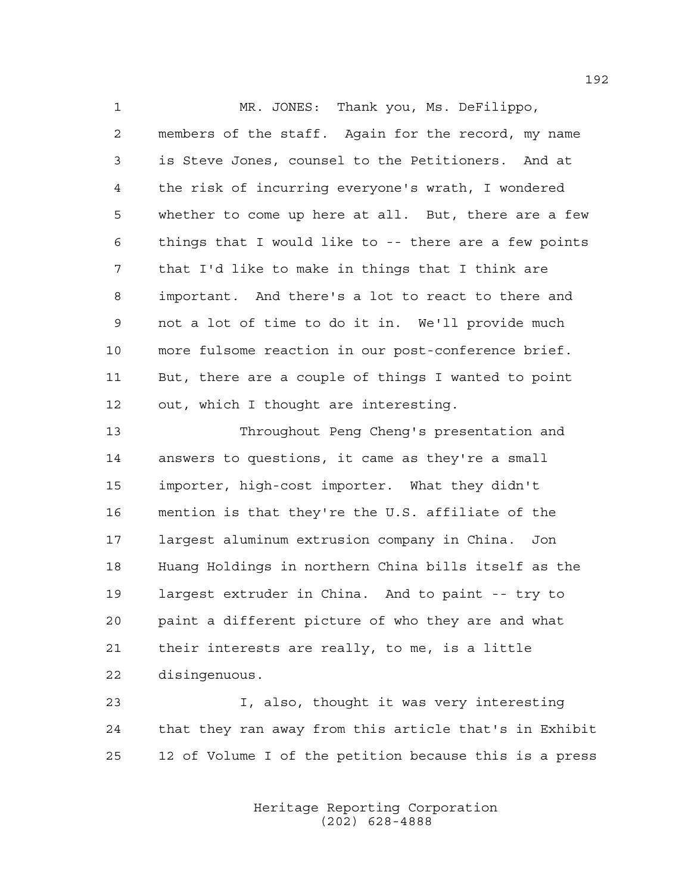MR. JONES: Thank you, Ms. DeFilippo, members of the staff. Again for the record, my name is Steve Jones, counsel to the Petitioners. And at the risk of incurring everyone's wrath, I wondered whether to come up here at all. But, there are a few things that I would like to -- there are a few points that I'd like to make in things that I think are important. And there's a lot to react to there and not a lot of time to do it in. We'll provide much more fulsome reaction in our post-conference brief. But, there are a couple of things I wanted to point out, which I thought are interesting.

Throughout Peng Cheng's presentation and answers to questions, it came as they're a small importer, high-cost importer. What they didn't mention is that they're the U.S. affiliate of the largest aluminum extrusion company in China. Jon Huang Holdings in northern China bills itself as the largest extruder in China. And to paint -- try to paint a different picture of who they are and what their interests are really, to me, is a little disingenuous.

I, also, thought it was very interesting that they ran away from this article that's in Exhibit 12 of Volume I of the petition because this is a press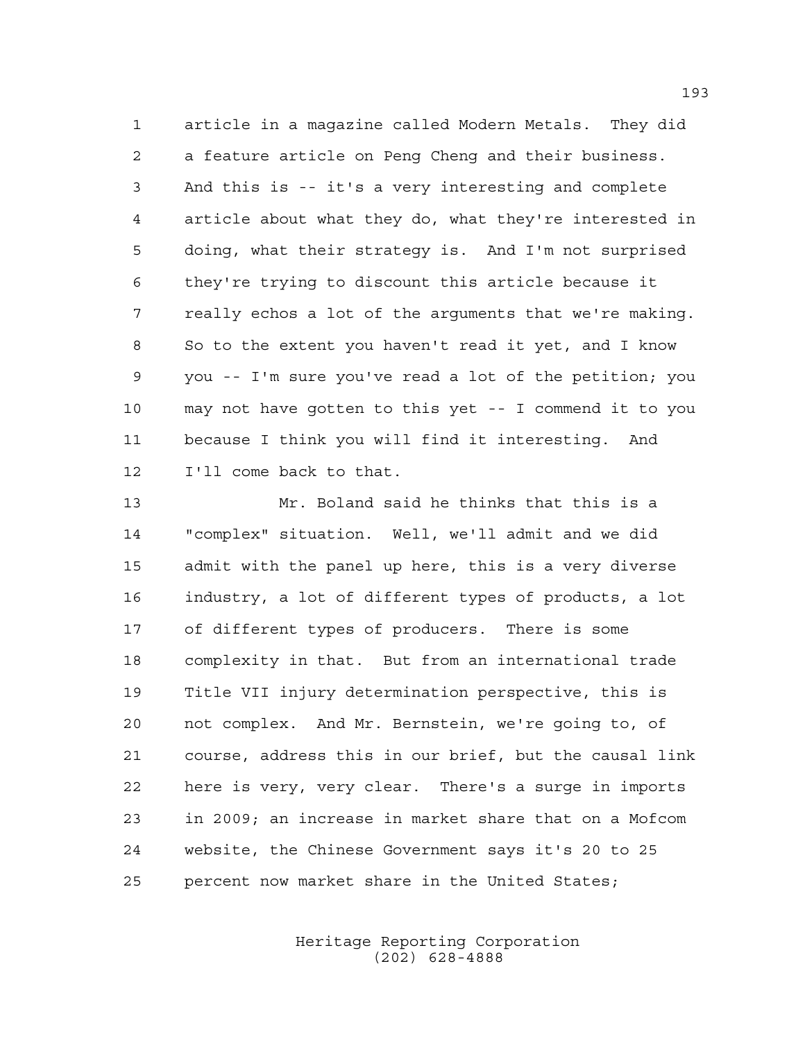article in a magazine called Modern Metals. They did a feature article on Peng Cheng and their business. And this is -- it's a very interesting and complete article about what they do, what they're interested in doing, what their strategy is. And I'm not surprised they're trying to discount this article because it really echos a lot of the arguments that we're making. So to the extent you haven't read it yet, and I know you -- I'm sure you've read a lot of the petition; you may not have gotten to this yet -- I commend it to you because I think you will find it interesting. And I'll come back to that.

Mr. Boland said he thinks that this is a "complex" situation. Well, we'll admit and we did admit with the panel up here, this is a very diverse industry, a lot of different types of products, a lot of different types of producers. There is some complexity in that. But from an international trade Title VII injury determination perspective, this is not complex. And Mr. Bernstein, we're going to, of course, address this in our brief, but the causal link here is very, very clear. There's a surge in imports in 2009; an increase in market share that on a Mofcom website, the Chinese Government says it's 20 to 25 percent now market share in the United States;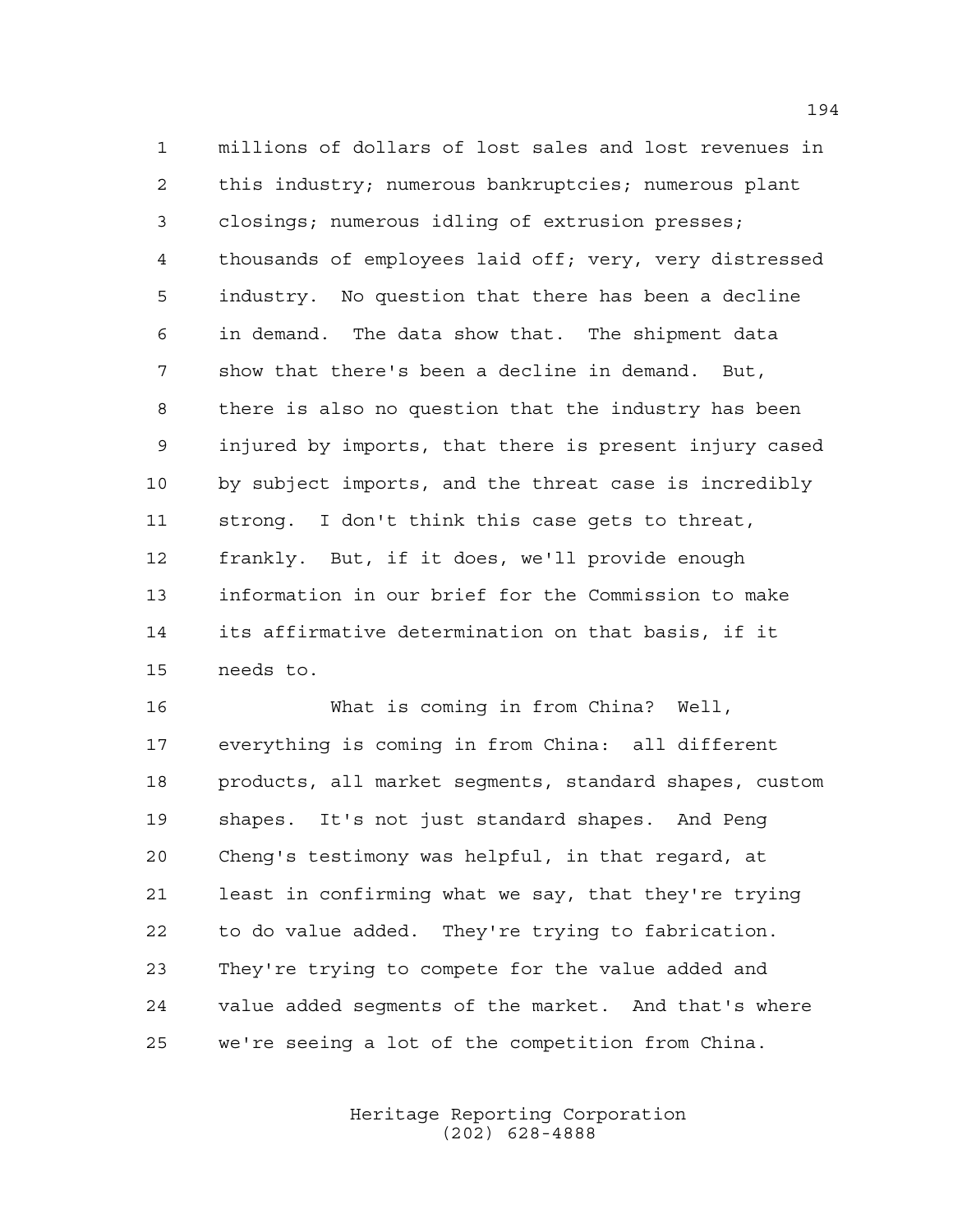millions of dollars of lost sales and lost revenues in this industry; numerous bankruptcies; numerous plant closings; numerous idling of extrusion presses; thousands of employees laid off; very, very distressed industry. No question that there has been a decline in demand. The data show that. The shipment data show that there's been a decline in demand. But, there is also no question that the industry has been injured by imports, that there is present injury cased by subject imports, and the threat case is incredibly strong. I don't think this case gets to threat, frankly. But, if it does, we'll provide enough information in our brief for the Commission to make its affirmative determination on that basis, if it needs to.

What is coming in from China? Well, everything is coming in from China: all different products, all market segments, standard shapes, custom shapes. It's not just standard shapes. And Peng Cheng's testimony was helpful, in that regard, at least in confirming what we say, that they're trying to do value added. They're trying to fabrication. They're trying to compete for the value added and value added segments of the market. And that's where we're seeing a lot of the competition from China.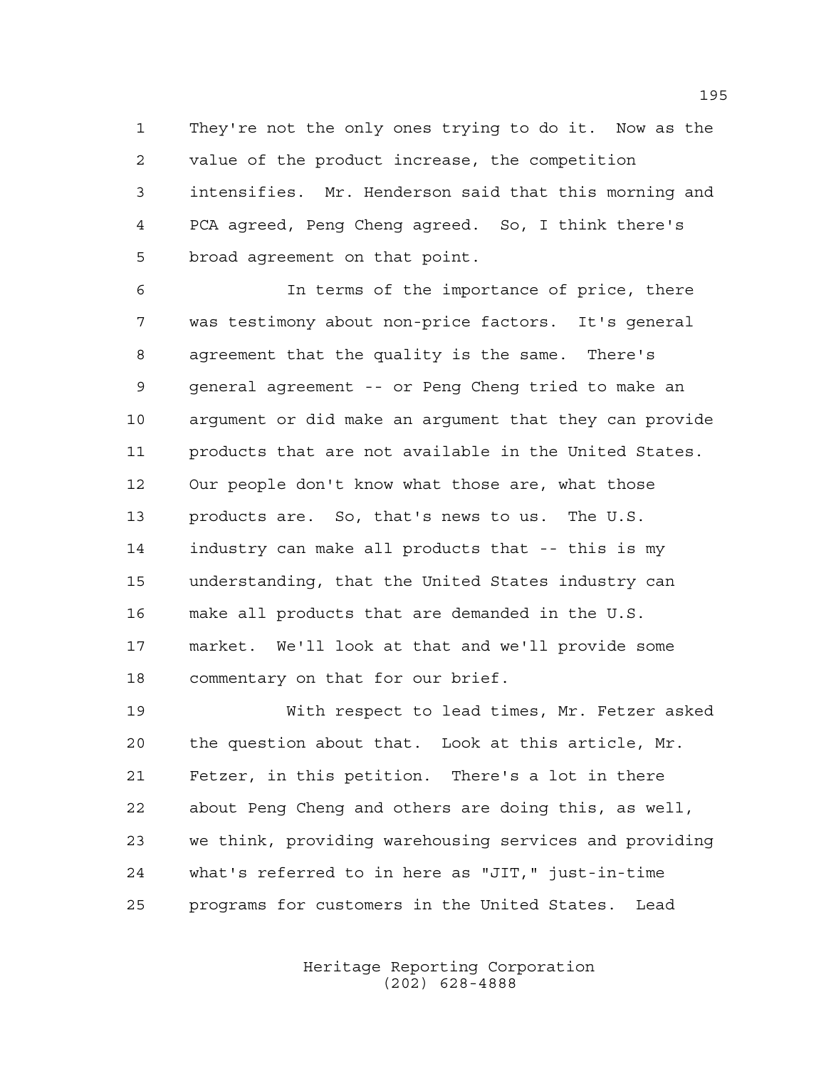They're not the only ones trying to do it. Now as the value of the product increase, the competition intensifies. Mr. Henderson said that this morning and PCA agreed, Peng Cheng agreed. So, I think there's broad agreement on that point.

In terms of the importance of price, there was testimony about non-price factors. It's general agreement that the quality is the same. There's general agreement -- or Peng Cheng tried to make an argument or did make an argument that they can provide products that are not available in the United States. Our people don't know what those are, what those products are. So, that's news to us. The U.S. industry can make all products that -- this is my understanding, that the United States industry can make all products that are demanded in the U.S. market. We'll look at that and we'll provide some commentary on that for our brief.

With respect to lead times, Mr. Fetzer asked the question about that. Look at this article, Mr. Fetzer, in this petition. There's a lot in there about Peng Cheng and others are doing this, as well, we think, providing warehousing services and providing what's referred to in here as "JIT," just-in-time programs for customers in the United States. Lead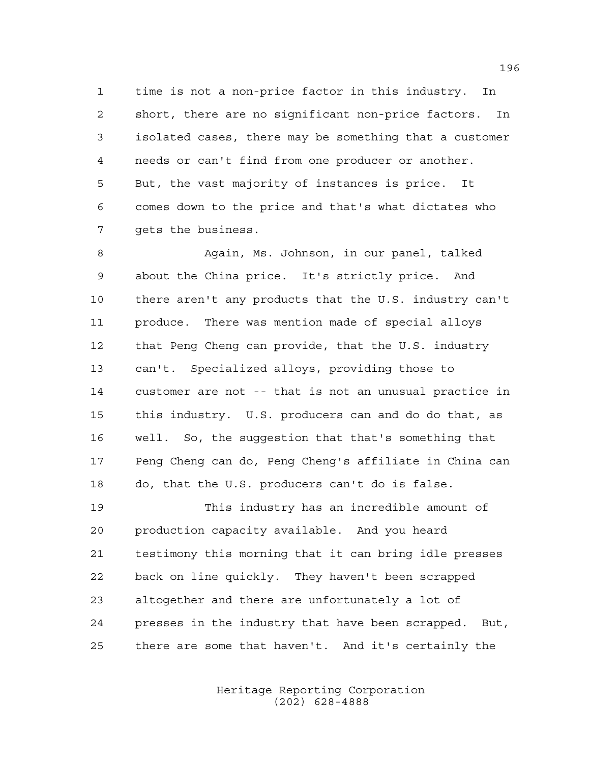time is not a non-price factor in this industry. In short, there are no significant non-price factors. In isolated cases, there may be something that a customer needs or can't find from one producer or another. But, the vast majority of instances is price. It comes down to the price and that's what dictates who gets the business.

Again, Ms. Johnson, in our panel, talked about the China price. It's strictly price. And there aren't any products that the U.S. industry can't produce. There was mention made of special alloys that Peng Cheng can provide, that the U.S. industry can't. Specialized alloys, providing those to customer are not -- that is not an unusual practice in this industry. U.S. producers can and do do that, as well. So, the suggestion that that's something that Peng Cheng can do, Peng Cheng's affiliate in China can do, that the U.S. producers can't do is false.

This industry has an incredible amount of production capacity available. And you heard testimony this morning that it can bring idle presses back on line quickly. They haven't been scrapped altogether and there are unfortunately a lot of presses in the industry that have been scrapped. But, there are some that haven't. And it's certainly the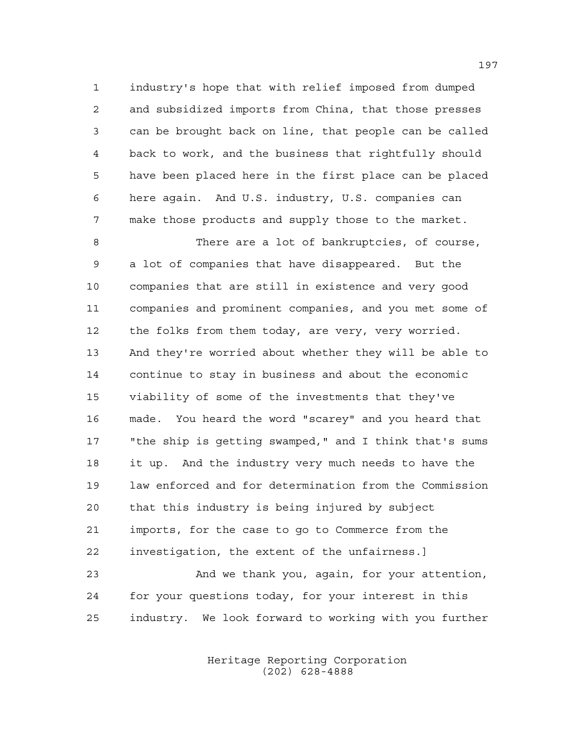industry's hope that with relief imposed from dumped and subsidized imports from China, that those presses can be brought back on line, that people can be called back to work, and the business that rightfully should have been placed here in the first place can be placed here again. And U.S. industry, U.S. companies can make those products and supply those to the market.

There are a lot of bankruptcies, of course, a lot of companies that have disappeared. But the companies that are still in existence and very good companies and prominent companies, and you met some of the folks from them today, are very, very worried. And they're worried about whether they will be able to continue to stay in business and about the economic viability of some of the investments that they've made. You heard the word "scarey" and you heard that "the ship is getting swamped," and I think that's sums it up. And the industry very much needs to have the law enforced and for determination from the Commission that this industry is being injured by subject imports, for the case to go to Commerce from the investigation, the extent of the unfairness.]

And we thank you, again, for your attention, for your questions today, for your interest in this industry. We look forward to working with you further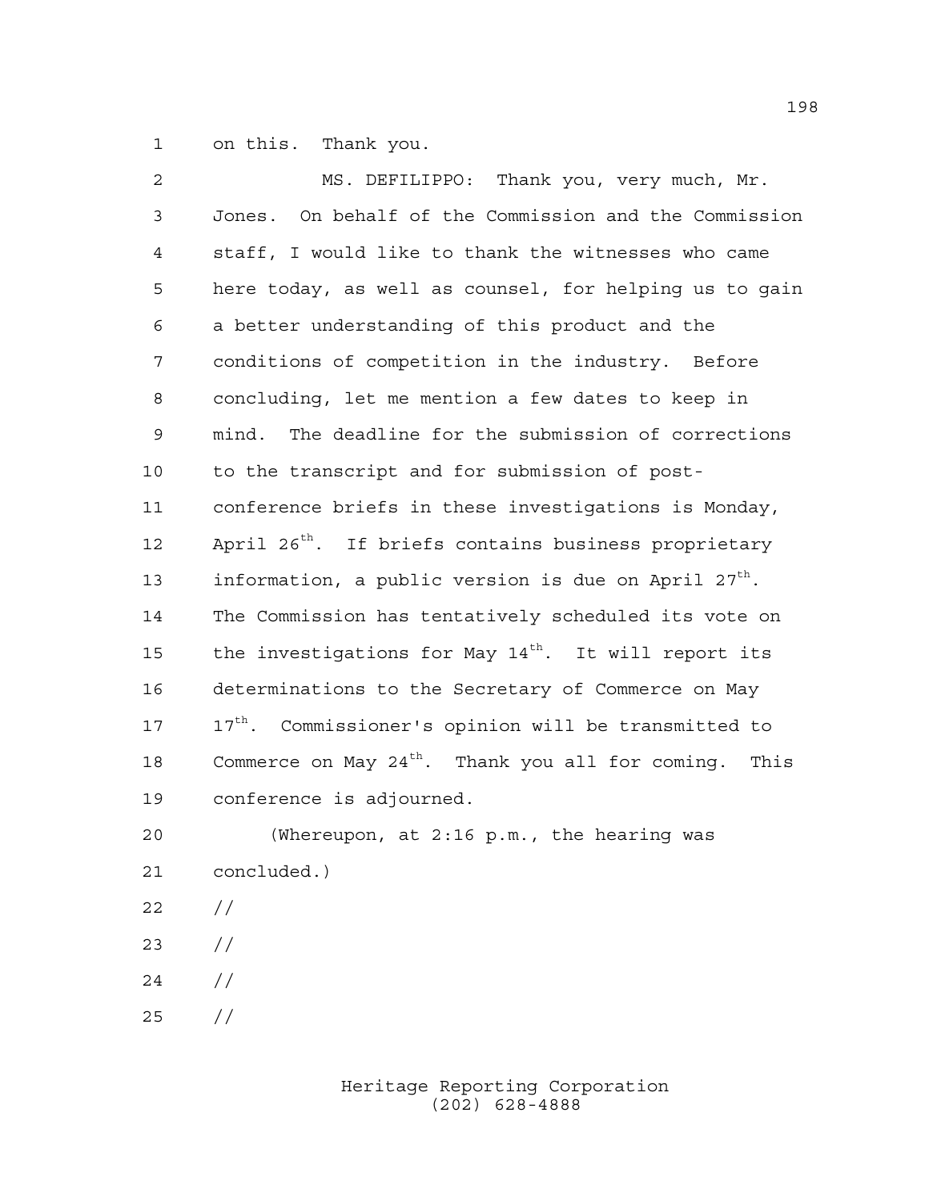on this. Thank you.

MS. DEFILIPPO: Thank you, very much, Mr. Jones. On behalf of the Commission and the Commission staff, I would like to thank the witnesses who came here today, as well as counsel, for helping us to gain a better understanding of this product and the conditions of competition in the industry. Before concluding, let me mention a few dates to keep in mind. The deadline for the submission of corrections to the transcript and for submission of post-conference briefs in these investigations is Monday, April 26th. If briefs contains business proprietary information, a public version is due on April 27th. The Commission has tentatively scheduled its vote on the investigations for May 14th. It will report its determinations to the Secretary of Commerce on May 17th. Commissioner's opinion will be transmitted to Commerce on May 24th. Thank you all for coming. This conference is adjourned.

(Whereupon, at 2:16 p.m., the hearing was concluded.)

//

//

//

//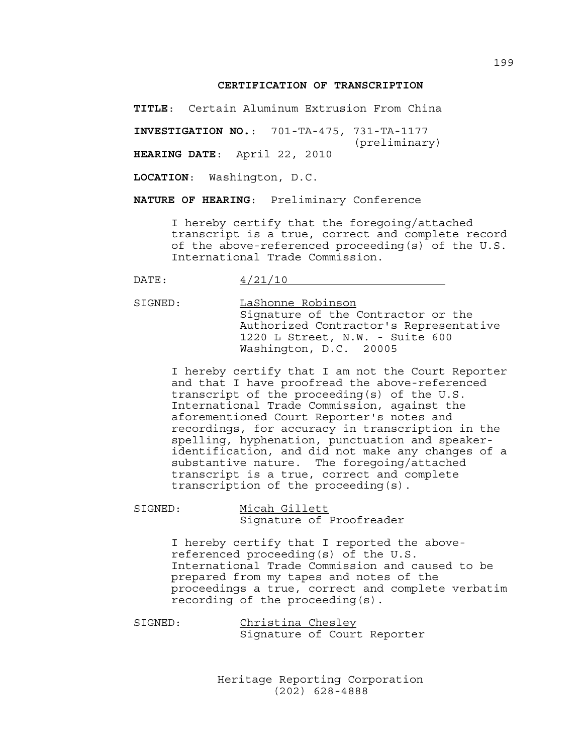## CERTIFICATION OF TRANSCRIPTION

**TITLE**: Certain Aluminum Extrusion From China

**INVESTIGATION NO.**: 701-TA-475, 731-TA-1177 (preliminary)

**HEARING DATE**: April 22, 2010

**LOCATION**: Washington, D.C.

**NATURE OF HEARING**: Preliminary Conference

I hereby certify that the foregoing/attached transcript is a true, correct and complete record of the above-referenced proceeding(s) of the U.S. International Trade Commission.

DATE: 4/21/10

SIGNED: LaShonne Robinson
Signature of the Contractor or the Authorized Contractor's Representative
1220 L Street, N.W. - Suite 600
Washington, D.C. 20005

I hereby certify that I am not the Court Reporter and that I have proofread the above-referenced transcript of the proceeding(s) of the U.S. International Trade Commission, against the aforementioned Court Reporter's notes and recordings, for accuracy in transcription in the spelling, hyphenation, punctuation and speaker-identification, and did not make any changes of a substantive nature. The foregoing/attached transcript is a true, correct and complete transcription of the proceeding(s).

SIGNED: Micah Gillett
Signature of Proofreader

I hereby certify that I reported the above-referenced proceeding(s) of the U.S. International Trade Commission and caused to be prepared from my tapes and notes of the proceedings a true, correct and complete verbatim recording of the proceeding(s).

SIGNED: Christina Chesley
Signature of Court Reporter